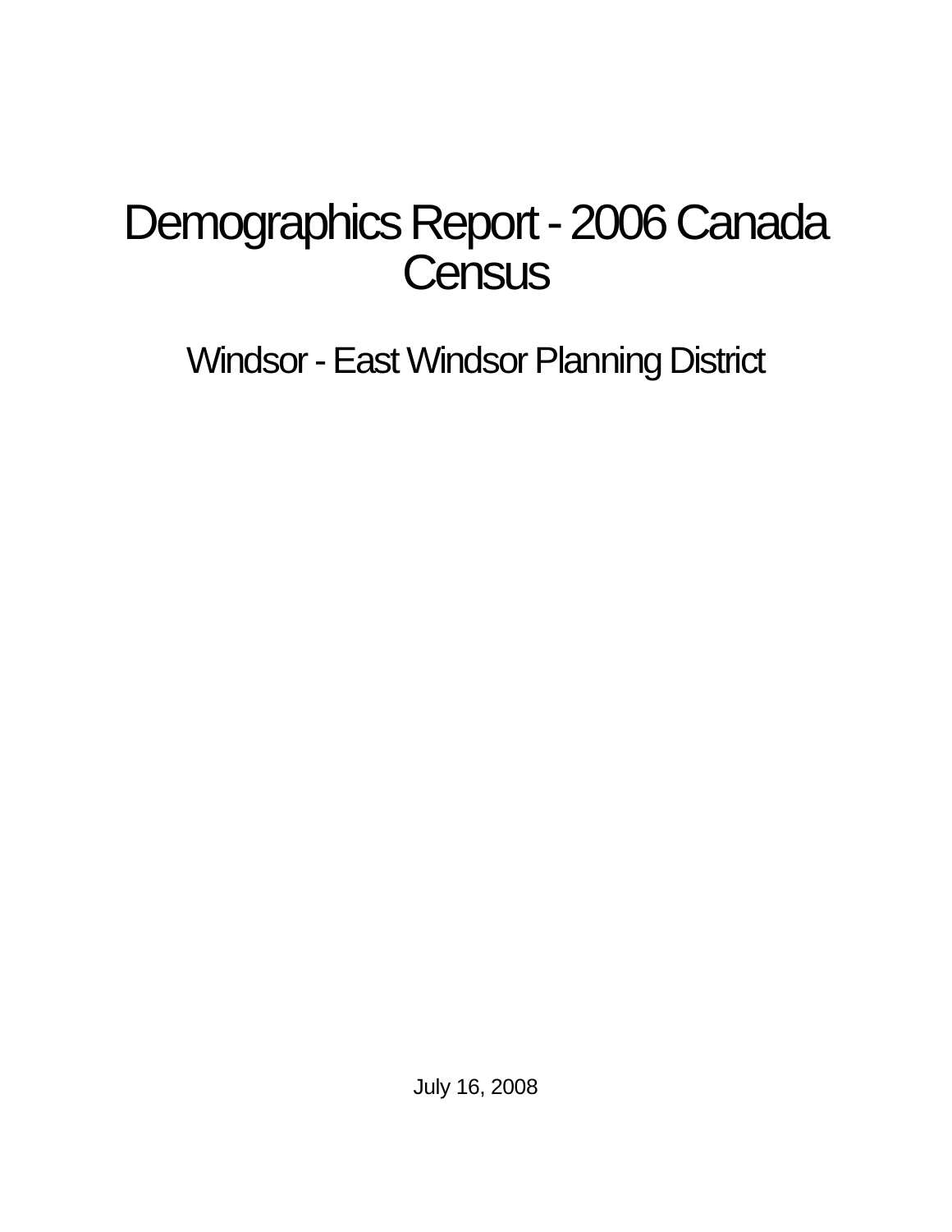# Demographics Report - 2006 Canada Census

## Windsor - East Windsor Planning District

July 16, 2008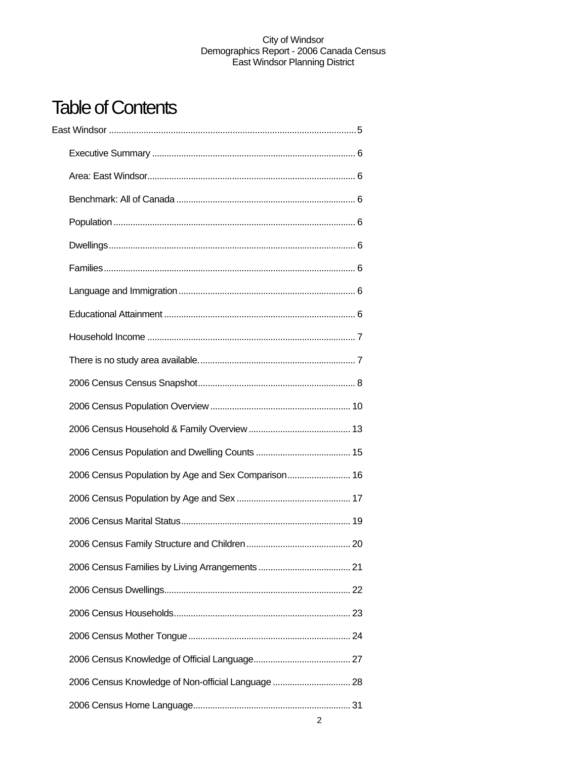# Table of Contents

East Windsor .......................................................................................................5

- Executive Summary ..................................................................................... 6
- Area: East Windsor........................................................................................ 6
- Benchmark: All of Canada ............................................................................ 6
- Population ..................................................................................................... 6
- Dwellings........................................................................................................ 6
- Families.......................................................................................................... 6
- Language and Immigration ........................................................................... 6
- Educational Attainment ................................................................................. 6
- Household Income ........................................................................................ 7
- There is no study area available.................................................................... 7
- 2006 Census Census Snapshot..................................................................... 8
- 2006 Census Population Overview ............................................................... 10
- 2006 Census Household & Family Overview ................................................ 13
- 2006 Census Population and Dwelling Counts ............................................. 15
- 2006 Census Population by Age and Sex Comparison.................................. 16
- 2006 Census Population by Age and Sex ..................................................... 17
- 2006 Census Marital Status............................................................................ 19
- 2006 Census Family Structure and Children ................................................. 20
- 2006 Census Families by Living Arrangements ............................................. 21
- 2006 Census Dwellings................................................................................... 22
- 2006 Census Households............................................................................... 23
- 2006 Census Mother Tongue ......................................................................... 24
- 2006 Census Knowledge of Official Language............................................... 27
- 2006 Census Knowledge of Non-official Language ....................................... 28
- 2006 Census Home Language....................................................................... 31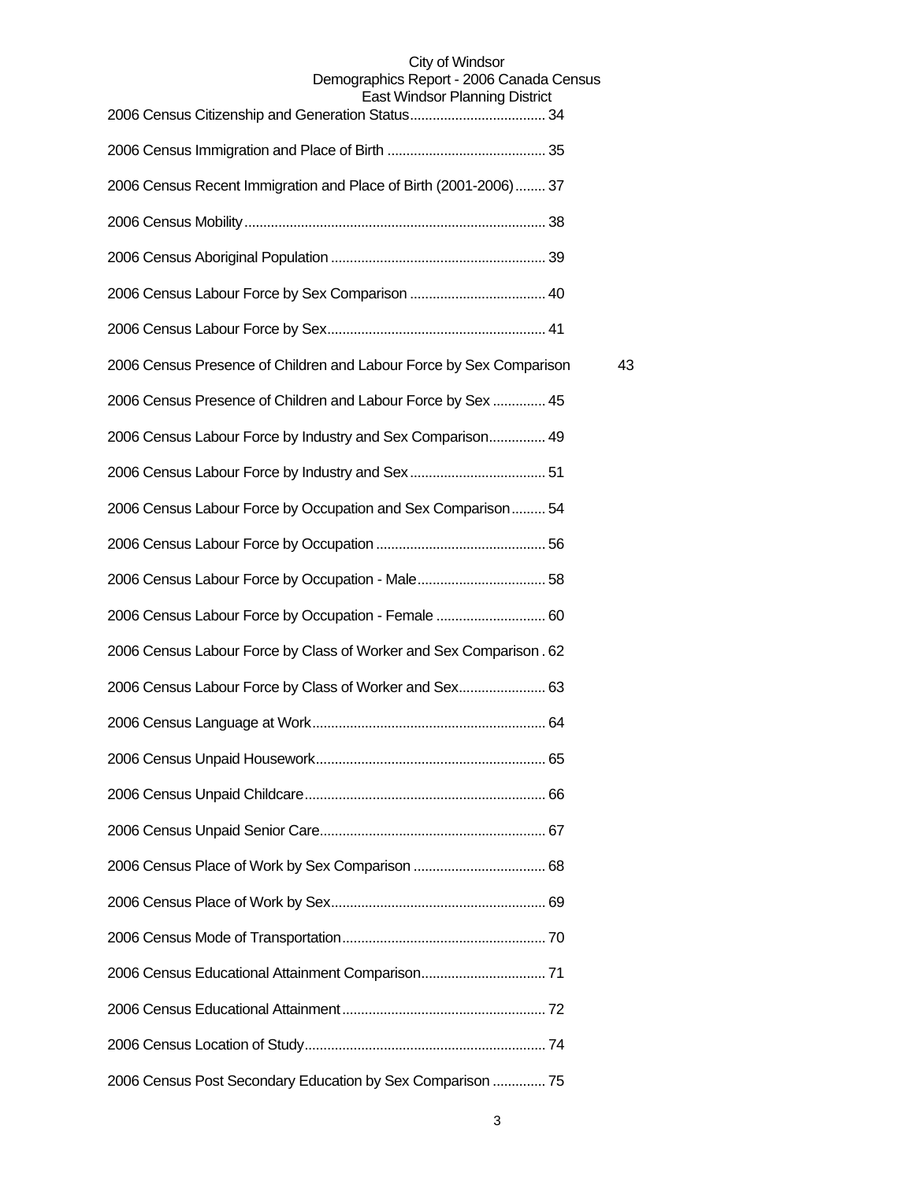2006 Census Citizenship and Generation Status.................................... 34

2006 Census Immigration and Place of Birth .......................................... 35

2006 Census Recent Immigration and Place of Birth (2001-2006)........ 37

2006 Census Mobility.............................................................................. 38

2006 Census Aboriginal Population ........................................................ 39

2006 Census Labour Force by Sex Comparison .................................... 40

2006 Census Labour Force by Sex......................................................... 41

2006 Census Presence of Children and Labour Force by Sex Comparison 43

2006 Census Presence of Children and Labour Force by Sex .............. 45

2006 Census Labour Force by Industry and Sex Comparison............... 49

2006 Census Labour Force by Industry and Sex.................................... 51

2006 Census Labour Force by Occupation and Sex Comparison......... 54

2006 Census Labour Force by Occupation ............................................ 56

2006 Census Labour Force by Occupation - Male.................................. 58

2006 Census Labour Force by Occupation - Female ............................ 60

2006 Census Labour Force by Class of Worker and Sex Comparison . 62

2006 Census Labour Force by Class of Worker and Sex....................... 63

2006 Census Language at Work............................................................. 64

2006 Census Unpaid Housework............................................................ 65

2006 Census Unpaid Childcare............................................................... 66

2006 Census Unpaid Senior Care........................................................... 67

2006 Census Place of Work by Sex Comparison ................................... 68

2006 Census Place of Work by Sex........................................................ 69

2006 Census Mode of Transportation..................................................... 70

2006 Census Educational Attainment Comparison................................. 71

2006 Census Educational Attainment..................................................... 72

2006 Census Location of Study.............................................................. 74

2006 Census Post Secondary Education by Sex Comparison .............. 75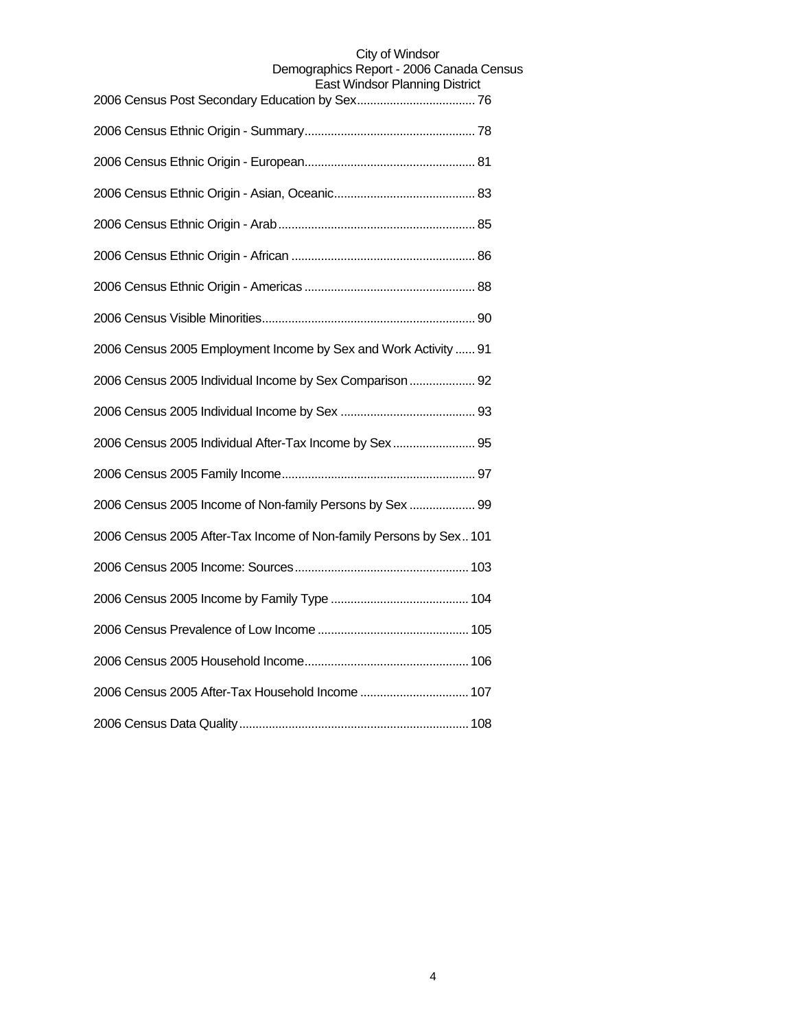2006 Census Post Secondary Education by Sex.................................... 76

2006 Census Ethnic Origin - Summary.................................................... 78

2006 Census Ethnic Origin - European.................................................... 81

2006 Census Ethnic Origin - Asian, Oceanic........................................... 83

2006 Census Ethnic Origin - Arab............................................................ 85

2006 Census Ethnic Origin - African ........................................................ 86

2006 Census Ethnic Origin - Americas .................................................... 88

2006 Census Visible Minorities................................................................. 90

2006 Census 2005 Employment Income by Sex and Work Activity ...... 91

2006 Census 2005 Individual Income by Sex Comparison .................... 92

2006 Census 2005 Individual Income by Sex ......................................... 93

2006 Census 2005 Individual After-Tax Income by Sex......................... 95

2006 Census 2005 Family Income........................................................... 97

2006 Census 2005 Income of Non-family Persons by Sex .................... 99

2006 Census 2005 After-Tax Income of Non-family Persons by Sex.. 101

2006 Census 2005 Income: Sources..................................................... 103

2006 Census 2005 Income by Family Type .......................................... 104

2006 Census Prevalence of Low Income .............................................. 105

2006 Census 2005 Household Income.................................................. 106

2006 Census 2005 After-Tax Household Income ................................. 107

2006 Census Data Quality...................................................................... 108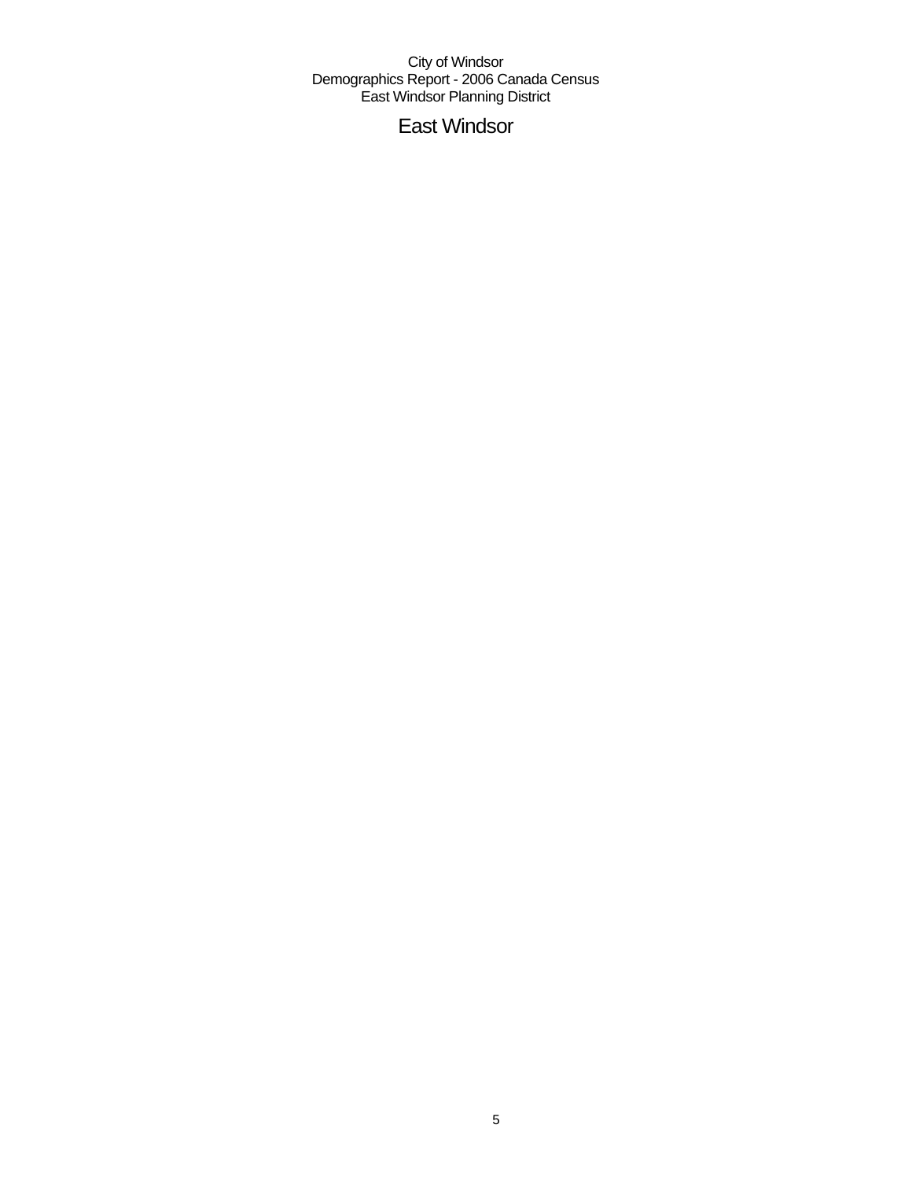# East Windsor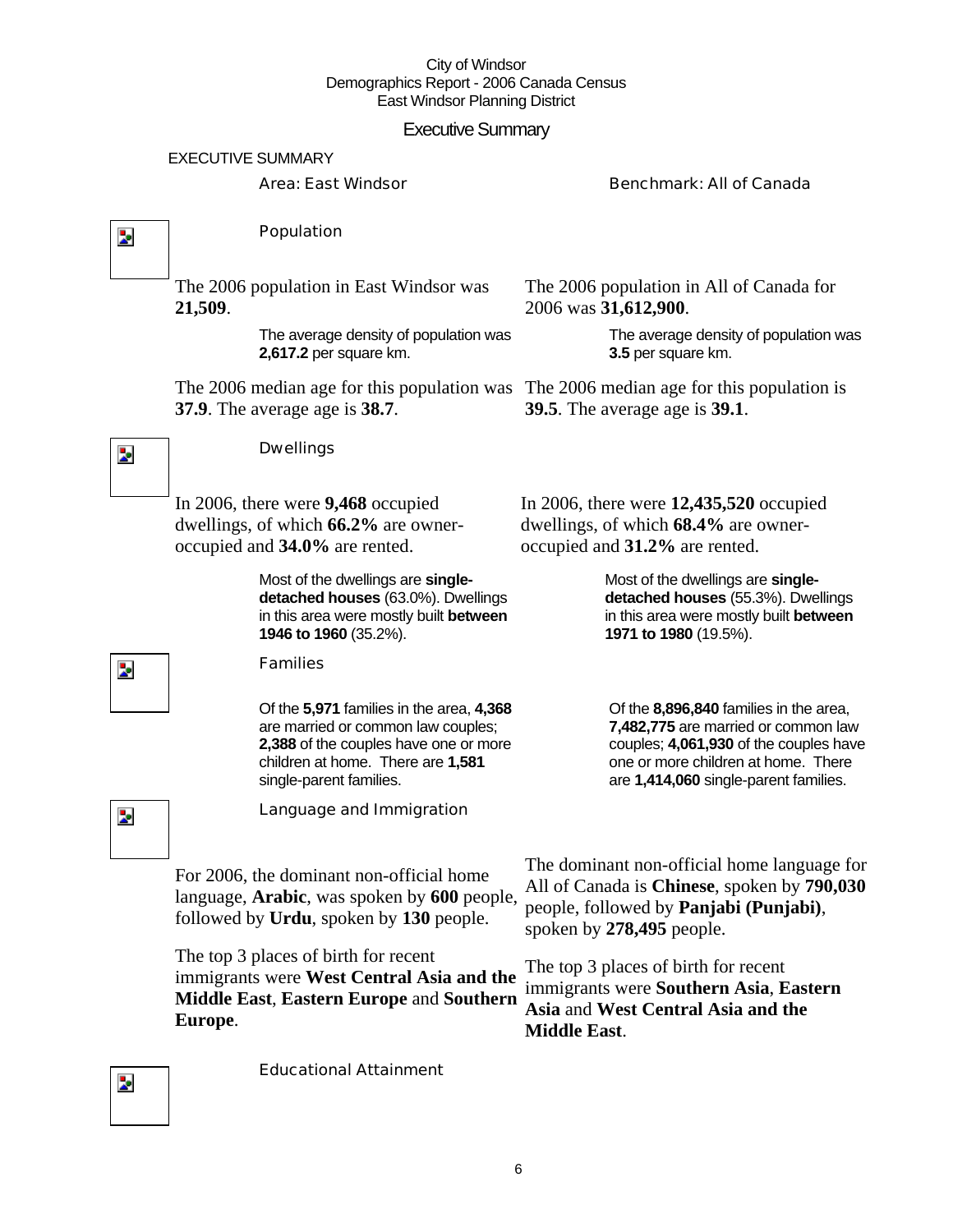# Executive Summary

## EXECUTIVE SUMMARY

Area: East Windsor | Benchmark: All of Canada

### Population

| East Windsor | All of Canada |
| --- | --- |
| The 2006 population in East Windsor was **21,509**. | The 2006 population in All of Canada for 2006 was **31,612,900**. |
| The average density of population was **2,617.2** per square km. | The average density of population was **3.5** per square km. |
| The 2006 median age for this population was **37.9**. The average age is **38.7**. | The 2006 median age for this population is **39.5**. The average age is **39.1**. |

### Dwellings

| East Windsor | All of Canada |
| --- | --- |
| In 2006, there were **9,468** occupied dwellings, of which **66.2%** are owner-occupied and **34.0%** are rented. | In 2006, there were **12,435,520** occupied dwellings, of which **68.4%** are owner-occupied and **31.2%** are rented. |
| Most of the dwellings are **single-detached houses** (63.0%). Dwellings in this area were mostly built **between 1946 to 1960** (35.2%). | Most of the dwellings are **single-detached houses** (55.3%). Dwellings in this area were mostly built **between 1971 to 1980** (19.5%). |

### Families

| East Windsor | All of Canada |
| --- | --- |
| Of the **5,971** families in the area, **4,368** are married or common law couples; **2,388** of the couples have one or more children at home. There are **1,581** single-parent families. | Of the **8,896,840** families in the area, **7,482,775** are married or common law couples; **4,061,930** of the couples have one or more children at home. There are **1,414,060** single-parent families. |

### Language and Immigration

| East Windsor | All of Canada |
| --- | --- |
| For 2006, the dominant non-official home language, **Arabic**, was spoken by **600** people, followed by **Urdu**, spoken by **130** people. | The dominant non-official home language for All of Canada is **Chinese**, spoken by **790,030** people, followed by **Panjabi (Punjabi)**, spoken by **278,495** people. |
| The top 3 places of birth for recent immigrants were **West Central Asia and the Middle East**, **Eastern Europe** and **Southern Europe**. | The top 3 places of birth for recent immigrants were **Southern Asia**, **Eastern Asia** and **West Central Asia and the Middle East**. |

### Educational Attainment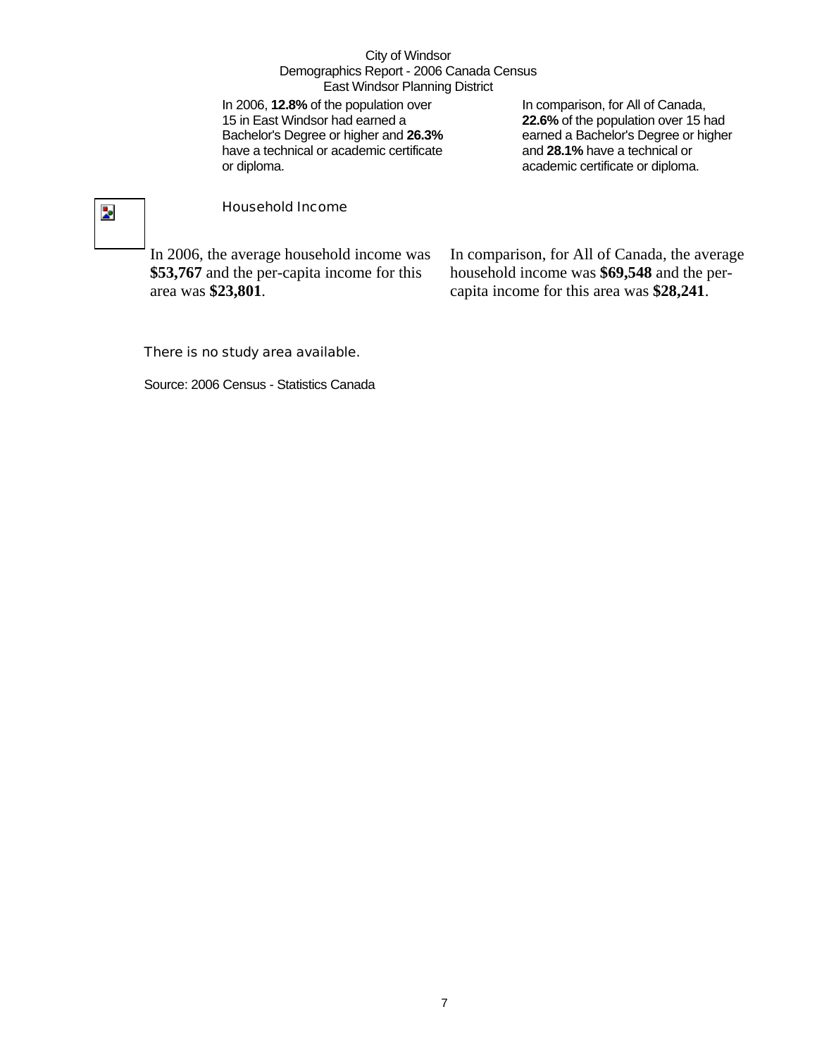City of Windsor
Demographics Report - 2006 Canada Census
East Windsor Planning District

In 2006, **12.8%** of the population over 15 in East Windsor had earned a Bachelor's Degree or higher and **26.3%** have a technical or academic certificate or diploma.

In comparison, for All of Canada, **22.6%** of the population over 15 had earned a Bachelor's Degree or higher and **28.1%** have a technical or academic certificate or diploma.

## Household Income

In 2006, the average household income was **$53,767** and the per-capita income for this area was **$23,801**.

In comparison, for All of Canada, the average household income was **$69,548** and the per-capita income for this area was **$28,241**.

There is no study area available.

Source: 2006 Census - Statistics Canada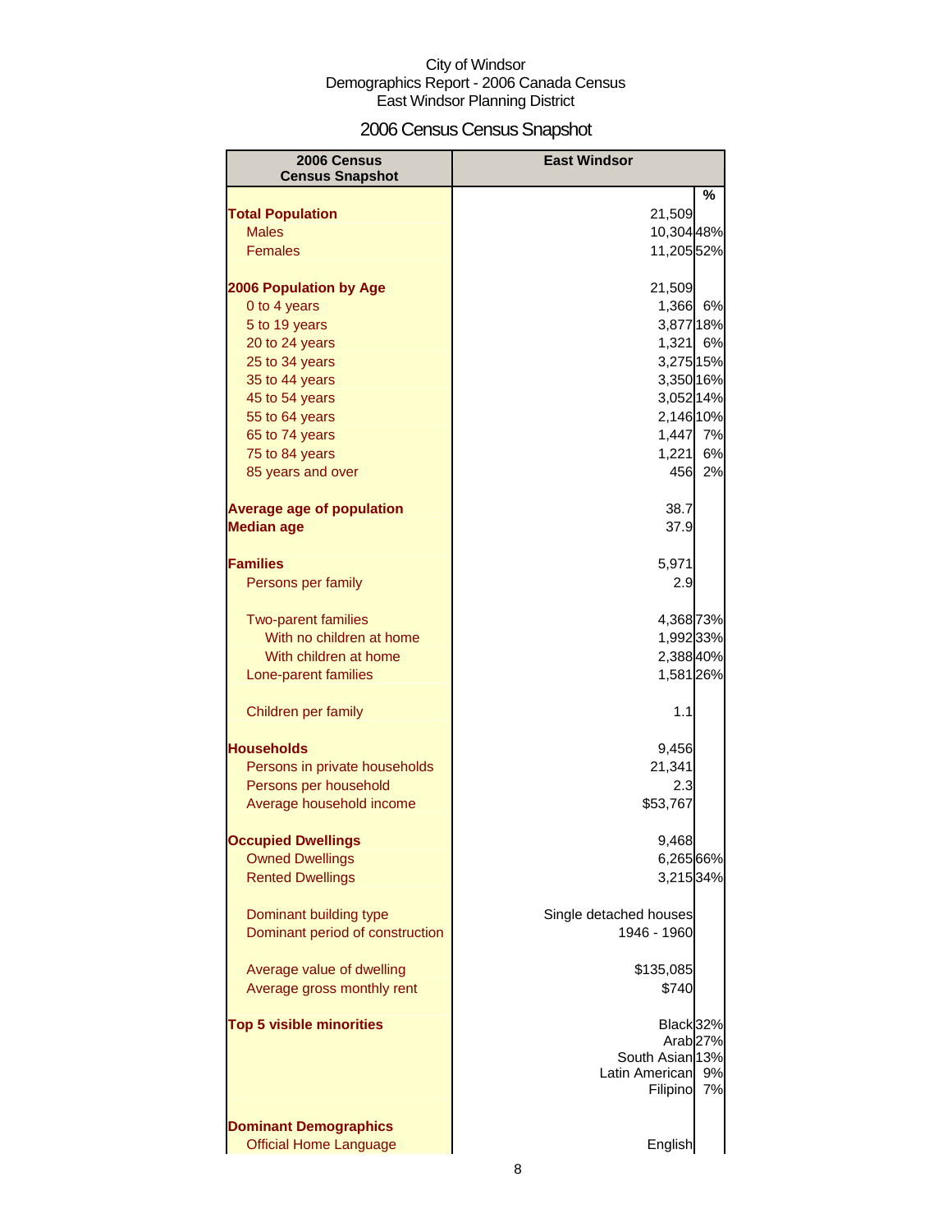City of Windsor
Demographics Report - 2006 Canada Census
East Windsor Planning District

# 2006 Census Census Snapshot

| 2006 Census Census Snapshot | East Windsor | % |
|---|---|---|
| **Total Population** | 21,509 | |
| Males | 10,304 | 48% |
| Females | 11,205 | 52% |
| | | |
| **2006 Population by Age** | 21,509 | |
| 0 to 4 years | 1,366 | 6% |
| 5 to 19 years | 3,877 | 18% |
| 20 to 24 years | 1,321 | 6% |
| 25 to 34 years | 3,275 | 15% |
| 35 to 44 years | 3,350 | 16% |
| 45 to 54 years | 3,052 | 14% |
| 55 to 64 years | 2,146 | 10% |
| 65 to 74 years | 1,447 | 7% |
| 75 to 84 years | 1,221 | 6% |
| 85 years and over | 456 | 2% |
| | | |
| **Average age of population** | 38.7 | |
| **Median age** | 37.9 | |
| | | |
| **Families** | 5,971 | |
| Persons per family | 2.9 | |
| | | |
| Two-parent families | 4,368 | 73% |
| With no children at home | 1,992 | 33% |
| With children at home | 2,388 | 40% |
| Lone-parent families | 1,581 | 26% |
| | | |
| Children per family | 1.1 | |
| | | |
| **Households** | 9,456 | |
| Persons in private households | 21,341 | |
| Persons per household | 2.3 | |
| Average household income | $53,767 | |
| | | |
| **Occupied Dwellings** | 9,468 | |
| Owned Dwellings | 6,265 | 66% |
| Rented Dwellings | 3,215 | 34% |
| | | |
| Dominant building type | Single detached houses | |
| Dominant period of construction | 1946 - 1960 | |
| | | |
| Average value of dwelling | $135,085 | |
| Average gross monthly rent | $740 | |
| | | |
| **Top 5 visible minorities** | Black | 32% |
| | Arab | 27% |
| | South Asian | 13% |
| | Latin American | 9% |
| | Filipino | 7% |
| | | |
| **Dominant Demographics** | | |
| Official Home Language | English | |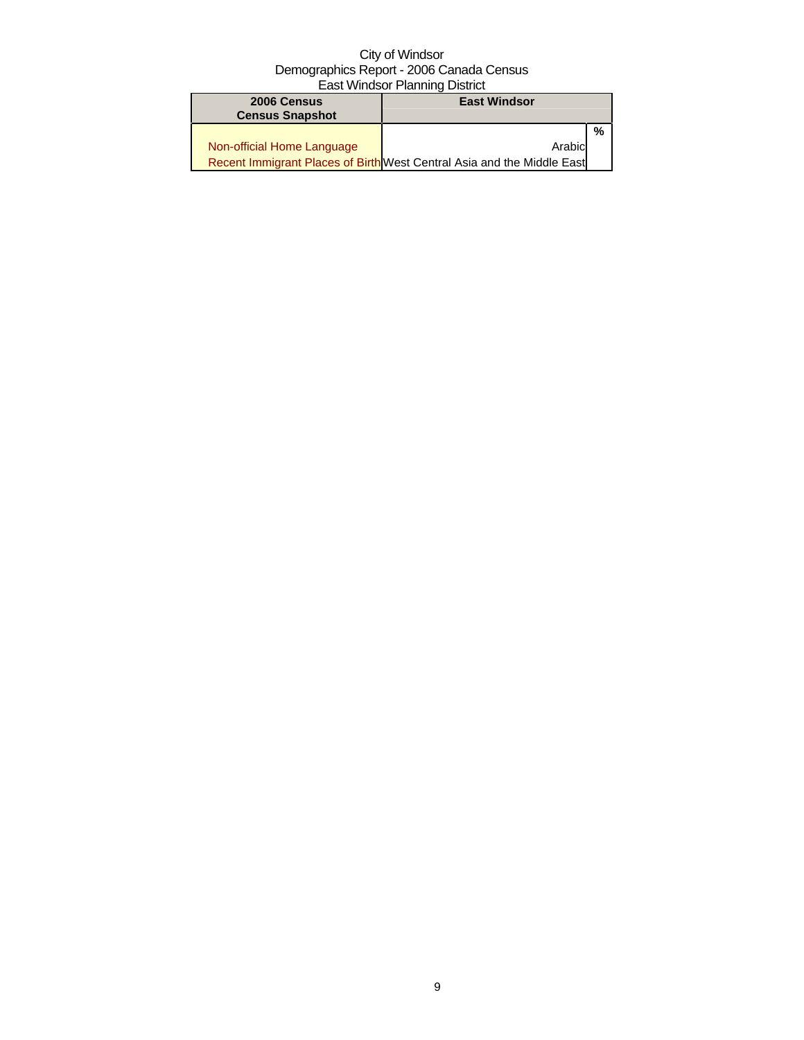City of Windsor
Demographics Report - 2006 Canada Census
East Windsor Planning District

| 2006 Census<br>Census Snapshot | East Windsor | |
|---|---|---|
| | | % |
| Non-official Home Language | Arabic | |
| Recent Immigrant Places of Birth | West Central Asia and the Middle East | |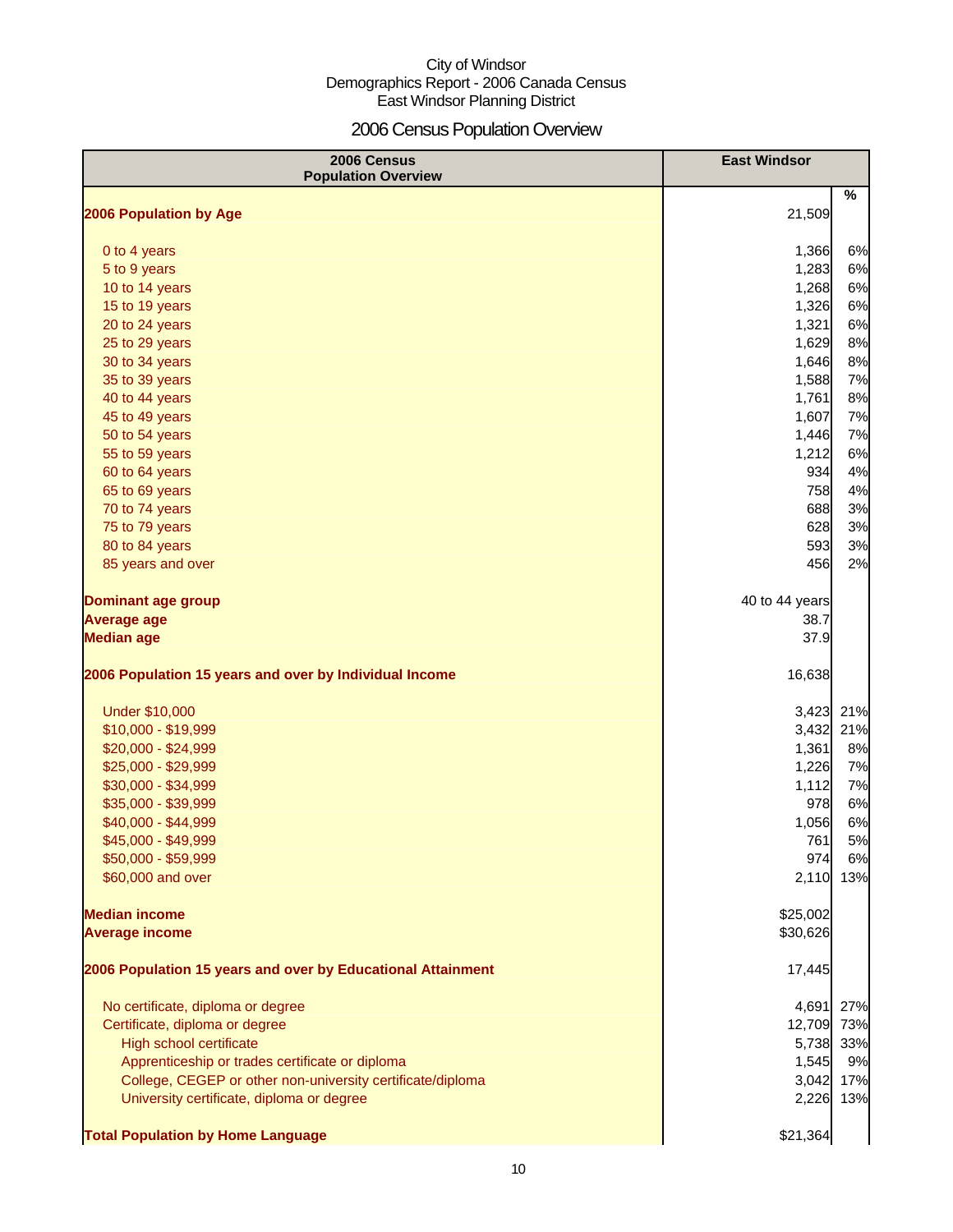City of Windsor
Demographics Report - 2006 Canada Census
East Windsor Planning District

# 2006 Census Population Overview

| 2006 Census Population Overview | East Windsor | % |
|---|---|---|
| **2006 Population by Age** | 21,509 | |
| 0 to 4 years | 1,366 | 6% |
| 5 to 9 years | 1,283 | 6% |
| 10 to 14 years | 1,268 | 6% |
| 15 to 19 years | 1,326 | 6% |
| 20 to 24 years | 1,321 | 6% |
| 25 to 29 years | 1,629 | 8% |
| 30 to 34 years | 1,646 | 8% |
| 35 to 39 years | 1,588 | 7% |
| 40 to 44 years | 1,761 | 8% |
| 45 to 49 years | 1,607 | 7% |
| 50 to 54 years | 1,446 | 7% |
| 55 to 59 years | 1,212 | 6% |
| 60 to 64 years | 934 | 4% |
| 65 to 69 years | 758 | 4% |
| 70 to 74 years | 688 | 3% |
| 75 to 79 years | 628 | 3% |
| 80 to 84 years | 593 | 3% |
| 85 years and over | 456 | 2% |
| **Dominant age group** | 40 to 44 years | |
| **Average age** | 38.7 | |
| **Median age** | 37.9 | |
| **2006 Population 15 years and over by Individual Income** | 16,638 | |
| Under $10,000 | 3,423 | 21% |
| $10,000 - $19,999 | 3,432 | 21% |
| $20,000 - $24,999 | 1,361 | 8% |
| $25,000 - $29,999 | 1,226 | 7% |
| $30,000 - $34,999 | 1,112 | 7% |
| $35,000 - $39,999 | 978 | 6% |
| $40,000 - $44,999 | 1,056 | 6% |
| $45,000 - $49,999 | 761 | 5% |
| $50,000 - $59,999 | 974 | 6% |
| $60,000 and over | 2,110 | 13% |
| **Median income** | $25,002 | |
| **Average income** | $30,626 | |
| **2006 Population 15 years and over by Educational Attainment** | 17,445 | |
| No certificate, diploma or degree | 4,691 | 27% |
| Certificate, diploma or degree | 12,709 | 73% |
| High school certificate | 5,738 | 33% |
| Apprenticeship or trades certificate or diploma | 1,545 | 9% |
| College, CEGEP or other non-university certificate/diploma | 3,042 | 17% |
| University certificate, diploma or degree | 2,226 | 13% |
| **Total Population by Home Language** | $21,364 | |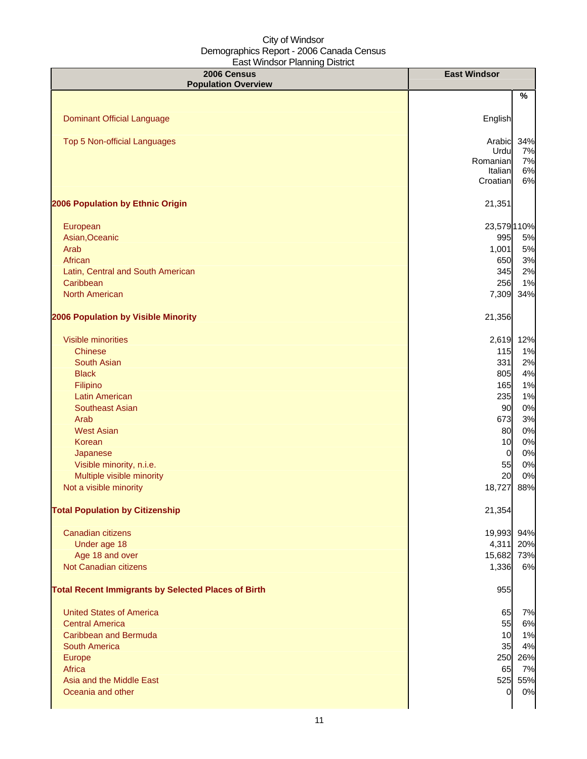City of Windsor
Demographics Report - 2006 Canada Census
East Windsor Planning District

| 2006 Census Population Overview | East Windsor | |
|---|---|---|
| | | % |
| Dominant Official Language | English | |
| Top 5 Non-official Languages | Arabic | 34% |
| | Urdu | 7% |
| | Romanian | 7% |
| | Italian | 6% |
| | Croatian | 6% |
| **2006 Population by Ethnic Origin** | 21,351 | |
| European | 23,579 | 110% |
| Asian,Oceanic | 995 | 5% |
| Arab | 1,001 | 5% |
| African | 650 | 3% |
| Latin, Central and South American | 345 | 2% |
| Caribbean | 256 | 1% |
| North American | 7,309 | 34% |
| **2006 Population by Visible Minority** | 21,356 | |
| Visible minorities | 2,619 | 12% |
| Chinese | 115 | 1% |
| South Asian | 331 | 2% |
| Black | 805 | 4% |
| Filipino | 165 | 1% |
| Latin American | 235 | 1% |
| Southeast Asian | 90 | 0% |
| Arab | 673 | 3% |
| West Asian | 80 | 0% |
| Korean | 10 | 0% |
| Japanese | 0 | 0% |
| Visible minority, n.i.e. | 55 | 0% |
| Multiple visible minority | 20 | 0% |
| Not a visible minority | 18,727 | 88% |
| **Total Population by Citizenship** | 21,354 | |
| Canadian citizens | 19,993 | 94% |
| Under age 18 | 4,311 | 20% |
| Age 18 and over | 15,682 | 73% |
| Not Canadian citizens | 1,336 | 6% |
| **Total Recent Immigrants by Selected Places of Birth** | 955 | |
| United States of America | 65 | 7% |
| Central America | 55 | 6% |
| Caribbean and Bermuda | 10 | 1% |
| South America | 35 | 4% |
| Europe | 250 | 26% |
| Africa | 65 | 7% |
| Asia and the Middle East | 525 | 55% |
| Oceania and other | 0 | 0% |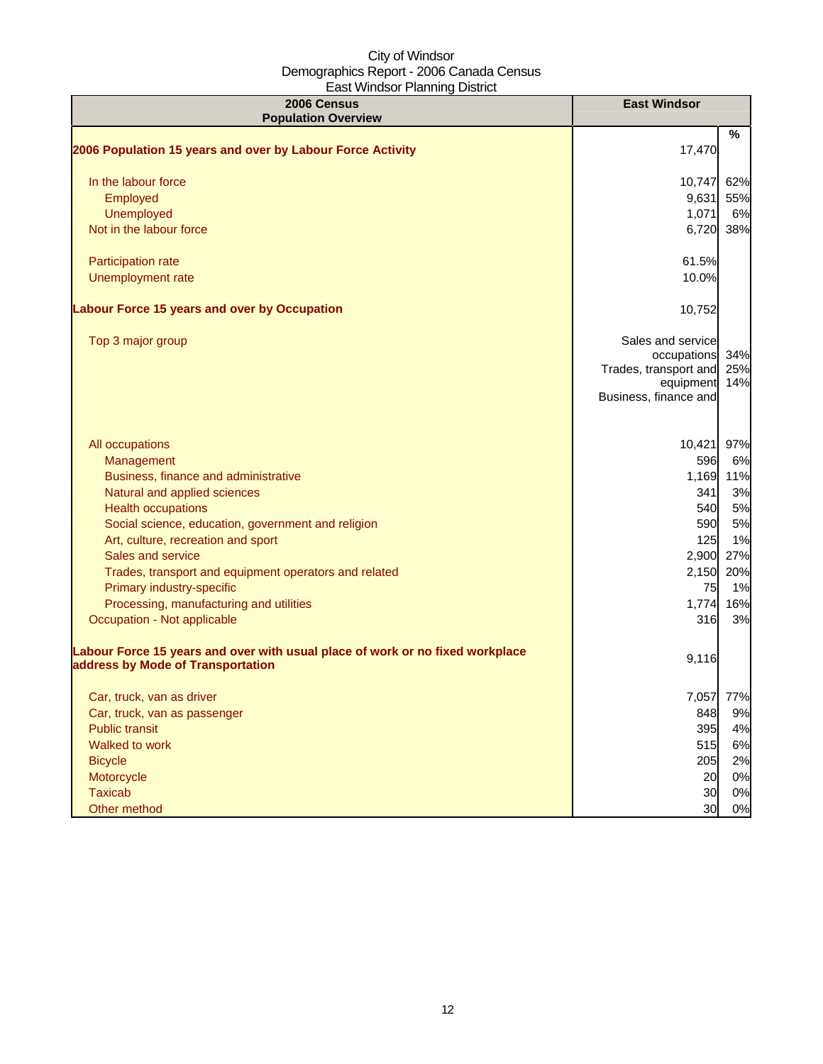City of Windsor
Demographics Report - 2006 Canada Census
East Windsor Planning District

| 2006 Census Population Overview | East Windsor | % |
|---|---|---|
| **2006 Population 15 years and over by Labour Force Activity** | 17,470 | |
| In the labour force | 10,747 | 62% |
| Employed | 9,631 | 55% |
| Unemployed | 1,071 | 6% |
| Not in the labour force | 6,720 | 38% |
| Participation rate | 61.5% | |
| Unemployment rate | 10.0% | |
| **Labour Force 15 years and over by Occupation** | 10,752 | |
| Top 3 major group | Sales and service occupations<br>Trades, transport and equipment<br>Business, finance and | 34%<br>25%<br>14% |
| All occupations | 10,421 | 97% |
| Management | 596 | 6% |
| Business, finance and administrative | 1,169 | 11% |
| Natural and applied sciences | 341 | 3% |
| Health occupations | 540 | 5% |
| Social science, education, government and religion | 590 | 5% |
| Art, culture, recreation and sport | 125 | 1% |
| Sales and service | 2,900 | 27% |
| Trades, transport and equipment operators and related | 2,150 | 20% |
| Primary industry-specific | 75 | 1% |
| Processing, manufacturing and utilities | 1,774 | 16% |
| Occupation - Not applicable | 316 | 3% |
| **Labour Force 15 years and over with usual place of work or no fixed workplace address by Mode of Transportation** | 9,116 | |
| Car, truck, van as driver | 7,057 | 77% |
| Car, truck, van as passenger | 848 | 9% |
| Public transit | 395 | 4% |
| Walked to work | 515 | 6% |
| Bicycle | 205 | 2% |
| Motorcycle | 20 | 0% |
| Taxicab | 30 | 0% |
| Other method | 30 | 0% |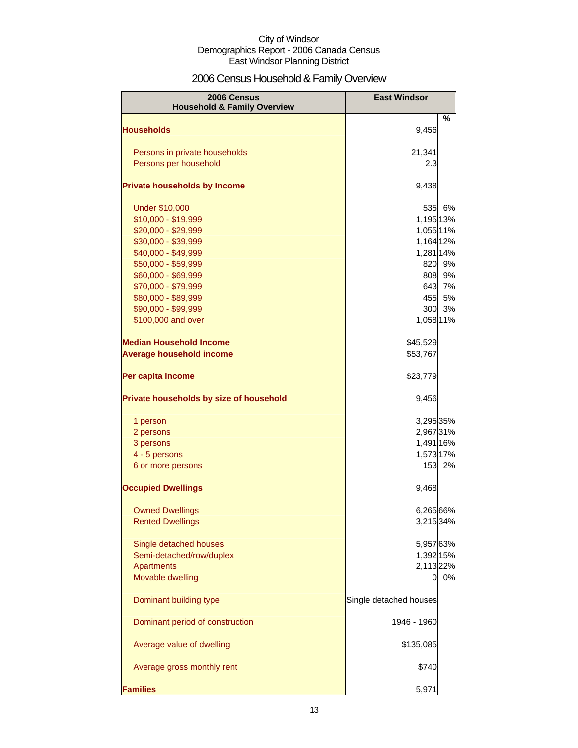City of Windsor
Demographics Report - 2006 Canada Census
East Windsor Planning District

# 2006 Census Household & Family Overview

| 2006 Census Household & Family Overview | East Windsor | % |
|---|---|---|
| **Households** | 9,456 | |
| Persons in private households | 21,341 | |
| Persons per household | 2.3 | |
| **Private households by Income** | 9,438 | |
| Under $10,000 | 535 | 6% |
| $10,000 - $19,999 | 1,195 | 13% |
| $20,000 - $29,999 | 1,055 | 11% |
| $30,000 - $39,999 | 1,164 | 12% |
| $40,000 - $49,999 | 1,281 | 14% |
| $50,000 - $59,999 | 820 | 9% |
| $60,000 - $69,999 | 808 | 9% |
| $70,000 - $79,999 | 643 | 7% |
| $80,000 - $89,999 | 455 | 5% |
| $90,000 - $99,999 | 300 | 3% |
| $100,000 and over | 1,058 | 11% |
| **Median Household Income** | $45,529 | |
| **Average household income** | $53,767 | |
| **Per capita income** | $23,779 | |
| **Private households by size of household** | 9,456 | |
| 1 person | 3,295 | 35% |
| 2 persons | 2,967 | 31% |
| 3 persons | 1,491 | 16% |
| 4 - 5 persons | 1,573 | 17% |
| 6 or more persons | 153 | 2% |
| **Occupied Dwellings** | 9,468 | |
| Owned Dwellings | 6,265 | 66% |
| Rented Dwellings | 3,215 | 34% |
| Single detached houses | 5,957 | 63% |
| Semi-detached/row/duplex | 1,392 | 15% |
| Apartments | 2,113 | 22% |
| Movable dwelling | 0 | 0% |
| Dominant building type | Single detached houses | |
| Dominant period of construction | 1946 - 1960 | |
| Average value of dwelling | $135,085 | |
| Average gross monthly rent | $740 | |
| **Families** | 5,971 | |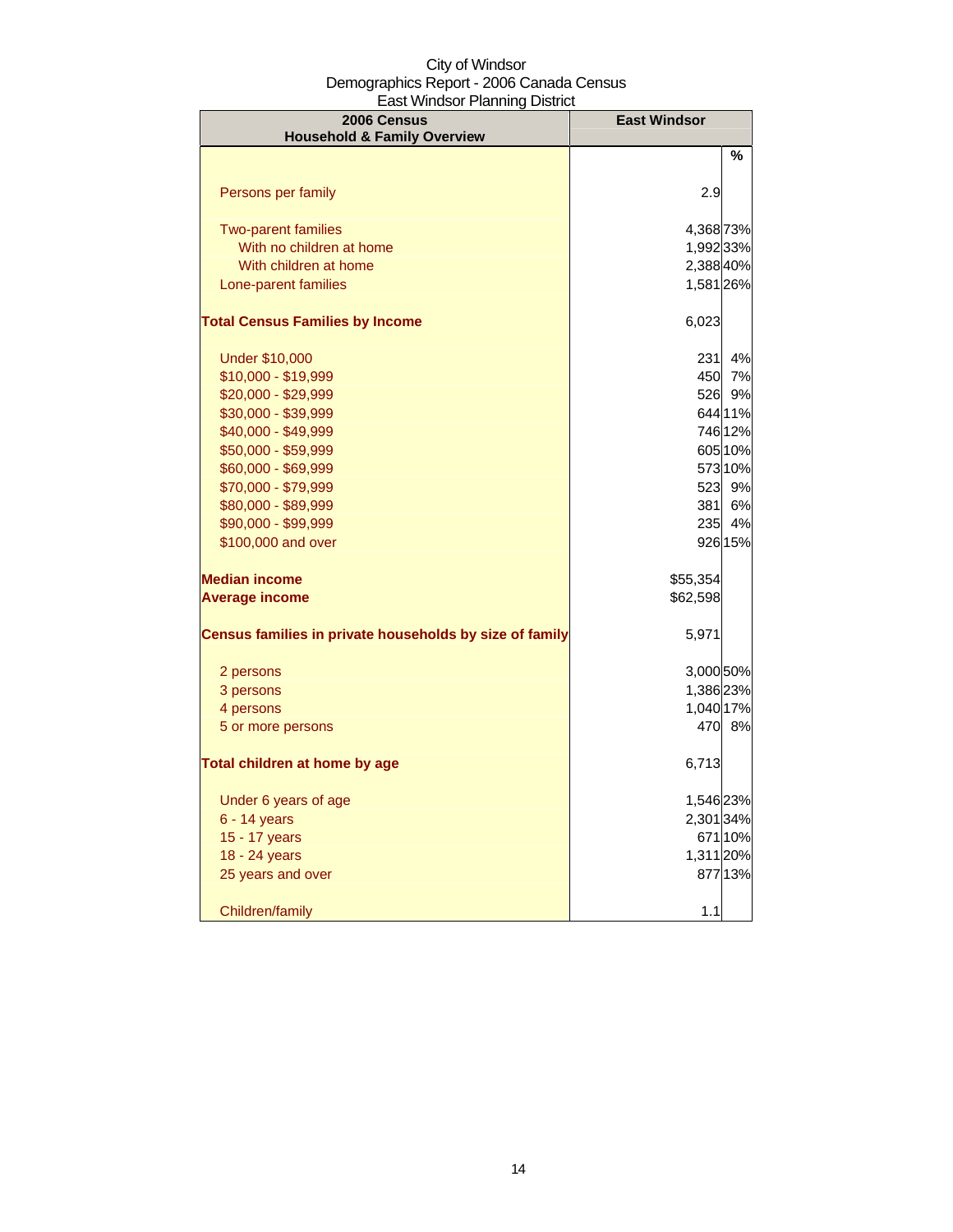City of Windsor
Demographics Report - 2006 Canada Census
East Windsor Planning District

| 2006 Census<br>Household & Family Overview | East Windsor | |
|---|---|---|
| | | % |
| Persons per family | 2.9 | |
| Two-parent families | 4,368 | 73% |
| With no children at home | 1,992 | 33% |
| With children at home | 2,388 | 40% |
| Lone-parent families | 1,581 | 26% |
| **Total Census Families by Income** | 6,023 | |
| Under $10,000 | 231 | 4% |
| $10,000 - $19,999 | 450 | 7% |
| $20,000 - $29,999 | 526 | 9% |
| $30,000 - $39,999 | 644 | 11% |
| $40,000 - $49,999 | 746 | 12% |
| $50,000 - $59,999 | 605 | 10% |
| $60,000 - $69,999 | 573 | 10% |
| $70,000 - $79,999 | 523 | 9% |
| $80,000 - $89,999 | 381 | 6% |
| $90,000 - $99,999 | 235 | 4% |
| $100,000 and over | 926 | 15% |
| **Median income** | $55,354 | |
| **Average income** | $62,598 | |
| **Census families in private households by size of family** | 5,971 | |
| 2 persons | 3,000 | 50% |
| 3 persons | 1,386 | 23% |
| 4 persons | 1,040 | 17% |
| 5 or more persons | 470 | 8% |
| **Total children at home by age** | 6,713 | |
| Under 6 years of age | 1,546 | 23% |
| 6 - 14 years | 2,301 | 34% |
| 15 - 17 years | 671 | 10% |
| 18 - 24 years | 1,311 | 20% |
| 25 years and over | 877 | 13% |
| Children/family | 1.1 | |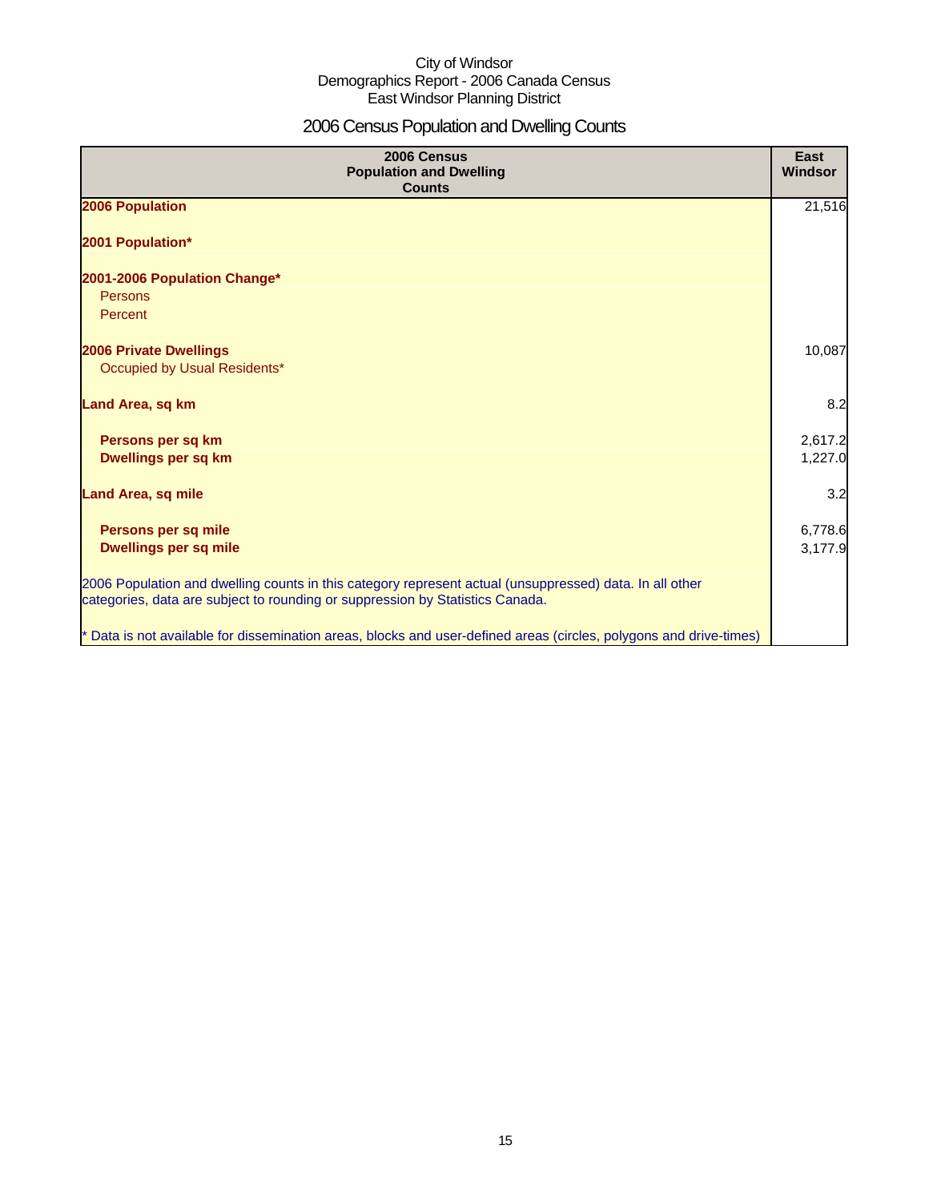City of Windsor
Demographics Report - 2006 Canada Census
East Windsor Planning District

# 2006 Census Population and Dwelling Counts

| 2006 Census Population and Dwelling Counts | East Windsor |
|---|---|
| **2006 Population** | 21,516 |
| **2001 Population*** | |
| **2001-2006 Population Change*** | |
| Persons | |
| Percent | |
| **2006 Private Dwellings** | 10,087 |
| Occupied by Usual Residents* | |
| **Land Area, sq km** | 8.2 |
| **Persons per sq km** | 2,617.2 |
| **Dwellings per sq km** | 1,227.0 |
| **Land Area, sq mile** | 3.2 |
| **Persons per sq mile** | 6,778.6 |
| **Dwellings per sq mile** | 3,177.9 |
| 2006 Population and dwelling counts in this category represent actual (unsuppressed) data. In all other categories, data are subject to rounding or suppression by Statistics Canada. | |
| * Data is not available for dissemination areas, blocks and user-defined areas (circles, polygons and drive-times) | |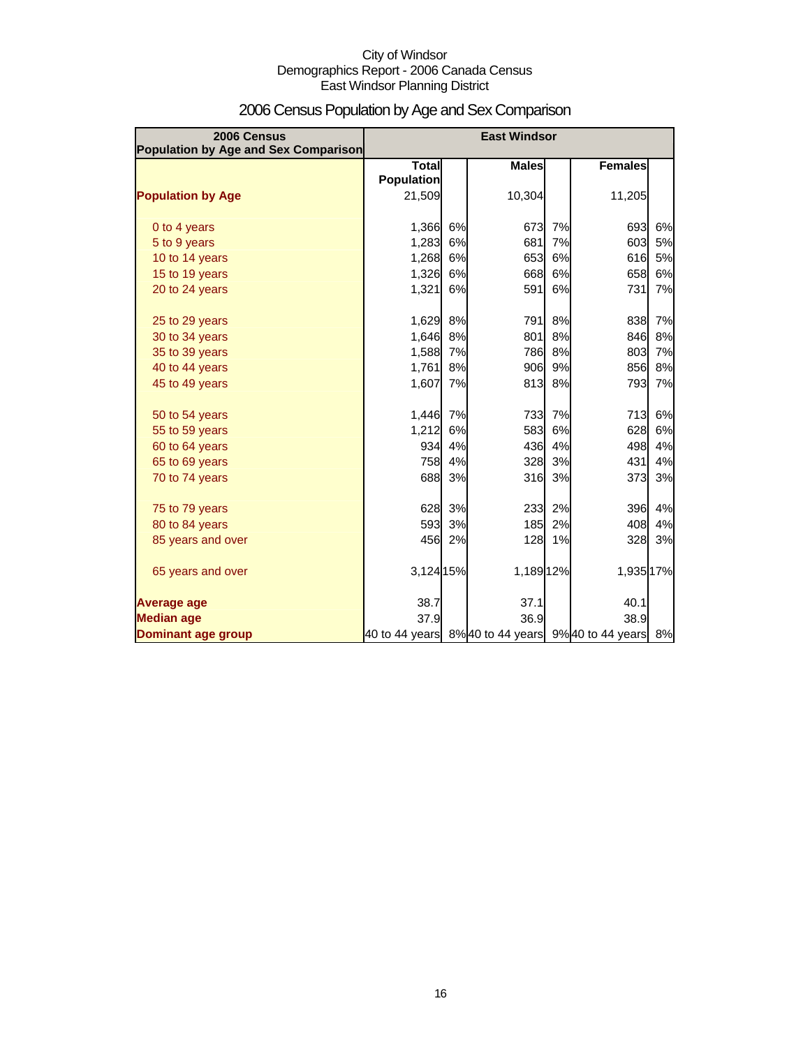City of Windsor
Demographics Report - 2006 Canada Census
East Windsor Planning District

# 2006 Census Population by Age and Sex Comparison

| 2006 Census Population by Age and Sex Comparison | East Windsor | | | | | |
|---|---|---|---|---|---|---|
| | Total Population | | Males | | Females | |
| **Population by Age** | 21,509 | | 10,304 | | 11,205 | |
| 0 to 4 years | 1,366 | 6% | 673 | 7% | 693 | 6% |
| 5 to 9 years | 1,283 | 6% | 681 | 7% | 603 | 5% |
| 10 to 14 years | 1,268 | 6% | 653 | 6% | 616 | 5% |
| 15 to 19 years | 1,326 | 6% | 668 | 6% | 658 | 6% |
| 20 to 24 years | 1,321 | 6% | 591 | 6% | 731 | 7% |
| 25 to 29 years | 1,629 | 8% | 791 | 8% | 838 | 7% |
| 30 to 34 years | 1,646 | 8% | 801 | 8% | 846 | 8% |
| 35 to 39 years | 1,588 | 7% | 786 | 8% | 803 | 7% |
| 40 to 44 years | 1,761 | 8% | 906 | 9% | 856 | 8% |
| 45 to 49 years | 1,607 | 7% | 813 | 8% | 793 | 7% |
| 50 to 54 years | 1,446 | 7% | 733 | 7% | 713 | 6% |
| 55 to 59 years | 1,212 | 6% | 583 | 6% | 628 | 6% |
| 60 to 64 years | 934 | 4% | 436 | 4% | 498 | 4% |
| 65 to 69 years | 758 | 4% | 328 | 3% | 431 | 4% |
| 70 to 74 years | 688 | 3% | 316 | 3% | 373 | 3% |
| 75 to 79 years | 628 | 3% | 233 | 2% | 396 | 4% |
| 80 to 84 years | 593 | 3% | 185 | 2% | 408 | 4% |
| 85 years and over | 456 | 2% | 128 | 1% | 328 | 3% |
| 65 years and over | 3,124 | 15% | 1,189 | 12% | 1,935 | 17% |
| **Average age** | 38.7 | | 37.1 | | 40.1 | |
| **Median age** | 37.9 | | 36.9 | | 38.9 | |
| **Dominant age group** | 40 to 44 years | 8% | 40 to 44 years | 9% | 40 to 44 years | 8% |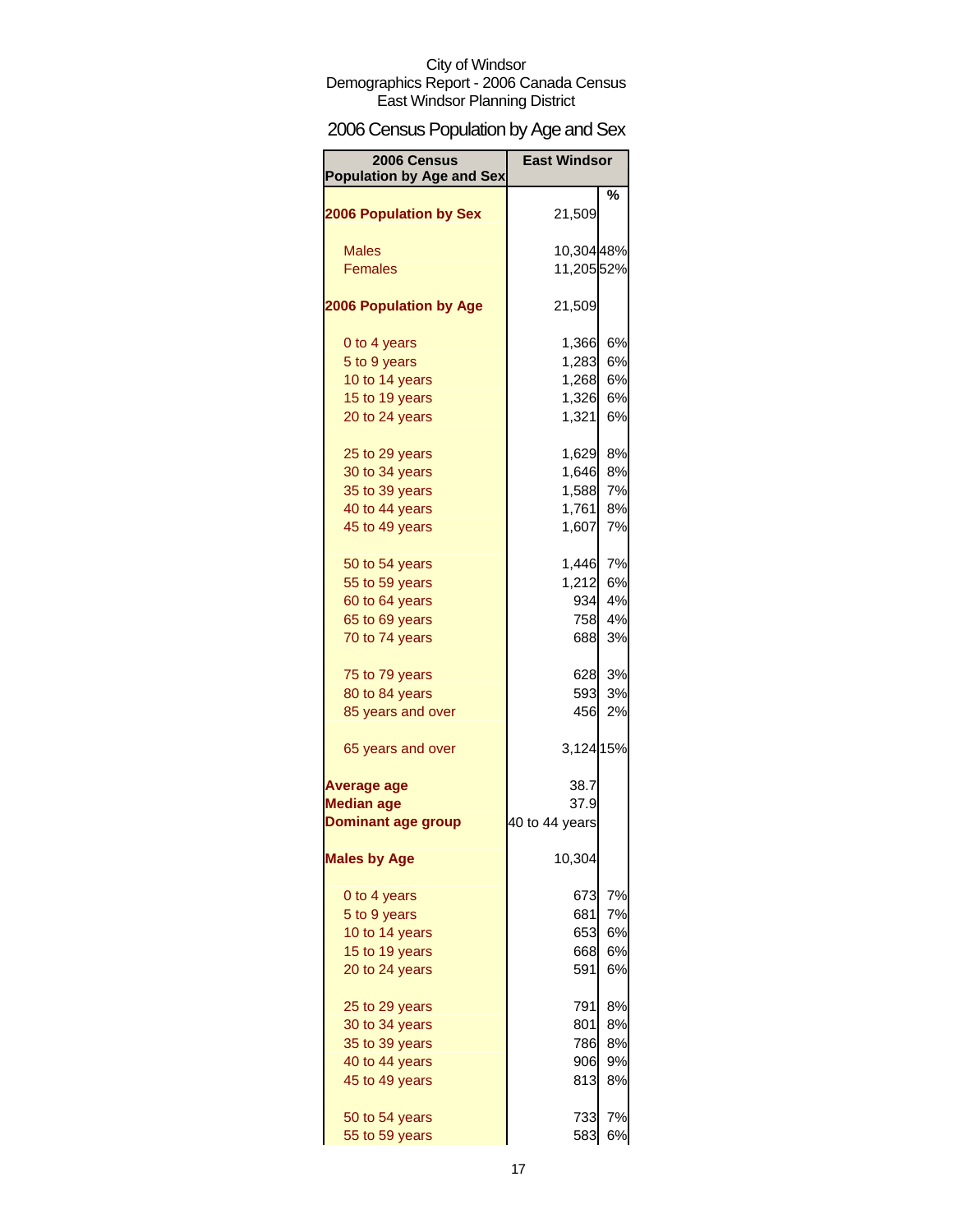City of Windsor
Demographics Report - 2006 Canada Census
East Windsor Planning District

## 2006 Census Population by Age and Sex

| 2006 Census Population by Age and Sex | East Windsor | % |
|---|---|---|
| **2006 Population by Sex** | 21,509 | |
| Males | 10,304 | 48% |
| Females | 11,205 | 52% |
| **2006 Population by Age** | 21,509 | |
| 0 to 4 years | 1,366 | 6% |
| 5 to 9 years | 1,283 | 6% |
| 10 to 14 years | 1,268 | 6% |
| 15 to 19 years | 1,326 | 6% |
| 20 to 24 years | 1,321 | 6% |
| 25 to 29 years | 1,629 | 8% |
| 30 to 34 years | 1,646 | 8% |
| 35 to 39 years | 1,588 | 7% |
| 40 to 44 years | 1,761 | 8% |
| 45 to 49 years | 1,607 | 7% |
| 50 to 54 years | 1,446 | 7% |
| 55 to 59 years | 1,212 | 6% |
| 60 to 64 years | 934 | 4% |
| 65 to 69 years | 758 | 4% |
| 70 to 74 years | 688 | 3% |
| 75 to 79 years | 628 | 3% |
| 80 to 84 years | 593 | 3% |
| 85 years and over | 456 | 2% |
| 65 years and over | 3,124 | 15% |
| **Average age** | 38.7 | |
| **Median age** | 37.9 | |
| **Dominant age group** | 40 to 44 years | |
| **Males by Age** | 10,304 | |
| 0 to 4 years | 673 | 7% |
| 5 to 9 years | 681 | 7% |
| 10 to 14 years | 653 | 6% |
| 15 to 19 years | 668 | 6% |
| 20 to 24 years | 591 | 6% |
| 25 to 29 years | 791 | 8% |
| 30 to 34 years | 801 | 8% |
| 35 to 39 years | 786 | 8% |
| 40 to 44 years | 906 | 9% |
| 45 to 49 years | 813 | 8% |
| 50 to 54 years | 733 | 7% |
| 55 to 59 years | 583 | 6% |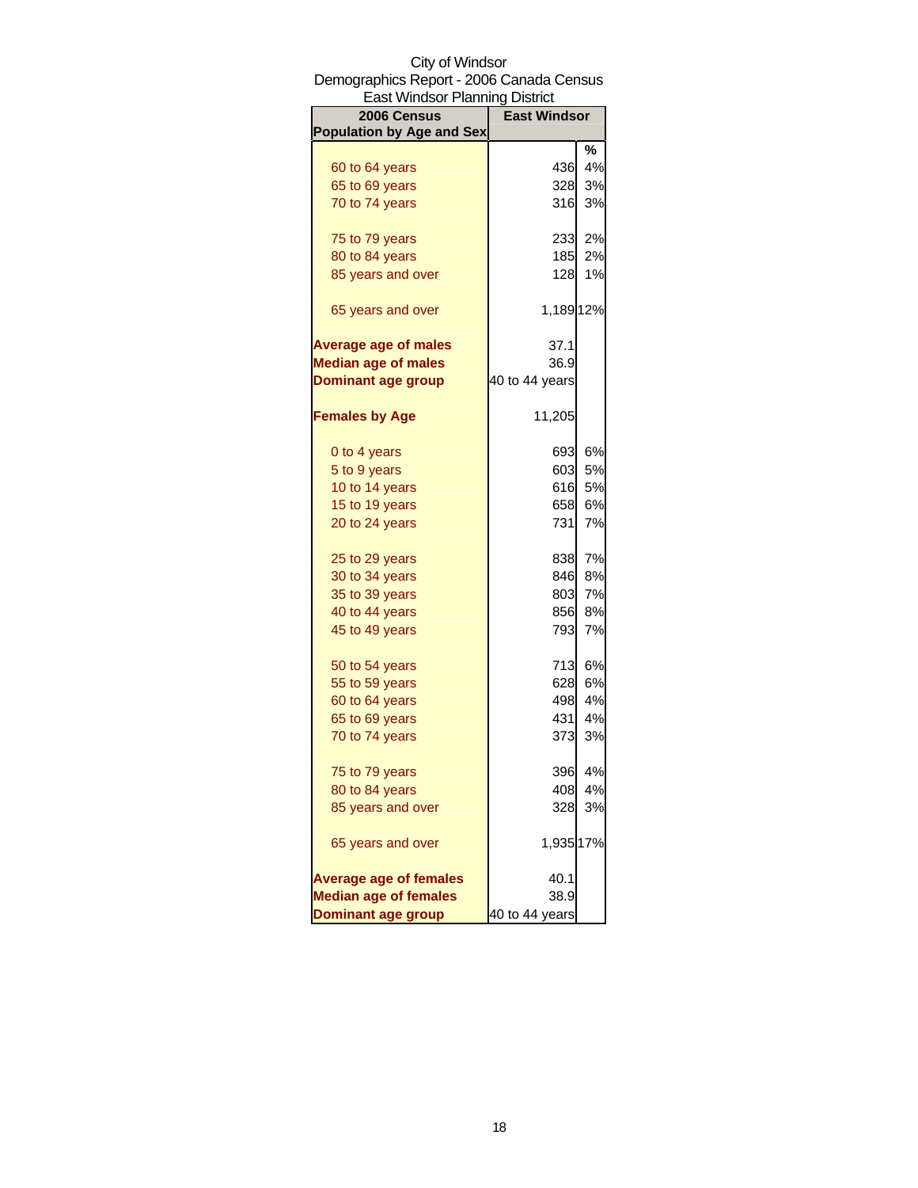City of Windsor
Demographics Report - 2006 Canada Census
East Windsor Planning District

| 2006 Census Population by Age and Sex | East Windsor | |
|---|---|---|
| | | % |
| 60 to 64 years | 436 | 4% |
| 65 to 69 years | 328 | 3% |
| 70 to 74 years | 316 | 3% |
| | | |
| 75 to 79 years | 233 | 2% |
| 80 to 84 years | 185 | 2% |
| 85 years and over | 128 | 1% |
| | | |
| 65 years and over | 1,189 | 12% |
| | | |
| **Average age of males** | 37.1 | |
| **Median age of males** | 36.9 | |
| **Dominant age group** | 40 to 44 years | |
| | | |
| **Females by Age** | 11,205 | |
| | | |
| 0 to 4 years | 693 | 6% |
| 5 to 9 years | 603 | 5% |
| 10 to 14 years | 616 | 5% |
| 15 to 19 years | 658 | 6% |
| 20 to 24 years | 731 | 7% |
| | | |
| 25 to 29 years | 838 | 7% |
| 30 to 34 years | 846 | 8% |
| 35 to 39 years | 803 | 7% |
| 40 to 44 years | 856 | 8% |
| 45 to 49 years | 793 | 7% |
| | | |
| 50 to 54 years | 713 | 6% |
| 55 to 59 years | 628 | 6% |
| 60 to 64 years | 498 | 4% |
| 65 to 69 years | 431 | 4% |
| 70 to 74 years | 373 | 3% |
| | | |
| 75 to 79 years | 396 | 4% |
| 80 to 84 years | 408 | 4% |
| 85 years and over | 328 | 3% |
| | | |
| 65 years and over | 1,935 | 17% |
| | | |
| **Average age of females** | 40.1 | |
| **Median age of females** | 38.9 | |
| **Dominant age group** | 40 to 44 years | |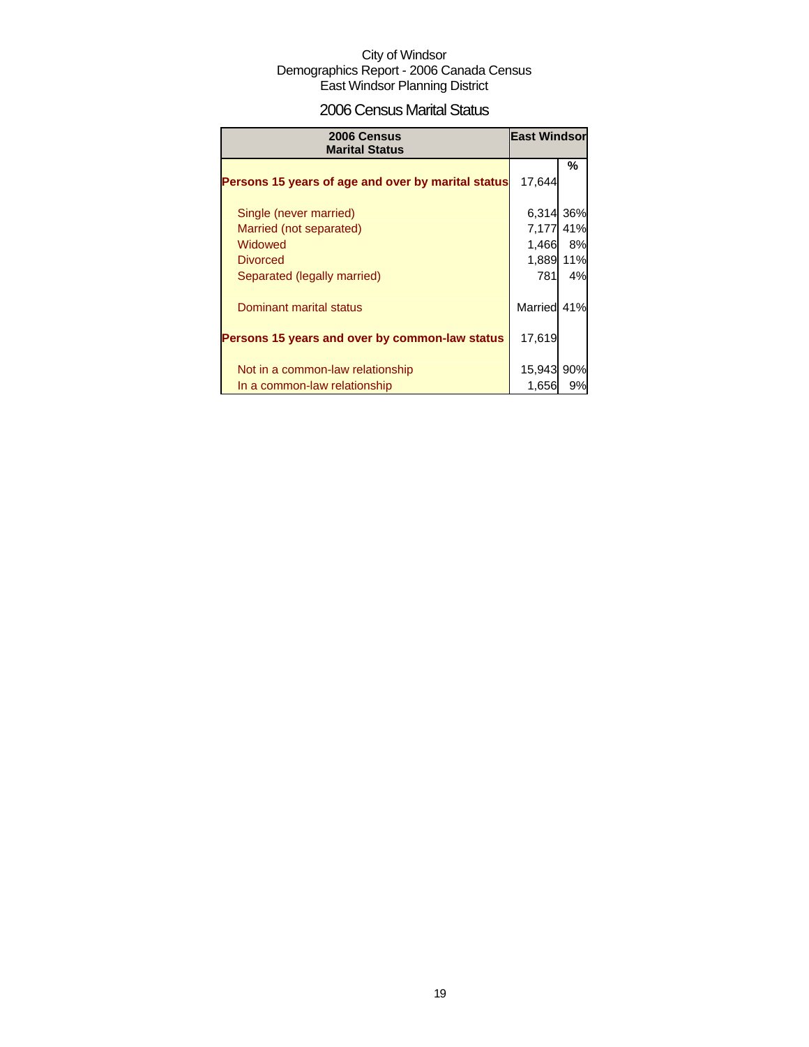City of Windsor
Demographics Report - 2006 Canada Census
East Windsor Planning District

## 2006 Census Marital Status

| 2006 Census Marital Status | East Windsor | |
|---|---|---|
| | | % |
| **Persons 15 years of age and over by marital status** | 17,644 | |
| Single (never married) | 6,314 | 36% |
| Married (not separated) | 7,177 | 41% |
| Widowed | 1,466 | 8% |
| Divorced | 1,889 | 11% |
| Separated (legally married) | 781 | 4% |
| Dominant marital status | Married | 41% |
| **Persons 15 years and over by common-law status** | 17,619 | |
| Not in a common-law relationship | 15,943 | 90% |
| In a common-law relationship | 1,656 | 9% |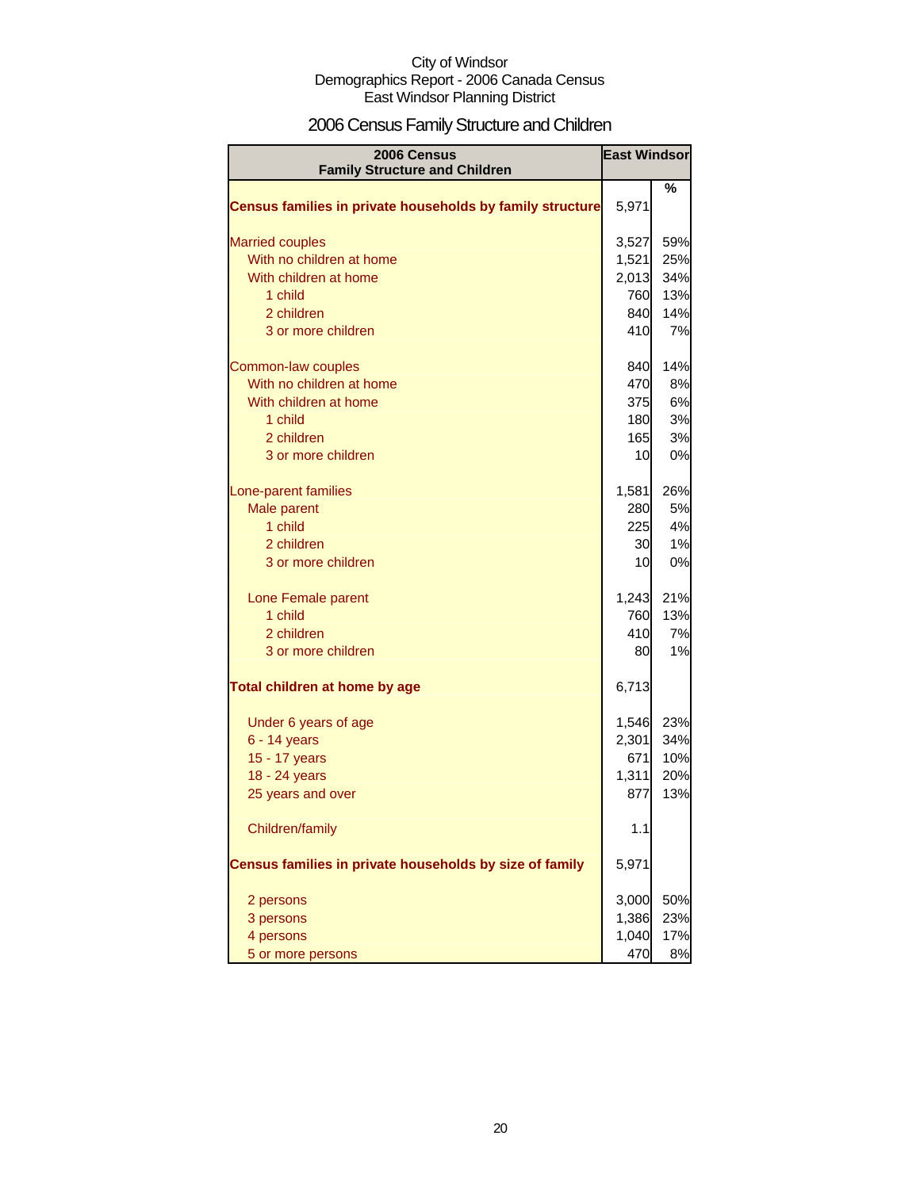City of Windsor
Demographics Report - 2006 Canada Census
East Windsor Planning District

# 2006 Census Family Structure and Children

| 2006 Census Family Structure and Children | East Windsor | |
|---|---|---|
| | | % |
| **Census families in private households by family structure** | 5,971 | |
| Married couples | 3,527 | 59% |
| With no children at home | 1,521 | 25% |
| With children at home | 2,013 | 34% |
| 1 child | 760 | 13% |
| 2 children | 840 | 14% |
| 3 or more children | 410 | 7% |
| Common-law couples | 840 | 14% |
| With no children at home | 470 | 8% |
| With children at home | 375 | 6% |
| 1 child | 180 | 3% |
| 2 children | 165 | 3% |
| 3 or more children | 10 | 0% |
| Lone-parent families | 1,581 | 26% |
| Male parent | 280 | 5% |
| 1 child | 225 | 4% |
| 2 children | 30 | 1% |
| 3 or more children | 10 | 0% |
| Lone Female parent | 1,243 | 21% |
| 1 child | 760 | 13% |
| 2 children | 410 | 7% |
| 3 or more children | 80 | 1% |
| **Total children at home by age** | 6,713 | |
| Under 6 years of age | 1,546 | 23% |
| 6 - 14 years | 2,301 | 34% |
| 15 - 17 years | 671 | 10% |
| 18 - 24 years | 1,311 | 20% |
| 25 years and over | 877 | 13% |
| Children/family | 1.1 | |
| **Census families in private households by size of family** | 5,971 | |
| 2 persons | 3,000 | 50% |
| 3 persons | 1,386 | 23% |
| 4 persons | 1,040 | 17% |
| 5 or more persons | 470 | 8% |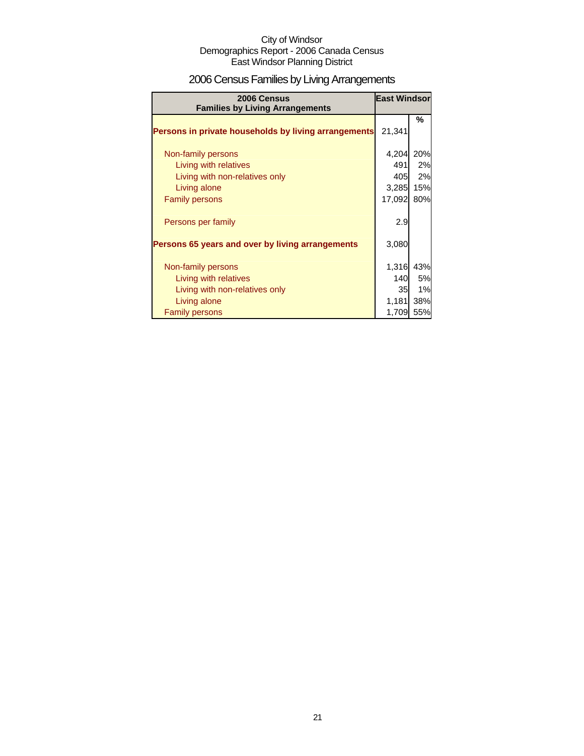City of Windsor
Demographics Report - 2006 Canada Census
East Windsor Planning District

## 2006 Census Families by Living Arrangements

| 2006 Census Families by Living Arrangements | East Windsor | |
|---|---|---|
| | | % |
| **Persons in private households by living arrangements** | 21,341 | |
| Non-family persons | 4,204 | 20% |
| Living with relatives | 491 | 2% |
| Living with non-relatives only | 405 | 2% |
| Living alone | 3,285 | 15% |
| Family persons | 17,092 | 80% |
| Persons per family | 2.9 | |
| **Persons 65 years and over by living arrangements** | 3,080 | |
| Non-family persons | 1,316 | 43% |
| Living with relatives | 140 | 5% |
| Living with non-relatives only | 35 | 1% |
| Living alone | 1,181 | 38% |
| Family persons | 1,709 | 55% |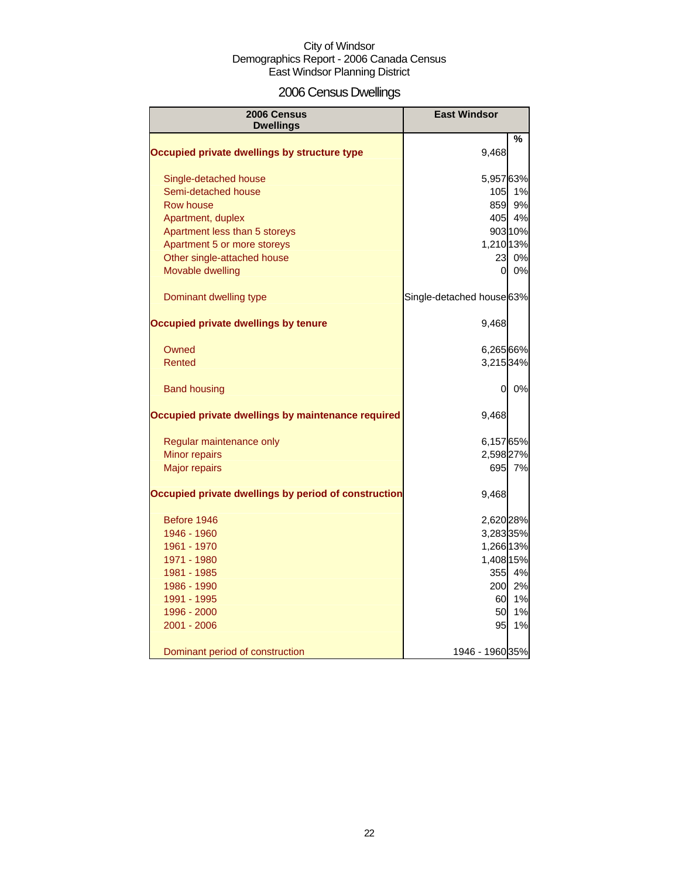City of Windsor
Demographics Report - 2006 Canada Census
East Windsor Planning District

# 2006 Census Dwellings

| 2006 Census Dwellings | East Windsor | % |
|---|---|---|
| **Occupied private dwellings by structure type** | 9,468 | |
| Single-detached house | 5,957 | 63% |
| Semi-detached house | 105 | 1% |
| Row house | 859 | 9% |
| Apartment, duplex | 405 | 4% |
| Apartment less than 5 storeys | 903 | 10% |
| Apartment 5 or more storeys | 1,210 | 13% |
| Other single-attached house | 23 | 0% |
| Movable dwelling | 0 | 0% |
| Dominant dwelling type | Single-detached house | 63% |
| **Occupied private dwellings by tenure** | 9,468 | |
| Owned | 6,265 | 66% |
| Rented | 3,215 | 34% |
| Band housing | 0 | 0% |
| **Occupied private dwellings by maintenance required** | 9,468 | |
| Regular maintenance only | 6,157 | 65% |
| Minor repairs | 2,598 | 27% |
| Major repairs | 695 | 7% |
| **Occupied private dwellings by period of construction** | 9,468 | |
| Before 1946 | 2,620 | 28% |
| 1946 - 1960 | 3,283 | 35% |
| 1961 - 1970 | 1,266 | 13% |
| 1971 - 1980 | 1,408 | 15% |
| 1981 - 1985 | 355 | 4% |
| 1986 - 1990 | 200 | 2% |
| 1991 - 1995 | 60 | 1% |
| 1996 - 2000 | 50 | 1% |
| 2001 - 2006 | 95 | 1% |
| Dominant period of construction | 1946 - 1960 | 35% |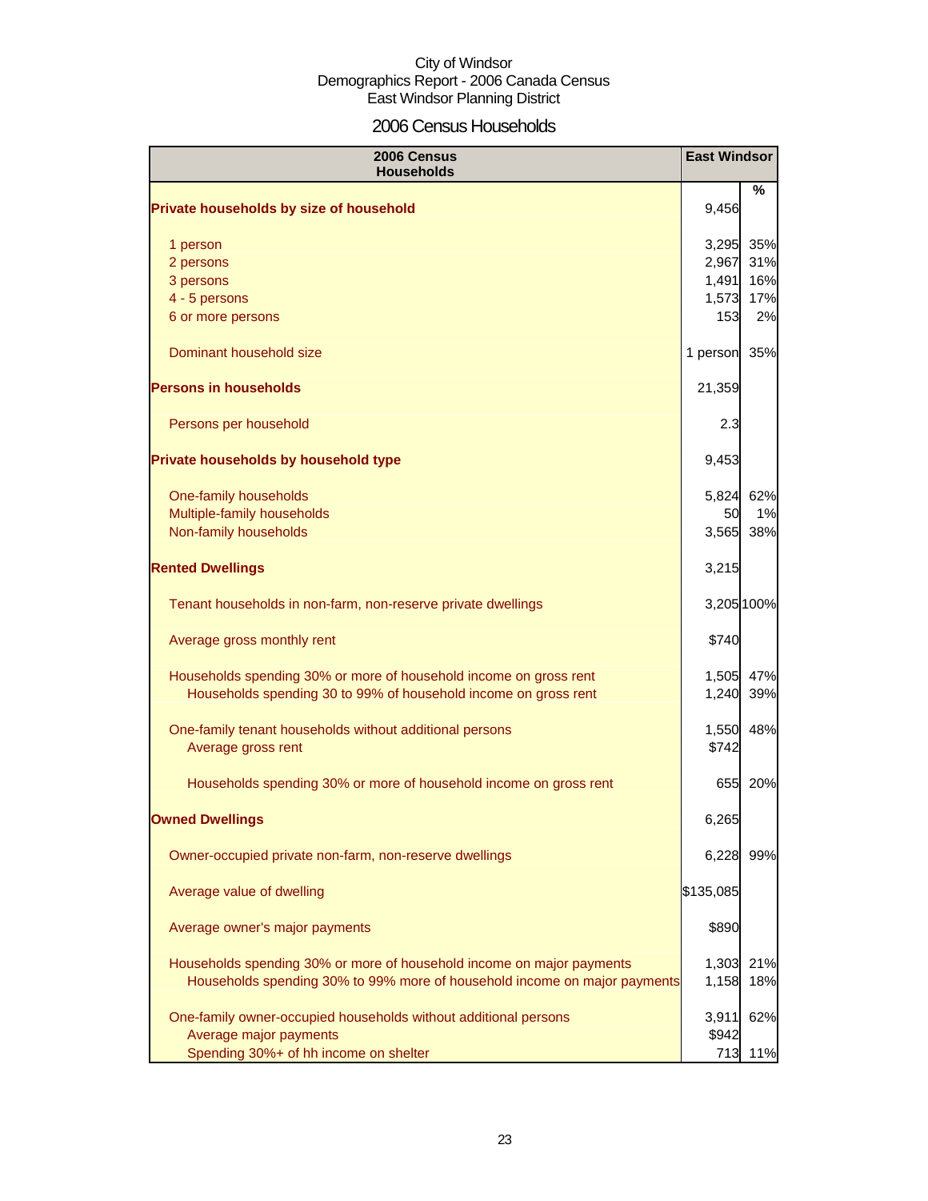City of Windsor
Demographics Report - 2006 Canada Census
East Windsor Planning District

## 2006 Census Households

| 2006 Census Households | East Windsor | % |
|---|---|---|
| **Private households by size of household** | 9,456 | |
| 1 person | 3,295 | 35% |
| 2 persons | 2,967 | 31% |
| 3 persons | 1,491 | 16% |
| 4 - 5 persons | 1,573 | 17% |
| 6 or more persons | 153 | 2% |
| Dominant household size | 1 person | 35% |
| **Persons in households** | 21,359 | |
| Persons per household | 2.3 | |
| **Private households by household type** | 9,453 | |
| One-family households | 5,824 | 62% |
| Multiple-family households | 50 | 1% |
| Non-family households | 3,565 | 38% |
| **Rented Dwellings** | 3,215 | |
| Tenant households in non-farm, non-reserve private dwellings | 3,205 | 100% |
| Average gross monthly rent | $740 | |
| Households spending 30% or more of household income on gross rent | 1,505 | 47% |
| Households spending 30 to 99% of household income on gross rent | 1,240 | 39% |
| One-family tenant households without additional persons | 1,550 | 48% |
| Average gross rent | $742 | |
| Households spending 30% or more of household income on gross rent | 655 | 20% |
| **Owned Dwellings** | 6,265 | |
| Owner-occupied private non-farm, non-reserve dwellings | 6,228 | 99% |
| Average value of dwelling | $135,085 | |
| Average owner's major payments | $890 | |
| Households spending 30% or more of household income on major payments | 1,303 | 21% |
| Households spending 30% to 99% more of household income on major payments | 1,158 | 18% |
| One-family owner-occupied households without additional persons | 3,911 | 62% |
| Average major payments | $942 | |
| Spending 30%+ of hh income on shelter | 713 | 11% |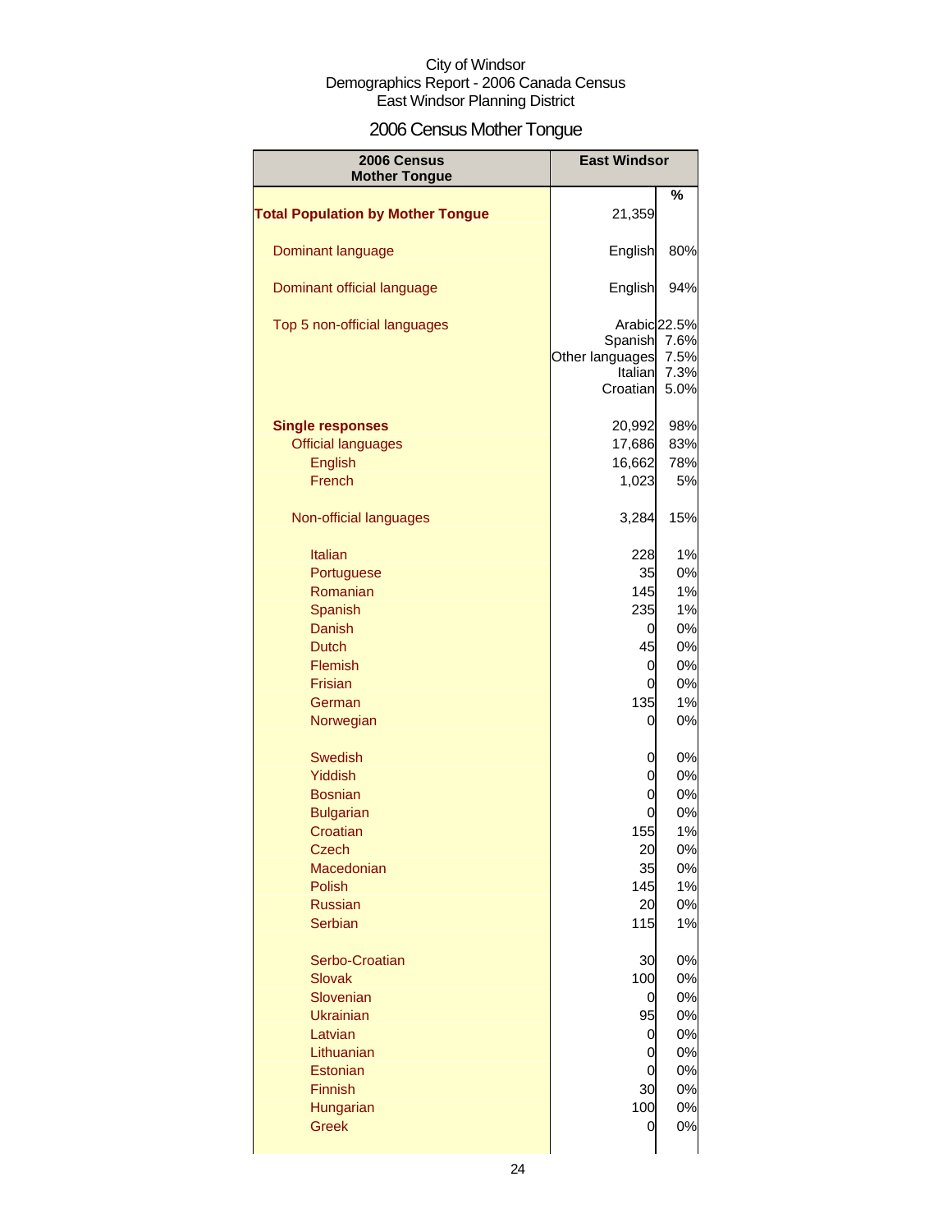City of Windsor
Demographics Report - 2006 Canada Census
East Windsor Planning District

## 2006 Census Mother Tongue

| 2006 Census Mother Tongue | East Windsor | |
|---|---|---|
| | | % |
| **Total Population by Mother Tongue** | 21,359 | |
| Dominant language | English | 80% |
| Dominant official language | English | 94% |
| Top 5 non-official languages | Arabic | 22.5% |
| | Spanish | 7.6% |
| | Other languages | 7.5% |
| | Italian | 7.3% |
| | Croatian | 5.0% |
| **Single responses** | 20,992 | 98% |
| Official languages | 17,686 | 83% |
| English | 16,662 | 78% |
| French | 1,023 | 5% |
| Non-official languages | 3,284 | 15% |
| Italian | 228 | 1% |
| Portuguese | 35 | 0% |
| Romanian | 145 | 1% |
| Spanish | 235 | 1% |
| Danish | 0 | 0% |
| Dutch | 45 | 0% |
| Flemish | 0 | 0% |
| Frisian | 0 | 0% |
| German | 135 | 1% |
| Norwegian | 0 | 0% |
| Swedish | 0 | 0% |
| Yiddish | 0 | 0% |
| Bosnian | 0 | 0% |
| Bulgarian | 0 | 0% |
| Croatian | 155 | 1% |
| Czech | 20 | 0% |
| Macedonian | 35 | 0% |
| Polish | 145 | 1% |
| Russian | 20 | 0% |
| Serbian | 115 | 1% |
| Serbo-Croatian | 30 | 0% |
| Slovak | 100 | 0% |
| Slovenian | 0 | 0% |
| Ukrainian | 95 | 0% |
| Latvian | 0 | 0% |
| Lithuanian | 0 | 0% |
| Estonian | 0 | 0% |
| Finnish | 30 | 0% |
| Hungarian | 100 | 0% |
| Greek | 0 | 0% |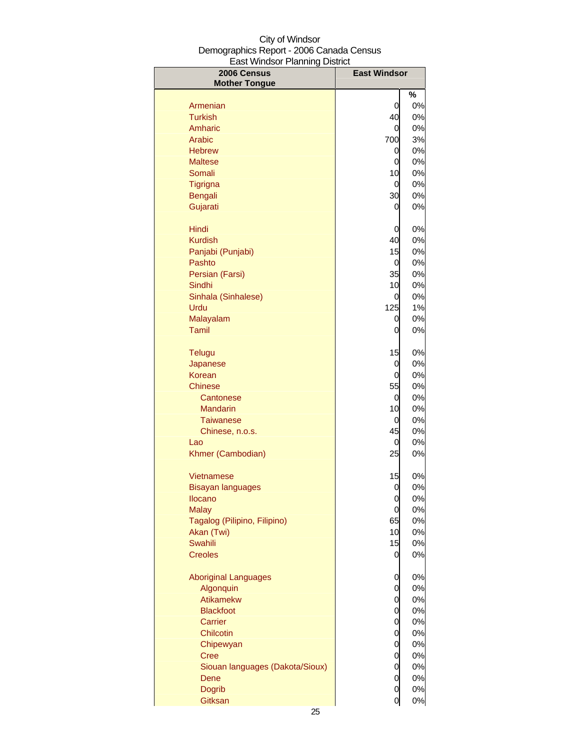City of Windsor
Demographics Report - 2006 Canada Census
East Windsor Planning District

| 2006 Census Mother Tongue | East Windsor | % |
|---|---|---|
| Armenian | 0 | 0% |
| Turkish | 40 | 0% |
| Amharic | 0 | 0% |
| Arabic | 700 | 3% |
| Hebrew | 0 | 0% |
| Maltese | 0 | 0% |
| Somali | 10 | 0% |
| Tigrigna | 0 | 0% |
| Bengali | 30 | 0% |
| Gujarati | 0 | 0% |
| Hindi | 0 | 0% |
| Kurdish | 40 | 0% |
| Panjabi (Punjabi) | 15 | 0% |
| Pashto | 0 | 0% |
| Persian (Farsi) | 35 | 0% |
| Sindhi | 10 | 0% |
| Sinhala (Sinhalese) | 0 | 0% |
| Urdu | 125 | 1% |
| Malayalam | 0 | 0% |
| Tamil | 0 | 0% |
| Telugu | 15 | 0% |
| Japanese | 0 | 0% |
| Korean | 0 | 0% |
| Chinese | 55 | 0% |
| Cantonese | 0 | 0% |
| Mandarin | 10 | 0% |
| Taiwanese | 0 | 0% |
| Chinese, n.o.s. | 45 | 0% |
| Lao | 0 | 0% |
| Khmer (Cambodian) | 25 | 0% |
| Vietnamese | 15 | 0% |
| Bisayan languages | 0 | 0% |
| Ilocano | 0 | 0% |
| Malay | 0 | 0% |
| Tagalog (Pilipino, Filipino) | 65 | 0% |
| Akan (Twi) | 10 | 0% |
| Swahili | 15 | 0% |
| Creoles | 0 | 0% |
| Aboriginal Languages | 0 | 0% |
| Algonquin | 0 | 0% |
| Atikamekw | 0 | 0% |
| Blackfoot | 0 | 0% |
| Carrier | 0 | 0% |
| Chilcotin | 0 | 0% |
| Chipewyan | 0 | 0% |
| Cree | 0 | 0% |
| Siouan languages (Dakota/Sioux) | 0 | 0% |
| Dene | 0 | 0% |
| Dogrib | 0 | 0% |
| Gitksan | 0 | 0% |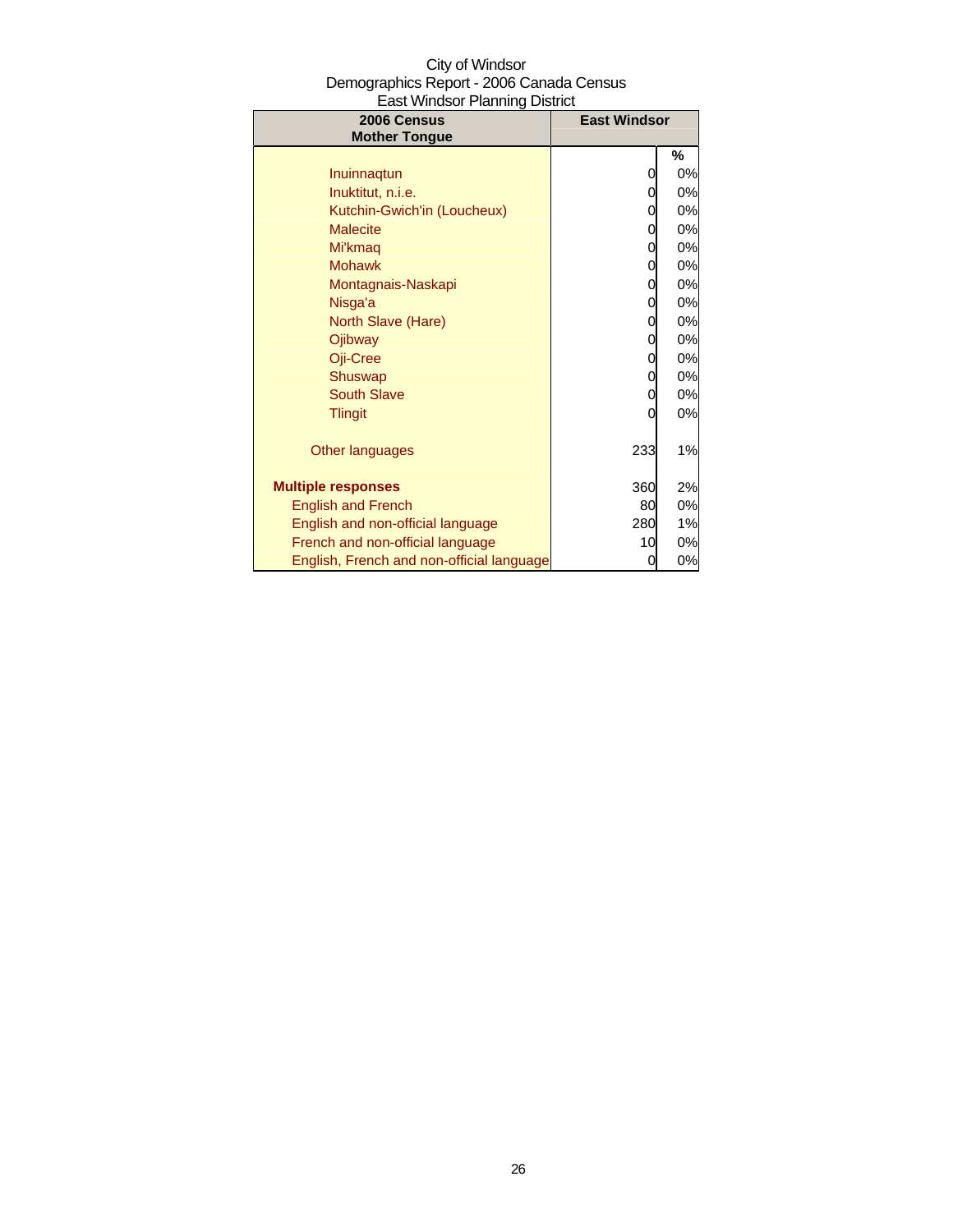City of Windsor
Demographics Report - 2006 Canada Census
East Windsor Planning District

| 2006 Census Mother Tongue | East Windsor | |
|---|---|---|
| | | % |
| Inuinnaqtun | 0 | 0% |
| Inuktitut, n.i.e. | 0 | 0% |
| Kutchin-Gwich'in (Loucheux) | 0 | 0% |
| Malecite | 0 | 0% |
| Mi'kmaq | 0 | 0% |
| Mohawk | 0 | 0% |
| Montagnais-Naskapi | 0 | 0% |
| Nisga'a | 0 | 0% |
| North Slave (Hare) | 0 | 0% |
| Ojibway | 0 | 0% |
| Oji-Cree | 0 | 0% |
| Shuswap | 0 | 0% |
| South Slave | 0 | 0% |
| Tlingit | 0 | 0% |
| Other languages | 233 | 1% |
| **Multiple responses** | 360 | 2% |
| English and French | 80 | 0% |
| English and non-official language | 280 | 1% |
| French and non-official language | 10 | 0% |
| English, French and non-official language | 0 | 0% |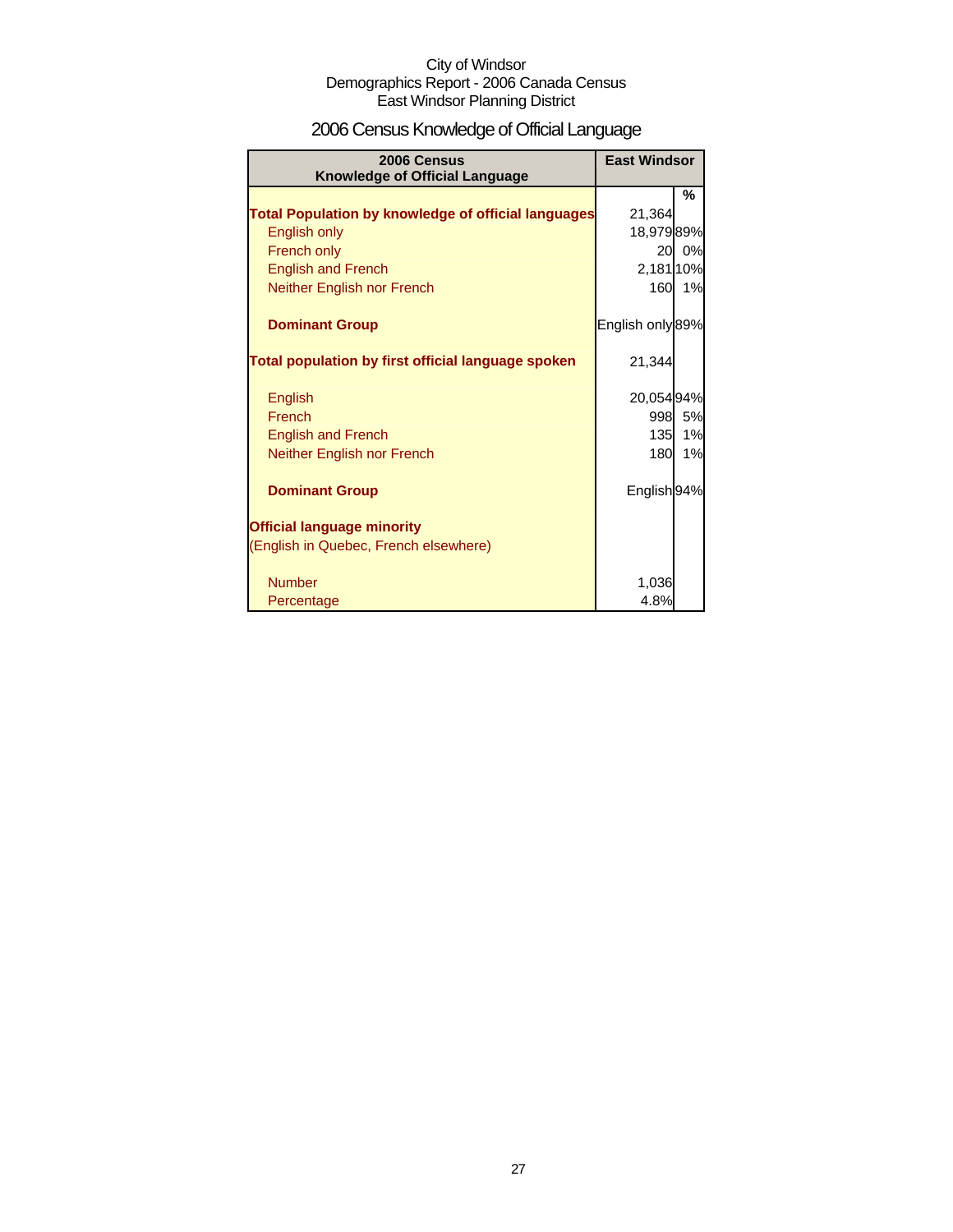City of Windsor
Demographics Report - 2006 Canada Census
East Windsor Planning District

# 2006 Census Knowledge of Official Language

| 2006 Census Knowledge of Official Language | East Windsor | |
|---|---|---|
| | | % |
| **Total Population by knowledge of official languages** | 21,364 | |
| English only | 18,979 | 89% |
| French only | 20 | 0% |
| English and French | 2,181 | 10% |
| Neither English nor French | 160 | 1% |
| **Dominant Group** | English only | 89% |
| **Total population by first official language spoken** | 21,344 | |
| English | 20,054 | 94% |
| French | 998 | 5% |
| English and French | 135 | 1% |
| Neither English nor French | 180 | 1% |
| **Dominant Group** | English | 94% |
| **Official language minority** | | |
| (English in Quebec, French elsewhere) | | |
| Number | 1,036 | |
| Percentage | 4.8% | |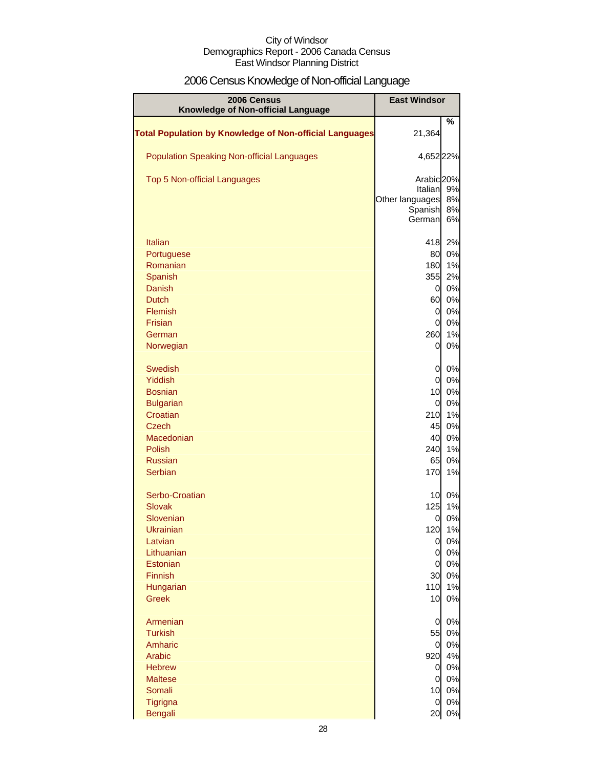City of Windsor
Demographics Report - 2006 Canada Census
East Windsor Planning District

# 2006 Census Knowledge of Non-official Language

| 2006 Census Knowledge of Non-official Language | East Windsor | |
|---|---|---|
| | | % |
| **Total Population by Knowledge of Non-official Languages** | 21,364 | |
| Population Speaking Non-official Languages | 4,652 | 22% |
| Top 5 Non-official Languages | Arabic | 20% |
| | Italian | 9% |
| | Other languages | 8% |
| | Spanish | 8% |
| | German | 6% |
| Italian | 418 | 2% |
| Portuguese | 80 | 0% |
| Romanian | 180 | 1% |
| Spanish | 355 | 2% |
| Danish | 0 | 0% |
| Dutch | 60 | 0% |
| Flemish | 0 | 0% |
| Frisian | 0 | 0% |
| German | 260 | 1% |
| Norwegian | 0 | 0% |
| Swedish | 0 | 0% |
| Yiddish | 0 | 0% |
| Bosnian | 10 | 0% |
| Bulgarian | 0 | 0% |
| Croatian | 210 | 1% |
| Czech | 45 | 0% |
| Macedonian | 40 | 0% |
| Polish | 240 | 1% |
| Russian | 65 | 0% |
| Serbian | 170 | 1% |
| Serbo-Croatian | 10 | 0% |
| Slovak | 125 | 1% |
| Slovenian | 0 | 0% |
| Ukrainian | 120 | 1% |
| Latvian | 0 | 0% |
| Lithuanian | 0 | 0% |
| Estonian | 0 | 0% |
| Finnish | 30 | 0% |
| Hungarian | 110 | 1% |
| Greek | 10 | 0% |
| Armenian | 0 | 0% |
| Turkish | 55 | 0% |
| Amharic | 0 | 0% |
| Arabic | 920 | 4% |
| Hebrew | 0 | 0% |
| Maltese | 0 | 0% |
| Somali | 10 | 0% |
| Tigrigna | 0 | 0% |
| Bengali | 20 | 0% |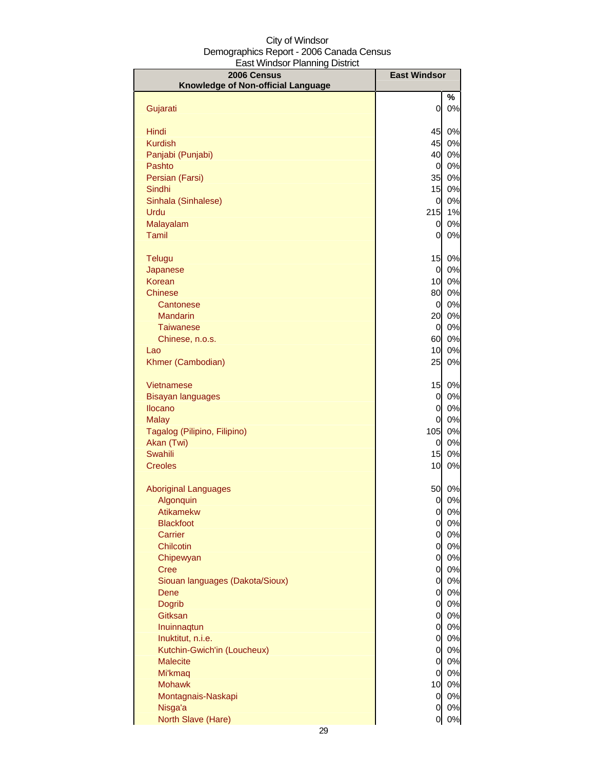City of Windsor
Demographics Report - 2006 Canada Census
East Windsor Planning District

| 2006 Census Knowledge of Non-official Language | East Windsor | % |
|---|---|---|
| Gujarati | 0 | 0% |
| | | |
| Hindi | 45 | 0% |
| Kurdish | 45 | 0% |
| Panjabi (Punjabi) | 40 | 0% |
| Pashto | 0 | 0% |
| Persian (Farsi) | 35 | 0% |
| Sindhi | 15 | 0% |
| Sinhala (Sinhalese) | 0 | 0% |
| Urdu | 215 | 1% |
| Malayalam | 0 | 0% |
| Tamil | 0 | 0% |
| | | |
| Telugu | 15 | 0% |
| Japanese | 0 | 0% |
| Korean | 10 | 0% |
| Chinese | 80 | 0% |
| Cantonese | 0 | 0% |
| Mandarin | 20 | 0% |
| Taiwanese | 0 | 0% |
| Chinese, n.o.s. | 60 | 0% |
| Lao | 10 | 0% |
| Khmer (Cambodian) | 25 | 0% |
| | | |
| Vietnamese | 15 | 0% |
| Bisayan languages | 0 | 0% |
| Ilocano | 0 | 0% |
| Malay | 0 | 0% |
| Tagalog (Pilipino, Filipino) | 105 | 0% |
| Akan (Twi) | 0 | 0% |
| Swahili | 15 | 0% |
| Creoles | 10 | 0% |
| | | |
| Aboriginal Languages | 50 | 0% |
| Algonquin | 0 | 0% |
| Atikamekw | 0 | 0% |
| Blackfoot | 0 | 0% |
| Carrier | 0 | 0% |
| Chilcotin | 0 | 0% |
| Chipewyan | 0 | 0% |
| Cree | 0 | 0% |
| Siouan languages (Dakota/Sioux) | 0 | 0% |
| Dene | 0 | 0% |
| Dogrib | 0 | 0% |
| Gitksan | 0 | 0% |
| Inuinnaqtun | 0 | 0% |
| Inuktitut, n.i.e. | 0 | 0% |
| Kutchin-Gwich'in (Loucheux) | 0 | 0% |
| Malecite | 0 | 0% |
| Mi'kmaq | 0 | 0% |
| Mohawk | 10 | 0% |
| Montagnais-Naskapi | 0 | 0% |
| Nisga'a | 0 | 0% |
| North Slave (Hare) | 0 | 0% |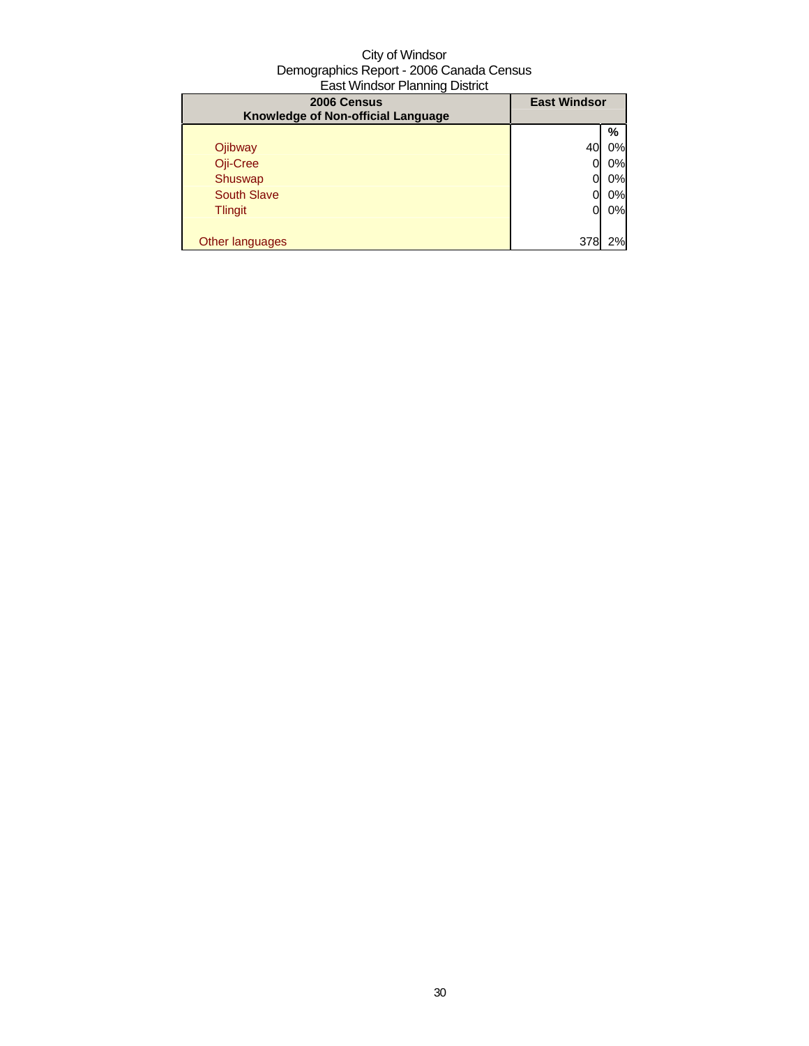City of Windsor
Demographics Report - 2006 Canada Census
East Windsor Planning District

| 2006 Census<br>Knowledge of Non-official Language | East Windsor | |
|---|---|---|
| | | % |
| Ojibway | 40 | 0% |
| Oji-Cree | 0 | 0% |
| Shuswap | 0 | 0% |
| South Slave | 0 | 0% |
| Tlingit | 0 | 0% |
| | | |
| Other languages | 378 | 2% |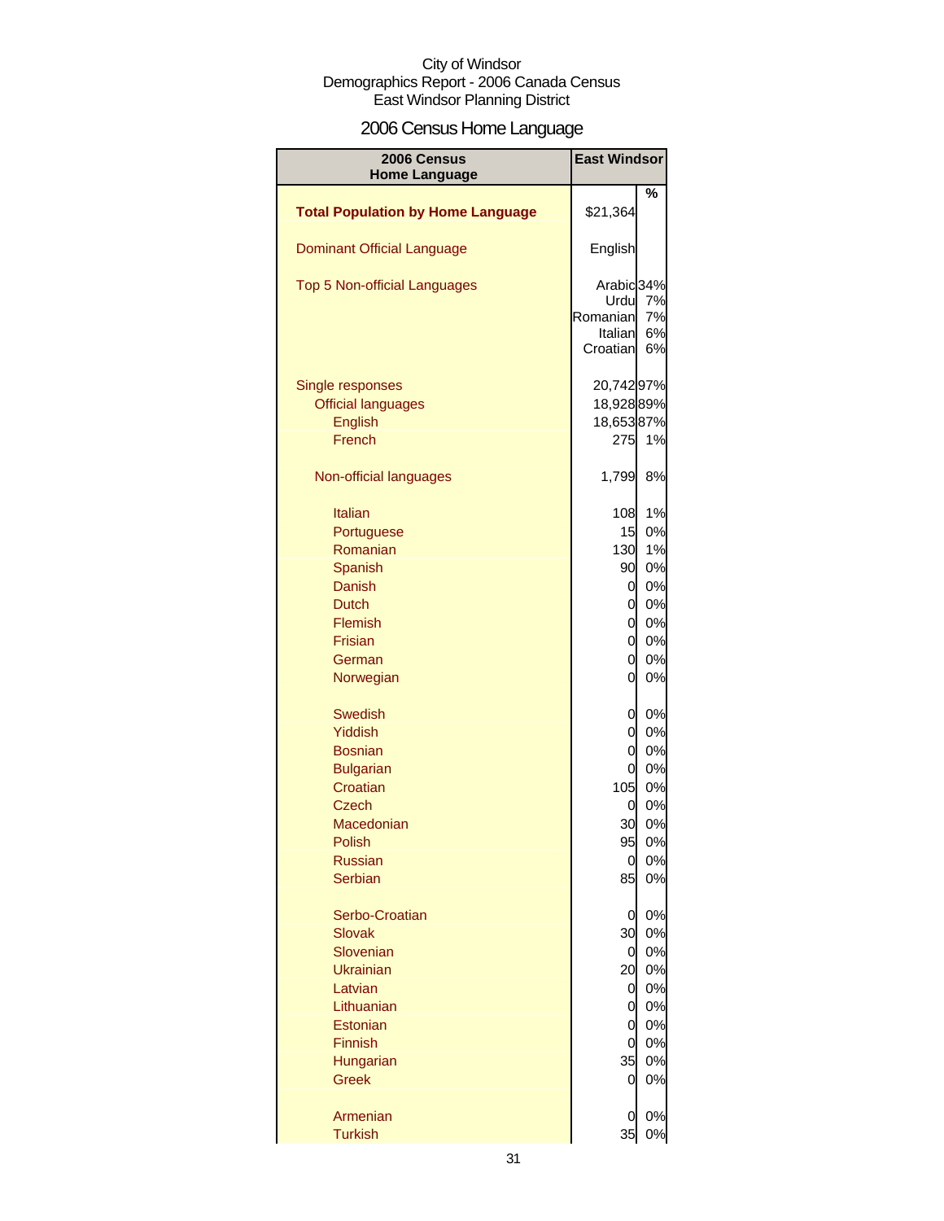City of Windsor
Demographics Report - 2006 Canada Census
East Windsor Planning District

# 2006 Census Home Language

| 2006 Census Home Language | East Windsor | |
|---|---|---|
| | | % |
| **Total Population by Home Language** | $21,364 | |
| Dominant Official Language | English | |
| Top 5 Non-official Languages | Arabic | 34% |
| | Urdu | 7% |
| | Romanian | 7% |
| | Italian | 6% |
| | Croatian | 6% |
| Single responses | 20,742 | 97% |
| Official languages | 18,928 | 89% |
| English | 18,653 | 87% |
| French | 275 | 1% |
| Non-official languages | 1,799 | 8% |
| Italian | 108 | 1% |
| Portuguese | 15 | 0% |
| Romanian | 130 | 1% |
| Spanish | 90 | 0% |
| Danish | 0 | 0% |
| Dutch | 0 | 0% |
| Flemish | 0 | 0% |
| Frisian | 0 | 0% |
| German | 0 | 0% |
| Norwegian | 0 | 0% |
| Swedish | 0 | 0% |
| Yiddish | 0 | 0% |
| Bosnian | 0 | 0% |
| Bulgarian | 0 | 0% |
| Croatian | 105 | 0% |
| Czech | 0 | 0% |
| Macedonian | 30 | 0% |
| Polish | 95 | 0% |
| Russian | 0 | 0% |
| Serbian | 85 | 0% |
| Serbo-Croatian | 0 | 0% |
| Slovak | 30 | 0% |
| Slovenian | 0 | 0% |
| Ukrainian | 20 | 0% |
| Latvian | 0 | 0% |
| Lithuanian | 0 | 0% |
| Estonian | 0 | 0% |
| Finnish | 0 | 0% |
| Hungarian | 35 | 0% |
| Greek | 0 | 0% |
| Armenian | 0 | 0% |
| Turkish | 35 | 0% |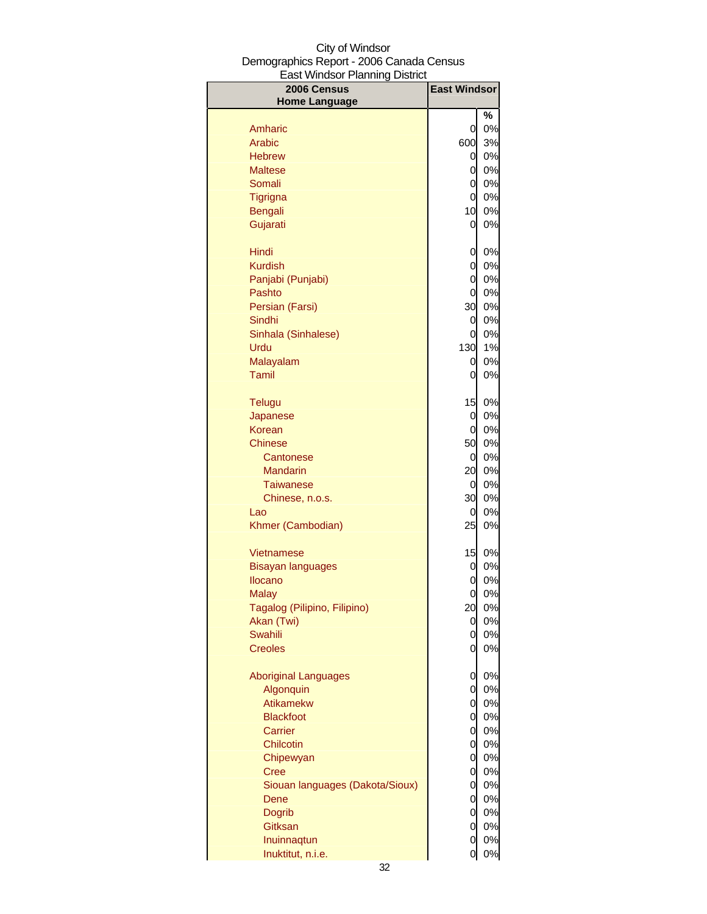City of Windsor
Demographics Report - 2006 Canada Census
East Windsor Planning District

| 2006 Census Home Language | East Windsor | |
|---|---|---|
| | | % |
| Amharic | 0 | 0% |
| Arabic | 600 | 3% |
| Hebrew | 0 | 0% |
| Maltese | 0 | 0% |
| Somali | 0 | 0% |
| Tigrigna | 0 | 0% |
| Bengali | 10 | 0% |
| Gujarati | 0 | 0% |
| Hindi | 0 | 0% |
| Kurdish | 0 | 0% |
| Panjabi (Punjabi) | 0 | 0% |
| Pashto | 0 | 0% |
| Persian (Farsi) | 30 | 0% |
| Sindhi | 0 | 0% |
| Sinhala (Sinhalese) | 0 | 0% |
| Urdu | 130 | 1% |
| Malayalam | 0 | 0% |
| Tamil | 0 | 0% |
| Telugu | 15 | 0% |
| Japanese | 0 | 0% |
| Korean | 0 | 0% |
| Chinese | 50 | 0% |
| Cantonese | 0 | 0% |
| Mandarin | 20 | 0% |
| Taiwanese | 0 | 0% |
| Chinese, n.o.s. | 30 | 0% |
| Lao | 0 | 0% |
| Khmer (Cambodian) | 25 | 0% |
| Vietnamese | 15 | 0% |
| Bisayan languages | 0 | 0% |
| Ilocano | 0 | 0% |
| Malay | 0 | 0% |
| Tagalog (Pilipino, Filipino) | 20 | 0% |
| Akan (Twi) | 0 | 0% |
| Swahili | 0 | 0% |
| Creoles | 0 | 0% |
| Aboriginal Languages | 0 | 0% |
| Algonquin | 0 | 0% |
| Atikamekw | 0 | 0% |
| Blackfoot | 0 | 0% |
| Carrier | 0 | 0% |
| Chilcotin | 0 | 0% |
| Chipewyan | 0 | 0% |
| Cree | 0 | 0% |
| Siouan languages (Dakota/Sioux) | 0 | 0% |
| Dene | 0 | 0% |
| Dogrib | 0 | 0% |
| Gitksan | 0 | 0% |
| Inuinnaqtun | 0 | 0% |
| Inuktitut, n.i.e. | 0 | 0% |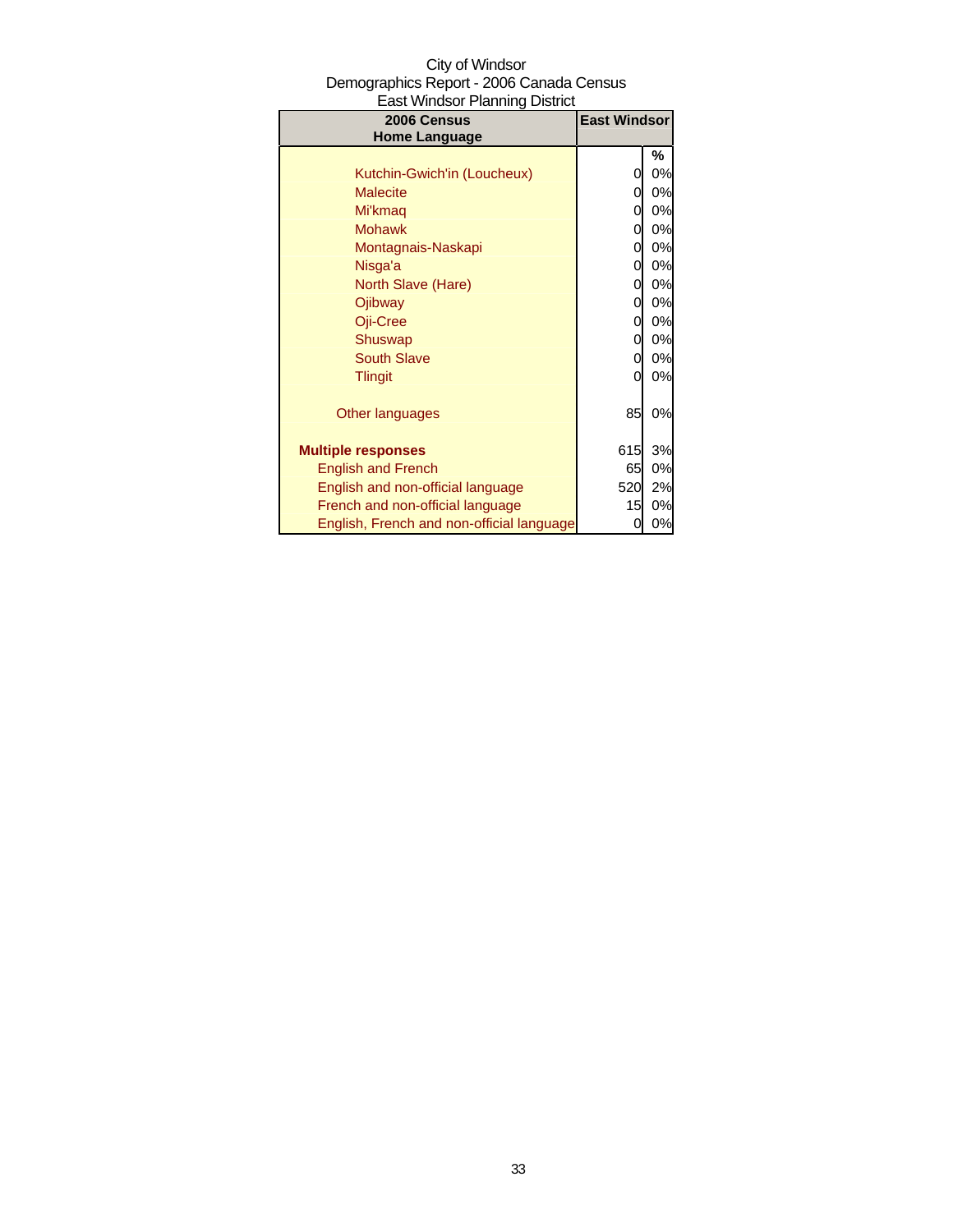City of Windsor
Demographics Report - 2006 Canada Census
East Windsor Planning District

| 2006 Census Home Language | East Windsor | |
|---|---|---|
| | | % |
| Kutchin-Gwich'in (Loucheux) | 0 | 0% |
| Malecite | 0 | 0% |
| Mi'kmaq | 0 | 0% |
| Mohawk | 0 | 0% |
| Montagnais-Naskapi | 0 | 0% |
| Nisga'a | 0 | 0% |
| North Slave (Hare) | 0 | 0% |
| Ojibway | 0 | 0% |
| Oji-Cree | 0 | 0% |
| Shuswap | 0 | 0% |
| South Slave | 0 | 0% |
| Tlingit | 0 | 0% |
| Other languages | 85 | 0% |
| **Multiple responses** | 615 | 3% |
| English and French | 65 | 0% |
| English and non-official language | 520 | 2% |
| French and non-official language | 15 | 0% |
| English, French and non-official language | 0 | 0% |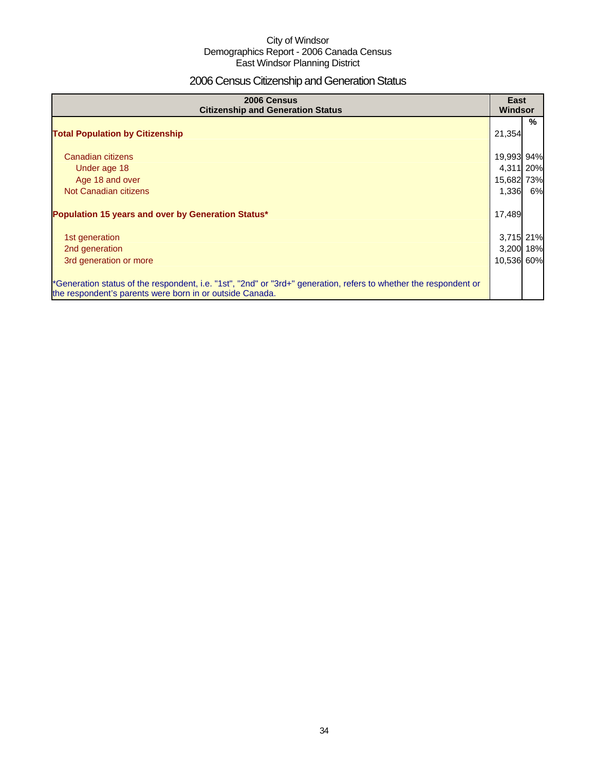City of Windsor
Demographics Report - 2006 Canada Census
East Windsor Planning District

# 2006 Census Citizenship and Generation Status

| 2006 Census<br>Citizenship and Generation Status | East Windsor | |
|---|---|---|
| | | % |
| **Total Population by Citizenship** | 21,354 | |
| Canadian citizens | 19,993 | 94% |
| Under age 18 | 4,311 | 20% |
| Age 18 and over | 15,682 | 73% |
| Not Canadian citizens | 1,336 | 6% |
| **Population 15 years and over by Generation Status*** | 17,489 | |
| 1st generation | 3,715 | 21% |
| 2nd generation | 3,200 | 18% |
| 3rd generation or more | 10,536 | 60% |
| *Generation status of the respondent, i.e. "1st", "2nd" or "3rd+" generation, refers to whether the respondent or the respondent's parents were born in or outside Canada. | | |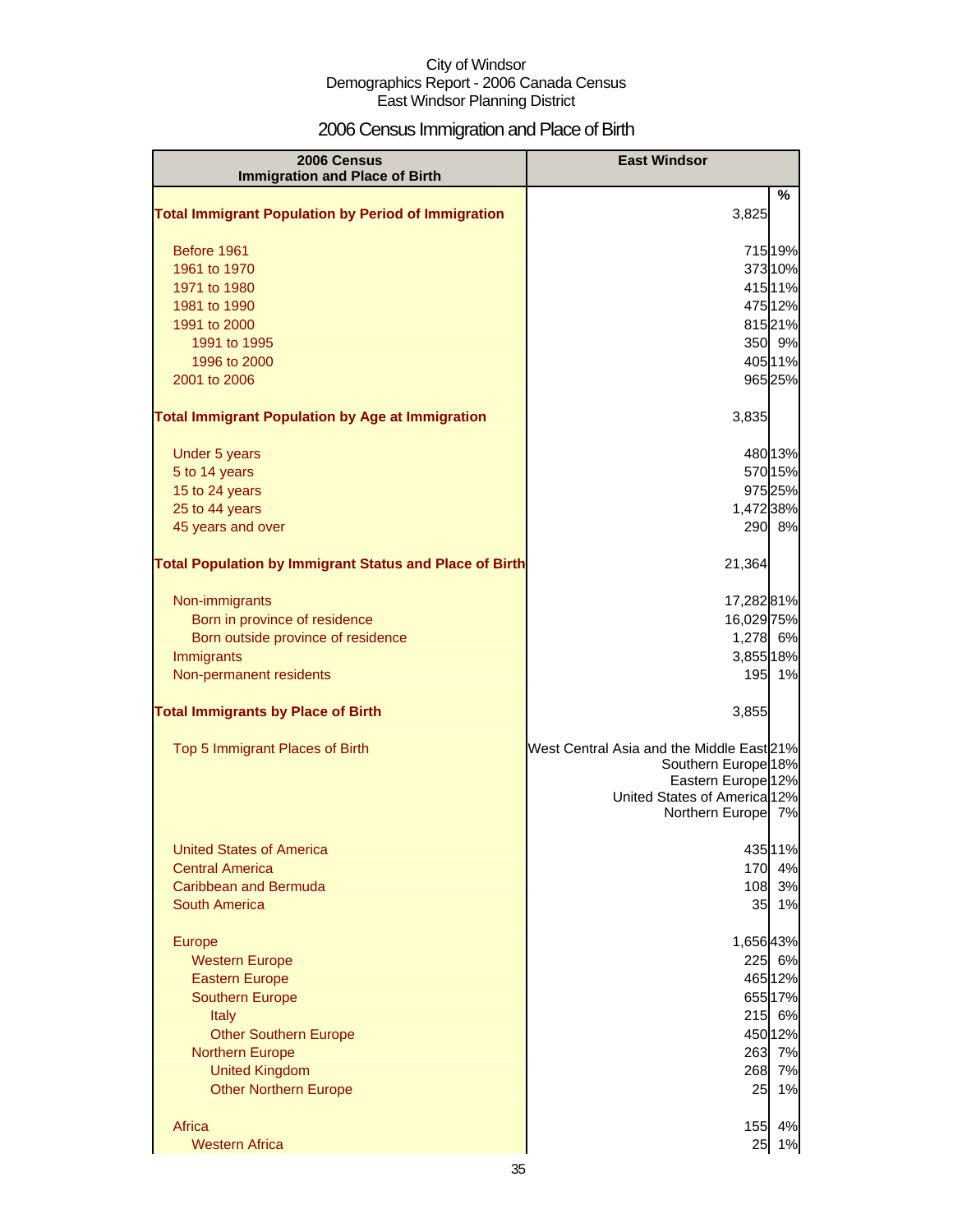City of Windsor
Demographics Report - 2006 Canada Census
East Windsor Planning District

# 2006 Census Immigration and Place of Birth

| 2006 Census Immigration and Place of Birth | East Windsor | % |
|---|---|---|
| **Total Immigrant Population by Period of Immigration** | 3,825 | |
| Before 1961 | 715 | 19% |
| 1961 to 1970 | 373 | 10% |
| 1971 to 1980 | 415 | 11% |
| 1981 to 1990 | 475 | 12% |
| 1991 to 2000 | 815 | 21% |
| 1991 to 1995 | 350 | 9% |
| 1996 to 2000 | 405 | 11% |
| 2001 to 2006 | 965 | 25% |
| **Total Immigrant Population by Age at Immigration** | 3,835 | |
| Under 5 years | 480 | 13% |
| 5 to 14 years | 570 | 15% |
| 15 to 24 years | 975 | 25% |
| 25 to 44 years | 1,472 | 38% |
| 45 years and over | 290 | 8% |
| **Total Population by Immigrant Status and Place of Birth** | 21,364 | |
| Non-immigrants | 17,282 | 81% |
| Born in province of residence | 16,029 | 75% |
| Born outside province of residence | 1,278 | 6% |
| Immigrants | 3,855 | 18% |
| Non-permanent residents | 195 | 1% |
| **Total Immigrants by Place of Birth** | 3,855 | |
| Top 5 Immigrant Places of Birth | West Central Asia and the Middle East | 21% |
| | Southern Europe | 18% |
| | Eastern Europe | 12% |
| | United States of America | 12% |
| | Northern Europe | 7% |
| United States of America | 435 | 11% |
| Central America | 170 | 4% |
| Caribbean and Bermuda | 108 | 3% |
| South America | 35 | 1% |
| Europe | 1,656 | 43% |
| Western Europe | 225 | 6% |
| Eastern Europe | 465 | 12% |
| Southern Europe | 655 | 17% |
| Italy | 215 | 6% |
| Other Southern Europe | 450 | 12% |
| Northern Europe | 263 | 7% |
| United Kingdom | 268 | 7% |
| Other Northern Europe | 25 | 1% |
| Africa | 155 | 4% |
| Western Africa | 25 | 1% |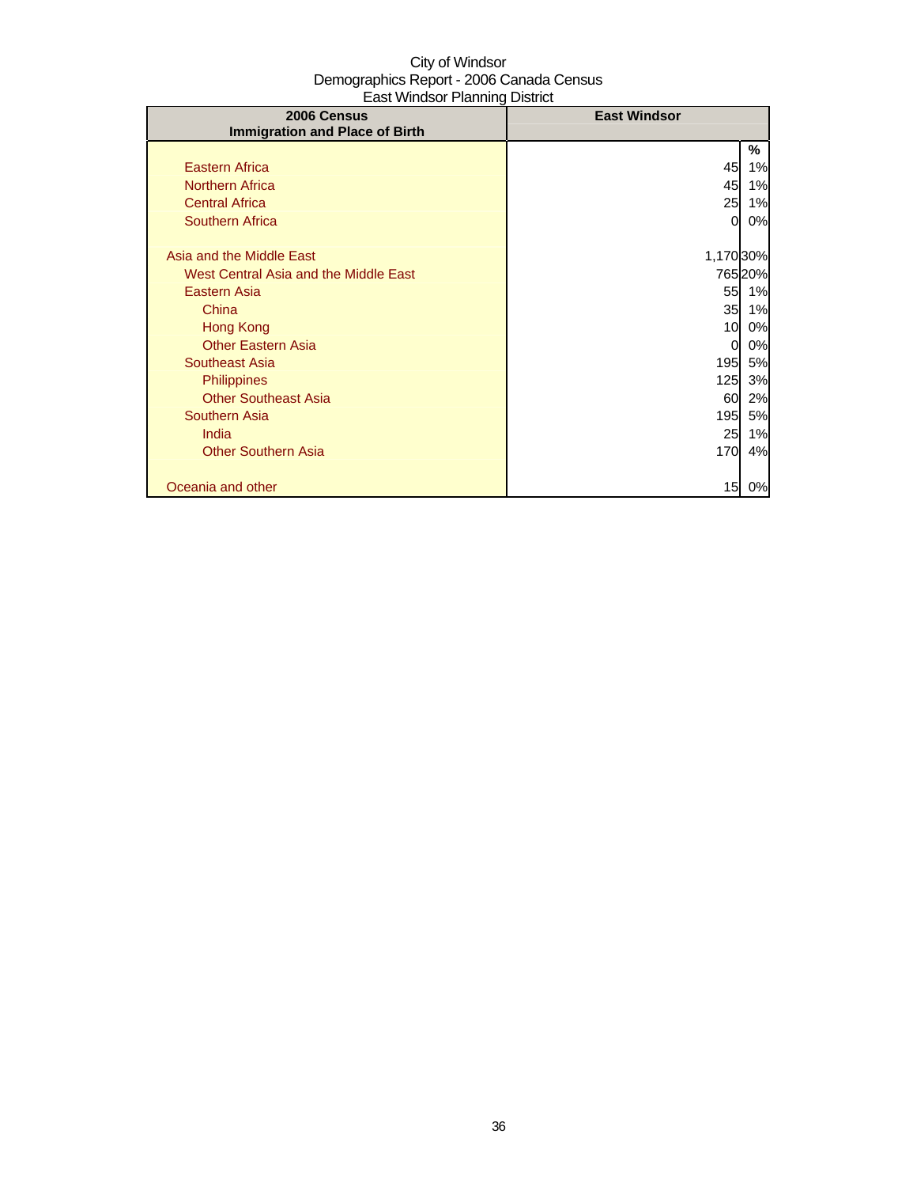City of Windsor
Demographics Report - 2006 Canada Census
East Windsor Planning District

| 2006 Census<br>Immigration and Place of Birth | East Windsor | |
|---|---|---|
| | | % |
| Eastern Africa | 45 | 1% |
| Northern Africa | 45 | 1% |
| Central Africa | 25 | 1% |
| Southern Africa | 0 | 0% |
| | | |
| Asia and the Middle East | 1,170 | 30% |
| West Central Asia and the Middle East | 765 | 20% |
| Eastern Asia | 55 | 1% |
| China | 35 | 1% |
| Hong Kong | 10 | 0% |
| Other Eastern Asia | 0 | 0% |
| Southeast Asia | 195 | 5% |
| Philippines | 125 | 3% |
| Other Southeast Asia | 60 | 2% |
| Southern Asia | 195 | 5% |
| India | 25 | 1% |
| Other Southern Asia | 170 | 4% |
| | | |
| Oceania and other | 15 | 0% |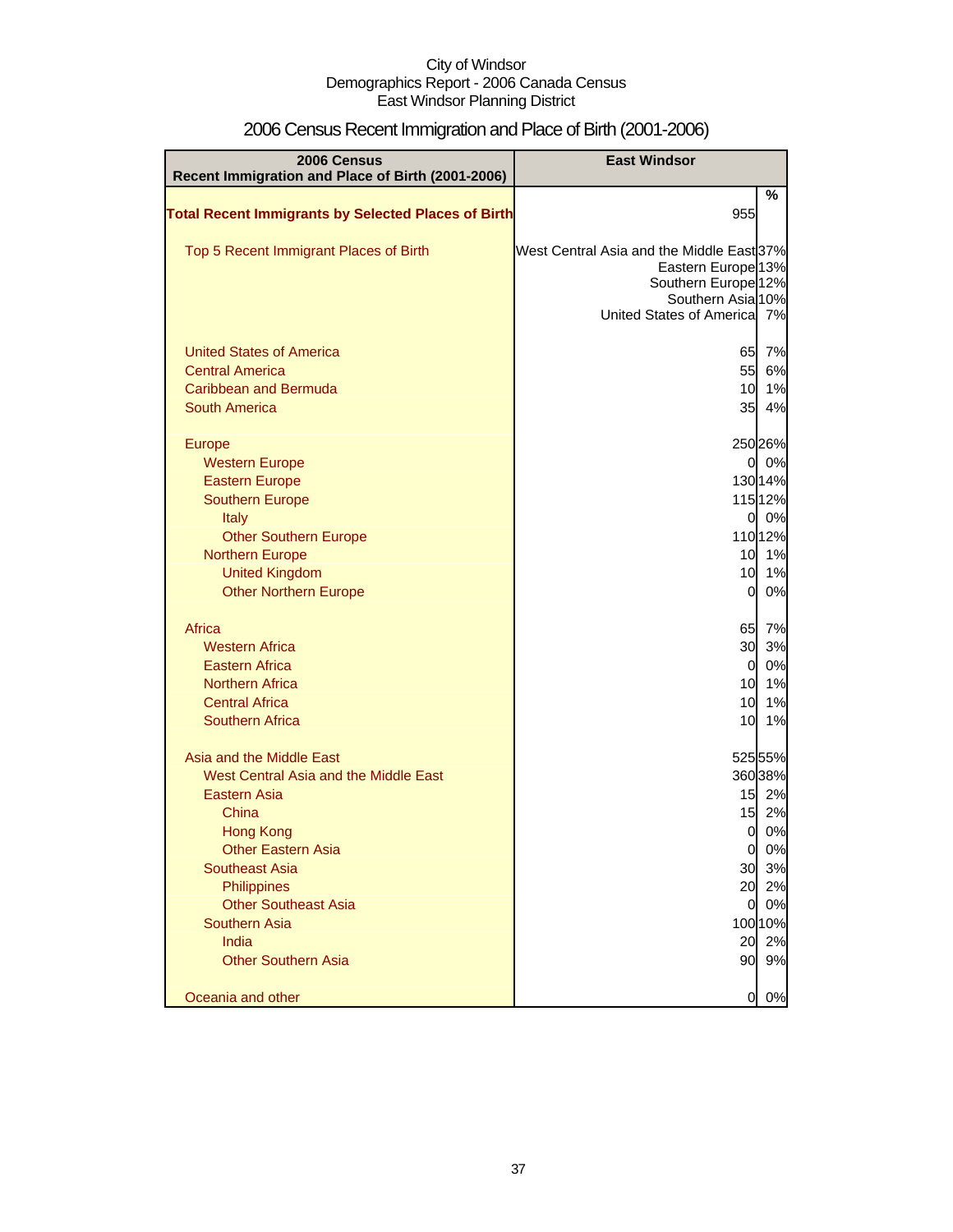City of Windsor
Demographics Report - 2006 Canada Census
East Windsor Planning District

# 2006 Census Recent Immigration and Place of Birth (2001-2006)

| 2006 Census Recent Immigration and Place of Birth (2001-2006) | East Windsor | |
|---|---|---|
| | | % |
| **Total Recent Immigrants by Selected Places of Birth** | 955 | |
| Top 5 Recent Immigrant Places of Birth | West Central Asia and the Middle East | 37% |
| | Eastern Europe | 13% |
| | Southern Europe | 12% |
| | Southern Asia | 10% |
| | United States of America | 7% |
| United States of America | 65 | 7% |
| Central America | 55 | 6% |
| Caribbean and Bermuda | 10 | 1% |
| South America | 35 | 4% |
| Europe | 250 | 26% |
| Western Europe | 0 | 0% |
| Eastern Europe | 130 | 14% |
| Southern Europe | 115 | 12% |
| Italy | 0 | 0% |
| Other Southern Europe | 110 | 12% |
| Northern Europe | 10 | 1% |
| United Kingdom | 10 | 1% |
| Other Northern Europe | 0 | 0% |
| Africa | 65 | 7% |
| Western Africa | 30 | 3% |
| Eastern Africa | 0 | 0% |
| Northern Africa | 10 | 1% |
| Central Africa | 10 | 1% |
| Southern Africa | 10 | 1% |
| Asia and the Middle East | 525 | 55% |
| West Central Asia and the Middle East | 360 | 38% |
| Eastern Asia | 15 | 2% |
| China | 15 | 2% |
| Hong Kong | 0 | 0% |
| Other Eastern Asia | 0 | 0% |
| Southeast Asia | 30 | 3% |
| Philippines | 20 | 2% |
| Other Southeast Asia | 0 | 0% |
| Southern Asia | 100 | 10% |
| India | 20 | 2% |
| Other Southern Asia | 90 | 9% |
| Oceania and other | 0 | 0% |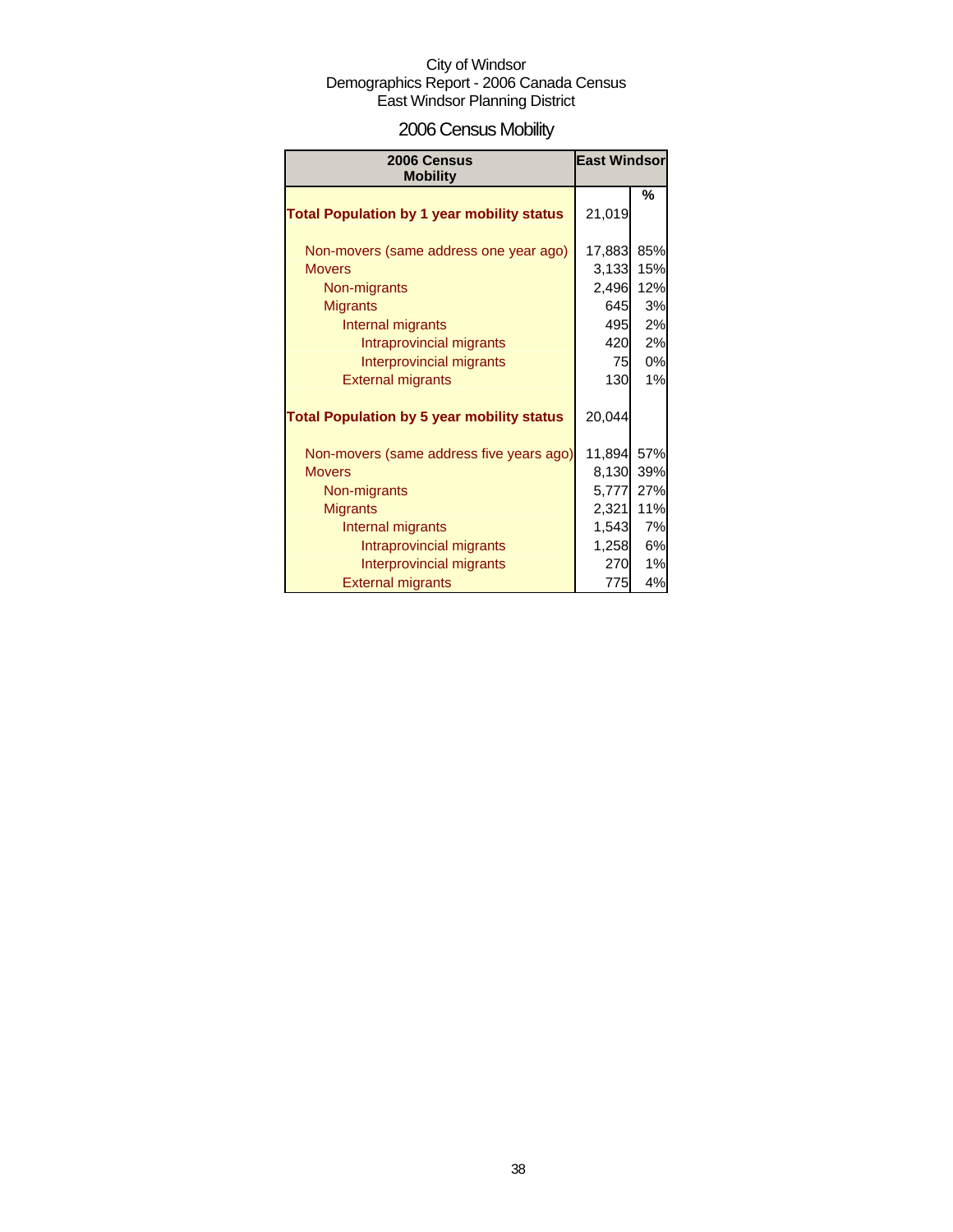City of Windsor
Demographics Report - 2006 Canada Census
East Windsor Planning District

# 2006 Census Mobility

| 2006 Census Mobility | East Windsor | |
|---|---|---|
| | | % |
| **Total Population by 1 year mobility status** | 21,019 | |
| Non-movers (same address one year ago) | 17,883 | 85% |
| Movers | 3,133 | 15% |
| Non-migrants | 2,496 | 12% |
| Migrants | 645 | 3% |
| Internal migrants | 495 | 2% |
| Intraprovincial migrants | 420 | 2% |
| Interprovincial migrants | 75 | 0% |
| External migrants | 130 | 1% |
| **Total Population by 5 year mobility status** | 20,044 | |
| Non-movers (same address five years ago) | 11,894 | 57% |
| Movers | 8,130 | 39% |
| Non-migrants | 5,777 | 27% |
| Migrants | 2,321 | 11% |
| Internal migrants | 1,543 | 7% |
| Intraprovincial migrants | 1,258 | 6% |
| Interprovincial migrants | 270 | 1% |
| External migrants | 775 | 4% |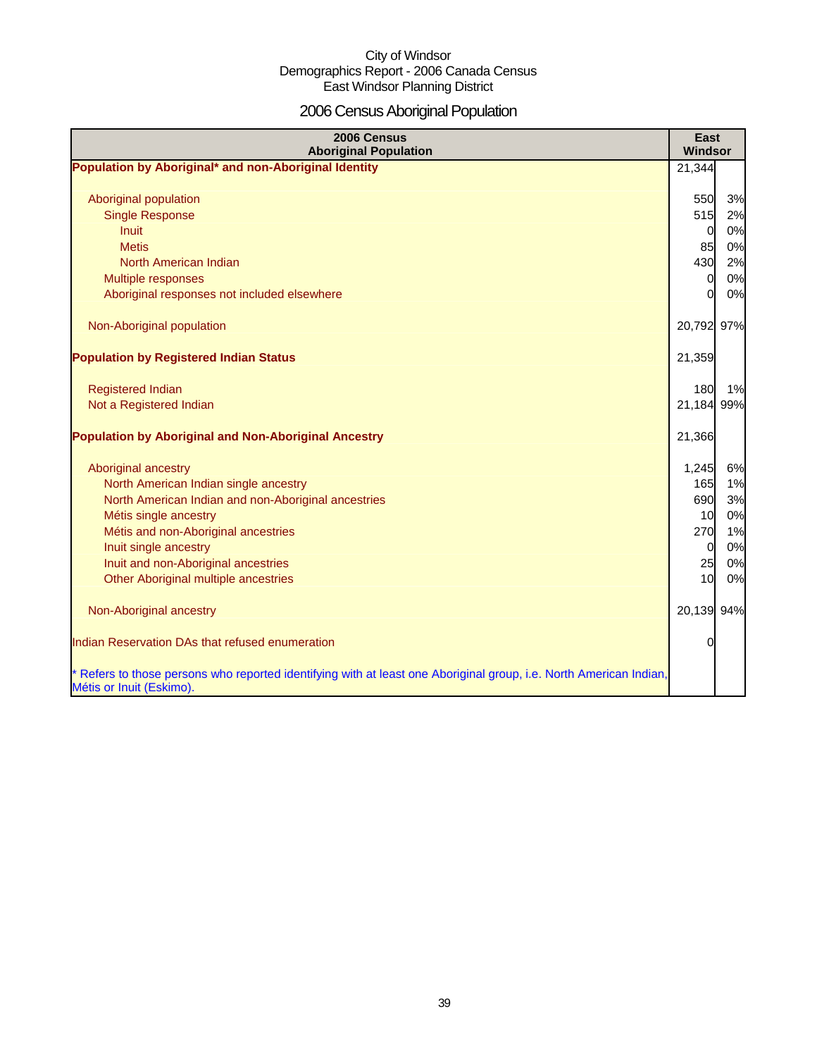City of Windsor
Demographics Report - 2006 Canada Census
East Windsor Planning District

# 2006 Census Aboriginal Population

| 2006 Census Aboriginal Population | East Windsor | |
|---|---|---|
| **Population by Aboriginal* and non-Aboriginal Identity** | 21,344 | |
| Aboriginal population | 550 | 3% |
| Single Response | 515 | 2% |
| Inuit | 0 | 0% |
| Metis | 85 | 0% |
| North American Indian | 430 | 2% |
| Multiple responses | 0 | 0% |
| Aboriginal responses not included elsewhere | 0 | 0% |
| Non-Aboriginal population | 20,792 | 97% |
| **Population by Registered Indian Status** | 21,359 | |
| Registered Indian | 180 | 1% |
| Not a Registered Indian | 21,184 | 99% |
| **Population by Aboriginal and Non-Aboriginal Ancestry** | 21,366 | |
| Aboriginal ancestry | 1,245 | 6% |
| North American Indian single ancestry | 165 | 1% |
| North American Indian and non-Aboriginal ancestries | 690 | 3% |
| Métis single ancestry | 10 | 0% |
| Métis and non-Aboriginal ancestries | 270 | 1% |
| Inuit single ancestry | 0 | 0% |
| Inuit and non-Aboriginal ancestries | 25 | 0% |
| Other Aboriginal multiple ancestries | 10 | 0% |
| Non-Aboriginal ancestry | 20,139 | 94% |
| Indian Reservation DAs that refused enumeration | 0 | |

* Refers to those persons who reported identifying with at least one Aboriginal group, i.e. North American Indian, Métis or Inuit (Eskimo).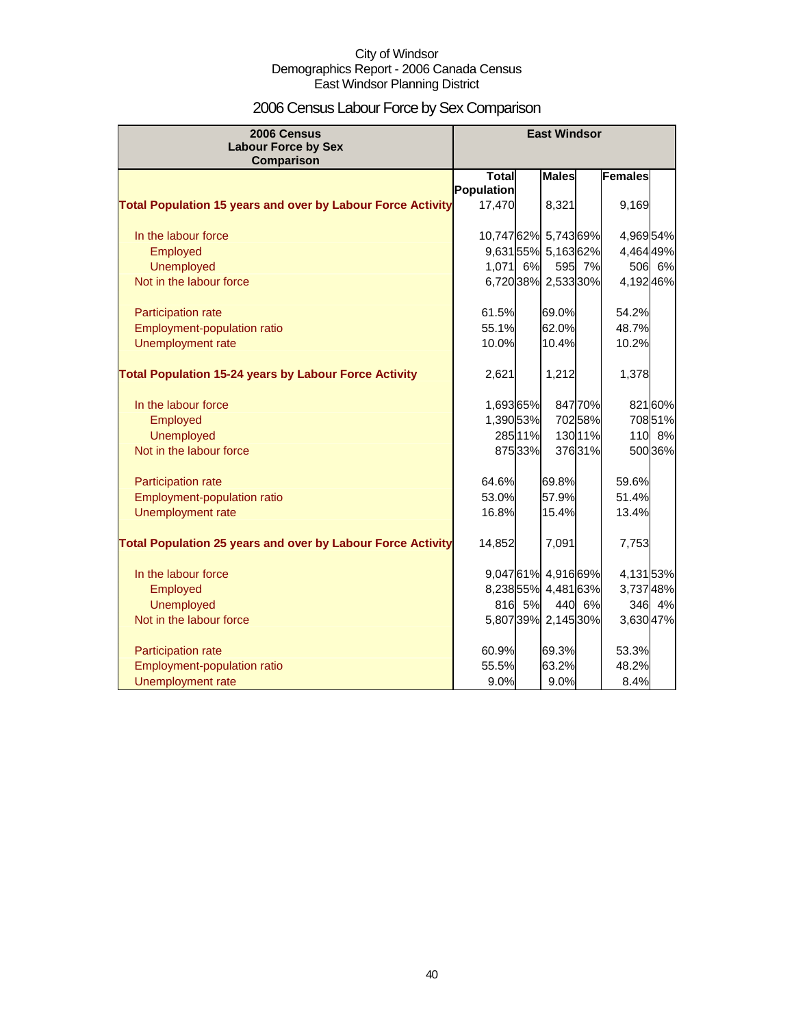City of Windsor
Demographics Report - 2006 Canada Census
East Windsor Planning District

# 2006 Census Labour Force by Sex Comparison

| 2006 Census Labour Force by Sex Comparison | East Windsor | | | | | |
|---|---|---|---|---|---|---|
| | Total Population | | Males | | Females | |
| **Total Population 15 years and over by Labour Force Activity** | 17,470 | | 8,321 | | 9,169 | |
| In the labour force | 10,747 | 62% | 5,743 | 69% | 4,969 | 54% |
| Employed | 9,631 | 55% | 5,163 | 62% | 4,464 | 49% |
| Unemployed | 1,071 | 6% | 595 | 7% | 506 | 6% |
| Not in the labour force | 6,720 | 38% | 2,533 | 30% | 4,192 | 46% |
| Participation rate | 61.5% | | 69.0% | | 54.2% | |
| Employment-population ratio | 55.1% | | 62.0% | | 48.7% | |
| Unemployment rate | 10.0% | | 10.4% | | 10.2% | |
| **Total Population 15-24 years by Labour Force Activity** | 2,621 | | 1,212 | | 1,378 | |
| In the labour force | 1,693 | 65% | 847 | 70% | 821 | 60% |
| Employed | 1,390 | 53% | 702 | 58% | 708 | 51% |
| Unemployed | 285 | 11% | 130 | 11% | 110 | 8% |
| Not in the labour force | 875 | 33% | 376 | 31% | 500 | 36% |
| Participation rate | 64.6% | | 69.8% | | 59.6% | |
| Employment-population ratio | 53.0% | | 57.9% | | 51.4% | |
| Unemployment rate | 16.8% | | 15.4% | | 13.4% | |
| **Total Population 25 years and over by Labour Force Activity** | 14,852 | | 7,091 | | 7,753 | |
| In the labour force | 9,047 | 61% | 4,916 | 69% | 4,131 | 53% |
| Employed | 8,238 | 55% | 4,481 | 63% | 3,737 | 48% |
| Unemployed | 816 | 5% | 440 | 6% | 346 | 4% |
| Not in the labour force | 5,807 | 39% | 2,145 | 30% | 3,630 | 47% |
| Participation rate | 60.9% | | 69.3% | | 53.3% | |
| Employment-population ratio | 55.5% | | 63.2% | | 48.2% | |
| Unemployment rate | 9.0% | | 9.0% | | 8.4% | |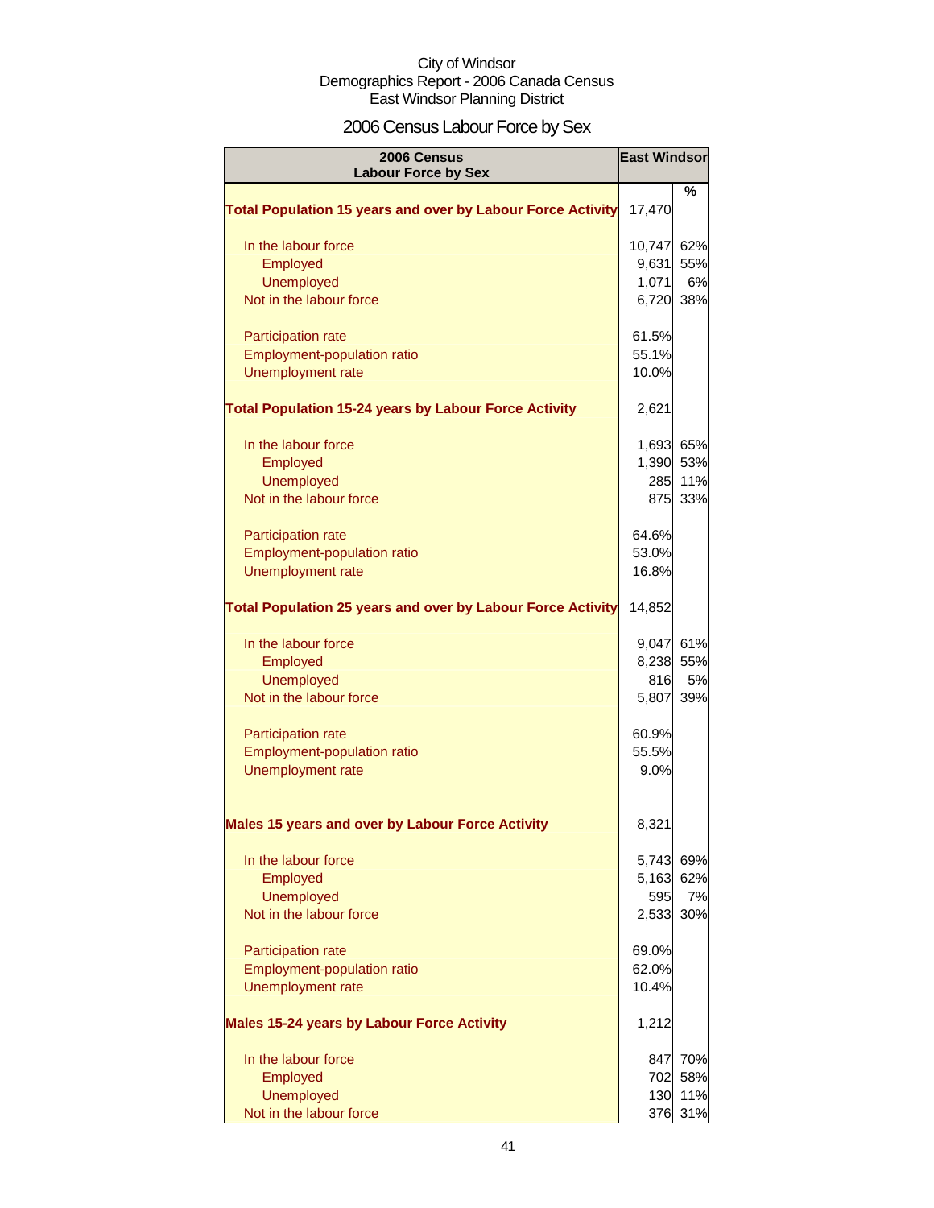City of Windsor
Demographics Report - 2006 Canada Census
East Windsor Planning District

# 2006 Census Labour Force by Sex

| 2006 Census Labour Force by Sex | East Windsor | |
|---|---|---|
| | | % |
| **Total Population 15 years and over by Labour Force Activity** | 17,470 | |
| In the labour force | 10,747 | 62% |
| Employed | 9,631 | 55% |
| Unemployed | 1,071 | 6% |
| Not in the labour force | 6,720 | 38% |
| Participation rate | 61.5% | |
| Employment-population ratio | 55.1% | |
| Unemployment rate | 10.0% | |
| **Total Population 15-24 years by Labour Force Activity** | 2,621 | |
| In the labour force | 1,693 | 65% |
| Employed | 1,390 | 53% |
| Unemployed | 285 | 11% |
| Not in the labour force | 875 | 33% |
| Participation rate | 64.6% | |
| Employment-population ratio | 53.0% | |
| Unemployment rate | 16.8% | |
| **Total Population 25 years and over by Labour Force Activity** | 14,852 | |
| In the labour force | 9,047 | 61% |
| Employed | 8,238 | 55% |
| Unemployed | 816 | 5% |
| Not in the labour force | 5,807 | 39% |
| Participation rate | 60.9% | |
| Employment-population ratio | 55.5% | |
| Unemployment rate | 9.0% | |
| **Males 15 years and over by Labour Force Activity** | 8,321 | |
| In the labour force | 5,743 | 69% |
| Employed | 5,163 | 62% |
| Unemployed | 595 | 7% |
| Not in the labour force | 2,533 | 30% |
| Participation rate | 69.0% | |
| Employment-population ratio | 62.0% | |
| Unemployment rate | 10.4% | |
| **Males 15-24 years by Labour Force Activity** | 1,212 | |
| In the labour force | 847 | 70% |
| Employed | 702 | 58% |
| Unemployed | 130 | 11% |
| Not in the labour force | 376 | 31% |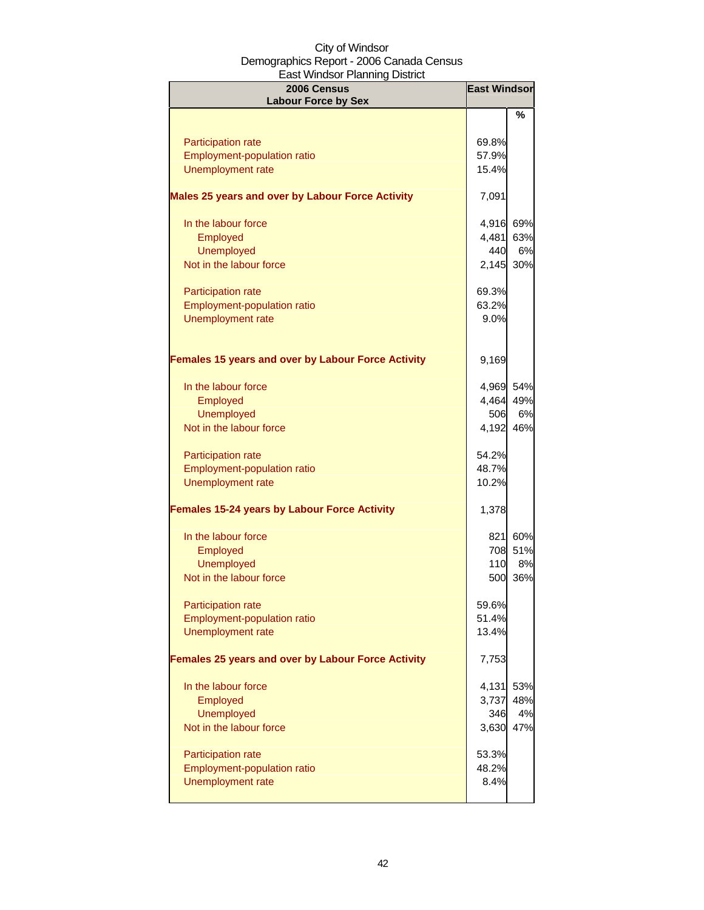City of Windsor
Demographics Report - 2006 Canada Census
East Windsor Planning District

| 2006 Census<br>Labour Force by Sex | East Windsor | |
|---|---|---|
| | | % |
| Participation rate | 69.8% | |
| Employment-population ratio | 57.9% | |
| Unemployment rate | 15.4% | |
| **Males 25 years and over by Labour Force Activity** | 7,091 | |
| In the labour force | 4,916 | 69% |
| Employed | 4,481 | 63% |
| Unemployed | 440 | 6% |
| Not in the labour force | 2,145 | 30% |
| Participation rate | 69.3% | |
| Employment-population ratio | 63.2% | |
| Unemployment rate | 9.0% | |
| **Females 15 years and over by Labour Force Activity** | 9,169 | |
| In the labour force | 4,969 | 54% |
| Employed | 4,464 | 49% |
| Unemployed | 506 | 6% |
| Not in the labour force | 4,192 | 46% |
| Participation rate | 54.2% | |
| Employment-population ratio | 48.7% | |
| Unemployment rate | 10.2% | |
| **Females 15-24 years by Labour Force Activity** | 1,378 | |
| In the labour force | 821 | 60% |
| Employed | 708 | 51% |
| Unemployed | 110 | 8% |
| Not in the labour force | 500 | 36% |
| Participation rate | 59.6% | |
| Employment-population ratio | 51.4% | |
| Unemployment rate | 13.4% | |
| **Females 25 years and over by Labour Force Activity** | 7,753 | |
| In the labour force | 4,131 | 53% |
| Employed | 3,737 | 48% |
| Unemployed | 346 | 4% |
| Not in the labour force | 3,630 | 47% |
| Participation rate | 53.3% | |
| Employment-population ratio | 48.2% | |
| Unemployment rate | 8.4% | |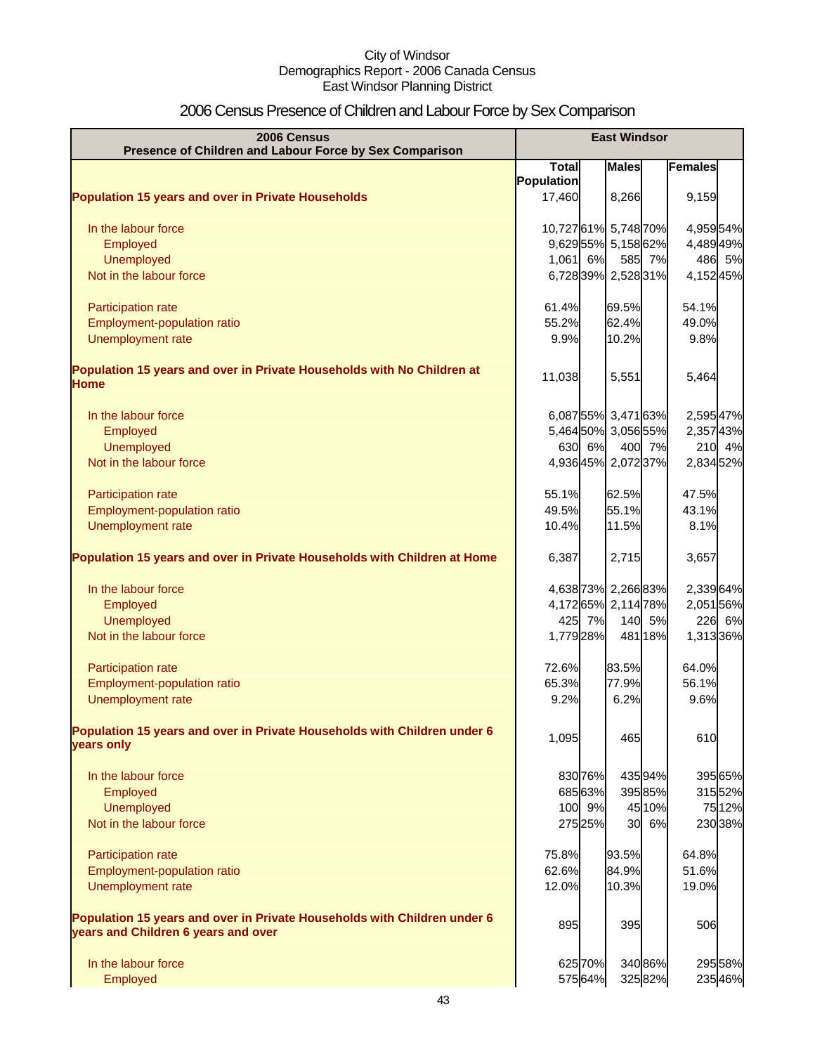City of Windsor
Demographics Report - 2006 Canada Census
East Windsor Planning District

# 2006 Census Presence of Children and Labour Force by Sex Comparison

| 2006 Census Presence of Children and Labour Force by Sex Comparison | East Windsor | | | | | |
|---|---|---|---|---|---|---|
| | Total Population | | Males | | Females | |
| **Population 15 years and over in Private Households** | 17,460 | | 8,266 | | 9,159 | |
| In the labour force | 10,727 | 61% | 5,748 | 70% | 4,959 | 54% |
| Employed | 9,629 | 55% | 5,158 | 62% | 4,489 | 49% |
| Unemployed | 1,061 | 6% | 585 | 7% | 486 | 5% |
| Not in the labour force | 6,728 | 39% | 2,528 | 31% | 4,152 | 45% |
| Participation rate | 61.4% | | 69.5% | | 54.1% | |
| Employment-population ratio | 55.2% | | 62.4% | | 49.0% | |
| Unemployment rate | 9.9% | | 10.2% | | 9.8% | |
| **Population 15 years and over in Private Households with No Children at Home** | 11,038 | | 5,551 | | 5,464 | |
| In the labour force | 6,087 | 55% | 3,471 | 63% | 2,595 | 47% |
| Employed | 5,464 | 50% | 3,056 | 55% | 2,357 | 43% |
| Unemployed | 630 | 6% | 400 | 7% | 210 | 4% |
| Not in the labour force | 4,936 | 45% | 2,072 | 37% | 2,834 | 52% |
| Participation rate | 55.1% | | 62.5% | | 47.5% | |
| Employment-population ratio | 49.5% | | 55.1% | | 43.1% | |
| Unemployment rate | 10.4% | | 11.5% | | 8.1% | |
| **Population 15 years and over in Private Households with Children at Home** | 6,387 | | 2,715 | | 3,657 | |
| In the labour force | 4,638 | 73% | 2,266 | 83% | 2,339 | 64% |
| Employed | 4,172 | 65% | 2,114 | 78% | 2,051 | 56% |
| Unemployed | 425 | 7% | 140 | 5% | 226 | 6% |
| Not in the labour force | 1,779 | 28% | 481 | 18% | 1,313 | 36% |
| Participation rate | 72.6% | | 83.5% | | 64.0% | |
| Employment-population ratio | 65.3% | | 77.9% | | 56.1% | |
| Unemployment rate | 9.2% | | 6.2% | | 9.6% | |
| **Population 15 years and over in Private Households with Children under 6 years only** | 1,095 | | 465 | | 610 | |
| In the labour force | 830 | 76% | 435 | 94% | 395 | 65% |
| Employed | 685 | 63% | 395 | 85% | 315 | 52% |
| Unemployed | 100 | 9% | 45 | 10% | 75 | 12% |
| Not in the labour force | 275 | 25% | 30 | 6% | 230 | 38% |
| Participation rate | 75.8% | | 93.5% | | 64.8% | |
| Employment-population ratio | 62.6% | | 84.9% | | 51.6% | |
| Unemployment rate | 12.0% | | 10.3% | | 19.0% | |
| **Population 15 years and over in Private Households with Children under 6 years and Children 6 years and over** | 895 | | 395 | | 506 | |
| In the labour force | 625 | 70% | 340 | 86% | 295 | 58% |
| Employed | 575 | 64% | 325 | 82% | 235 | 46% |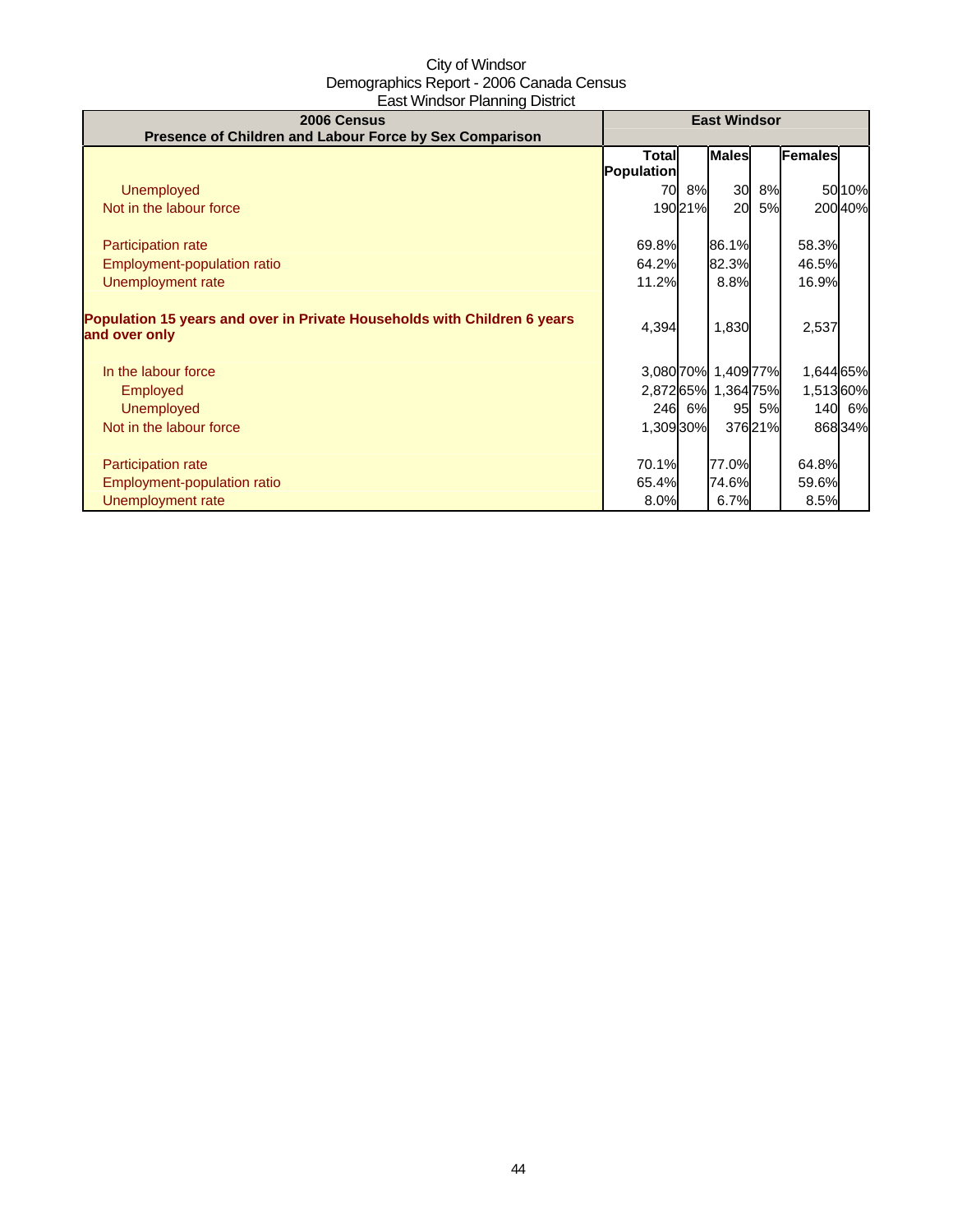City of Windsor
Demographics Report - 2006 Canada Census
East Windsor Planning District

| 2006 Census<br>Presence of Children and Labour Force by Sex Comparison | East Windsor | | | | | |
|---|---|---|---|---|---|---|
| | Total Population | | Males | | Females | |
| Unemployed | 70 | 8% | 30 | 8% | 50 | 10% |
| Not in the labour force | 190 | 21% | 20 | 5% | 200 | 40% |
| | | | | | | |
| Participation rate | 69.8% | | 86.1% | | 58.3% | |
| Employment-population ratio | 64.2% | | 82.3% | | 46.5% | |
| Unemployment rate | 11.2% | | 8.8% | | 16.9% | |
| | | | | | | |
| **Population 15 years and over in Private Households with Children 6 years and over only** | 4,394 | | 1,830 | | 2,537 | |
| | | | | | | |
| In the labour force | 3,080 | 70% | 1,409 | 77% | 1,644 | 65% |
| Employed | 2,872 | 65% | 1,364 | 75% | 1,513 | 60% |
| Unemployed | 246 | 6% | 95 | 5% | 140 | 6% |
| Not in the labour force | 1,309 | 30% | 376 | 21% | 868 | 34% |
| | | | | | | |
| Participation rate | 70.1% | | 77.0% | | 64.8% | |
| Employment-population ratio | 65.4% | | 74.6% | | 59.6% | |
| Unemployment rate | 8.0% | | 6.7% | | 8.5% | |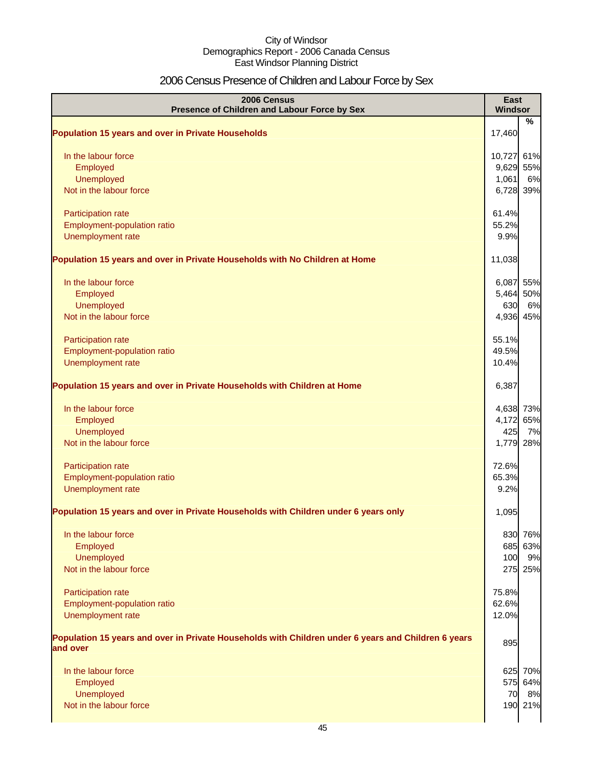City of Windsor
Demographics Report - 2006 Canada Census
East Windsor Planning District

# 2006 Census Presence of Children and Labour Force by Sex

| 2006 Census<br>Presence of Children and Labour Force by Sex | East Windsor | |
|---|---|---|
| | | % |
| **Population 15 years and over in Private Households** | 17,460 | |
| In the labour force | 10,727 | 61% |
| Employed | 9,629 | 55% |
| Unemployed | 1,061 | 6% |
| Not in the labour force | 6,728 | 39% |
| Participation rate | 61.4% | |
| Employment-population ratio | 55.2% | |
| Unemployment rate | 9.9% | |
| **Population 15 years and over in Private Households with No Children at Home** | 11,038 | |
| In the labour force | 6,087 | 55% |
| Employed | 5,464 | 50% |
| Unemployed | 630 | 6% |
| Not in the labour force | 4,936 | 45% |
| Participation rate | 55.1% | |
| Employment-population ratio | 49.5% | |
| Unemployment rate | 10.4% | |
| **Population 15 years and over in Private Households with Children at Home** | 6,387 | |
| In the labour force | 4,638 | 73% |
| Employed | 4,172 | 65% |
| Unemployed | 425 | 7% |
| Not in the labour force | 1,779 | 28% |
| Participation rate | 72.6% | |
| Employment-population ratio | 65.3% | |
| Unemployment rate | 9.2% | |
| **Population 15 years and over in Private Households with Children under 6 years only** | 1,095 | |
| In the labour force | 830 | 76% |
| Employed | 685 | 63% |
| Unemployed | 100 | 9% |
| Not in the labour force | 275 | 25% |
| Participation rate | 75.8% | |
| Employment-population ratio | 62.6% | |
| Unemployment rate | 12.0% | |
| **Population 15 years and over in Private Households with Children under 6 years and Children 6 years and over** | 895 | |
| In the labour force | 625 | 70% |
| Employed | 575 | 64% |
| Unemployed | 70 | 8% |
| Not in the labour force | 190 | 21% |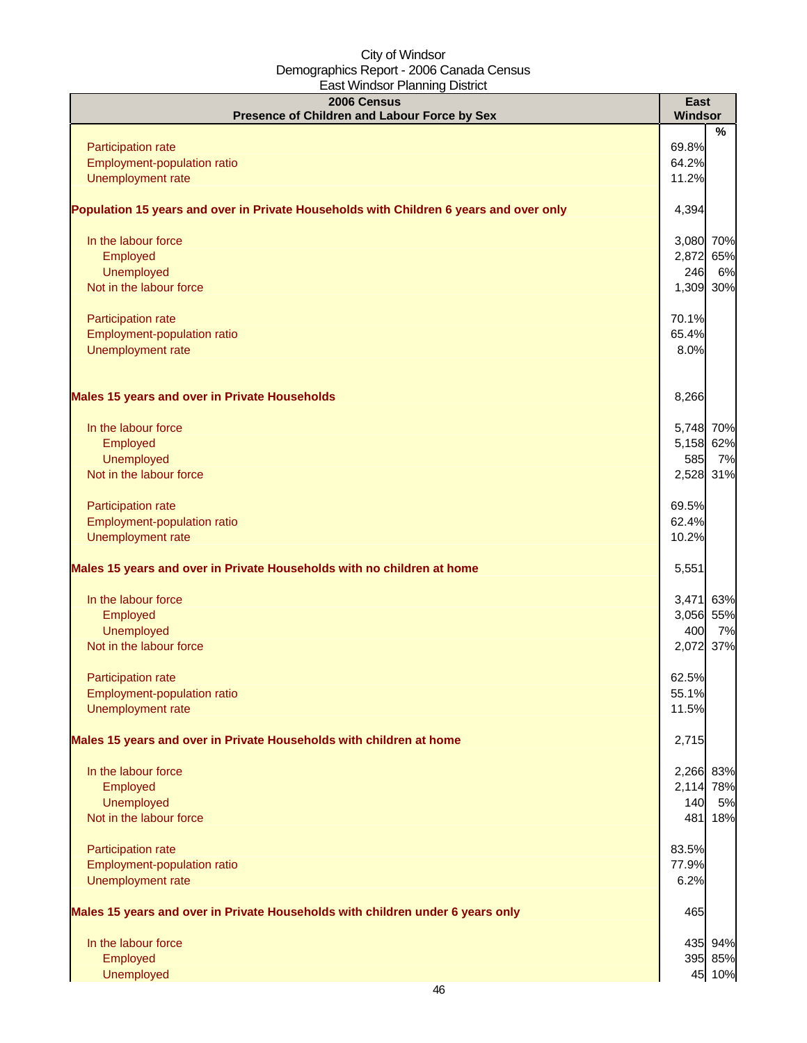City of Windsor
Demographics Report - 2006 Canada Census
East Windsor Planning District

| 2006 Census<br>Presence of Children and Labour Force by Sex | East Windsor | % |
|---|---|---|
| Participation rate | 69.8% | |
| Employment-population ratio | 64.2% | |
| Unemployment rate | 11.2% | |
| **Population 15 years and over in Private Households with Children 6 years and over only** | 4,394 | |
| In the labour force | 3,080 | 70% |
| Employed | 2,872 | 65% |
| Unemployed | 246 | 6% |
| Not in the labour force | 1,309 | 30% |
| Participation rate | 70.1% | |
| Employment-population ratio | 65.4% | |
| Unemployment rate | 8.0% | |
| **Males 15 years and over in Private Households** | 8,266 | |
| In the labour force | 5,748 | 70% |
| Employed | 5,158 | 62% |
| Unemployed | 585 | 7% |
| Not in the labour force | 2,528 | 31% |
| Participation rate | 69.5% | |
| Employment-population ratio | 62.4% | |
| Unemployment rate | 10.2% | |
| **Males 15 years and over in Private Households with no children at home** | 5,551 | |
| In the labour force | 3,471 | 63% |
| Employed | 3,056 | 55% |
| Unemployed | 400 | 7% |
| Not in the labour force | 2,072 | 37% |
| Participation rate | 62.5% | |
| Employment-population ratio | 55.1% | |
| Unemployment rate | 11.5% | |
| **Males 15 years and over in Private Households with children at home** | 2,715 | |
| In the labour force | 2,266 | 83% |
| Employed | 2,114 | 78% |
| Unemployed | 140 | 5% |
| Not in the labour force | 481 | 18% |
| Participation rate | 83.5% | |
| Employment-population ratio | 77.9% | |
| Unemployment rate | 6.2% | |
| **Males 15 years and over in Private Households with children under 6 years only** | 465 | |
| In the labour force | 435 | 94% |
| Employed | 395 | 85% |
| Unemployed | 45 | 10% |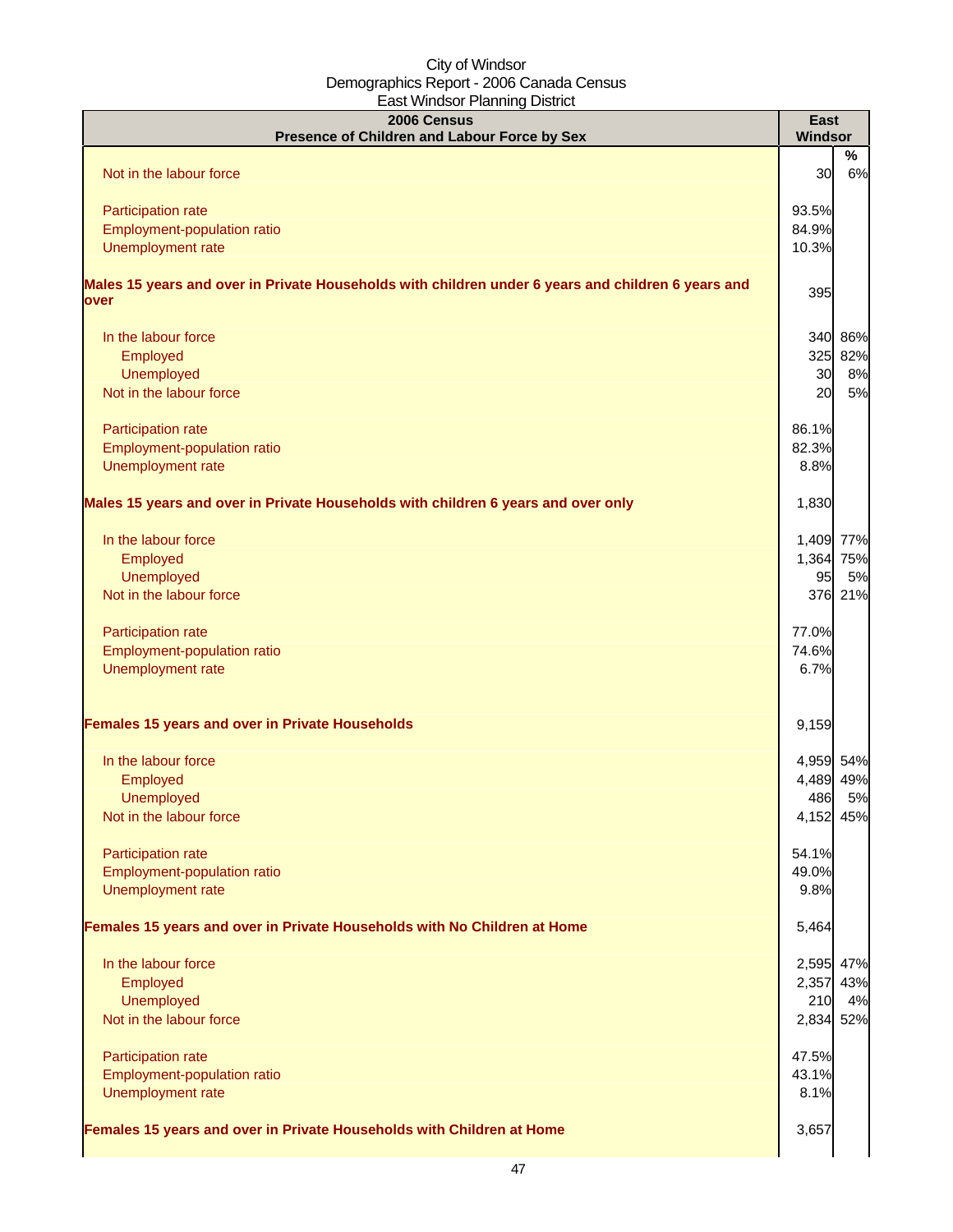City of Windsor
Demographics Report - 2006 Canada Census
East Windsor Planning District

| 2006 Census<br>Presence of Children and Labour Force by Sex | East Windsor | % |
|---|---|---|
| Not in the labour force | 30 | 6% |
| | | |
| Participation rate | 93.5% | |
| Employment-population ratio | 84.9% | |
| Unemployment rate | 10.3% | |
| | | |
| **Males 15 years and over in Private Households with children under 6 years and children 6 years and over** | 395 | |
| | | |
| In the labour force | 340 | 86% |
| Employed | 325 | 82% |
| Unemployed | 30 | 8% |
| Not in the labour force | 20 | 5% |
| | | |
| Participation rate | 86.1% | |
| Employment-population ratio | 82.3% | |
| Unemployment rate | 8.8% | |
| | | |
| **Males 15 years and over in Private Households with children 6 years and over only** | 1,830 | |
| | | |
| In the labour force | 1,409 | 77% |
| Employed | 1,364 | 75% |
| Unemployed | 95 | 5% |
| Not in the labour force | 376 | 21% |
| | | |
| Participation rate | 77.0% | |
| Employment-population ratio | 74.6% | |
| Unemployment rate | 6.7% | |
| | | |
| **Females 15 years and over in Private Households** | 9,159 | |
| | | |
| In the labour force | 4,959 | 54% |
| Employed | 4,489 | 49% |
| Unemployed | 486 | 5% |
| Not in the labour force | 4,152 | 45% |
| | | |
| Participation rate | 54.1% | |
| Employment-population ratio | 49.0% | |
| Unemployment rate | 9.8% | |
| | | |
| **Females 15 years and over in Private Households with No Children at Home** | 5,464 | |
| | | |
| In the labour force | 2,595 | 47% |
| Employed | 2,357 | 43% |
| Unemployed | 210 | 4% |
| Not in the labour force | 2,834 | 52% |
| | | |
| Participation rate | 47.5% | |
| Employment-population ratio | 43.1% | |
| Unemployment rate | 8.1% | |
| | | |
| **Females 15 years and over in Private Households with Children at Home** | 3,657 | |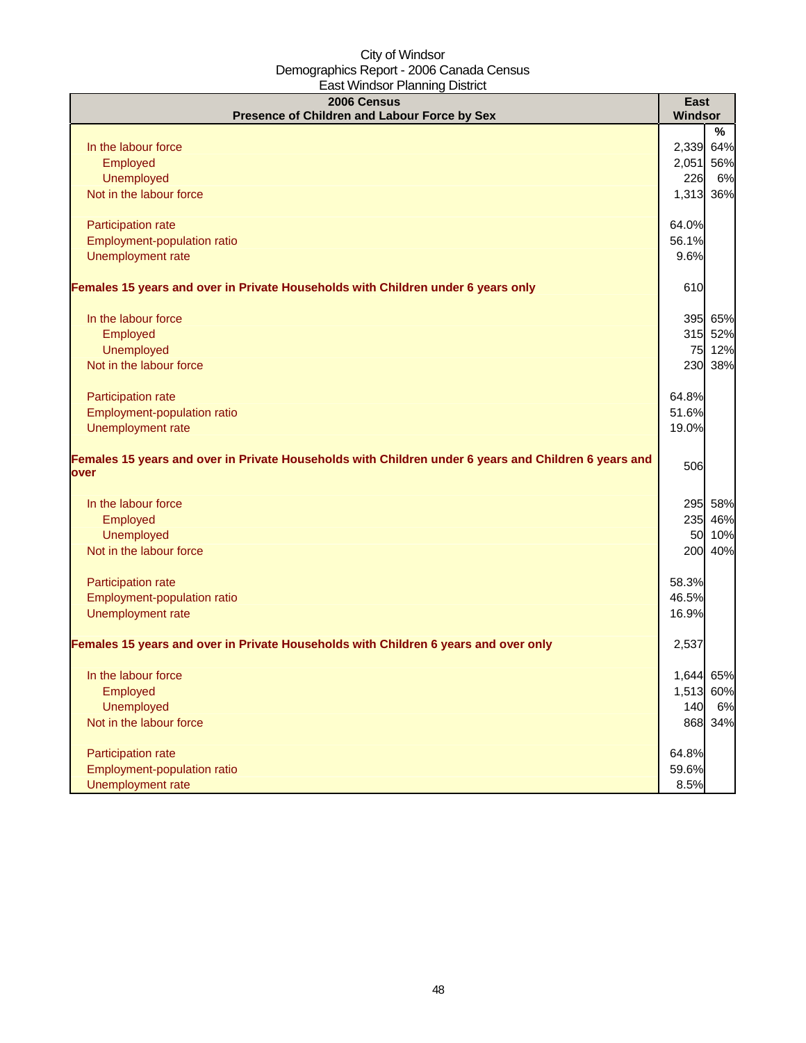City of Windsor
Demographics Report - 2006 Canada Census
East Windsor Planning District

| 2006 Census<br>Presence of Children and Labour Force by Sex | East Windsor | |
|---|---|---|
| | | % |
| In the labour force | 2,339 | 64% |
| Employed | 2,051 | 56% |
| Unemployed | 226 | 6% |
| Not in the labour force | 1,313 | 36% |
| | | |
| Participation rate | 64.0% | |
| Employment-population ratio | 56.1% | |
| Unemployment rate | 9.6% | |
| | | |
| **Females 15 years and over in Private Households with Children under 6 years only** | 610 | |
| | | |
| In the labour force | 395 | 65% |
| Employed | 315 | 52% |
| Unemployed | 75 | 12% |
| Not in the labour force | 230 | 38% |
| | | |
| Participation rate | 64.8% | |
| Employment-population ratio | 51.6% | |
| Unemployment rate | 19.0% | |
| | | |
| **Females 15 years and over in Private Households with Children under 6 years and Children 6 years and over** | 506 | |
| | | |
| In the labour force | 295 | 58% |
| Employed | 235 | 46% |
| Unemployed | 50 | 10% |
| Not in the labour force | 200 | 40% |
| | | |
| Participation rate | 58.3% | |
| Employment-population ratio | 46.5% | |
| Unemployment rate | 16.9% | |
| | | |
| **Females 15 years and over in Private Households with Children 6 years and over only** | 2,537 | |
| | | |
| In the labour force | 1,644 | 65% |
| Employed | 1,513 | 60% |
| Unemployed | 140 | 6% |
| Not in the labour force | 868 | 34% |
| | | |
| Participation rate | 64.8% | |
| Employment-population ratio | 59.6% | |
| Unemployment rate | 8.5% | |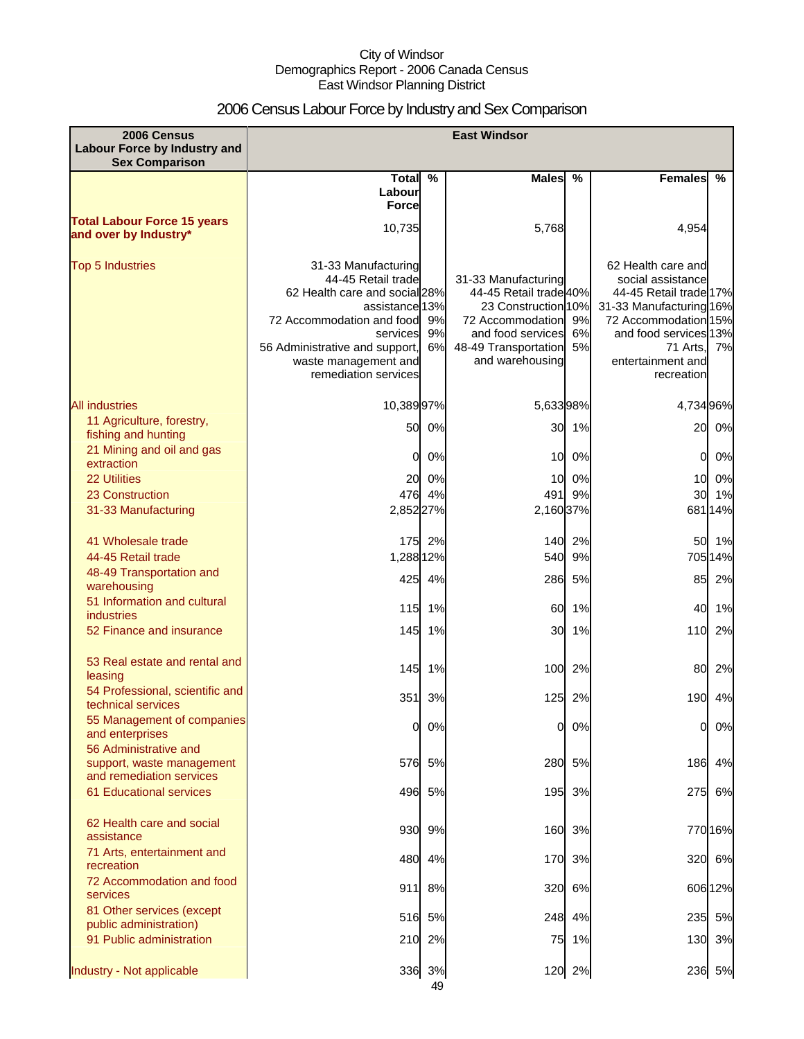City of Windsor
Demographics Report - 2006 Canada Census
East Windsor Planning District

# 2006 Census Labour Force by Industry and Sex Comparison

| 2006 Census Labour Force by Industry and Sex Comparison | East Windsor | | | | | |
|---|---|---|---|---|---|---|
| | Total Labour Force | % | Males | % | Females | % |
| **Total Labour Force 15 years and over by Industry*** | 10,735 | | 5,768 | | 4,954 | |
| Top 5 Industries | 31-33 Manufacturing<br>44-45 Retail trade<br>62 Health care and social assistance<br>72 Accommodation and food services<br>56 Administrative and support, waste management and remediation services | 28%<br>13%<br>9%<br>9%<br>6% | 31-33 Manufacturing<br>44-45 Retail trade<br>23 Construction<br>72 Accommodation and food services<br>48-49 Transportation and warehousing | 40%<br>10%<br>9%<br>6%<br>5% | 62 Health care and social assistance<br>44-45 Retail trade<br>31-33 Manufacturing<br>72 Accommodation and food services<br>71 Arts, entertainment and recreation | 17%<br>16%<br>15%<br>13%<br>7% |
| All industries | 10,389 | 97% | 5,633 | 98% | 4,734 | 96% |
| 11 Agriculture, forestry, fishing and hunting | 50 | 0% | 30 | 1% | 20 | 0% |
| 21 Mining and oil and gas extraction | 0 | 0% | 10 | 0% | 0 | 0% |
| 22 Utilities | 20 | 0% | 10 | 0% | 10 | 0% |
| 23 Construction | 476 | 4% | 491 | 9% | 30 | 1% |
| 31-33 Manufacturing | 2,852 | 27% | 2,160 | 37% | 681 | 14% |
| 41 Wholesale trade | 175 | 2% | 140 | 2% | 50 | 1% |
| 44-45 Retail trade | 1,288 | 12% | 540 | 9% | 705 | 14% |
| 48-49 Transportation and warehousing | 425 | 4% | 286 | 5% | 85 | 2% |
| 51 Information and cultural industries | 115 | 1% | 60 | 1% | 40 | 1% |
| 52 Finance and insurance | 145 | 1% | 30 | 1% | 110 | 2% |
| 53 Real estate and rental and leasing | 145 | 1% | 100 | 2% | 80 | 2% |
| 54 Professional, scientific and technical services | 351 | 3% | 125 | 2% | 190 | 4% |
| 55 Management of companies and enterprises | 0 | 0% | 0 | 0% | 0 | 0% |
| 56 Administrative and support, waste management and remediation services | 576 | 5% | 280 | 5% | 186 | 4% |
| 61 Educational services | 496 | 5% | 195 | 3% | 275 | 6% |
| 62 Health care and social assistance | 930 | 9% | 160 | 3% | 770 | 16% |
| 71 Arts, entertainment and recreation | 480 | 4% | 170 | 3% | 320 | 6% |
| 72 Accommodation and food services | 911 | 8% | 320 | 6% | 606 | 12% |
| 81 Other services (except public administration) | 516 | 5% | 248 | 4% | 235 | 5% |
| 91 Public administration | 210 | 2% | 75 | 1% | 130 | 3% |
| Industry - Not applicable | 336 | 3% | 120 | 2% | 236 | 5% |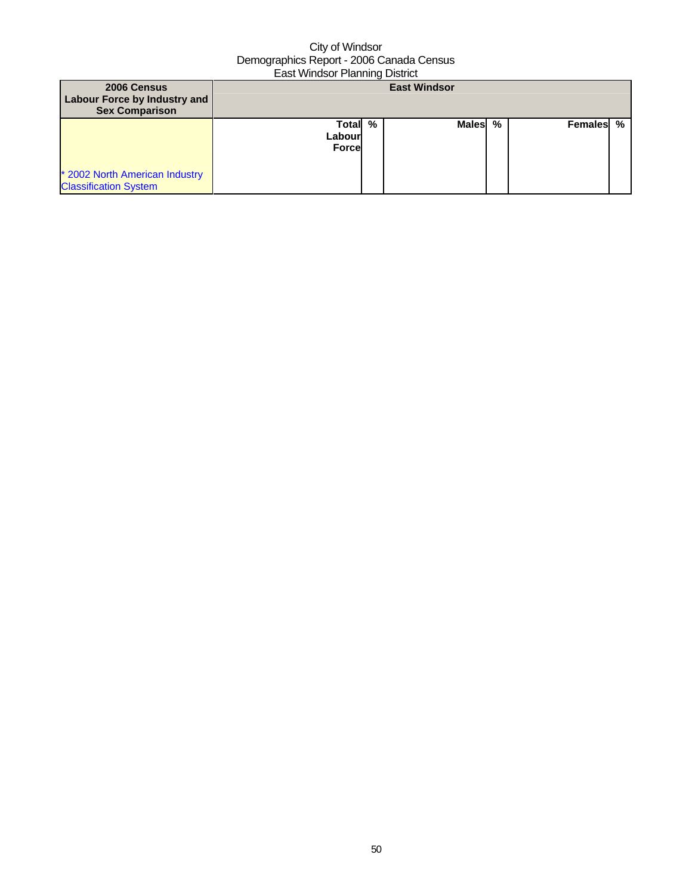City of Windsor
Demographics Report - 2006 Canada Census
East Windsor Planning District

| 2006 Census Labour Force by Industry and Sex Comparison | East Windsor | | | | | |
|---|---|---|---|---|---|---|
| | Total Labour Force | % | Males | % | Females | % |
| * 2002 North American Industry Classification System | | | | | | |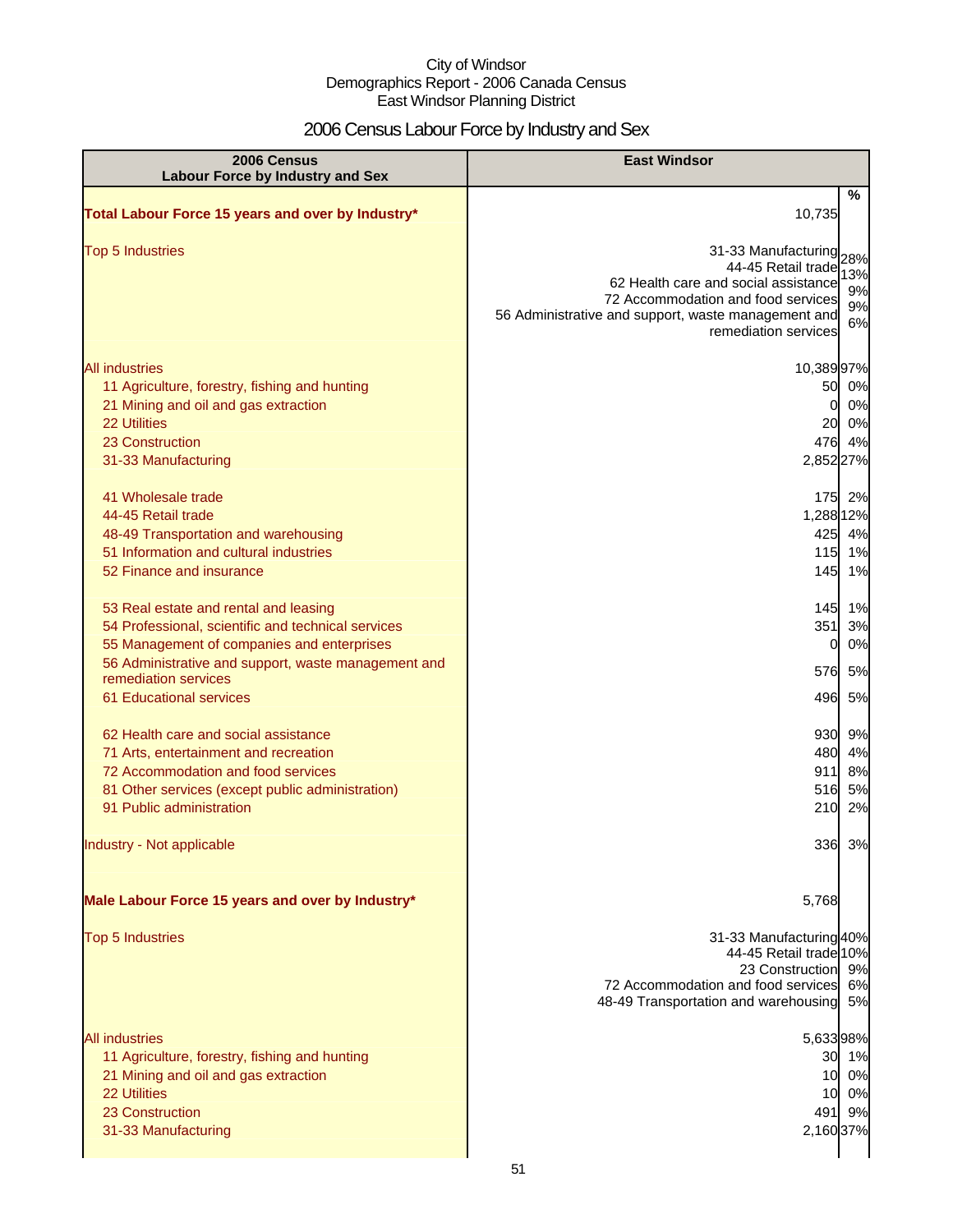City of Windsor
Demographics Report - 2006 Canada Census
East Windsor Planning District

# 2006 Census Labour Force by Industry and Sex

| 2006 Census Labour Force by Industry and Sex | East Windsor | % |
|---|---|---|
| **Total Labour Force 15 years and over by Industry*** | 10,735 | |
| Top 5 Industries | 31-33 Manufacturing | 28% |
| | 44-45 Retail trade | 13% |
| | 62 Health care and social assistance | 9% |
| | 72 Accommodation and food services | 9% |
| | 56 Administrative and support, waste management and remediation services | 6% |
| All industries | 10,389 | 97% |
| 11 Agriculture, forestry, fishing and hunting | 50 | 0% |
| 21 Mining and oil and gas extraction | 0 | 0% |
| 22 Utilities | 20 | 0% |
| 23 Construction | 476 | 4% |
| 31-33 Manufacturing | 2,852 | 27% |
| 41 Wholesale trade | 175 | 2% |
| 44-45 Retail trade | 1,288 | 12% |
| 48-49 Transportation and warehousing | 425 | 4% |
| 51 Information and cultural industries | 115 | 1% |
| 52 Finance and insurance | 145 | 1% |
| 53 Real estate and rental and leasing | 145 | 1% |
| 54 Professional, scientific and technical services | 351 | 3% |
| 55 Management of companies and enterprises | 0 | 0% |
| 56 Administrative and support, waste management and remediation services | 576 | 5% |
| 61 Educational services | 496 | 5% |
| 62 Health care and social assistance | 930 | 9% |
| 71 Arts, entertainment and recreation | 480 | 4% |
| 72 Accommodation and food services | 911 | 8% |
| 81 Other services (except public administration) | 516 | 5% |
| 91 Public administration | 210 | 2% |
| Industry - Not applicable | 336 | 3% |
| **Male Labour Force 15 years and over by Industry*** | 5,768 | |
| Top 5 Industries | 31-33 Manufacturing | 40% |
| | 44-45 Retail trade | 10% |
| | 23 Construction | 9% |
| | 72 Accommodation and food services | 6% |
| | 48-49 Transportation and warehousing | 5% |
| All industries | 5,633 | 98% |
| 11 Agriculture, forestry, fishing and hunting | 30 | 1% |
| 21 Mining and oil and gas extraction | 10 | 0% |
| 22 Utilities | 10 | 0% |
| 23 Construction | 491 | 9% |
| 31-33 Manufacturing | 2,160 | 37% |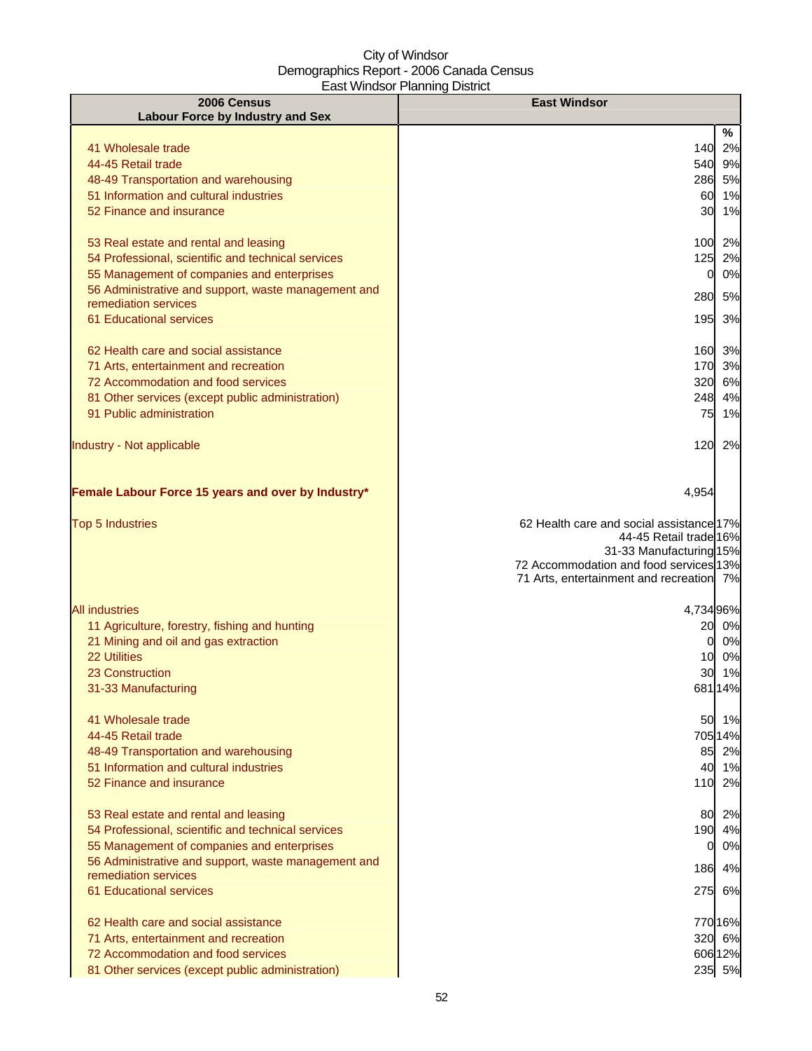City of Windsor
Demographics Report - 2006 Canada Census
East Windsor Planning District

| 2006 Census Labour Force by Industry and Sex | East Windsor | |
|---|---|---|
| | | % |
| 41 Wholesale trade | 140 | 2% |
| 44-45 Retail trade | 540 | 9% |
| 48-49 Transportation and warehousing | 286 | 5% |
| 51 Information and cultural industries | 60 | 1% |
| 52 Finance and insurance | 30 | 1% |
| 53 Real estate and rental and leasing | 100 | 2% |
| 54 Professional, scientific and technical services | 125 | 2% |
| 55 Management of companies and enterprises | 0 | 0% |
| 56 Administrative and support, waste management and remediation services | 280 | 5% |
| 61 Educational services | 195 | 3% |
| 62 Health care and social assistance | 160 | 3% |
| 71 Arts, entertainment and recreation | 170 | 3% |
| 72 Accommodation and food services | 320 | 6% |
| 81 Other services (except public administration) | 248 | 4% |
| 91 Public administration | 75 | 1% |
| Industry - Not applicable | 120 | 2% |
| **Female Labour Force 15 years and over by Industry*** | 4,954 | |
| Top 5 Industries | 62 Health care and social assistance | 17% |
| | 44-45 Retail trade | 16% |
| | 31-33 Manufacturing | 15% |
| | 72 Accommodation and food services | 13% |
| | 71 Arts, entertainment and recreation | 7% |
| All industries | 4,734 | 96% |
| 11 Agriculture, forestry, fishing and hunting | 20 | 0% |
| 21 Mining and oil and gas extraction | 0 | 0% |
| 22 Utilities | 10 | 0% |
| 23 Construction | 30 | 1% |
| 31-33 Manufacturing | 681 | 14% |
| 41 Wholesale trade | 50 | 1% |
| 44-45 Retail trade | 705 | 14% |
| 48-49 Transportation and warehousing | 85 | 2% |
| 51 Information and cultural industries | 40 | 1% |
| 52 Finance and insurance | 110 | 2% |
| 53 Real estate and rental and leasing | 80 | 2% |
| 54 Professional, scientific and technical services | 190 | 4% |
| 55 Management of companies and enterprises | 0 | 0% |
| 56 Administrative and support, waste management and remediation services | 186 | 4% |
| 61 Educational services | 275 | 6% |
| 62 Health care and social assistance | 770 | 16% |
| 71 Arts, entertainment and recreation | 320 | 6% |
| 72 Accommodation and food services | 606 | 12% |
| 81 Other services (except public administration) | 235 | 5% |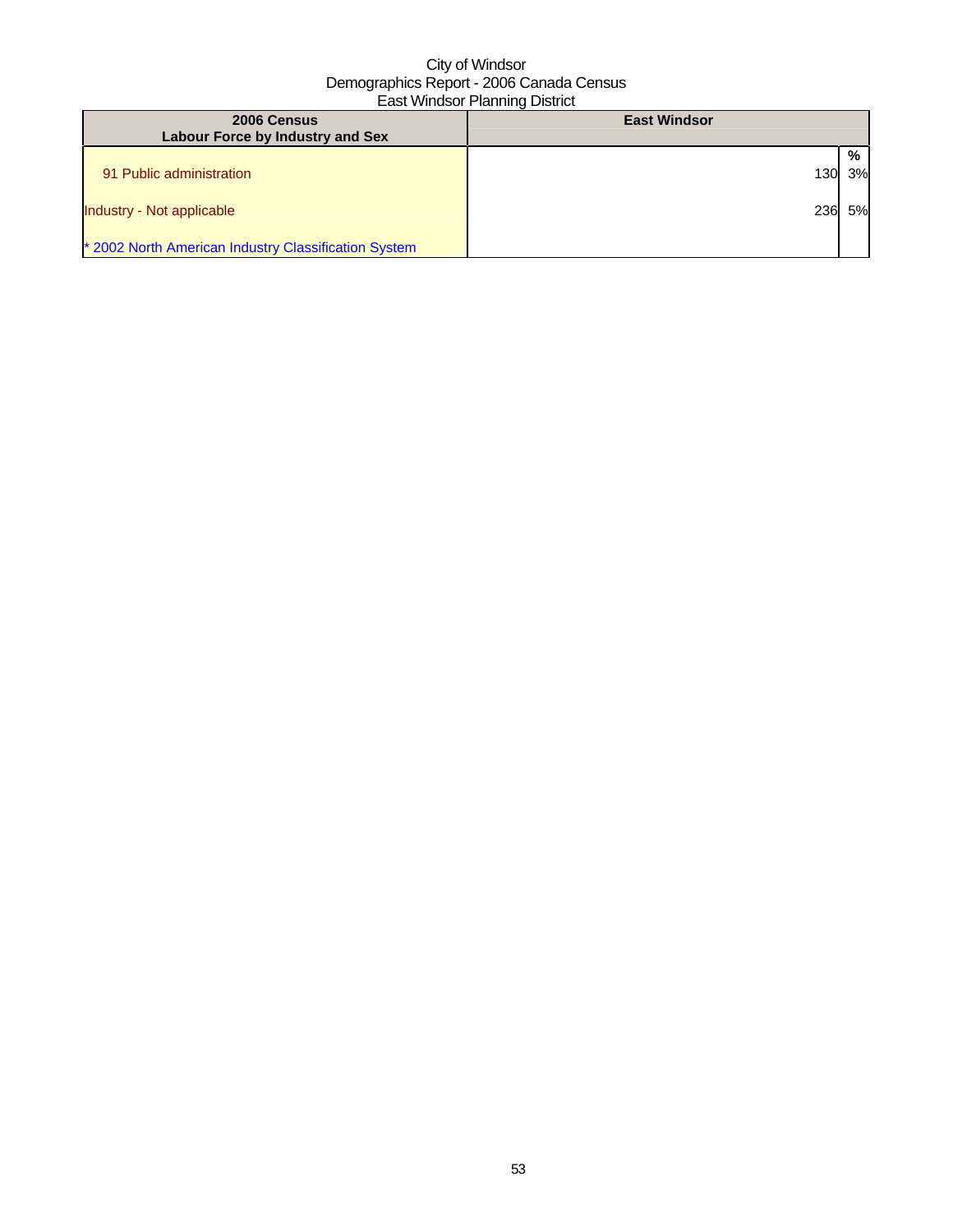City of Windsor
Demographics Report - 2006 Canada Census
East Windsor Planning District

| 2006 Census<br>Labour Force by Industry and Sex | East Windsor | |
|---|---|---|
| | | % |
| 91 Public administration | 130 | 3% |
| Industry - Not applicable | 236 | 5% |
| * 2002 North American Industry Classification System | | |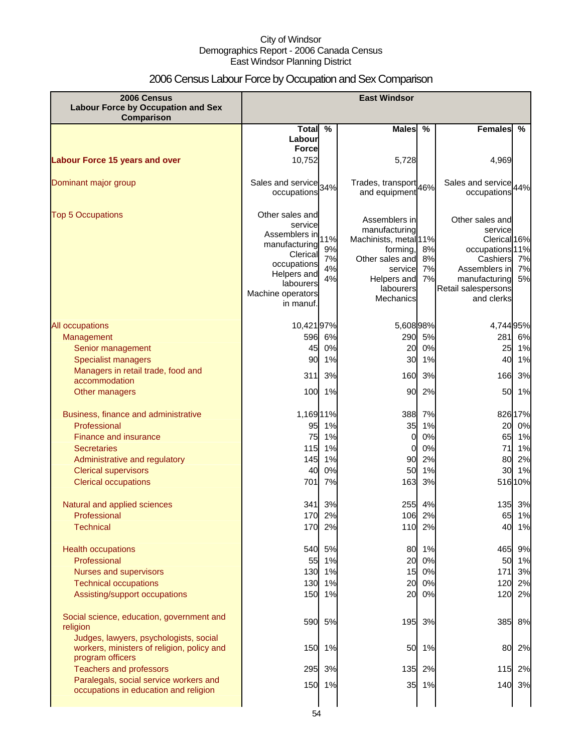City of Windsor
Demographics Report - 2006 Canada Census
East Windsor Planning District

# 2006 Census Labour Force by Occupation and Sex Comparison

| 2006 Census Labour Force by Occupation and Sex Comparison | East Windsor | | | | | |
|---|---|---|---|---|---|---|
| | Total Labour Force | % | Males | % | Females | % |
| **Labour Force 15 years and over** | 10,752 | | 5,728 | | 4,969 | |
| Dominant major group | Sales and service occupations | 34% | Trades, transport and equipment | 46% | Sales and service occupations | 44% |
| Top 5 Occupations | Other sales and service<br>Assemblers in manufacturing<br>Clerical occupations<br>Helpers and labourers<br>Machine operators in manuf. | 11%<br>9%<br>7%<br>4%<br>4% | Assemblers in manufacturing<br>Machinists, metal forming,<br>Other sales and service<br>Helpers and labourers<br>Mechanics | 11%<br>8%<br>8%<br>7%<br>7% | Other sales and service<br>Clerical occupations<br>Cashiers<br>Assemblers in manufacturing<br>Retail salespersons and clerks | 16%<br>11%<br>7%<br>7%<br>5% |
| All occupations | 10,421 | 97% | 5,608 | 98% | 4,744 | 95% |
| Management | 596 | 6% | 290 | 5% | 281 | 6% |
| Senior management | 45 | 0% | 20 | 0% | 25 | 1% |
| Specialist managers | 90 | 1% | 30 | 1% | 40 | 1% |
| Managers in retail trade, food and accommodation | 311 | 3% | 160 | 3% | 166 | 3% |
| Other managers | 100 | 1% | 90 | 2% | 50 | 1% |
| Business, finance and administrative | 1,169 | 11% | 388 | 7% | 826 | 17% |
| Professional | 95 | 1% | 35 | 1% | 20 | 0% |
| Finance and insurance | 75 | 1% | 0 | 0% | 65 | 1% |
| Secretaries | 115 | 1% | 0 | 0% | 71 | 1% |
| Administrative and regulatory | 145 | 1% | 90 | 2% | 80 | 2% |
| Clerical supervisors | 40 | 0% | 50 | 1% | 30 | 1% |
| Clerical occupations | 701 | 7% | 163 | 3% | 516 | 10% |
| Natural and applied sciences | 341 | 3% | 255 | 4% | 135 | 3% |
| Professional | 170 | 2% | 106 | 2% | 65 | 1% |
| Technical | 170 | 2% | 110 | 2% | 40 | 1% |
| Health occupations | 540 | 5% | 80 | 1% | 465 | 9% |
| Professional | 55 | 1% | 20 | 0% | 50 | 1% |
| Nurses and supervisors | 130 | 1% | 15 | 0% | 171 | 3% |
| Technical occupations | 130 | 1% | 20 | 0% | 120 | 2% |
| Assisting/support occupations | 150 | 1% | 20 | 0% | 120 | 2% |
| Social science, education, government and religion | 590 | 5% | 195 | 3% | 385 | 8% |
| Judges, lawyers, psychologists, social workers, ministers of religion, policy and program officers | 150 | 1% | 50 | 1% | 80 | 2% |
| Teachers and professors | 295 | 3% | 135 | 2% | 115 | 2% |
| Paralegals, social service workers and occupations in education and religion | 150 | 1% | 35 | 1% | 140 | 3% |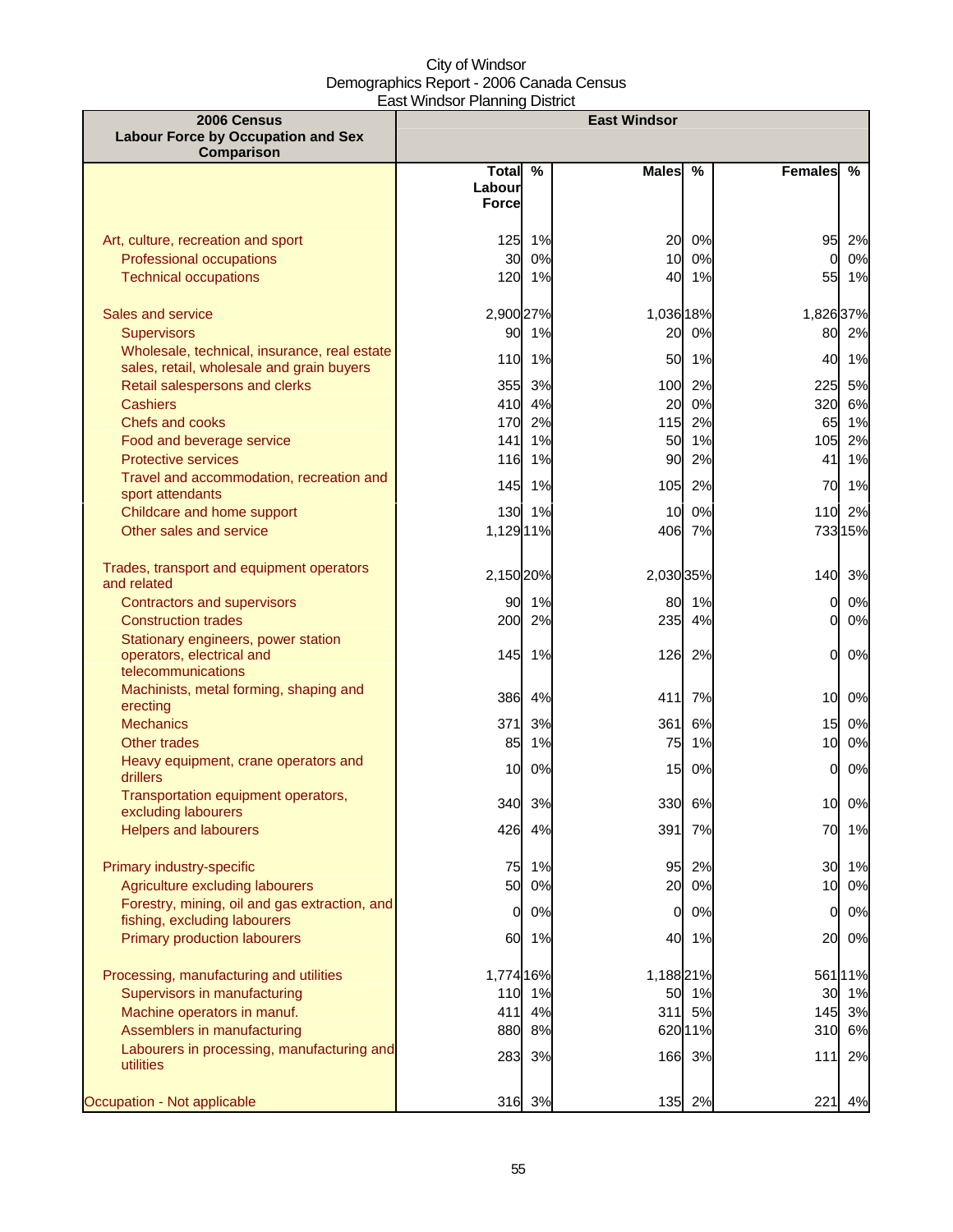City of Windsor
Demographics Report - 2006 Canada Census
East Windsor Planning District

| 2006 Census Labour Force by Occupation and Sex Comparison | East Windsor | | | | | |
|---|---|---|---|---|---|---|
| | Total Labour Force | % | Males | % | Females | % |
| Art, culture, recreation and sport | 125 | 1% | 20 | 0% | 95 | 2% |
| Professional occupations | 30 | 0% | 10 | 0% | 0 | 0% |
| Technical occupations | 120 | 1% | 40 | 1% | 55 | 1% |
| Sales and service | 2,900 | 27% | 1,036 | 18% | 1,826 | 37% |
| Supervisors | 90 | 1% | 20 | 0% | 80 | 2% |
| Wholesale, technical, insurance, real estate sales, retail, wholesale and grain buyers | 110 | 1% | 50 | 1% | 40 | 1% |
| Retail salespersons and clerks | 355 | 3% | 100 | 2% | 225 | 5% |
| Cashiers | 410 | 4% | 20 | 0% | 320 | 6% |
| Chefs and cooks | 170 | 2% | 115 | 2% | 65 | 1% |
| Food and beverage service | 141 | 1% | 50 | 1% | 105 | 2% |
| Protective services | 116 | 1% | 90 | 2% | 41 | 1% |
| Travel and accommodation, recreation and sport attendants | 145 | 1% | 105 | 2% | 70 | 1% |
| Childcare and home support | 130 | 1% | 10 | 0% | 110 | 2% |
| Other sales and service | 1,129 | 11% | 406 | 7% | 733 | 15% |
| Trades, transport and equipment operators and related | 2,150 | 20% | 2,030 | 35% | 140 | 3% |
| Contractors and supervisors | 90 | 1% | 80 | 1% | 0 | 0% |
| Construction trades | 200 | 2% | 235 | 4% | 0 | 0% |
| Stationary engineers, power station operators, electrical and telecommunications | 145 | 1% | 126 | 2% | 0 | 0% |
| Machinists, metal forming, shaping and erecting | 386 | 4% | 411 | 7% | 10 | 0% |
| Mechanics | 371 | 3% | 361 | 6% | 15 | 0% |
| Other trades | 85 | 1% | 75 | 1% | 10 | 0% |
| Heavy equipment, crane operators and drillers | 10 | 0% | 15 | 0% | 0 | 0% |
| Transportation equipment operators, excluding labourers | 340 | 3% | 330 | 6% | 10 | 0% |
| Helpers and labourers | 426 | 4% | 391 | 7% | 70 | 1% |
| Primary industry-specific | 75 | 1% | 95 | 2% | 30 | 1% |
| Agriculture excluding labourers | 50 | 0% | 20 | 0% | 10 | 0% |
| Forestry, mining, oil and gas extraction, and fishing, excluding labourers | 0 | 0% | 0 | 0% | 0 | 0% |
| Primary production labourers | 60 | 1% | 40 | 1% | 20 | 0% |
| Processing, manufacturing and utilities | 1,774 | 16% | 1,188 | 21% | 561 | 11% |
| Supervisors in manufacturing | 110 | 1% | 50 | 1% | 30 | 1% |
| Machine operators in manuf. | 411 | 4% | 311 | 5% | 145 | 3% |
| Assemblers in manufacturing | 880 | 8% | 620 | 11% | 310 | 6% |
| Labourers in processing, manufacturing and utilities | 283 | 3% | 166 | 3% | 111 | 2% |
| Occupation - Not applicable | 316 | 3% | 135 | 2% | 221 | 4% |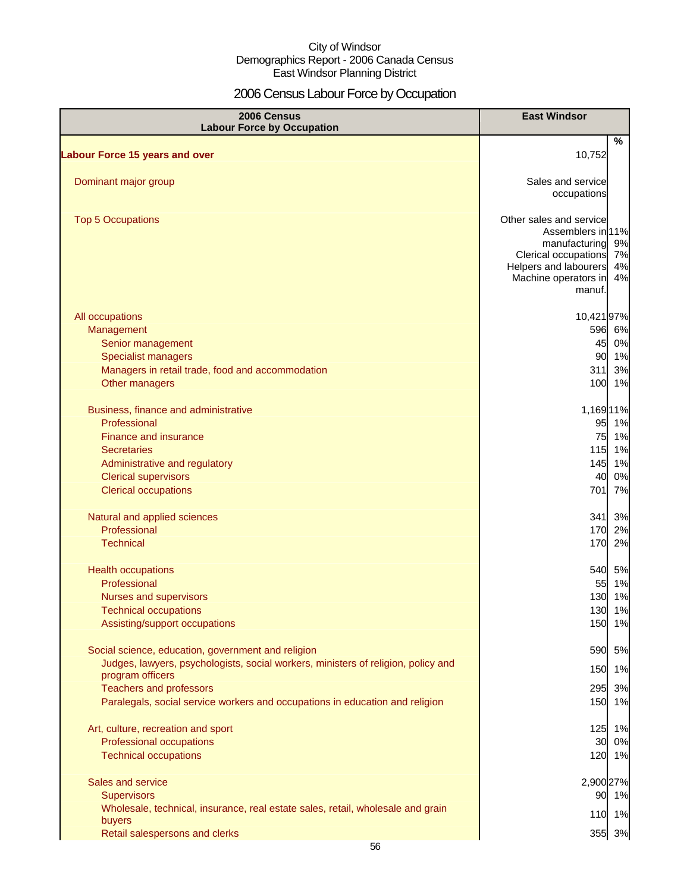City of Windsor
Demographics Report - 2006 Canada Census
East Windsor Planning District

# 2006 Census Labour Force by Occupation

| 2006 Census Labour Force by Occupation | East Windsor | % |
|---|---|---|
| **Labour Force 15 years and over** | 10,752 | |
| Dominant major group | Sales and service occupations | |
| Top 5 Occupations | Other sales and service | 11% |
| | Assemblers in manufacturing | 9% |
| | Clerical occupations | 7% |
| | Helpers and labourers | 4% |
| | Machine operators in manuf. | 4% |
| All occupations | 10,421 | 97% |
| Management | 596 | 6% |
| Senior management | 45 | 0% |
| Specialist managers | 90 | 1% |
| Managers in retail trade, food and accommodation | 311 | 3% |
| Other managers | 100 | 1% |
| Business, finance and administrative | 1,169 | 11% |
| Professional | 95 | 1% |
| Finance and insurance | 75 | 1% |
| Secretaries | 115 | 1% |
| Administrative and regulatory | 145 | 1% |
| Clerical supervisors | 40 | 0% |
| Clerical occupations | 701 | 7% |
| Natural and applied sciences | 341 | 3% |
| Professional | 170 | 2% |
| Technical | 170 | 2% |
| Health occupations | 540 | 5% |
| Professional | 55 | 1% |
| Nurses and supervisors | 130 | 1% |
| Technical occupations | 130 | 1% |
| Assisting/support occupations | 150 | 1% |
| Social science, education, government and religion | 590 | 5% |
| Judges, lawyers, psychologists, social workers, ministers of religion, policy and program officers | 150 | 1% |
| Teachers and professors | 295 | 3% |
| Paralegals, social service workers and occupations in education and religion | 150 | 1% |
| Art, culture, recreation and sport | 125 | 1% |
| Professional occupations | 30 | 0% |
| Technical occupations | 120 | 1% |
| Sales and service | 2,900 | 27% |
| Supervisors | 90 | 1% |
| Wholesale, technical, insurance, real estate sales, retail, wholesale and grain buyers | 110 | 1% |
| Retail salespersons and clerks | 355 | 3% |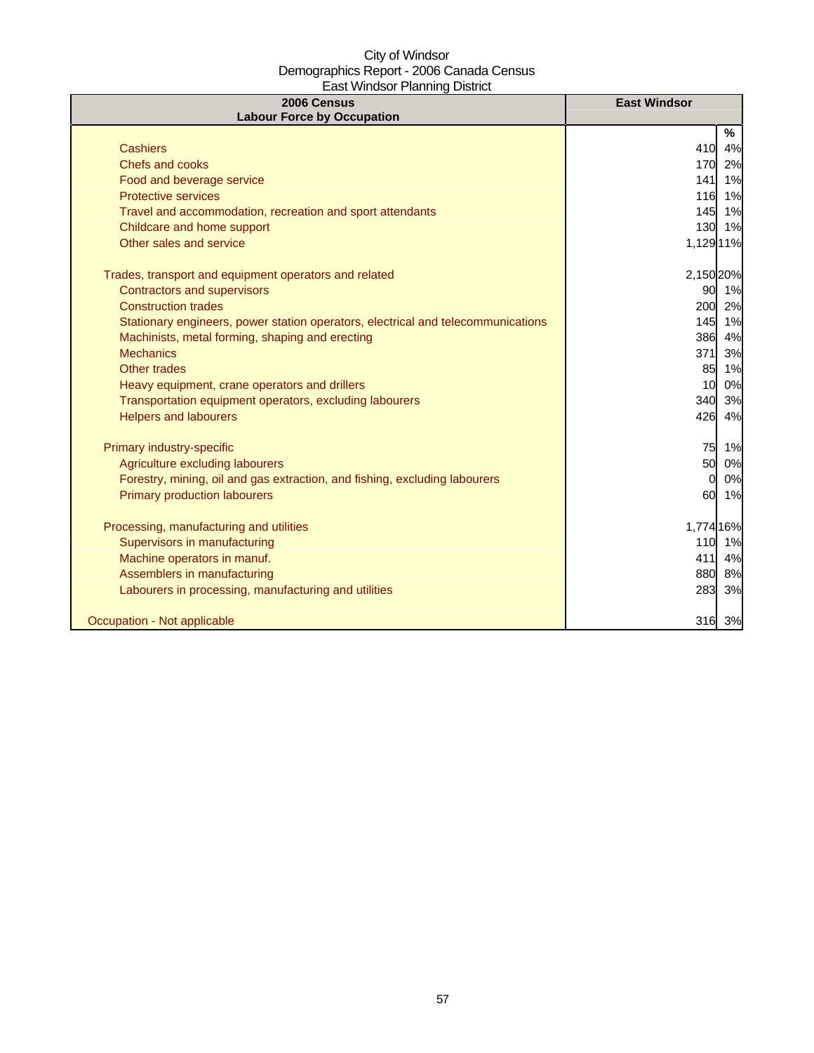City of Windsor
Demographics Report - 2006 Canada Census
East Windsor Planning District

| 2006 Census<br>Labour Force by Occupation | East Windsor | |
|---|---|---|
| | | % |
| Cashiers | 410 | 4% |
| Chefs and cooks | 170 | 2% |
| Food and beverage service | 141 | 1% |
| Protective services | 116 | 1% |
| Travel and accommodation, recreation and sport attendants | 145 | 1% |
| Childcare and home support | 130 | 1% |
| Other sales and service | 1,129 | 11% |
| | | |
| Trades, transport and equipment operators and related | 2,150 | 20% |
| Contractors and supervisors | 90 | 1% |
| Construction trades | 200 | 2% |
| Stationary engineers, power station operators, electrical and telecommunications | 145 | 1% |
| Machinists, metal forming, shaping and erecting | 386 | 4% |
| Mechanics | 371 | 3% |
| Other trades | 85 | 1% |
| Heavy equipment, crane operators and drillers | 10 | 0% |
| Transportation equipment operators, excluding labourers | 340 | 3% |
| Helpers and labourers | 426 | 4% |
| | | |
| Primary industry-specific | 75 | 1% |
| Agriculture excluding labourers | 50 | 0% |
| Forestry, mining, oil and gas extraction, and fishing, excluding labourers | 0 | 0% |
| Primary production labourers | 60 | 1% |
| | | |
| Processing, manufacturing and utilities | 1,774 | 16% |
| Supervisors in manufacturing | 110 | 1% |
| Machine operators in manuf. | 411 | 4% |
| Assemblers in manufacturing | 880 | 8% |
| Labourers in processing, manufacturing and utilities | 283 | 3% |
| | | |
| Occupation - Not applicable | 316 | 3% |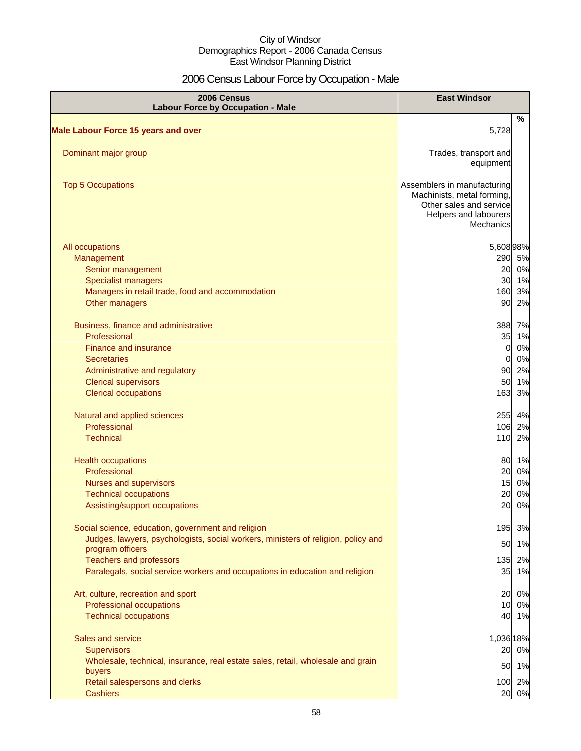City of Windsor
Demographics Report - 2006 Canada Census
East Windsor Planning District

# 2006 Census Labour Force by Occupation - Male

| 2006 Census Labour Force by Occupation - Male | East Windsor | % |
|---|---|---|
| **Male Labour Force 15 years and over** | 5,728 | |
| Dominant major group | Trades, transport and equipment | |
| Top 5 Occupations | Assemblers in manufacturing<br>Machinists, metal forming,<br>Other sales and service<br>Helpers and labourers<br>Mechanics | |
| All occupations | 5,608 | 98% |
| Management | 290 | 5% |
| Senior management | 20 | 0% |
| Specialist managers | 30 | 1% |
| Managers in retail trade, food and accommodation | 160 | 3% |
| Other managers | 90 | 2% |
| Business, finance and administrative | 388 | 7% |
| Professional | 35 | 1% |
| Finance and insurance | 0 | 0% |
| Secretaries | 0 | 0% |
| Administrative and regulatory | 90 | 2% |
| Clerical supervisors | 50 | 1% |
| Clerical occupations | 163 | 3% |
| Natural and applied sciences | 255 | 4% |
| Professional | 106 | 2% |
| Technical | 110 | 2% |
| Health occupations | 80 | 1% |
| Professional | 20 | 0% |
| Nurses and supervisors | 15 | 0% |
| Technical occupations | 20 | 0% |
| Assisting/support occupations | 20 | 0% |
| Social science, education, government and religion | 195 | 3% |
| Judges, lawyers, psychologists, social workers, ministers of religion, policy and program officers | 50 | 1% |
| Teachers and professors | 135 | 2% |
| Paralegals, social service workers and occupations in education and religion | 35 | 1% |
| Art, culture, recreation and sport | 20 | 0% |
| Professional occupations | 10 | 0% |
| Technical occupations | 40 | 1% |
| Sales and service | 1,036 | 18% |
| Supervisors | 20 | 0% |
| Wholesale, technical, insurance, real estate sales, retail, wholesale and grain buyers | 50 | 1% |
| Retail salespersons and clerks | 100 | 2% |
| Cashiers | 20 | 0% |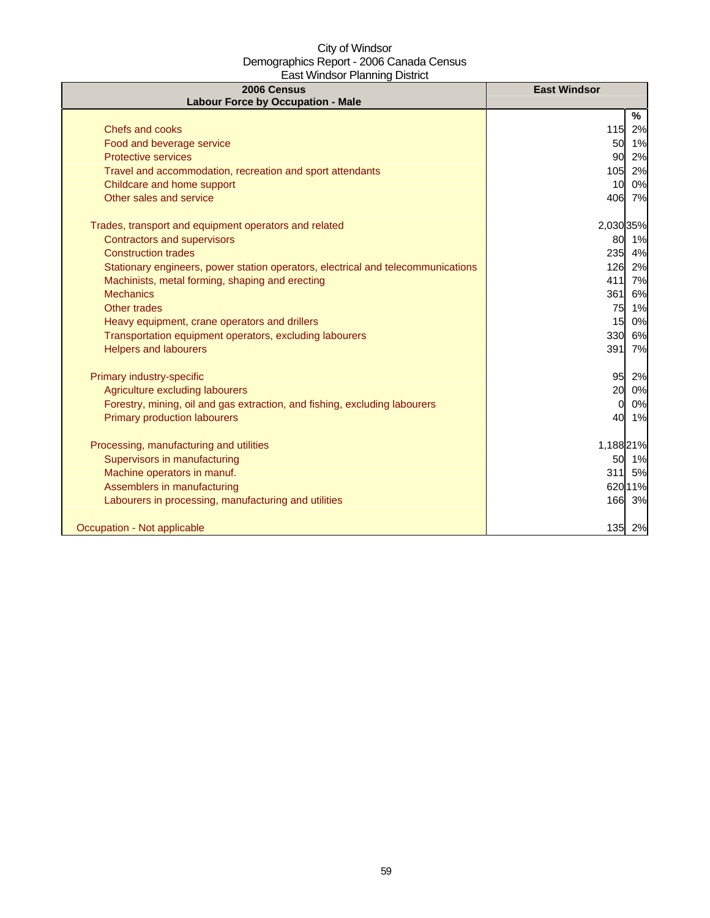City of Windsor
Demographics Report - 2006 Canada Census
East Windsor Planning District

| 2006 Census<br>Labour Force by Occupation - Male | East Windsor | |
|---|---|---|
| | | % |
| Chefs and cooks | 115 | 2% |
| Food and beverage service | 50 | 1% |
| Protective services | 90 | 2% |
| Travel and accommodation, recreation and sport attendants | 105 | 2% |
| Childcare and home support | 10 | 0% |
| Other sales and service | 406 | 7% |
| | | |
| Trades, transport and equipment operators and related | 2,030 | 35% |
| Contractors and supervisors | 80 | 1% |
| Construction trades | 235 | 4% |
| Stationary engineers, power station operators, electrical and telecommunications | 126 | 2% |
| Machinists, metal forming, shaping and erecting | 411 | 7% |
| Mechanics | 361 | 6% |
| Other trades | 75 | 1% |
| Heavy equipment, crane operators and drillers | 15 | 0% |
| Transportation equipment operators, excluding labourers | 330 | 6% |
| Helpers and labourers | 391 | 7% |
| | | |
| Primary industry-specific | 95 | 2% |
| Agriculture excluding labourers | 20 | 0% |
| Forestry, mining, oil and gas extraction, and fishing, excluding labourers | 0 | 0% |
| Primary production labourers | 40 | 1% |
| | | |
| Processing, manufacturing and utilities | 1,188 | 21% |
| Supervisors in manufacturing | 50 | 1% |
| Machine operators in manuf. | 311 | 5% |
| Assemblers in manufacturing | 620 | 11% |
| Labourers in processing, manufacturing and utilities | 166 | 3% |
| | | |
| Occupation - Not applicable | 135 | 2% |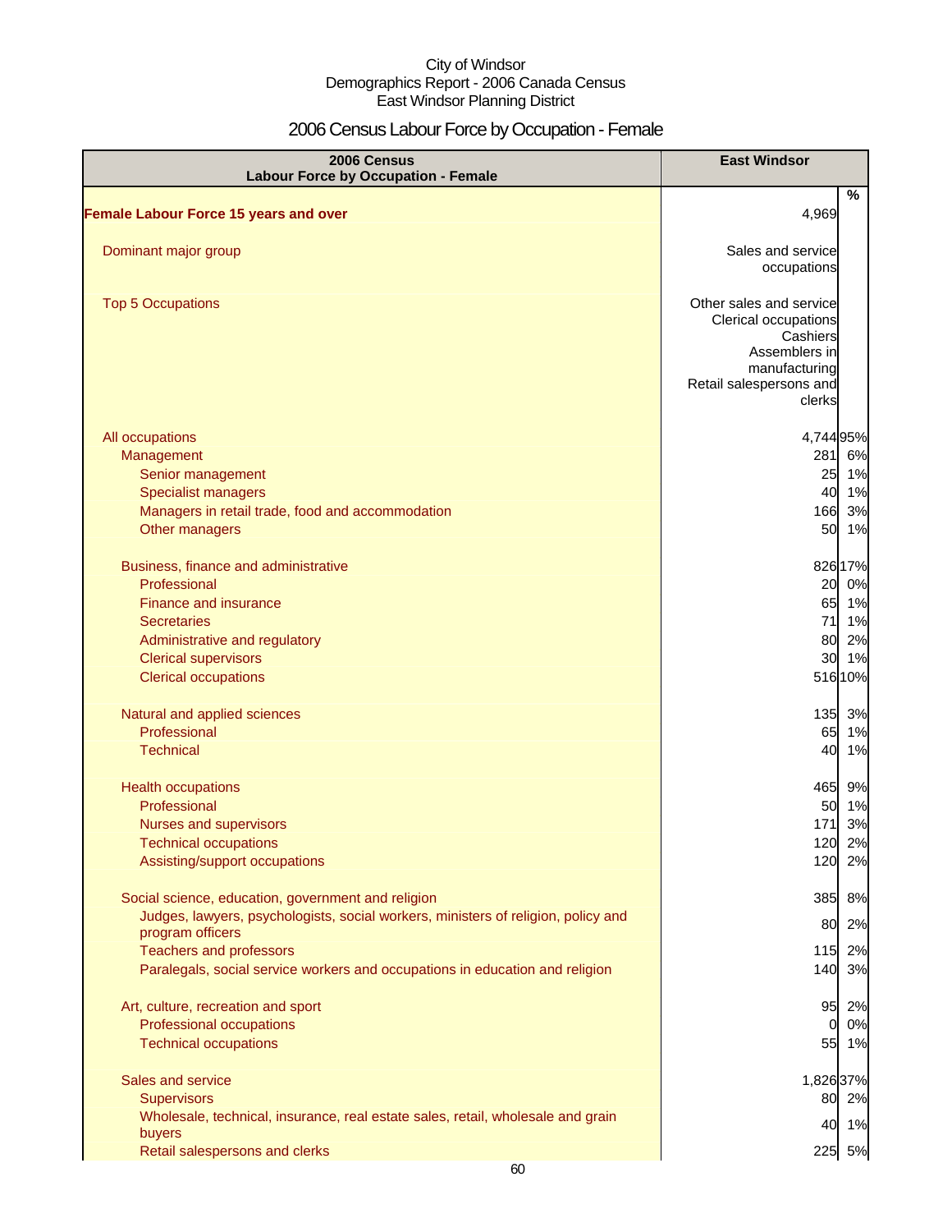City of Windsor
Demographics Report - 2006 Canada Census
East Windsor Planning District

# 2006 Census Labour Force by Occupation - Female

| 2006 Census<br>Labour Force by Occupation - Female | East Windsor | % |
|---|---|---|
| **Female Labour Force 15 years and over** | 4,969 | |
| Dominant major group | Sales and service occupations | |
| Top 5 Occupations | Other sales and service<br>Clerical occupations<br>Cashiers<br>Assemblers in manufacturing<br>Retail salespersons and clerks | |
| All occupations | 4,744 | 95% |
| Management | 281 | 6% |
| Senior management | 25 | 1% |
| Specialist managers | 40 | 1% |
| Managers in retail trade, food and accommodation | 166 | 3% |
| Other managers | 50 | 1% |
| Business, finance and administrative | 826 | 17% |
| Professional | 20 | 0% |
| Finance and insurance | 65 | 1% |
| Secretaries | 71 | 1% |
| Administrative and regulatory | 80 | 2% |
| Clerical supervisors | 30 | 1% |
| Clerical occupations | 516 | 10% |
| Natural and applied sciences | 135 | 3% |
| Professional | 65 | 1% |
| Technical | 40 | 1% |
| Health occupations | 465 | 9% |
| Professional | 50 | 1% |
| Nurses and supervisors | 171 | 3% |
| Technical occupations | 120 | 2% |
| Assisting/support occupations | 120 | 2% |
| Social science, education, government and religion | 385 | 8% |
| Judges, lawyers, psychologists, social workers, ministers of religion, policy and program officers | 80 | 2% |
| Teachers and professors | 115 | 2% |
| Paralegals, social service workers and occupations in education and religion | 140 | 3% |
| Art, culture, recreation and sport | 95 | 2% |
| Professional occupations | 0 | 0% |
| Technical occupations | 55 | 1% |
| Sales and service | 1,826 | 37% |
| Supervisors | 80 | 2% |
| Wholesale, technical, insurance, real estate sales, retail, wholesale and grain buyers | 40 | 1% |
| Retail salespersons and clerks | 225 | 5% |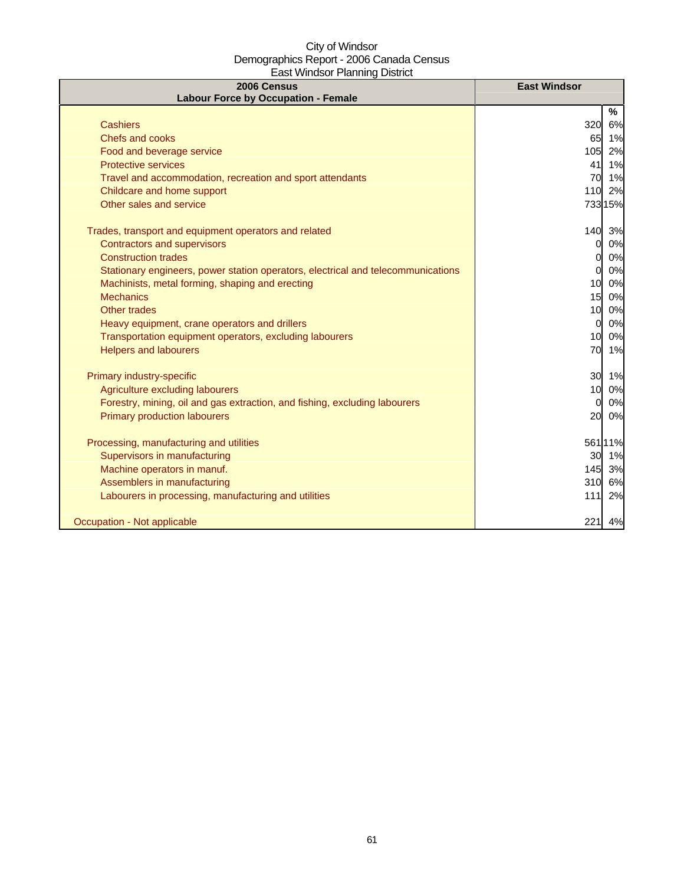City of Windsor
Demographics Report - 2006 Canada Census
East Windsor Planning District

| 2006 Census<br>Labour Force by Occupation - Female | East Windsor | |
|---|---|---|
| | | % |
| Cashiers | 320 | 6% |
| Chefs and cooks | 65 | 1% |
| Food and beverage service | 105 | 2% |
| Protective services | 41 | 1% |
| Travel and accommodation, recreation and sport attendants | 70 | 1% |
| Childcare and home support | 110 | 2% |
| Other sales and service | 733 | 15% |
| | | |
| Trades, transport and equipment operators and related | 140 | 3% |
| Contractors and supervisors | 0 | 0% |
| Construction trades | 0 | 0% |
| Stationary engineers, power station operators, electrical and telecommunications | 0 | 0% |
| Machinists, metal forming, shaping and erecting | 10 | 0% |
| Mechanics | 15 | 0% |
| Other trades | 10 | 0% |
| Heavy equipment, crane operators and drillers | 0 | 0% |
| Transportation equipment operators, excluding labourers | 10 | 0% |
| Helpers and labourers | 70 | 1% |
| | | |
| Primary industry-specific | 30 | 1% |
| Agriculture excluding labourers | 10 | 0% |
| Forestry, mining, oil and gas extraction, and fishing, excluding labourers | 0 | 0% |
| Primary production labourers | 20 | 0% |
| | | |
| Processing, manufacturing and utilities | 561 | 11% |
| Supervisors in manufacturing | 30 | 1% |
| Machine operators in manuf. | 145 | 3% |
| Assemblers in manufacturing | 310 | 6% |
| Labourers in processing, manufacturing and utilities | 111 | 2% |
| | | |
| Occupation - Not applicable | 221 | 4% |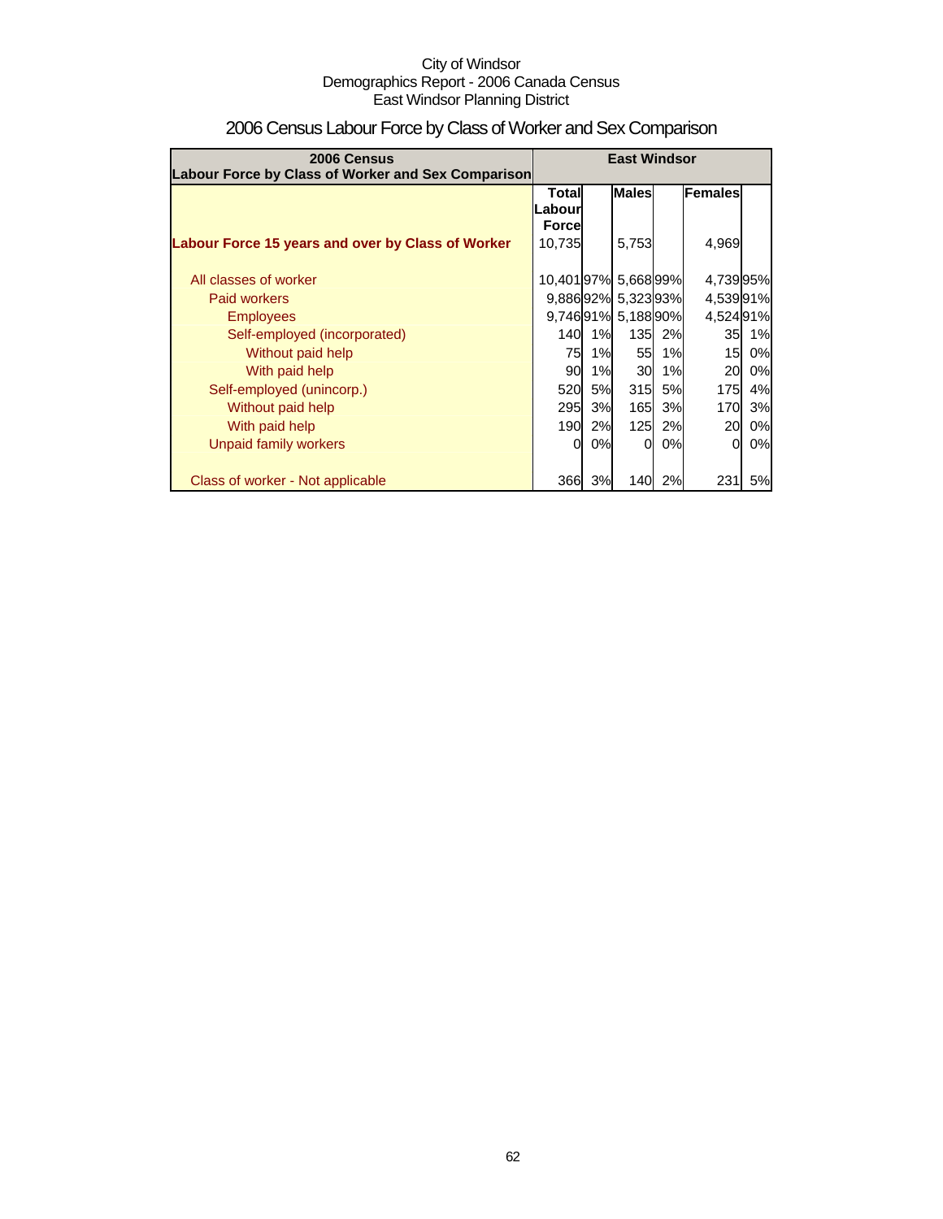City of Windsor
Demographics Report - 2006 Canada Census
East Windsor Planning District

# 2006 Census Labour Force by Class of Worker and Sex Comparison

| 2006 Census Labour Force by Class of Worker and Sex Comparison | East Windsor | | | | | |
|---|---|---|---|---|---|---|
| | Total Labour Force | | Males | | Females | |
| **Labour Force 15 years and over by Class of Worker** | 10,735 | | 5,753 | | 4,969 | |
| All classes of worker | 10,401 | 97% | 5,668 | 99% | 4,739 | 95% |
| Paid workers | 9,886 | 92% | 5,323 | 93% | 4,539 | 91% |
| Employees | 9,746 | 91% | 5,188 | 90% | 4,524 | 91% |
| Self-employed (incorporated) | 140 | 1% | 135 | 2% | 35 | 1% |
| Without paid help | 75 | 1% | 55 | 1% | 15 | 0% |
| With paid help | 90 | 1% | 30 | 1% | 20 | 0% |
| Self-employed (unincorp.) | 520 | 5% | 315 | 5% | 175 | 4% |
| Without paid help | 295 | 3% | 165 | 3% | 170 | 3% |
| With paid help | 190 | 2% | 125 | 2% | 20 | 0% |
| Unpaid family workers | 0 | 0% | 0 | 0% | 0 | 0% |
| Class of worker - Not applicable | 366 | 3% | 140 | 2% | 231 | 5% |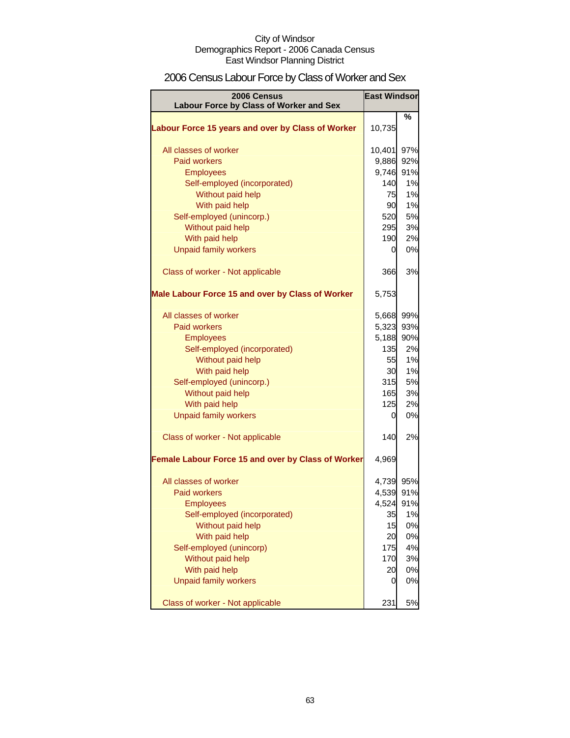City of Windsor
Demographics Report - 2006 Canada Census
East Windsor Planning District

# 2006 Census Labour Force by Class of Worker and Sex

| 2006 Census Labour Force by Class of Worker and Sex | East Windsor | % |
|---|---|---|
| **Labour Force 15 years and over by Class of Worker** | 10,735 | |
| All classes of worker | 10,401 | 97% |
| Paid workers | 9,886 | 92% |
| Employees | 9,746 | 91% |
| Self-employed (incorporated) | 140 | 1% |
| Without paid help | 75 | 1% |
| With paid help | 90 | 1% |
| Self-employed (unincorp.) | 520 | 5% |
| Without paid help | 295 | 3% |
| With paid help | 190 | 2% |
| Unpaid family workers | 0 | 0% |
| Class of worker - Not applicable | 366 | 3% |
| **Male Labour Force 15 and over by Class of Worker** | 5,753 | |
| All classes of worker | 5,668 | 99% |
| Paid workers | 5,323 | 93% |
| Employees | 5,188 | 90% |
| Self-employed (incorporated) | 135 | 2% |
| Without paid help | 55 | 1% |
| With paid help | 30 | 1% |
| Self-employed (unincorp.) | 315 | 5% |
| Without paid help | 165 | 3% |
| With paid help | 125 | 2% |
| Unpaid family workers | 0 | 0% |
| Class of worker - Not applicable | 140 | 2% |
| **Female Labour Force 15 and over by Class of Worker** | 4,969 | |
| All classes of worker | 4,739 | 95% |
| Paid workers | 4,539 | 91% |
| Employees | 4,524 | 91% |
| Self-employed (incorporated) | 35 | 1% |
| Without paid help | 15 | 0% |
| With paid help | 20 | 0% |
| Self-employed (unincorp) | 175 | 4% |
| Without paid help | 170 | 3% |
| With paid help | 20 | 0% |
| Unpaid family workers | 0 | 0% |
| Class of worker - Not applicable | 231 | 5% |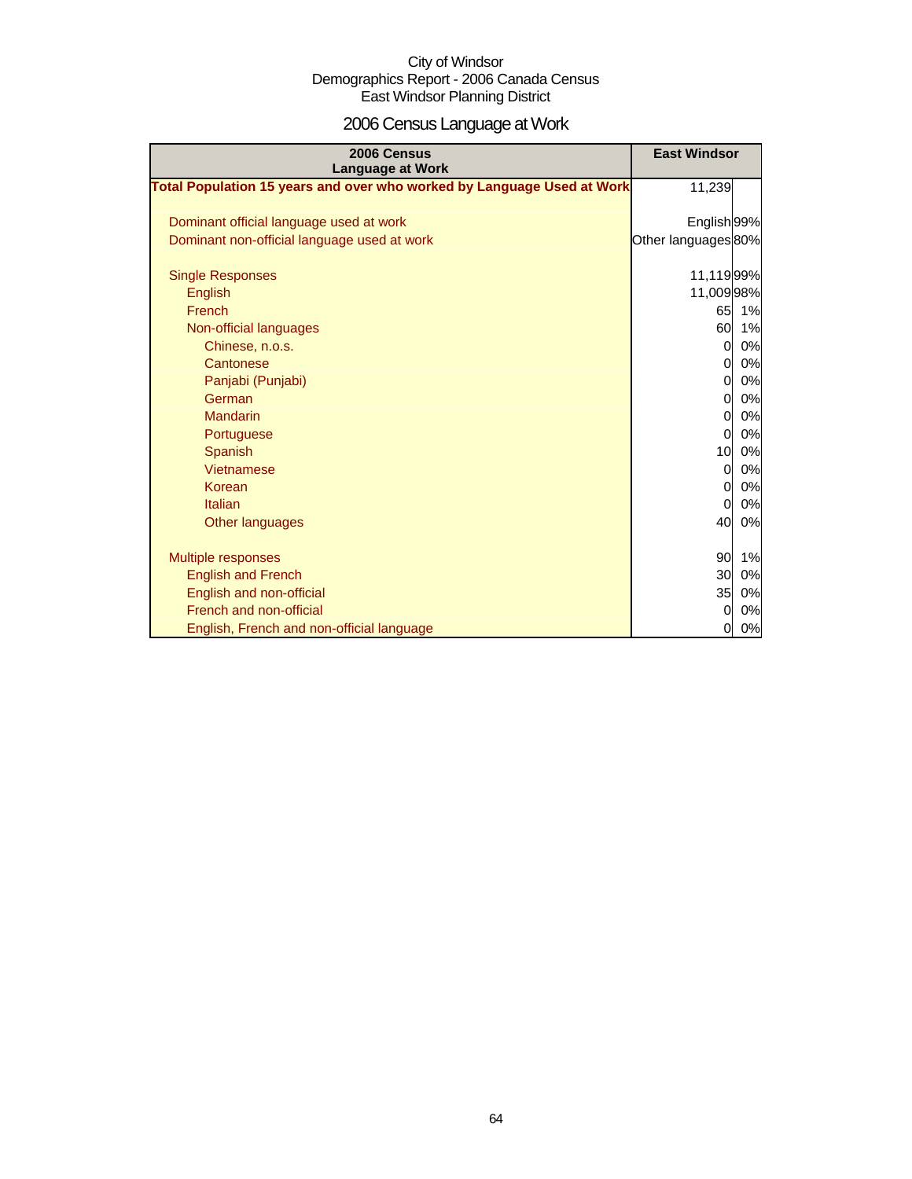City of Windsor
Demographics Report - 2006 Canada Census
East Windsor Planning District

# 2006 Census Language at Work

| 2006 Census Language at Work | East Windsor | |
|---|---|---|
| **Total Population 15 years and over who worked by Language Used at Work** | 11,239 | |
| | | |
| Dominant official language used at work | English | 99% |
| Dominant non-official language used at work | Other languages | 80% |
| | | |
| Single Responses | 11,119 | 99% |
| English | 11,009 | 98% |
| French | 65 | 1% |
| Non-official languages | 60 | 1% |
| Chinese, n.o.s. | 0 | 0% |
| Cantonese | 0 | 0% |
| Panjabi (Punjabi) | 0 | 0% |
| German | 0 | 0% |
| Mandarin | 0 | 0% |
| Portuguese | 0 | 0% |
| Spanish | 10 | 0% |
| Vietnamese | 0 | 0% |
| Korean | 0 | 0% |
| Italian | 0 | 0% |
| Other languages | 40 | 0% |
| | | |
| Multiple responses | 90 | 1% |
| English and French | 30 | 0% |
| English and non-official | 35 | 0% |
| French and non-official | 0 | 0% |
| English, French and non-official language | 0 | 0% |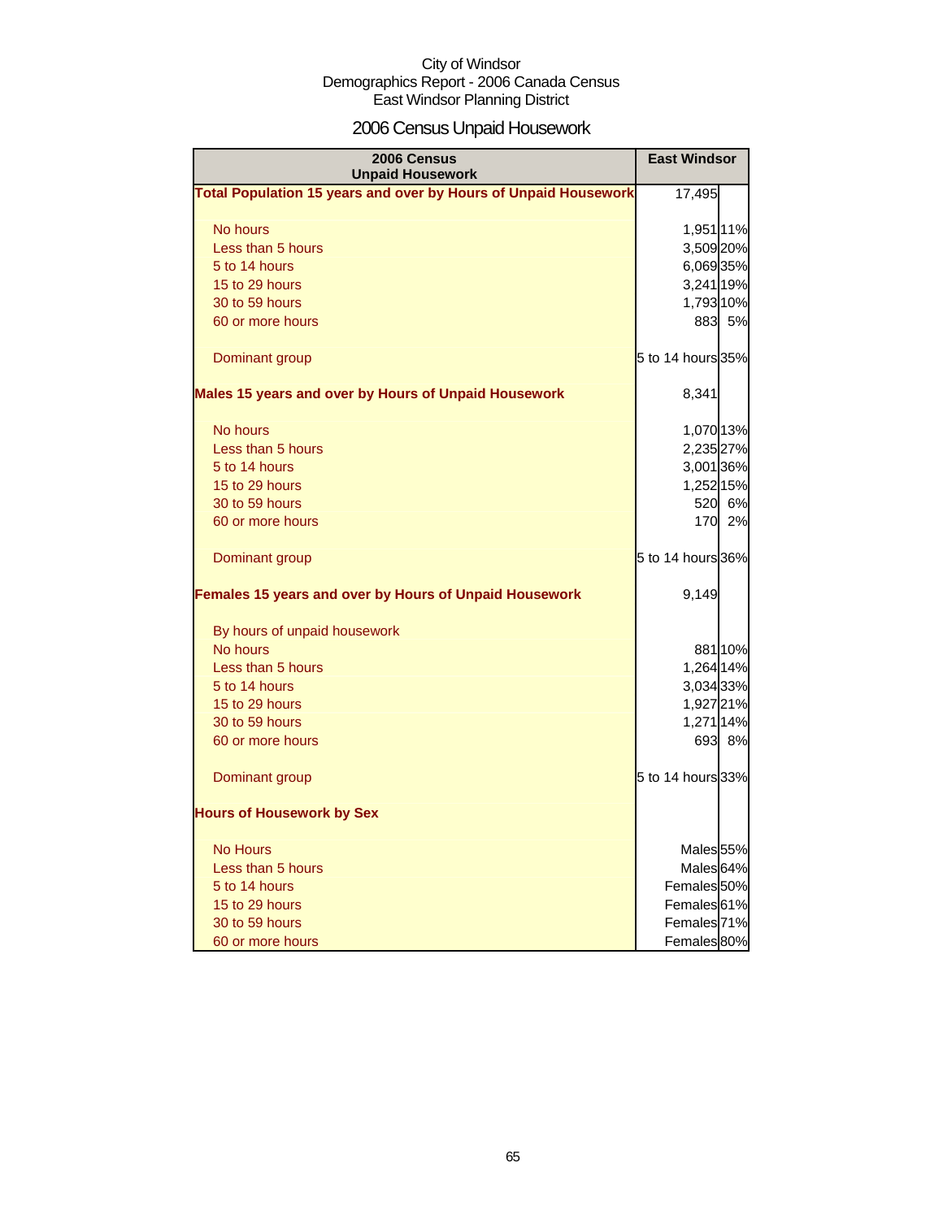City of Windsor
Demographics Report - 2006 Canada Census
East Windsor Planning District

# 2006 Census Unpaid Housework

| 2006 Census Unpaid Housework | East Windsor | |
|---|---|---|
| **Total Population 15 years and over by Hours of Unpaid Housework** | 17,495 | |
| No hours | 1,951 | 11% |
| Less than 5 hours | 3,509 | 20% |
| 5 to 14 hours | 6,069 | 35% |
| 15 to 29 hours | 3,241 | 19% |
| 30 to 59 hours | 1,793 | 10% |
| 60 or more hours | 883 | 5% |
| Dominant group | 5 to 14 hours | 35% |
| **Males 15 years and over by Hours of Unpaid Housework** | 8,341 | |
| No hours | 1,070 | 13% |
| Less than 5 hours | 2,235 | 27% |
| 5 to 14 hours | 3,001 | 36% |
| 15 to 29 hours | 1,252 | 15% |
| 30 to 59 hours | 520 | 6% |
| 60 or more hours | 170 | 2% |
| Dominant group | 5 to 14 hours | 36% |
| **Females 15 years and over by Hours of Unpaid Housework** | 9,149 | |
| By hours of unpaid housework | | |
| No hours | 881 | 10% |
| Less than 5 hours | 1,264 | 14% |
| 5 to 14 hours | 3,034 | 33% |
| 15 to 29 hours | 1,927 | 21% |
| 30 to 59 hours | 1,271 | 14% |
| 60 or more hours | 693 | 8% |
| Dominant group | 5 to 14 hours | 33% |
| **Hours of Housework by Sex** | | |
| No Hours | Males | 55% |
| Less than 5 hours | Males | 64% |
| 5 to 14 hours | Females | 50% |
| 15 to 29 hours | Females | 61% |
| 30 to 59 hours | Females | 71% |
| 60 or more hours | Females | 80% |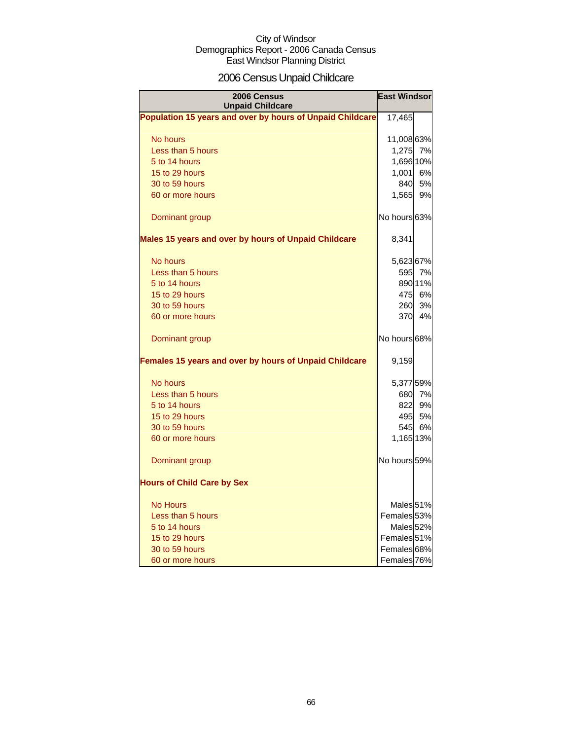City of Windsor
Demographics Report - 2006 Canada Census
East Windsor Planning District

# 2006 Census Unpaid Childcare

| 2006 Census Unpaid Childcare | East Windsor | |
|---|---|---|
| **Population 15 years and over by hours of Unpaid Childcare** | 17,465 | |
| No hours | 11,008 | 63% |
| Less than 5 hours | 1,275 | 7% |
| 5 to 14 hours | 1,696 | 10% |
| 15 to 29 hours | 1,001 | 6% |
| 30 to 59 hours | 840 | 5% |
| 60 or more hours | 1,565 | 9% |
| Dominant group | No hours | 63% |
| **Males 15 years and over by hours of Unpaid Childcare** | 8,341 | |
| No hours | 5,623 | 67% |
| Less than 5 hours | 595 | 7% |
| 5 to 14 hours | 890 | 11% |
| 15 to 29 hours | 475 | 6% |
| 30 to 59 hours | 260 | 3% |
| 60 or more hours | 370 | 4% |
| Dominant group | No hours | 68% |
| **Females 15 years and over by hours of Unpaid Childcare** | 9,159 | |
| No hours | 5,377 | 59% |
| Less than 5 hours | 680 | 7% |
| 5 to 14 hours | 822 | 9% |
| 15 to 29 hours | 495 | 5% |
| 30 to 59 hours | 545 | 6% |
| 60 or more hours | 1,165 | 13% |
| Dominant group | No hours | 59% |
| **Hours of Child Care by Sex** | | |
| No Hours | Males | 51% |
| Less than 5 hours | Females | 53% |
| 5 to 14 hours | Males | 52% |
| 15 to 29 hours | Females | 51% |
| 30 to 59 hours | Females | 68% |
| 60 or more hours | Females | 76% |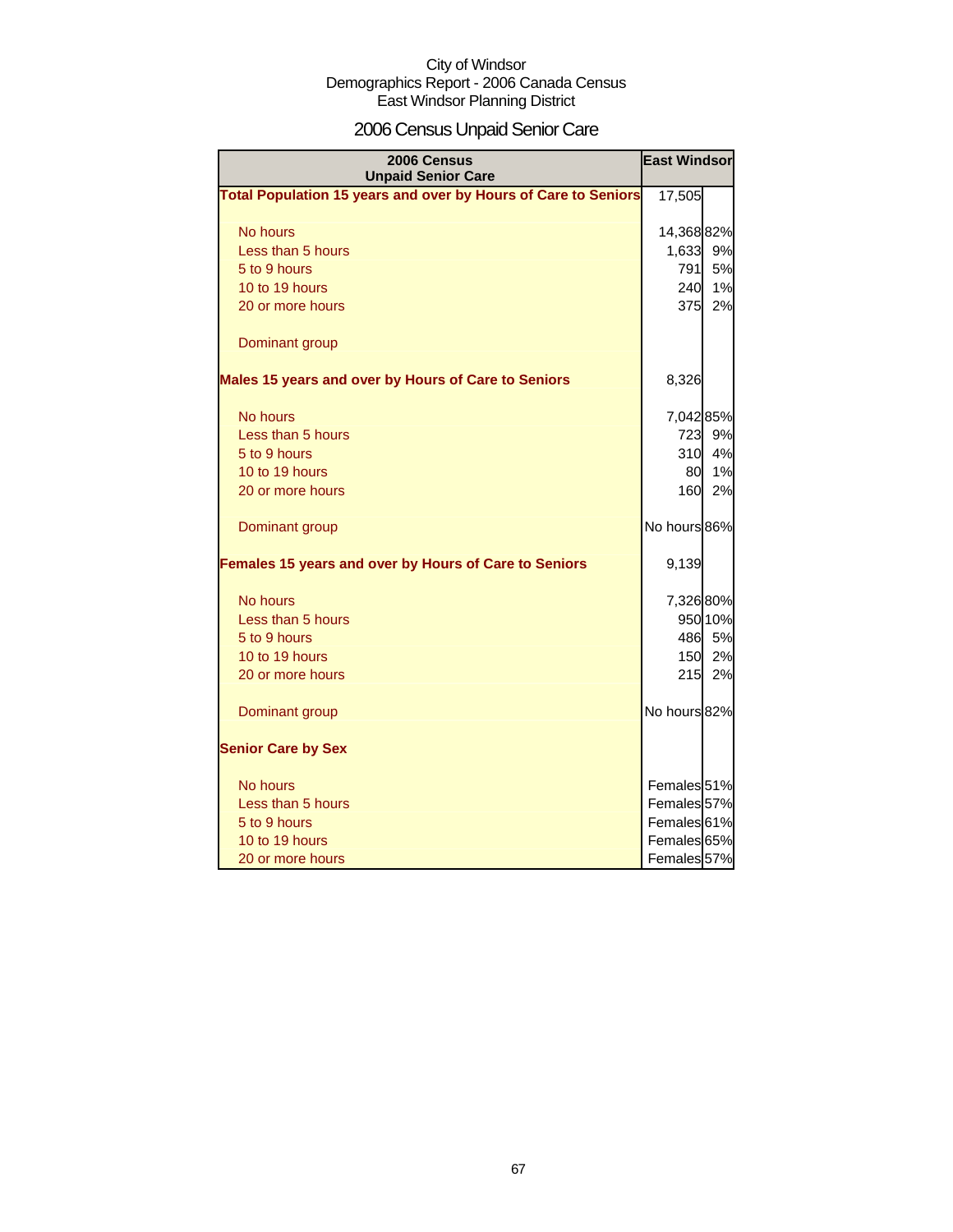City of Windsor
Demographics Report - 2006 Canada Census
East Windsor Planning District

# 2006 Census Unpaid Senior Care

| 2006 Census Unpaid Senior Care | East Windsor | |
|---|---|---|
| **Total Population 15 years and over by Hours of Care to Seniors** | 17,505 | |
| No hours | 14,368 | 82% |
| Less than 5 hours | 1,633 | 9% |
| 5 to 9 hours | 791 | 5% |
| 10 to 19 hours | 240 | 1% |
| 20 or more hours | 375 | 2% |
| Dominant group | | |
| **Males 15 years and over by Hours of Care to Seniors** | 8,326 | |
| No hours | 7,042 | 85% |
| Less than 5 hours | 723 | 9% |
| 5 to 9 hours | 310 | 4% |
| 10 to 19 hours | 80 | 1% |
| 20 or more hours | 160 | 2% |
| Dominant group | No hours | 86% |
| **Females 15 years and over by Hours of Care to Seniors** | 9,139 | |
| No hours | 7,326 | 80% |
| Less than 5 hours | 950 | 10% |
| 5 to 9 hours | 486 | 5% |
| 10 to 19 hours | 150 | 2% |
| 20 or more hours | 215 | 2% |
| Dominant group | No hours | 82% |
| **Senior Care by Sex** | | |
| No hours | Females | 51% |
| Less than 5 hours | Females | 57% |
| 5 to 9 hours | Females | 61% |
| 10 to 19 hours | Females | 65% |
| 20 or more hours | Females | 57% |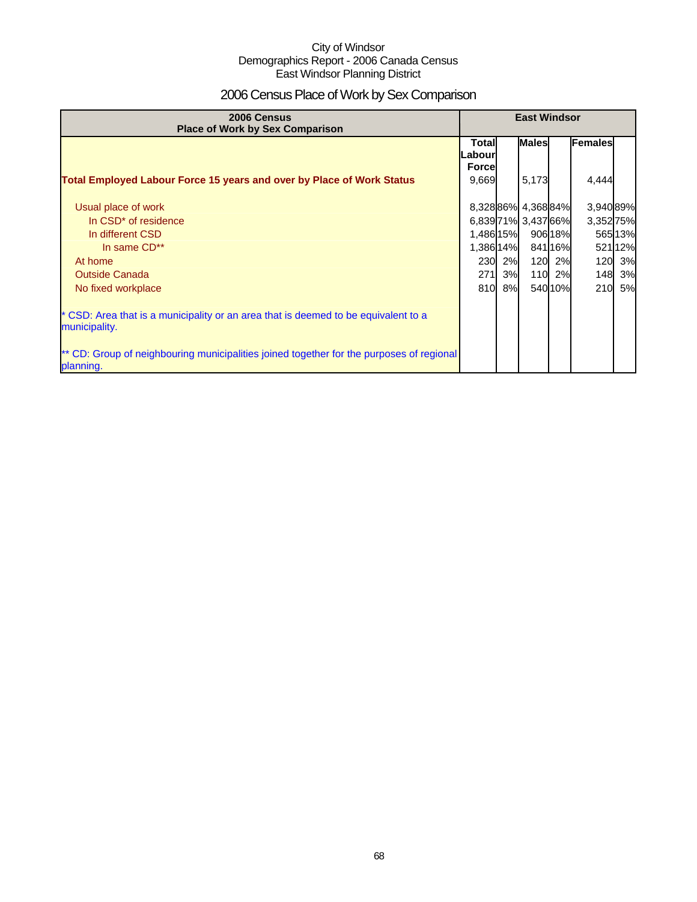City of Windsor
Demographics Report - 2006 Canada Census
East Windsor Planning District

# 2006 Census Place of Work by Sex Comparison

| 2006 Census<br>Place of Work by Sex Comparison | East Windsor | | | | | |
|---|---|---|---|---|---|---|
| | Total Labour Force | | Males | | Females | |
| **Total Employed Labour Force 15 years and over by Place of Work Status** | 9,669 | | 5,173 | | 4,444 | |
| Usual place of work | 8,328 | 86% | 4,368 | 84% | 3,940 | 89% |
| In CSD* of residence | 6,839 | 71% | 3,437 | 66% | 3,352 | 75% |
| In different CSD | 1,486 | 15% | 906 | 18% | 565 | 13% |
| In same CD** | 1,386 | 14% | 841 | 16% | 521 | 12% |
| At home | 230 | 2% | 120 | 2% | 120 | 3% |
| Outside Canada | 271 | 3% | 110 | 2% | 148 | 3% |
| No fixed workplace | 810 | 8% | 540 | 10% | 210 | 5% |

* CSD: Area that is a municipality or an area that is deemed to be equivalent to a municipality.

** CD: Group of neighbouring municipalities joined together for the purposes of regional planning.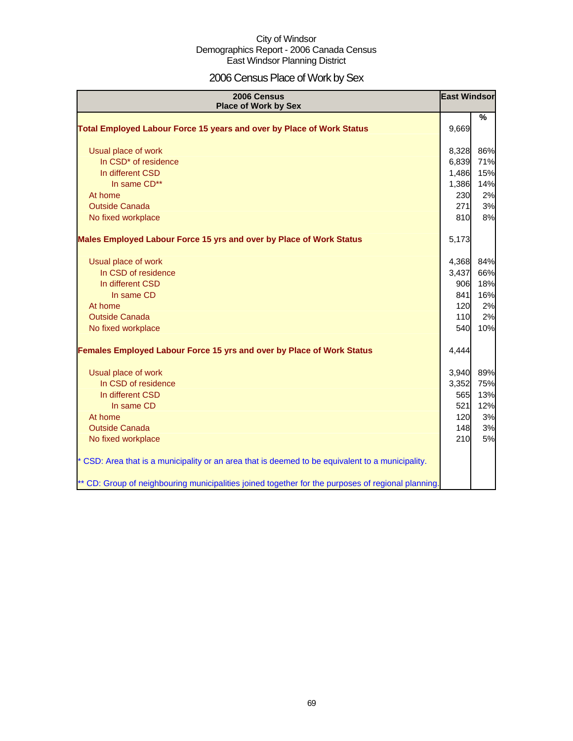City of Windsor
Demographics Report - 2006 Canada Census
East Windsor Planning District

# 2006 Census Place of Work by Sex

| 2006 Census<br>Place of Work by Sex | East Windsor | |
|---|---|---|
| | | % |
| **Total Employed Labour Force 15 years and over by Place of Work Status** | 9,669 | |
| Usual place of work | 8,328 | 86% |
| In CSD* of residence | 6,839 | 71% |
| In different CSD | 1,486 | 15% |
| In same CD** | 1,386 | 14% |
| At home | 230 | 2% |
| Outside Canada | 271 | 3% |
| No fixed workplace | 810 | 8% |
| **Males Employed Labour Force 15 yrs and over by Place of Work Status** | 5,173 | |
| Usual place of work | 4,368 | 84% |
| In CSD of residence | 3,437 | 66% |
| In different CSD | 906 | 18% |
| In same CD | 841 | 16% |
| At home | 120 | 2% |
| Outside Canada | 110 | 2% |
| No fixed workplace | 540 | 10% |
| **Females Employed Labour Force 15 yrs and over by Place of Work Status** | 4,444 | |
| Usual place of work | 3,940 | 89% |
| In CSD of residence | 3,352 | 75% |
| In different CSD | 565 | 13% |
| In same CD | 521 | 12% |
| At home | 120 | 3% |
| Outside Canada | 148 | 3% |
| No fixed workplace | 210 | 5% |

* CSD: Area that is a municipality or an area that is deemed to be equivalent to a municipality.

** CD: Group of neighbouring municipalities joined together for the purposes of regional planning.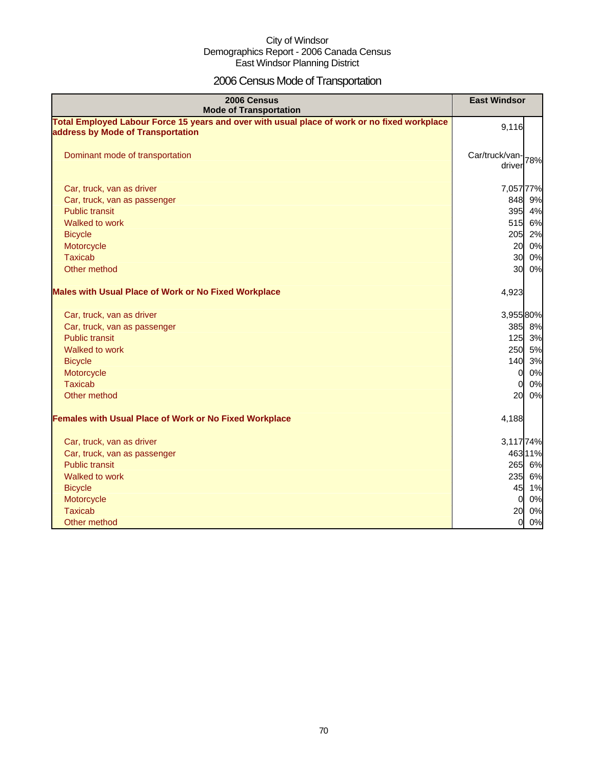City of Windsor
Demographics Report - 2006 Canada Census
East Windsor Planning District

# 2006 Census Mode of Transportation

| 2006 Census<br>Mode of Transportation | East Windsor | |
|---|---|---|
| **Total Employed Labour Force 15 years and over with usual place of work or no fixed workplace address by Mode of Transportation** | 9,116 | |
| Dominant mode of transportation | Car/truck/van-driver | 78% |
| Car, truck, van as driver | 7,057 | 77% |
| Car, truck, van as passenger | 848 | 9% |
| Public transit | 395 | 4% |
| Walked to work | 515 | 6% |
| Bicycle | 205 | 2% |
| Motorcycle | 20 | 0% |
| Taxicab | 30 | 0% |
| Other method | 30 | 0% |
| **Males with Usual Place of Work or No Fixed Workplace** | 4,923 | |
| Car, truck, van as driver | 3,955 | 80% |
| Car, truck, van as passenger | 385 | 8% |
| Public transit | 125 | 3% |
| Walked to work | 250 | 5% |
| Bicycle | 140 | 3% |
| Motorcycle | 0 | 0% |
| Taxicab | 0 | 0% |
| Other method | 20 | 0% |
| **Females with Usual Place of Work or No Fixed Workplace** | 4,188 | |
| Car, truck, van as driver | 3,117 | 74% |
| Car, truck, van as passenger | 463 | 11% |
| Public transit | 265 | 6% |
| Walked to work | 235 | 6% |
| Bicycle | 45 | 1% |
| Motorcycle | 0 | 0% |
| Taxicab | 20 | 0% |
| Other method | 0 | 0% |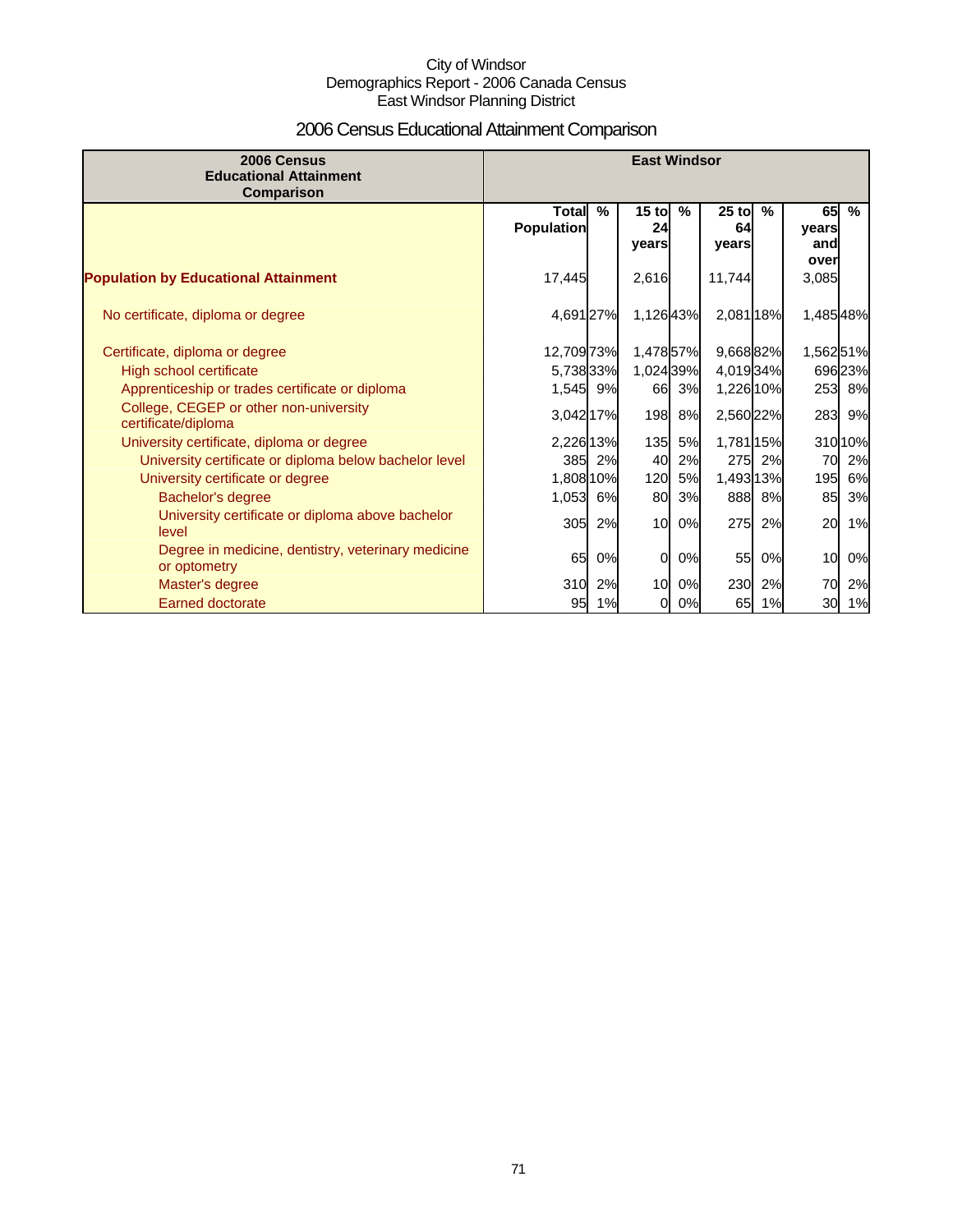City of Windsor
Demographics Report - 2006 Canada Census
East Windsor Planning District

# 2006 Census Educational Attainment Comparison

| 2006 Census Educational Attainment Comparison | East Windsor | | | | | | | |
|---|---|---|---|---|---|---|---|---|
| | Total Population | % | 15 to 24 years | % | 25 to 64 years | % | 65 years and over | % |
| **Population by Educational Attainment** | 17,445 | | 2,616 | | 11,744 | | 3,085 | |
| No certificate, diploma or degree | 4,691 | 27% | 1,126 | 43% | 2,081 | 18% | 1,485 | 48% |
| Certificate, diploma or degree | 12,709 | 73% | 1,478 | 57% | 9,668 | 82% | 1,562 | 51% |
| High school certificate | 5,738 | 33% | 1,024 | 39% | 4,019 | 34% | 696 | 23% |
| Apprenticeship or trades certificate or diploma | 1,545 | 9% | 66 | 3% | 1,226 | 10% | 253 | 8% |
| College, CEGEP or other non-university certificate/diploma | 3,042 | 17% | 198 | 8% | 2,560 | 22% | 283 | 9% |
| University certificate, diploma or degree | 2,226 | 13% | 135 | 5% | 1,781 | 15% | 310 | 10% |
| University certificate or diploma below bachelor level | 385 | 2% | 40 | 2% | 275 | 2% | 70 | 2% |
| University certificate or degree | 1,808 | 10% | 120 | 5% | 1,493 | 13% | 195 | 6% |
| Bachelor's degree | 1,053 | 6% | 80 | 3% | 888 | 8% | 85 | 3% |
| University certificate or diploma above bachelor level | 305 | 2% | 10 | 0% | 275 | 2% | 20 | 1% |
| Degree in medicine, dentistry, veterinary medicine or optometry | 65 | 0% | 0 | 0% | 55 | 0% | 10 | 0% |
| Master's degree | 310 | 2% | 10 | 0% | 230 | 2% | 70 | 2% |
| Earned doctorate | 95 | 1% | 0 | 0% | 65 | 1% | 30 | 1% |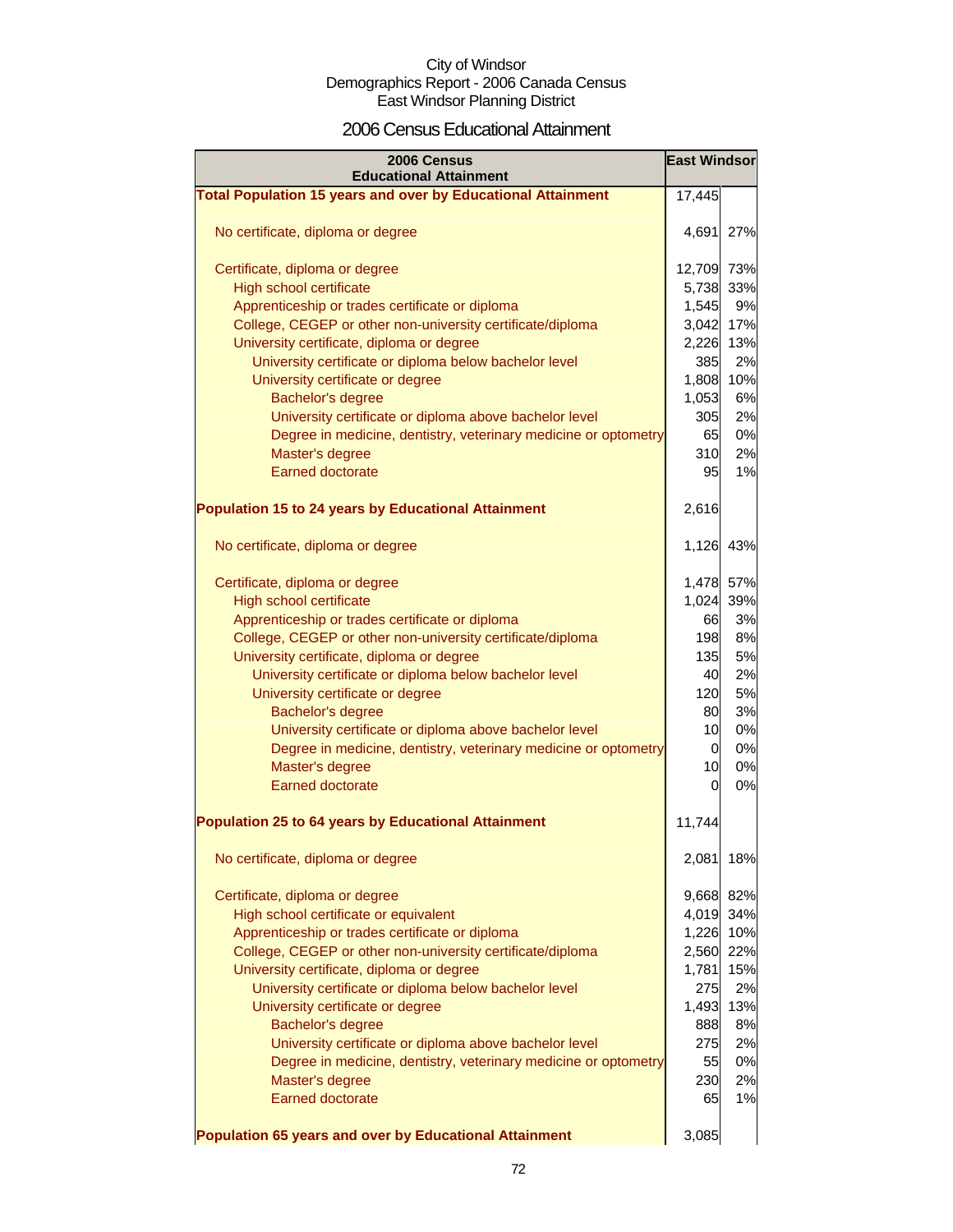City of Windsor
Demographics Report - 2006 Canada Census
East Windsor Planning District

## 2006 Census Educational Attainment

| 2006 Census Educational Attainment | East Windsor | |
|---|---|---|
| **Total Population 15 years and over by Educational Attainment** | 17,445 | |
| No certificate, diploma or degree | 4,691 | 27% |
| Certificate, diploma or degree | 12,709 | 73% |
| High school certificate | 5,738 | 33% |
| Apprenticeship or trades certificate or diploma | 1,545 | 9% |
| College, CEGEP or other non-university certificate/diploma | 3,042 | 17% |
| University certificate, diploma or degree | 2,226 | 13% |
| University certificate or diploma below bachelor level | 385 | 2% |
| University certificate or degree | 1,808 | 10% |
| Bachelor's degree | 1,053 | 6% |
| University certificate or diploma above bachelor level | 305 | 2% |
| Degree in medicine, dentistry, veterinary medicine or optometry | 65 | 0% |
| Master's degree | 310 | 2% |
| Earned doctorate | 95 | 1% |
| **Population 15 to 24 years by Educational Attainment** | 2,616 | |
| No certificate, diploma or degree | 1,126 | 43% |
| Certificate, diploma or degree | 1,478 | 57% |
| High school certificate | 1,024 | 39% |
| Apprenticeship or trades certificate or diploma | 66 | 3% |
| College, CEGEP or other non-university certificate/diploma | 198 | 8% |
| University certificate, diploma or degree | 135 | 5% |
| University certificate or diploma below bachelor level | 40 | 2% |
| University certificate or degree | 120 | 5% |
| Bachelor's degree | 80 | 3% |
| University certificate or diploma above bachelor level | 10 | 0% |
| Degree in medicine, dentistry, veterinary medicine or optometry | 0 | 0% |
| Master's degree | 10 | 0% |
| Earned doctorate | 0 | 0% |
| **Population 25 to 64 years by Educational Attainment** | 11,744 | |
| No certificate, diploma or degree | 2,081 | 18% |
| Certificate, diploma or degree | 9,668 | 82% |
| High school certificate or equivalent | 4,019 | 34% |
| Apprenticeship or trades certificate or diploma | 1,226 | 10% |
| College, CEGEP or other non-university certificate/diploma | 2,560 | 22% |
| University certificate, diploma or degree | 1,781 | 15% |
| University certificate or diploma below bachelor level | 275 | 2% |
| University certificate or degree | 1,493 | 13% |
| Bachelor's degree | 888 | 8% |
| University certificate or diploma above bachelor level | 275 | 2% |
| Degree in medicine, dentistry, veterinary medicine or optometry | 55 | 0% |
| Master's degree | 230 | 2% |
| Earned doctorate | 65 | 1% |
| **Population 65 years and over by Educational Attainment** | 3,085 | |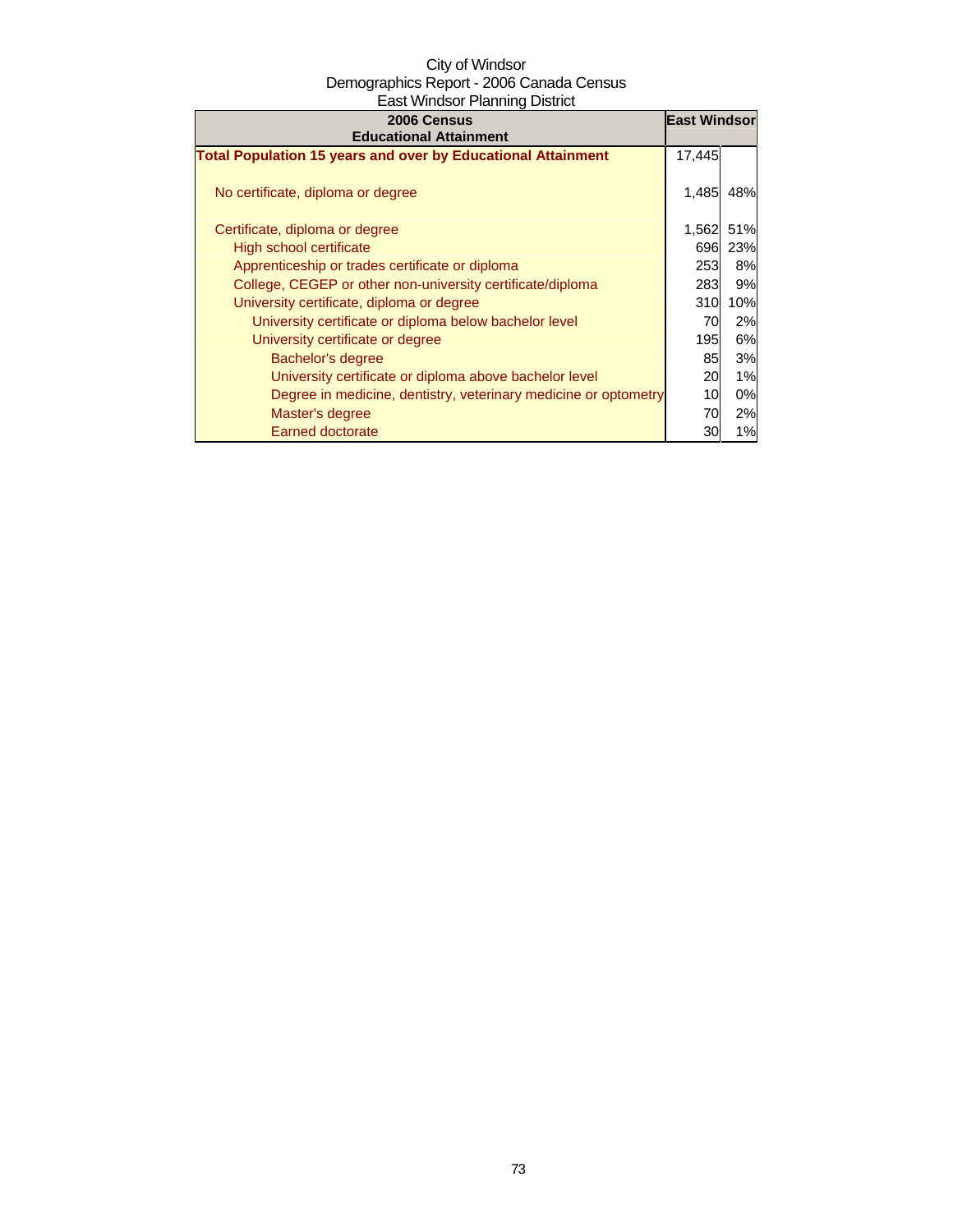City of Windsor
Demographics Report - 2006 Canada Census
East Windsor Planning District

| 2006 Census<br>Educational Attainment | East Windsor | |
|---|---|---|
| **Total Population 15 years and over by Educational Attainment** | 17,445 | |
| No certificate, diploma or degree | 1,485 | 48% |
| Certificate, diploma or degree | 1,562 | 51% |
| High school certificate | 696 | 23% |
| Apprenticeship or trades certificate or diploma | 253 | 8% |
| College, CEGEP or other non-university certificate/diploma | 283 | 9% |
| University certificate, diploma or degree | 310 | 10% |
| University certificate or diploma below bachelor level | 70 | 2% |
| University certificate or degree | 195 | 6% |
| Bachelor's degree | 85 | 3% |
| University certificate or diploma above bachelor level | 20 | 1% |
| Degree in medicine, dentistry, veterinary medicine or optometry | 10 | 0% |
| Master's degree | 70 | 2% |
| Earned doctorate | 30 | 1% |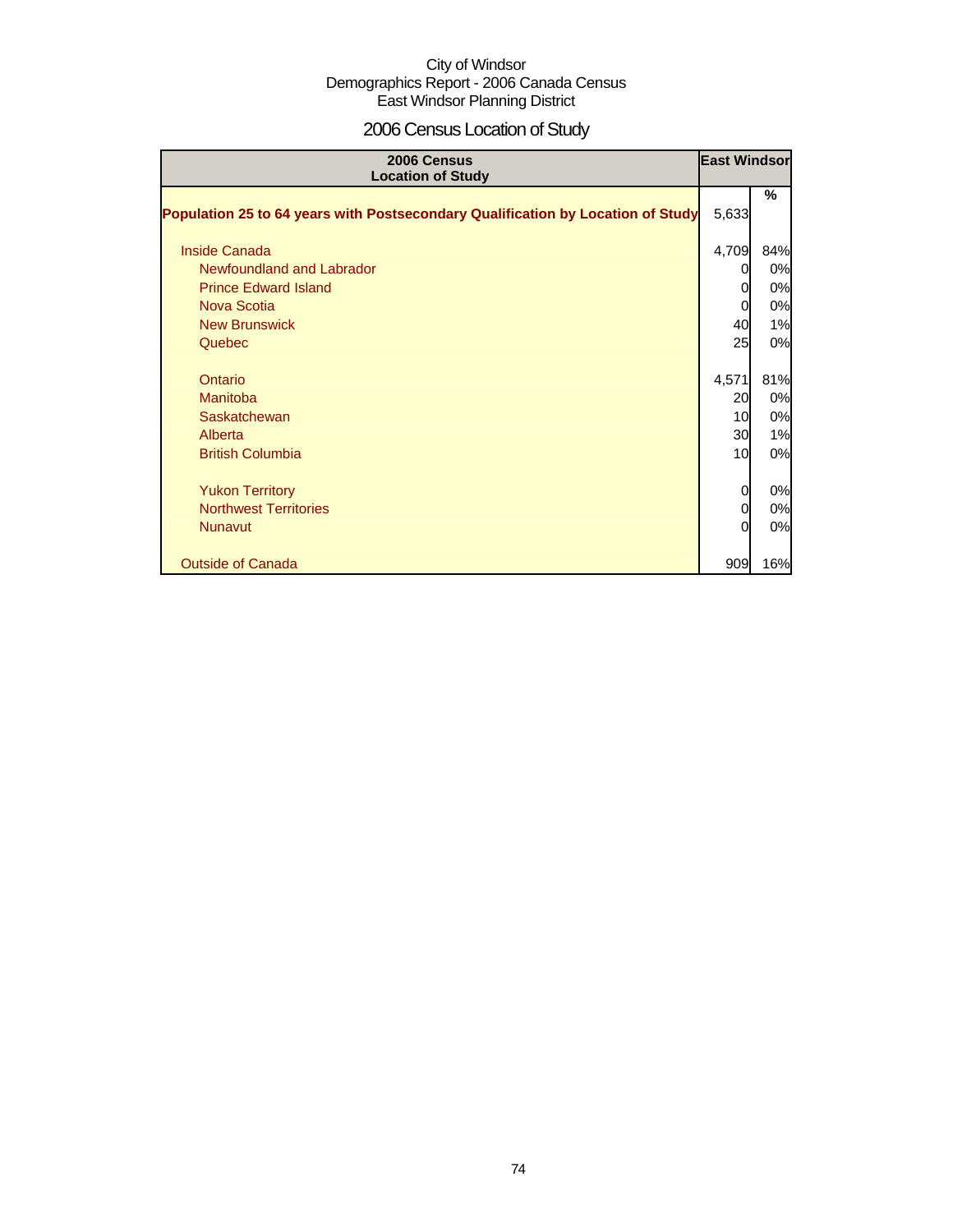City of Windsor
Demographics Report - 2006 Canada Census
East Windsor Planning District

# 2006 Census Location of Study

| 2006 Census Location of Study | East Windsor | % |
|---|---|---|
| **Population 25 to 64 years with Postsecondary Qualification by Location of Study** | 5,633 | |
| Inside Canada | 4,709 | 84% |
| Newfoundland and Labrador | 0 | 0% |
| Prince Edward Island | 0 | 0% |
| Nova Scotia | 0 | 0% |
| New Brunswick | 40 | 1% |
| Quebec | 25 | 0% |
| Ontario | 4,571 | 81% |
| Manitoba | 20 | 0% |
| Saskatchewan | 10 | 0% |
| Alberta | 30 | 1% |
| British Columbia | 10 | 0% |
| Yukon Territory | 0 | 0% |
| Northwest Territories | 0 | 0% |
| Nunavut | 0 | 0% |
| Outside of Canada | 909 | 16% |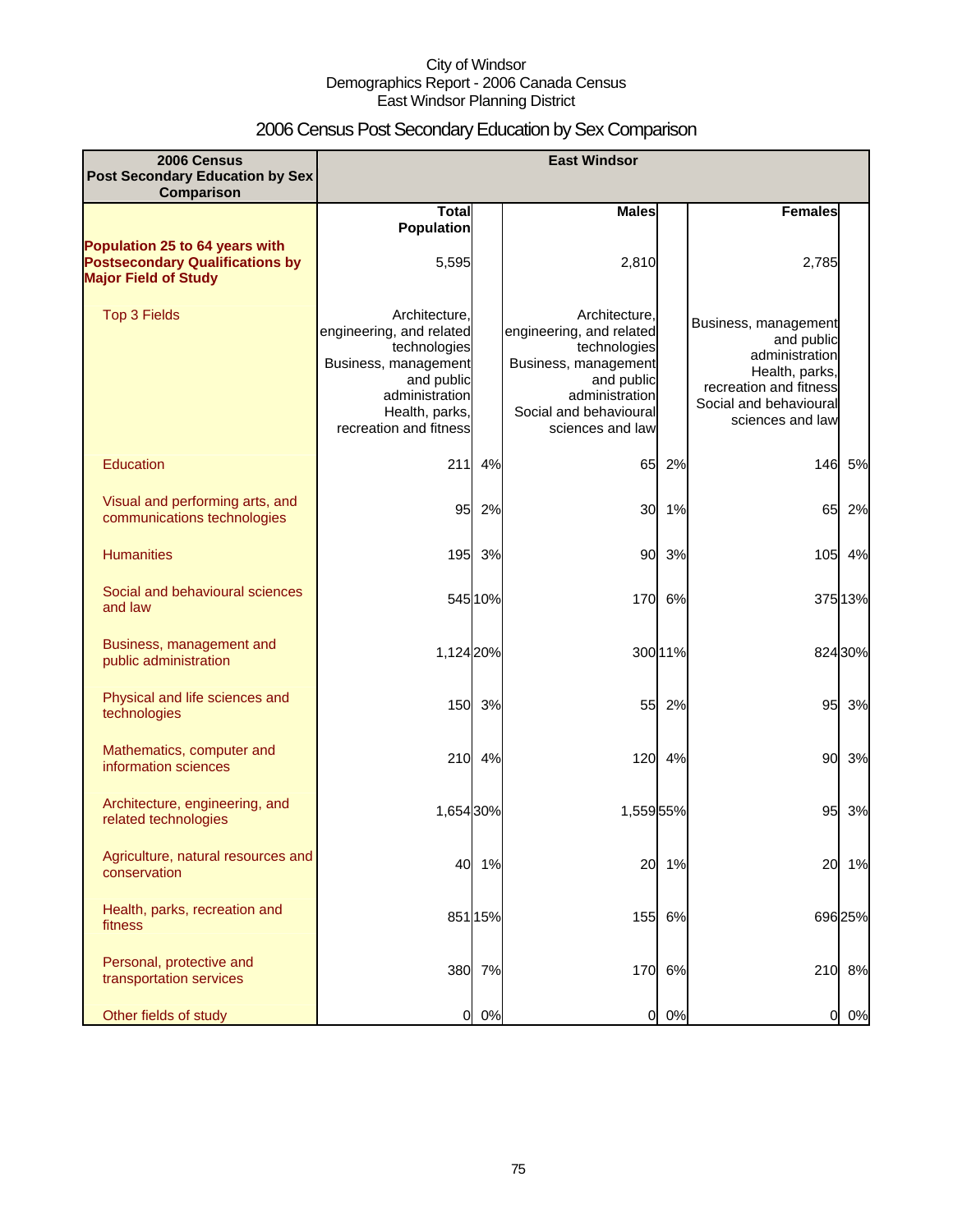City of Windsor
Demographics Report - 2006 Canada Census
East Windsor Planning District

# 2006 Census Post Secondary Education by Sex Comparison

| 2006 Census Post Secondary Education by Sex Comparison | East Windsor | | | | | |
|---|---|---|---|---|---|---|
| | Total Population | | Males | | Females | |
| **Population 25 to 64 years with Postsecondary Qualifications by Major Field of Study** | 5,595 | | 2,810 | | 2,785 | |
| Top 3 Fields | Architecture, engineering, and related technologies Business, management and public administration Health, parks, recreation and fitness | | Architecture, engineering, and related technologies Business, management and public administration Social and behavioural sciences and law | | Business, management and public administration Health, parks, recreation and fitness Social and behavioural sciences and law | |
| Education | 211 | 4% | 65 | 2% | 146 | 5% |
| Visual and performing arts, and communications technologies | 95 | 2% | 30 | 1% | 65 | 2% |
| Humanities | 195 | 3% | 90 | 3% | 105 | 4% |
| Social and behavioural sciences and law | 545 | 10% | 170 | 6% | 375 | 13% |
| Business, management and public administration | 1,124 | 20% | 300 | 11% | 824 | 30% |
| Physical and life sciences and technologies | 150 | 3% | 55 | 2% | 95 | 3% |
| Mathematics, computer and information sciences | 210 | 4% | 120 | 4% | 90 | 3% |
| Architecture, engineering, and related technologies | 1,654 | 30% | 1,559 | 55% | 95 | 3% |
| Agriculture, natural resources and conservation | 40 | 1% | 20 | 1% | 20 | 1% |
| Health, parks, recreation and fitness | 851 | 15% | 155 | 6% | 696 | 25% |
| Personal, protective and transportation services | 380 | 7% | 170 | 6% | 210 | 8% |
| Other fields of study | 0 | 0% | 0 | 0% | 0 | 0% |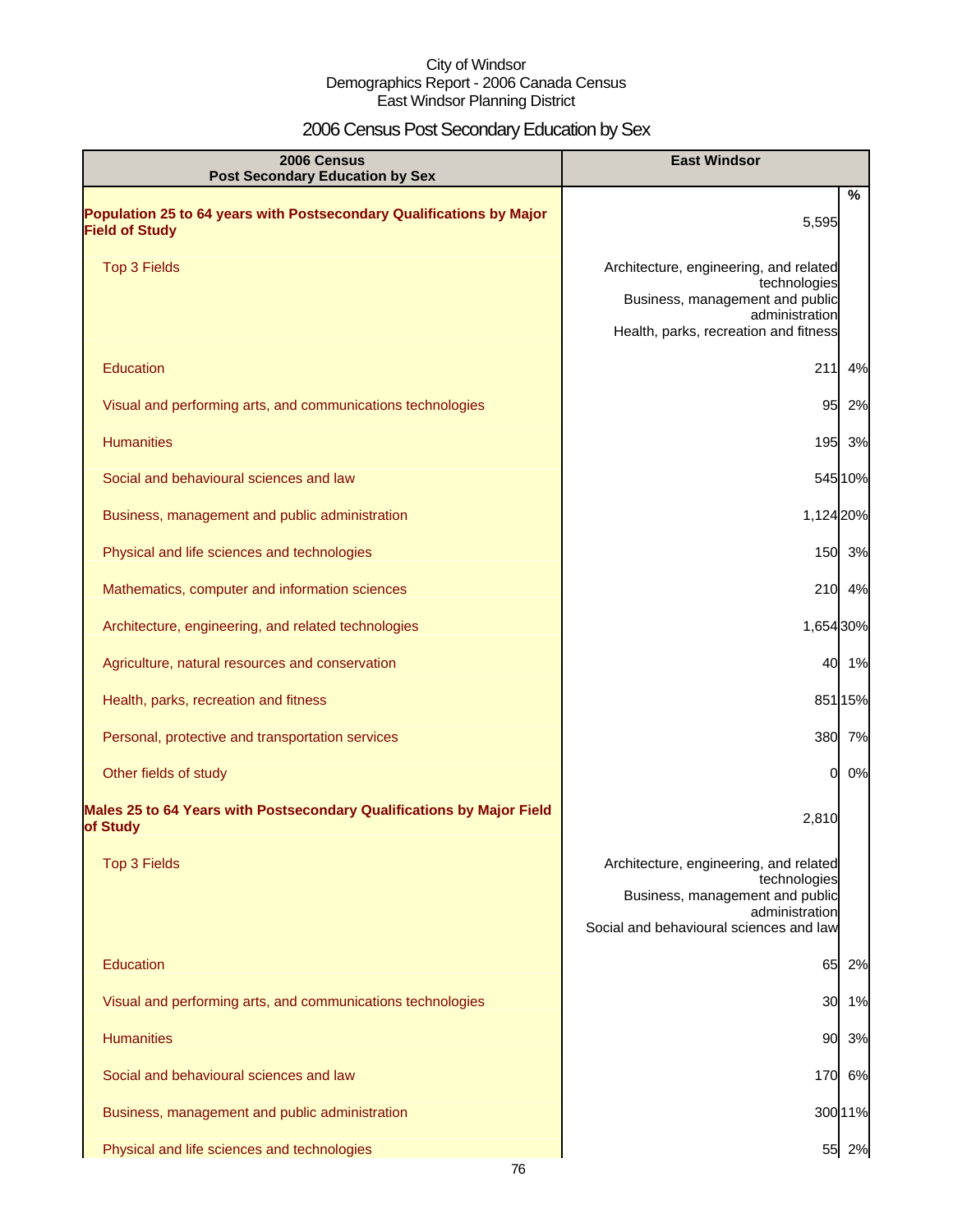City of Windsor
Demographics Report - 2006 Canada Census
East Windsor Planning District

# 2006 Census Post Secondary Education by Sex

| 2006 Census Post Secondary Education by Sex | East Windsor | |
|---|---|---|
| | | % |
| **Population 25 to 64 years with Postsecondary Qualifications by Major Field of Study** | 5,595 | |
| Top 3 Fields | Architecture, engineering, and related technologies<br>Business, management and public administration<br>Health, parks, recreation and fitness | |
| Education | 211 | 4% |
| Visual and performing arts, and communications technologies | 95 | 2% |
| Humanities | 195 | 3% |
| Social and behavioural sciences and law | 545 | 10% |
| Business, management and public administration | 1,124 | 20% |
| Physical and life sciences and technologies | 150 | 3% |
| Mathematics, computer and information sciences | 210 | 4% |
| Architecture, engineering, and related technologies | 1,654 | 30% |
| Agriculture, natural resources and conservation | 40 | 1% |
| Health, parks, recreation and fitness | 851 | 15% |
| Personal, protective and transportation services | 380 | 7% |
| Other fields of study | 0 | 0% |
| **Males 25 to 64 Years with Postsecondary Qualifications by Major Field of Study** | 2,810 | |
| Top 3 Fields | Architecture, engineering, and related technologies<br>Business, management and public administration<br>Social and behavioural sciences and law | |
| Education | 65 | 2% |
| Visual and performing arts, and communications technologies | 30 | 1% |
| Humanities | 90 | 3% |
| Social and behavioural sciences and law | 170 | 6% |
| Business, management and public administration | 300 | 11% |
| Physical and life sciences and technologies | 55 | 2% |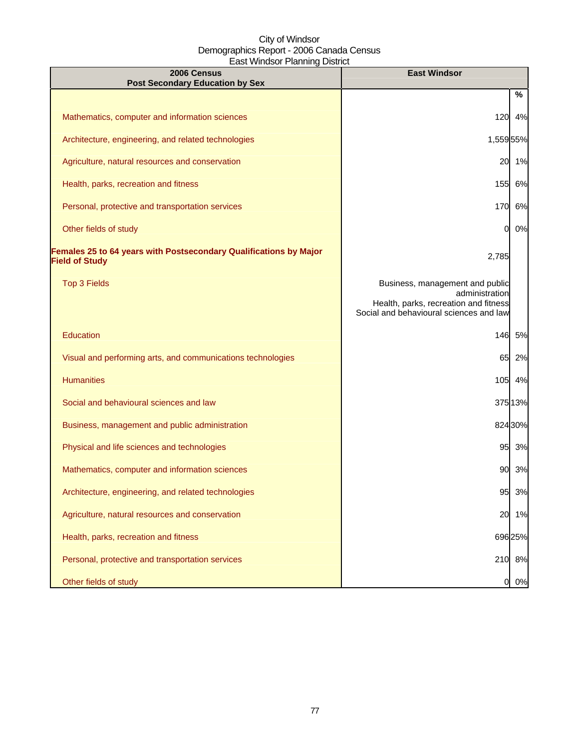City of Windsor
Demographics Report - 2006 Canada Census
East Windsor Planning District

| 2006 Census<br>Post Secondary Education by Sex | East Windsor | |
|---|---|---|
| | | % |
| Mathematics, computer and information sciences | 120 | 4% |
| Architecture, engineering, and related technologies | 1,559 | 55% |
| Agriculture, natural resources and conservation | 20 | 1% |
| Health, parks, recreation and fitness | 155 | 6% |
| Personal, protective and transportation services | 170 | 6% |
| Other fields of study | 0 | 0% |
| **Females 25 to 64 years with Postsecondary Qualifications by Major Field of Study** | 2,785 | |
| Top 3 Fields | Business, management and public administration<br>Health, parks, recreation and fitness<br>Social and behavioural sciences and law | |
| Education | 146 | 5% |
| Visual and performing arts, and communications technologies | 65 | 2% |
| Humanities | 105 | 4% |
| Social and behavioural sciences and law | 375 | 13% |
| Business, management and public administration | 824 | 30% |
| Physical and life sciences and technologies | 95 | 3% |
| Mathematics, computer and information sciences | 90 | 3% |
| Architecture, engineering, and related technologies | 95 | 3% |
| Agriculture, natural resources and conservation | 20 | 1% |
| Health, parks, recreation and fitness | 696 | 25% |
| Personal, protective and transportation services | 210 | 8% |
| Other fields of study | 0 | 0% |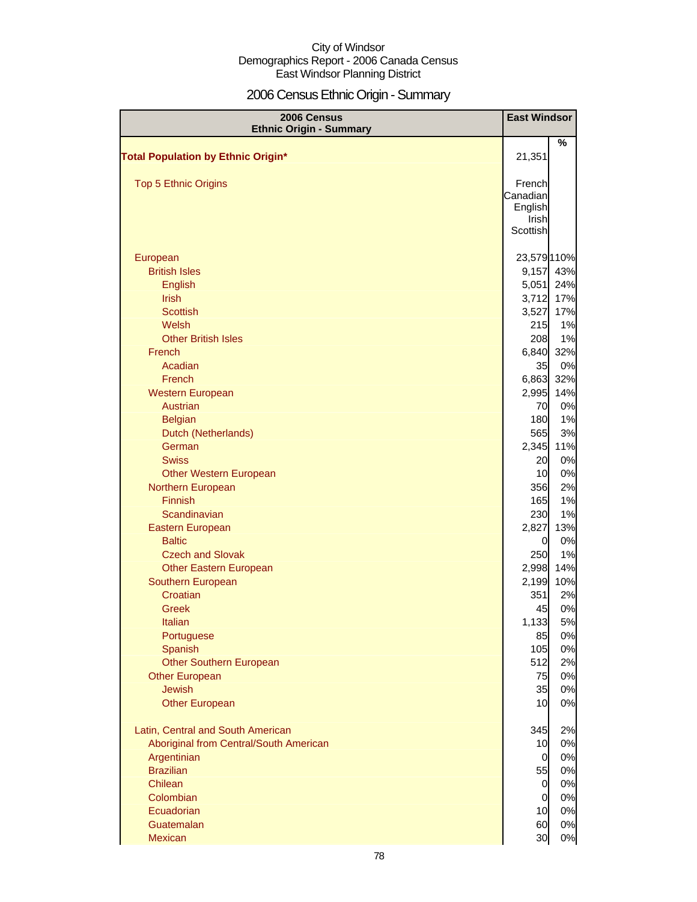City of Windsor
Demographics Report - 2006 Canada Census
East Windsor Planning District

# 2006 Census Ethnic Origin - Summary

| 2006 Census Ethnic Origin - Summary | East Windsor | |
|---|---|---|
| | | % |
| **Total Population by Ethnic Origin*** | 21,351 | |
| Top 5 Ethnic Origins | French Canadian English Irish Scottish | |
| European | 23,579 | 110% |
| British Isles | 9,157 | 43% |
| English | 5,051 | 24% |
| Irish | 3,712 | 17% |
| Scottish | 3,527 | 17% |
| Welsh | 215 | 1% |
| Other British Isles | 208 | 1% |
| French | 6,840 | 32% |
| Acadian | 35 | 0% |
| French | 6,863 | 32% |
| Western European | 2,995 | 14% |
| Austrian | 70 | 0% |
| Belgian | 180 | 1% |
| Dutch (Netherlands) | 565 | 3% |
| German | 2,345 | 11% |
| Swiss | 20 | 0% |
| Other Western European | 10 | 0% |
| Northern European | 356 | 2% |
| Finnish | 165 | 1% |
| Scandinavian | 230 | 1% |
| Eastern European | 2,827 | 13% |
| Baltic | 0 | 0% |
| Czech and Slovak | 250 | 1% |
| Other Eastern European | 2,998 | 14% |
| Southern European | 2,199 | 10% |
| Croatian | 351 | 2% |
| Greek | 45 | 0% |
| Italian | 1,133 | 5% |
| Portuguese | 85 | 0% |
| Spanish | 105 | 0% |
| Other Southern European | 512 | 2% |
| Other European | 75 | 0% |
| Jewish | 35 | 0% |
| Other European | 10 | 0% |
| Latin, Central and South American | 345 | 2% |
| Aboriginal from Central/South American | 10 | 0% |
| Argentinian | 0 | 0% |
| Brazilian | 55 | 0% |
| Chilean | 0 | 0% |
| Colombian | 0 | 0% |
| Ecuadorian | 10 | 0% |
| Guatemalan | 60 | 0% |
| Mexican | 30 | 0% |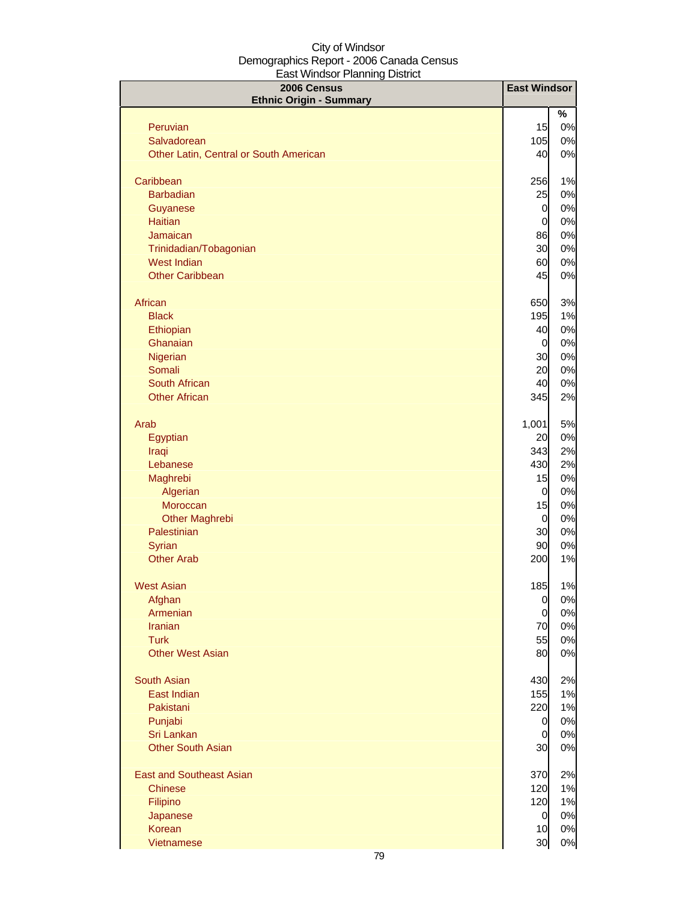City of Windsor
Demographics Report - 2006 Canada Census
East Windsor Planning District

| 2006 Census<br>Ethnic Origin - Summary | East Windsor | |
|---|---|---|
| | | % |
| Peruvian | 15 | 0% |
| Salvadorean | 105 | 0% |
| Other Latin, Central or South American | 40 | 0% |
| | | |
| Caribbean | 256 | 1% |
| Barbadian | 25 | 0% |
| Guyanese | 0 | 0% |
| Haitian | 0 | 0% |
| Jamaican | 86 | 0% |
| Trinidadian/Tobagonian | 30 | 0% |
| West Indian | 60 | 0% |
| Other Caribbean | 45 | 0% |
| | | |
| African | 650 | 3% |
| Black | 195 | 1% |
| Ethiopian | 40 | 0% |
| Ghanaian | 0 | 0% |
| Nigerian | 30 | 0% |
| Somali | 20 | 0% |
| South African | 40 | 0% |
| Other African | 345 | 2% |
| | | |
| Arab | 1,001 | 5% |
| Egyptian | 20 | 0% |
| Iraqi | 343 | 2% |
| Lebanese | 430 | 2% |
| Maghrebi | 15 | 0% |
| Algerian | 0 | 0% |
| Moroccan | 15 | 0% |
| Other Maghrebi | 0 | 0% |
| Palestinian | 30 | 0% |
| Syrian | 90 | 0% |
| Other Arab | 200 | 1% |
| | | |
| West Asian | 185 | 1% |
| Afghan | 0 | 0% |
| Armenian | 0 | 0% |
| Iranian | 70 | 0% |
| Turk | 55 | 0% |
| Other West Asian | 80 | 0% |
| | | |
| South Asian | 430 | 2% |
| East Indian | 155 | 1% |
| Pakistani | 220 | 1% |
| Punjabi | 0 | 0% |
| Sri Lankan | 0 | 0% |
| Other South Asian | 30 | 0% |
| | | |
| East and Southeast Asian | 370 | 2% |
| Chinese | 120 | 1% |
| Filipino | 120 | 1% |
| Japanese | 0 | 0% |
| Korean | 10 | 0% |
| Vietnamese | 30 | 0% |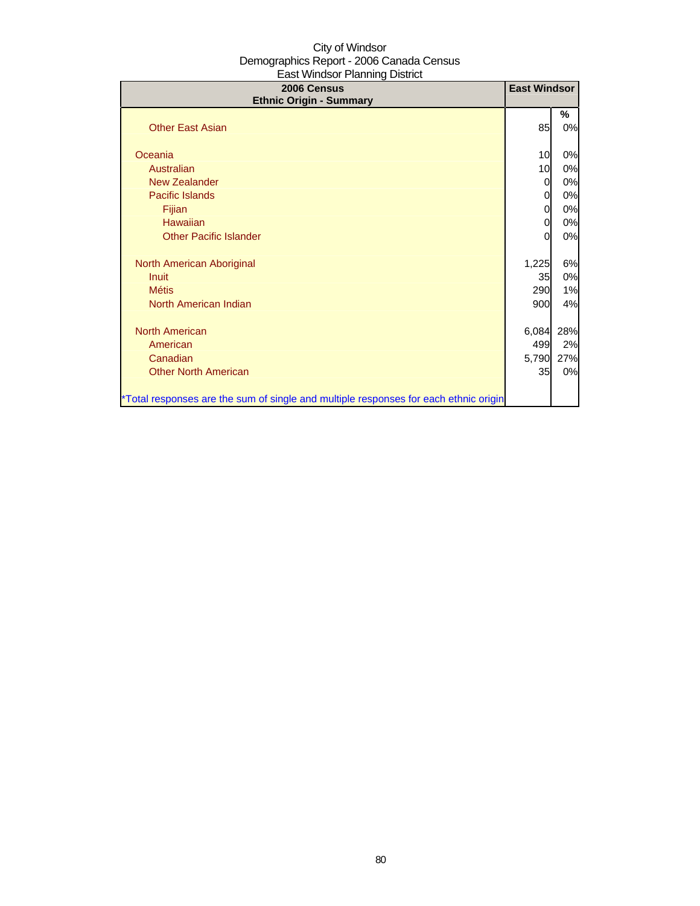City of Windsor
Demographics Report - 2006 Canada Census
East Windsor Planning District

| 2006 Census<br>Ethnic Origin - Summary | East Windsor | |
|---|---|---|
| | | % |
| Other East Asian | 85 | 0% |
| | | |
| Oceania | 10 | 0% |
| Australian | 10 | 0% |
| New Zealander | 0 | 0% |
| Pacific Islands | 0 | 0% |
| Fijian | 0 | 0% |
| Hawaiian | 0 | 0% |
| Other Pacific Islander | 0 | 0% |
| | | |
| North American Aboriginal | 1,225 | 6% |
| Inuit | 35 | 0% |
| Métis | 290 | 1% |
| North American Indian | 900 | 4% |
| | | |
| North American | 6,084 | 28% |
| American | 499 | 2% |
| Canadian | 5,790 | 27% |
| Other North American | 35 | 0% |
| | | |
| *Total responses are the sum of single and multiple responses for each ethnic origin | | |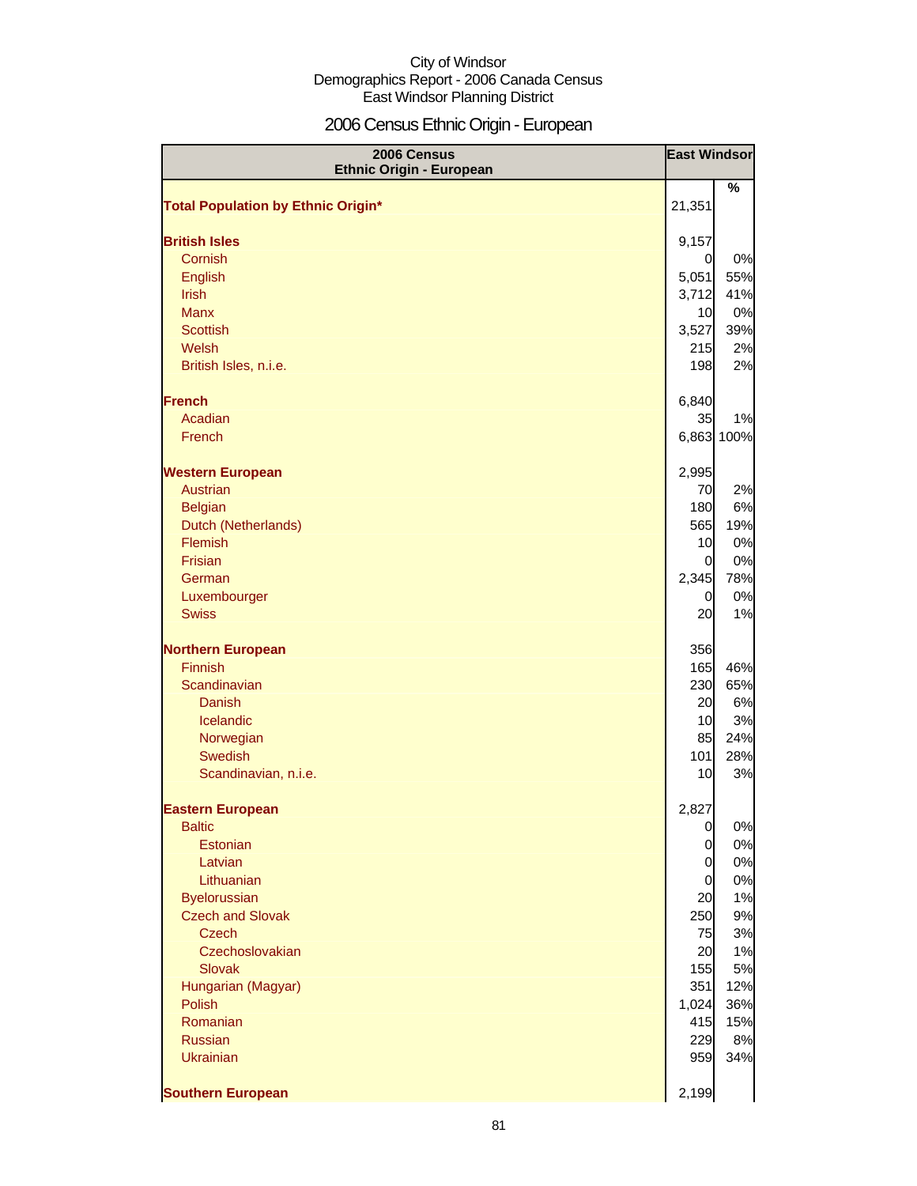City of Windsor
Demographics Report - 2006 Canada Census
East Windsor Planning District

# 2006 Census Ethnic Origin - European

| 2006 Census Ethnic Origin - European | East Windsor | |
|---|---|---|
| | | % |
| **Total Population by Ethnic Origin*** | 21,351 | |
| | | |
| **British Isles** | 9,157 | |
| Cornish | 0 | 0% |
| English | 5,051 | 55% |
| Irish | 3,712 | 41% |
| Manx | 10 | 0% |
| Scottish | 3,527 | 39% |
| Welsh | 215 | 2% |
| British Isles, n.i.e. | 198 | 2% |
| | | |
| **French** | 6,840 | |
| Acadian | 35 | 1% |
| French | 6,863 | 100% |
| | | |
| **Western European** | 2,995 | |
| Austrian | 70 | 2% |
| Belgian | 180 | 6% |
| Dutch (Netherlands) | 565 | 19% |
| Flemish | 10 | 0% |
| Frisian | 0 | 0% |
| German | 2,345 | 78% |
| Luxembourger | 0 | 0% |
| Swiss | 20 | 1% |
| | | |
| **Northern European** | 356 | |
| Finnish | 165 | 46% |
| Scandinavian | 230 | 65% |
| Danish | 20 | 6% |
| Icelandic | 10 | 3% |
| Norwegian | 85 | 24% |
| Swedish | 101 | 28% |
| Scandinavian, n.i.e. | 10 | 3% |
| | | |
| **Eastern European** | 2,827 | |
| Baltic | 0 | 0% |
| Estonian | 0 | 0% |
| Latvian | 0 | 0% |
| Lithuanian | 0 | 0% |
| Byelorussian | 20 | 1% |
| Czech and Slovak | 250 | 9% |
| Czech | 75 | 3% |
| Czechoslovakian | 20 | 1% |
| Slovak | 155 | 5% |
| Hungarian (Magyar) | 351 | 12% |
| Polish | 1,024 | 36% |
| Romanian | 415 | 15% |
| Russian | 229 | 8% |
| Ukrainian | 959 | 34% |
| | | |
| **Southern European** | 2,199 | |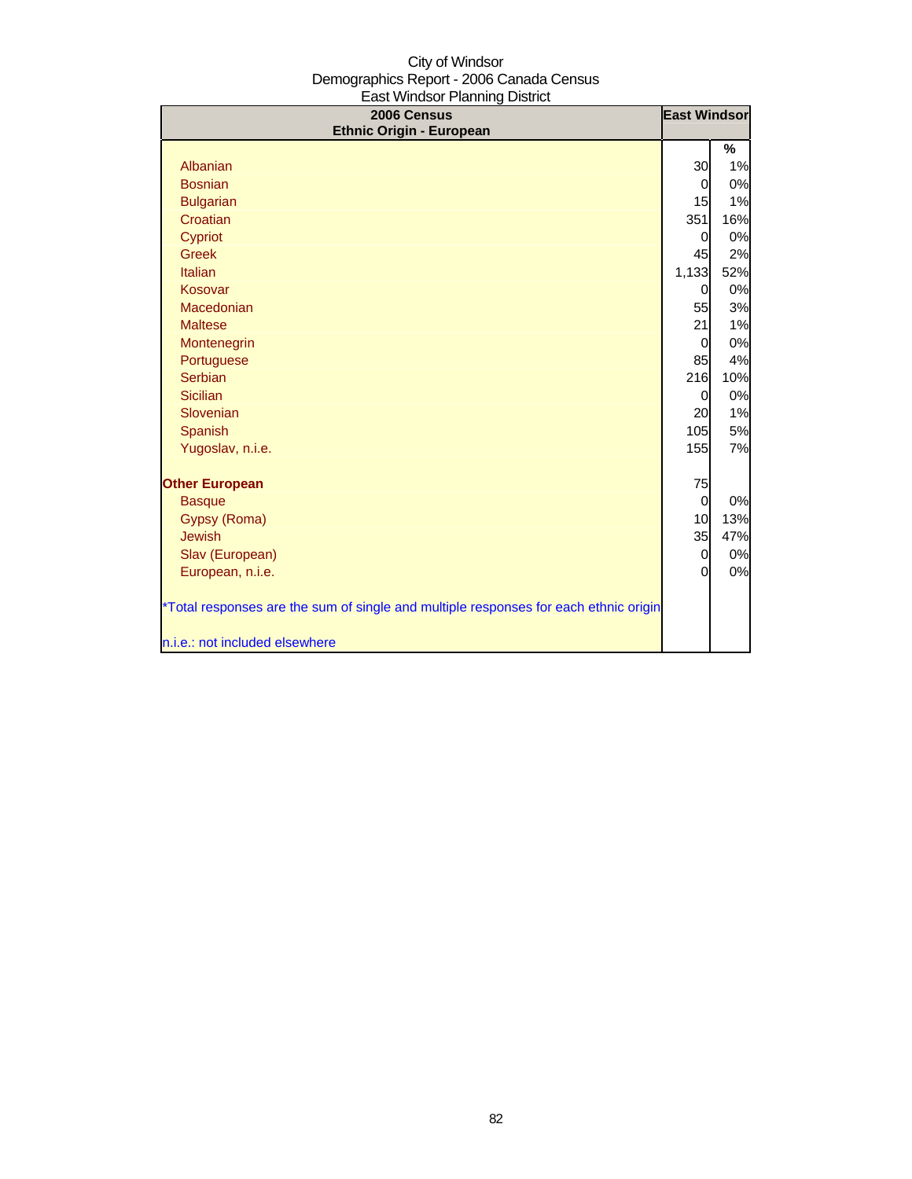City of Windsor
Demographics Report - 2006 Canada Census
East Windsor Planning District

| 2006 Census<br>Ethnic Origin - European | East Windsor | |
|---|---|---|
| | | % |
| Albanian | 30 | 1% |
| Bosnian | 0 | 0% |
| Bulgarian | 15 | 1% |
| Croatian | 351 | 16% |
| Cypriot | 0 | 0% |
| Greek | 45 | 2% |
| Italian | 1,133 | 52% |
| Kosovar | 0 | 0% |
| Macedonian | 55 | 3% |
| Maltese | 21 | 1% |
| Montenegrin | 0 | 0% |
| Portuguese | 85 | 4% |
| Serbian | 216 | 10% |
| Sicilian | 0 | 0% |
| Slovenian | 20 | 1% |
| Spanish | 105 | 5% |
| Yugoslav, n.i.e. | 155 | 7% |
| | | |
| **Other European** | 75 | |
| Basque | 0 | 0% |
| Gypsy (Roma) | 10 | 13% |
| Jewish | 35 | 47% |
| Slav (European) | 0 | 0% |
| European, n.i.e. | 0 | 0% |

*Total responses are the sum of single and multiple responses for each ethnic origin

n.i.e.: not included elsewhere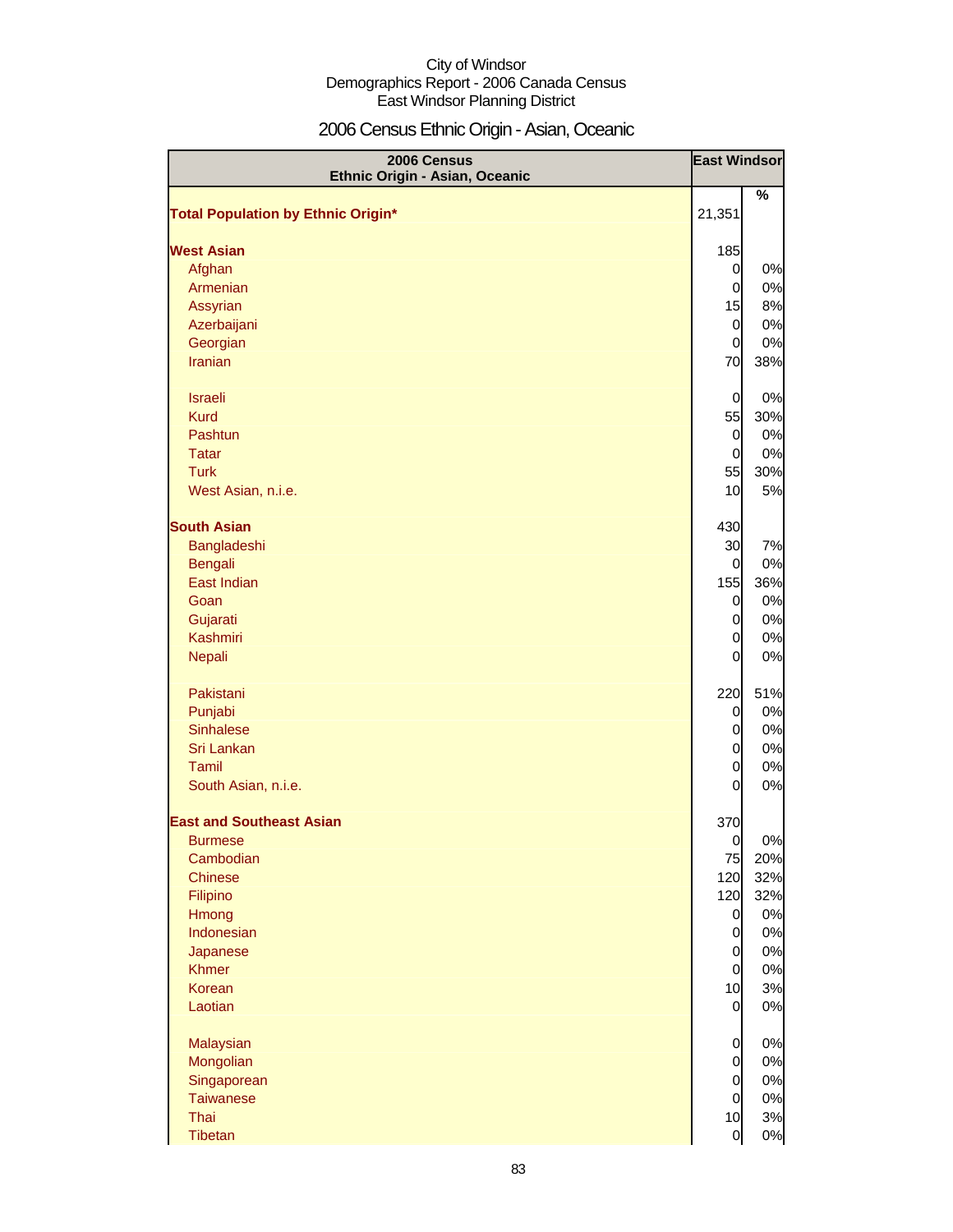City of Windsor
Demographics Report - 2006 Canada Census
East Windsor Planning District

# 2006 Census Ethnic Origin - Asian, Oceanic

| 2006 Census Ethnic Origin - Asian, Oceanic | East Windsor | |
|---|---|---|
| | | % |
| **Total Population by Ethnic Origin*** | 21,351 | |
| **West Asian** | 185 | |
| Afghan | 0 | 0% |
| Armenian | 0 | 0% |
| Assyrian | 15 | 8% |
| Azerbaijani | 0 | 0% |
| Georgian | 0 | 0% |
| Iranian | 70 | 38% |
| Israeli | 0 | 0% |
| Kurd | 55 | 30% |
| Pashtun | 0 | 0% |
| Tatar | 0 | 0% |
| Turk | 55 | 30% |
| West Asian, n.i.e. | 10 | 5% |
| **South Asian** | 430 | |
| Bangladeshi | 30 | 7% |
| Bengali | 0 | 0% |
| East Indian | 155 | 36% |
| Goan | 0 | 0% |
| Gujarati | 0 | 0% |
| Kashmiri | 0 | 0% |
| Nepali | 0 | 0% |
| Pakistani | 220 | 51% |
| Punjabi | 0 | 0% |
| Sinhalese | 0 | 0% |
| Sri Lankan | 0 | 0% |
| Tamil | 0 | 0% |
| South Asian, n.i.e. | 0 | 0% |
| **East and Southeast Asian** | 370 | |
| Burmese | 0 | 0% |
| Cambodian | 75 | 20% |
| Chinese | 120 | 32% |
| Filipino | 120 | 32% |
| Hmong | 0 | 0% |
| Indonesian | 0 | 0% |
| Japanese | 0 | 0% |
| Khmer | 0 | 0% |
| Korean | 10 | 3% |
| Laotian | 0 | 0% |
| Malaysian | 0 | 0% |
| Mongolian | 0 | 0% |
| Singaporean | 0 | 0% |
| Taiwanese | 0 | 0% |
| Thai | 10 | 3% |
| Tibetan | 0 | 0% |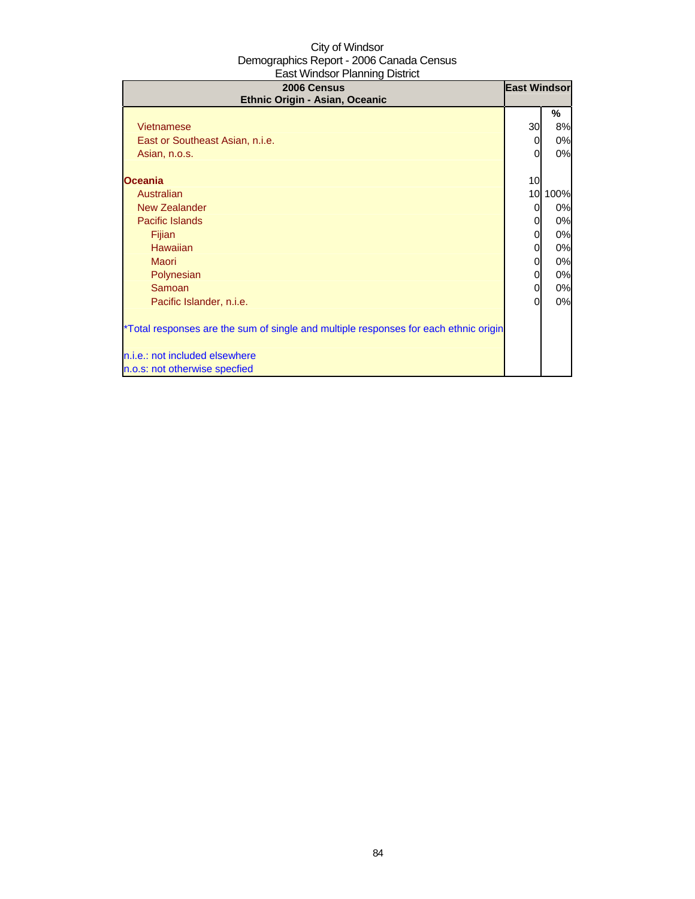City of Windsor
Demographics Report - 2006 Canada Census
East Windsor Planning District

| 2006 Census<br>Ethnic Origin - Asian, Oceanic | East Windsor | |
|---|---|---|
| | | % |
| Vietnamese | 30 | 8% |
| East or Southeast Asian, n.i.e. | 0 | 0% |
| Asian, n.o.s. | 0 | 0% |
| | | |
| **Oceania** | 10 | |
| Australian | 10 | 100% |
| New Zealander | 0 | 0% |
| Pacific Islands | 0 | 0% |
| Fijian | 0 | 0% |
| Hawaiian | 0 | 0% |
| Maori | 0 | 0% |
| Polynesian | 0 | 0% |
| Samoan | 0 | 0% |
| Pacific Islander, n.i.e. | 0 | 0% |

*Total responses are the sum of single and multiple responses for each ethnic origin

n.i.e.: not included elsewhere
n.o.s: not otherwise specfied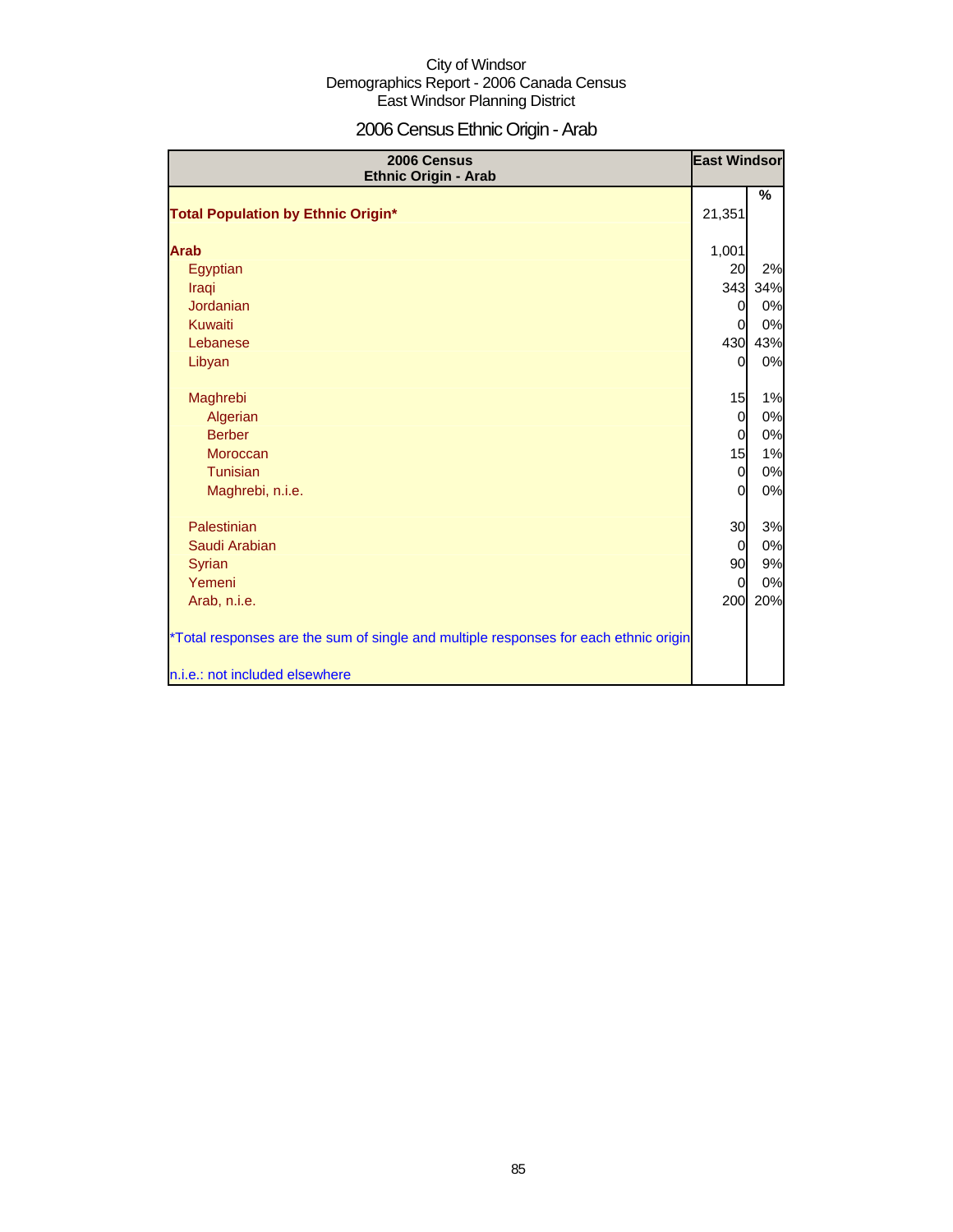City of Windsor
Demographics Report - 2006 Canada Census
East Windsor Planning District

# 2006 Census Ethnic Origin - Arab

| 2006 Census Ethnic Origin - Arab | East Windsor | % |
|---|---|---|
| **Total Population by Ethnic Origin*** | 21,351 | |
| **Arab** | 1,001 | |
| Egyptian | 20 | 2% |
| Iraqi | 343 | 34% |
| Jordanian | 0 | 0% |
| Kuwaiti | 0 | 0% |
| Lebanese | 430 | 43% |
| Libyan | 0 | 0% |
| Maghrebi | 15 | 1% |
| Algerian | 0 | 0% |
| Berber | 0 | 0% |
| Moroccan | 15 | 1% |
| Tunisian | 0 | 0% |
| Maghrebi, n.i.e. | 0 | 0% |
| Palestinian | 30 | 3% |
| Saudi Arabian | 0 | 0% |
| Syrian | 90 | 9% |
| Yemeni | 0 | 0% |
| Arab, n.i.e. | 200 | 20% |

*Total responses are the sum of single and multiple responses for each ethnic origin

n.i.e.: not included elsewhere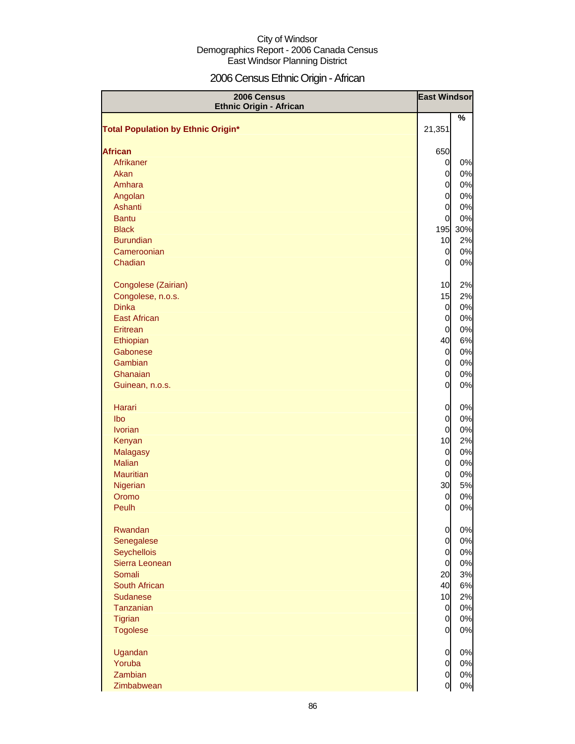City of Windsor
Demographics Report - 2006 Canada Census
East Windsor Planning District

# 2006 Census Ethnic Origin - African

| 2006 Census Ethnic Origin - African | East Windsor | |
|---|---|---|
| | | % |
| **Total Population by Ethnic Origin*** | 21,351 | |
| **African** | 650 | |
| Afrikaner | 0 | 0% |
| Akan | 0 | 0% |
| Amhara | 0 | 0% |
| Angolan | 0 | 0% |
| Ashanti | 0 | 0% |
| Bantu | 0 | 0% |
| Black | 195 | 30% |
| Burundian | 10 | 2% |
| Cameroonian | 0 | 0% |
| Chadian | 0 | 0% |
| Congolese (Zairian) | 10 | 2% |
| Congolese, n.o.s. | 15 | 2% |
| Dinka | 0 | 0% |
| East African | 0 | 0% |
| Eritrean | 0 | 0% |
| Ethiopian | 40 | 6% |
| Gabonese | 0 | 0% |
| Gambian | 0 | 0% |
| Ghanaian | 0 | 0% |
| Guinean, n.o.s. | 0 | 0% |
| Harari | 0 | 0% |
| Ibo | 0 | 0% |
| Ivorian | 0 | 0% |
| Kenyan | 10 | 2% |
| Malagasy | 0 | 0% |
| Malian | 0 | 0% |
| Mauritian | 0 | 0% |
| Nigerian | 30 | 5% |
| Oromo | 0 | 0% |
| Peulh | 0 | 0% |
| Rwandan | 0 | 0% |
| Senegalese | 0 | 0% |
| Seychellois | 0 | 0% |
| Sierra Leonean | 0 | 0% |
| Somali | 20 | 3% |
| South African | 40 | 6% |
| Sudanese | 10 | 2% |
| Tanzanian | 0 | 0% |
| Tigrian | 0 | 0% |
| Togolese | 0 | 0% |
| Ugandan | 0 | 0% |
| Yoruba | 0 | 0% |
| Zambian | 0 | 0% |
| Zimbabwean | 0 | 0% |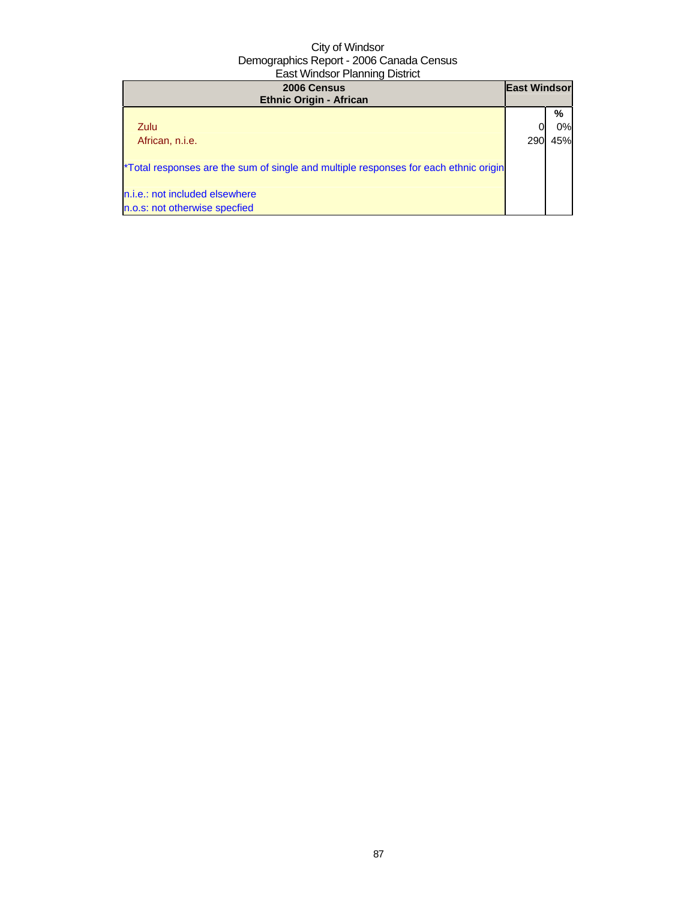City of Windsor
Demographics Report - 2006 Canada Census
East Windsor Planning District

| 2006 Census<br>Ethnic Origin - African | East Windsor | |
|---|---|---|
| | | % |
| Zulu | 0 | 0% |
| African, n.i.e. | 290 | 45% |
| *Total responses are the sum of single and multiple responses for each ethnic origin | | |
| n.i.e.: not included elsewhere | | |
| n.o.s: not otherwise specfied | | |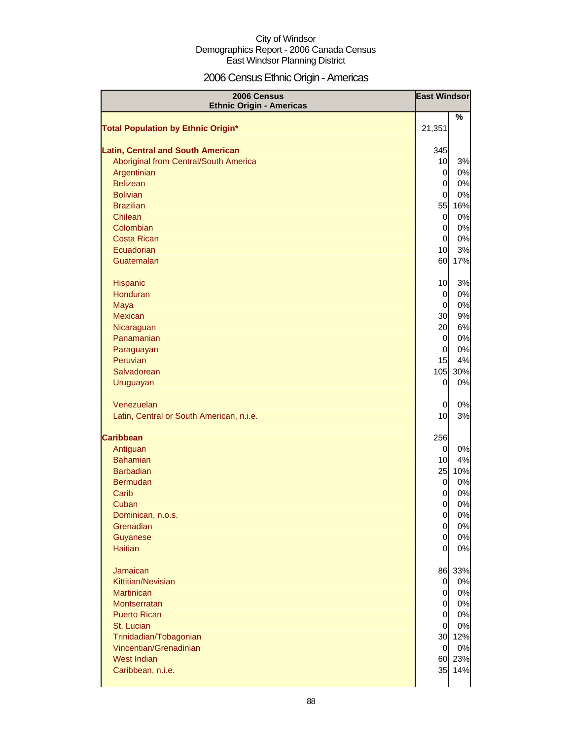City of Windsor
Demographics Report - 2006 Canada Census
East Windsor Planning District

# 2006 Census Ethnic Origin - Americas

| 2006 Census Ethnic Origin - Americas | East Windsor | % |
|---|---|---|
| **Total Population by Ethnic Origin*** | 21,351 | |
| **Latin, Central and South American** | 345 | |
| Aboriginal from Central/South America | 10 | 3% |
| Argentinian | 0 | 0% |
| Belizean | 0 | 0% |
| Bolivian | 0 | 0% |
| Brazilian | 55 | 16% |
| Chilean | 0 | 0% |
| Colombian | 0 | 0% |
| Costa Rican | 0 | 0% |
| Ecuadorian | 10 | 3% |
| Guatemalan | 60 | 17% |
| Hispanic | 10 | 3% |
| Honduran | 0 | 0% |
| Maya | 0 | 0% |
| Mexican | 30 | 9% |
| Nicaraguan | 20 | 6% |
| Panamanian | 0 | 0% |
| Paraguayan | 0 | 0% |
| Peruvian | 15 | 4% |
| Salvadorean | 105 | 30% |
| Uruguayan | 0 | 0% |
| Venezuelan | 0 | 0% |
| Latin, Central or South American, n.i.e. | 10 | 3% |
| **Caribbean** | 256 | |
| Antiguan | 0 | 0% |
| Bahamian | 10 | 4% |
| Barbadian | 25 | 10% |
| Bermudan | 0 | 0% |
| Carib | 0 | 0% |
| Cuban | 0 | 0% |
| Dominican, n.o.s. | 0 | 0% |
| Grenadian | 0 | 0% |
| Guyanese | 0 | 0% |
| Haitian | 0 | 0% |
| Jamaican | 86 | 33% |
| Kittitian/Nevisian | 0 | 0% |
| Martinican | 0 | 0% |
| Montserratan | 0 | 0% |
| Puerto Rican | 0 | 0% |
| St. Lucian | 0 | 0% |
| Trinidadian/Tobagonian | 30 | 12% |
| Vincentian/Grenadinian | 0 | 0% |
| West Indian | 60 | 23% |
| Caribbean, n.i.e. | 35 | 14% |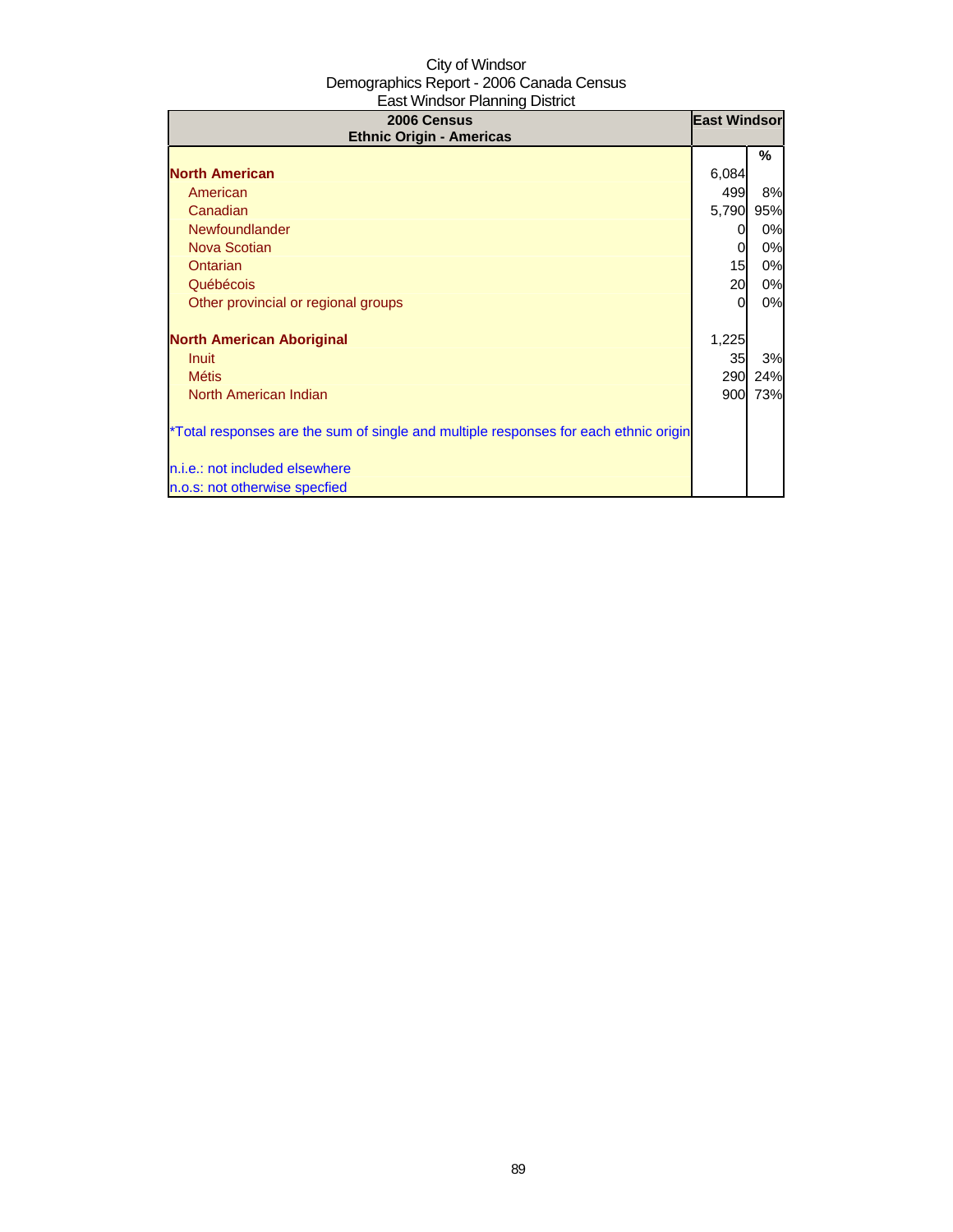City of Windsor
Demographics Report - 2006 Canada Census
East Windsor Planning District

| 2006 Census<br>Ethnic Origin - Americas | East Windsor | |
|---|---|---|
| | | % |
| **North American** | 6,084 | |
| American | 499 | 8% |
| Canadian | 5,790 | 95% |
| Newfoundlander | 0 | 0% |
| Nova Scotian | 0 | 0% |
| Ontarian | 15 | 0% |
| Québécois | 20 | 0% |
| Other provincial or regional groups | 0 | 0% |
| | | |
| **North American Aboriginal** | 1,225 | |
| Inuit | 35 | 3% |
| Métis | 290 | 24% |
| North American Indian | 900 | 73% |
| | | |
| *Total responses are the sum of single and multiple responses for each ethnic origin | | |
| | | |
| n.i.e.: not included elsewhere | | |
| n.o.s: not otherwise specfied | | |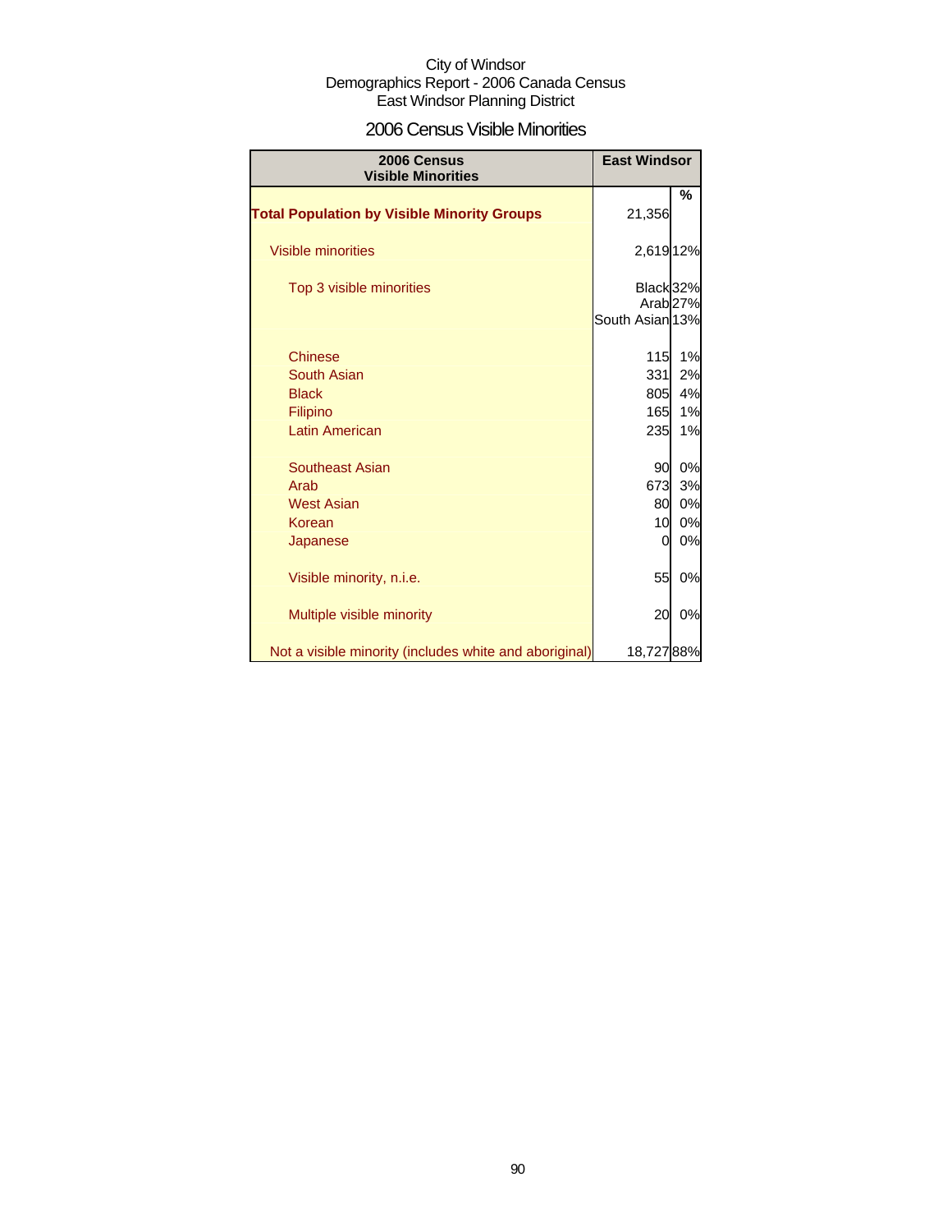City of Windsor
Demographics Report - 2006 Canada Census
East Windsor Planning District

## 2006 Census Visible Minorities

| 2006 Census Visible Minorities | East Windsor | % |
|---|---|---|
| **Total Population by Visible Minority Groups** | 21,356 | |
| Visible minorities | 2,619 | 12% |
| Top 3 visible minorities | Black | 32% |
| | Arab | 27% |
| | South Asian | 13% |
| Chinese | 115 | 1% |
| South Asian | 331 | 2% |
| Black | 805 | 4% |
| Filipino | 165 | 1% |
| Latin American | 235 | 1% |
| Southeast Asian | 90 | 0% |
| Arab | 673 | 3% |
| West Asian | 80 | 0% |
| Korean | 10 | 0% |
| Japanese | 0 | 0% |
| Visible minority, n.i.e. | 55 | 0% |
| Multiple visible minority | 20 | 0% |
| Not a visible minority (includes white and aboriginal) | 18,727 | 88% |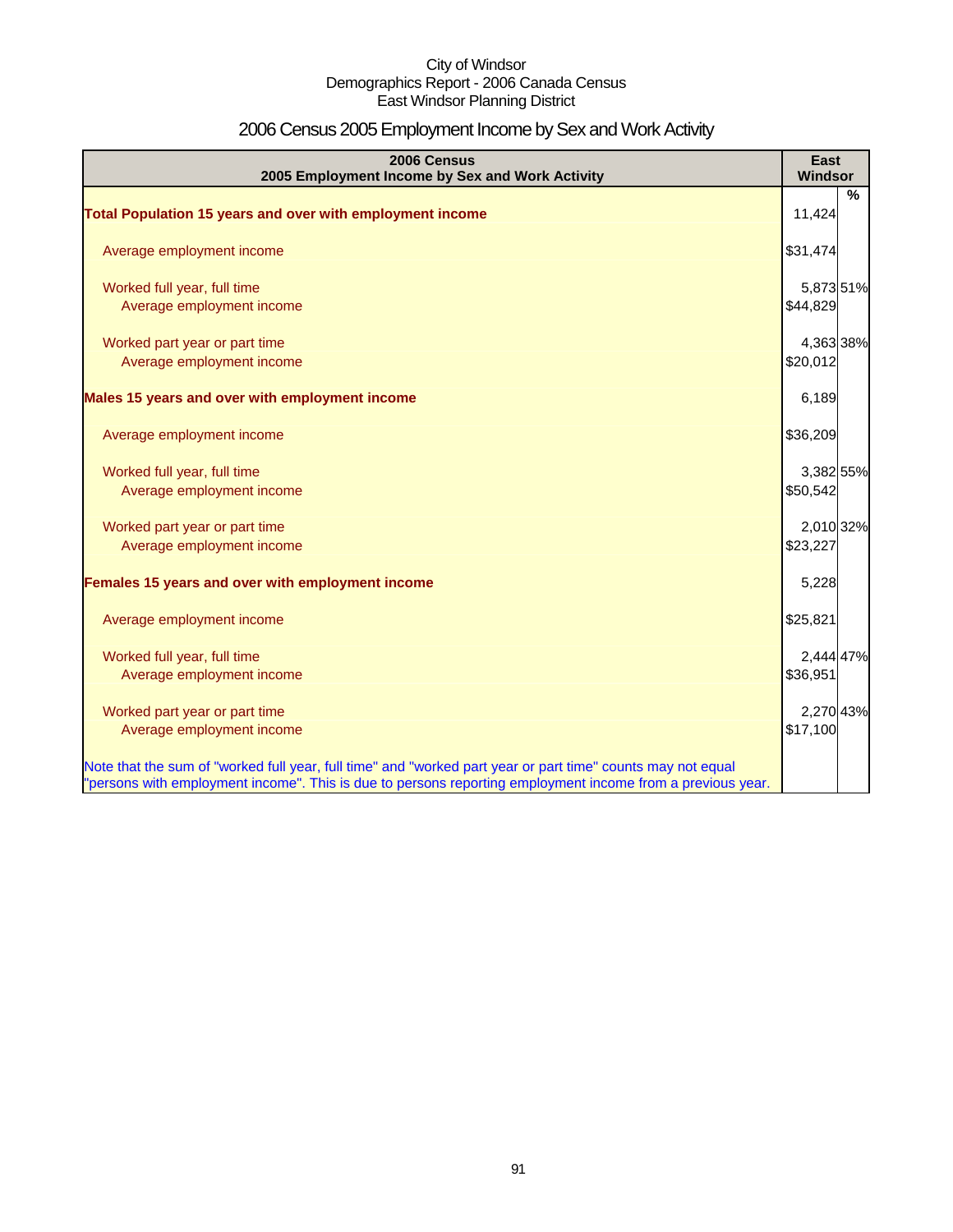City of Windsor
Demographics Report - 2006 Canada Census
East Windsor Planning District

# 2006 Census 2005 Employment Income by Sex and Work Activity

| 2006 Census<br>2005 Employment Income by Sex and Work Activity | East Windsor | % |
|---|---|---|
| **Total Population 15 years and over with employment income** | 11,424 | |
| Average employment income | $31,474 | |
| Worked full year, full time | 5,873 | 51% |
| Average employment income | $44,829 | |
| Worked part year or part time | 4,363 | 38% |
| Average employment income | $20,012 | |
| **Males 15 years and over with employment income** | 6,189 | |
| Average employment income | $36,209 | |
| Worked full year, full time | 3,382 | 55% |
| Average employment income | $50,542 | |
| Worked part year or part time | 2,010 | 32% |
| Average employment income | $23,227 | |
| **Females 15 years and over with employment income** | 5,228 | |
| Average employment income | $25,821 | |
| Worked full year, full time | 2,444 | 47% |
| Average employment income | $36,951 | |
| Worked part year or part time | 2,270 | 43% |
| Average employment income | $17,100 | |

Note that the sum of "worked full year, full time" and "worked part year or part time" counts may not equal "persons with employment income". This is due to persons reporting employment income from a previous year.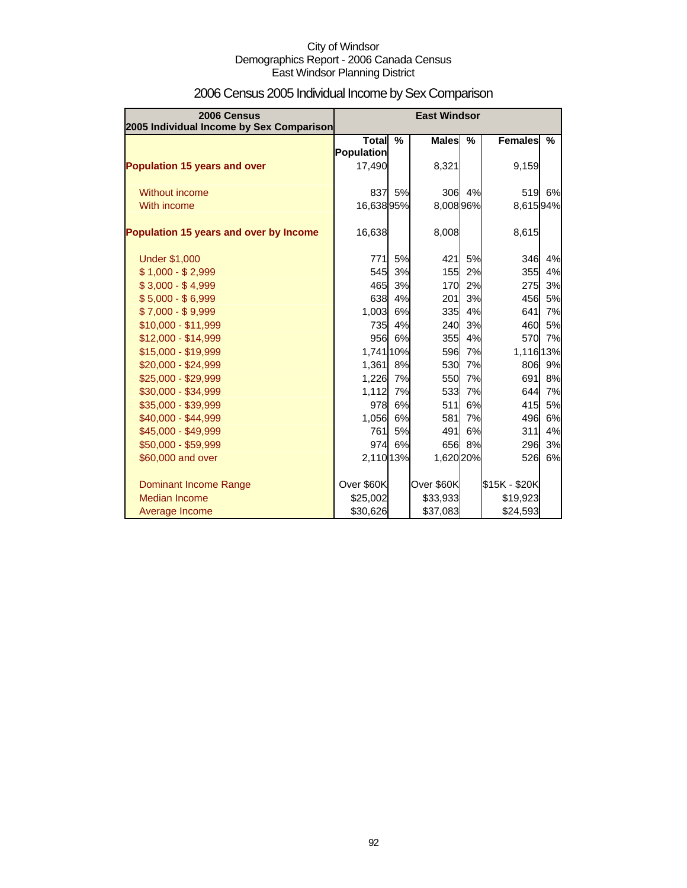City of Windsor
Demographics Report - 2006 Canada Census
East Windsor Planning District

# 2006 Census 2005 Individual Income by Sex Comparison

| 2006 Census 2005 Individual Income by Sex Comparison | East Windsor | | | | | |
|---|---|---|---|---|---|---|
| | Total Population | % | Males | % | Females | % |
| **Population 15 years and over** | 17,490 | | 8,321 | | 9,159 | |
| Without income | 837 | 5% | 306 | 4% | 519 | 6% |
| With income | 16,638 | 95% | 8,008 | 96% | 8,615 | 94% |
| **Population 15 years and over by Income** | 16,638 | | 8,008 | | 8,615 | |
| Under $1,000 | 771 | 5% | 421 | 5% | 346 | 4% |
| $ 1,000 - $ 2,999 | 545 | 3% | 155 | 2% | 355 | 4% |
| $ 3,000 - $ 4,999 | 465 | 3% | 170 | 2% | 275 | 3% |
| $ 5,000 - $ 6,999 | 638 | 4% | 201 | 3% | 456 | 5% |
| $ 7,000 - $ 9,999 | 1,003 | 6% | 335 | 4% | 641 | 7% |
| $10,000 - $11,999 | 735 | 4% | 240 | 3% | 460 | 5% |
| $12,000 - $14,999 | 956 | 6% | 355 | 4% | 570 | 7% |
| $15,000 - $19,999 | 1,741 | 10% | 596 | 7% | 1,116 | 13% |
| $20,000 - $24,999 | 1,361 | 8% | 530 | 7% | 806 | 9% |
| $25,000 - $29,999 | 1,226 | 7% | 550 | 7% | 691 | 8% |
| $30,000 - $34,999 | 1,112 | 7% | 533 | 7% | 644 | 7% |
| $35,000 - $39,999 | 978 | 6% | 511 | 6% | 415 | 5% |
| $40,000 - $44,999 | 1,056 | 6% | 581 | 7% | 496 | 6% |
| $45,000 - $49,999 | 761 | 5% | 491 | 6% | 311 | 4% |
| $50,000 - $59,999 | 974 | 6% | 656 | 8% | 296 | 3% |
| $60,000 and over | 2,110 | 13% | 1,620 | 20% | 526 | 6% |
| Dominant Income Range | Over $60K | | Over $60K | | $15K - $20K | |
| Median Income | $25,002 | | $33,933 | | $19,923 | |
| Average Income | $30,626 | | $37,083 | | $24,593 | |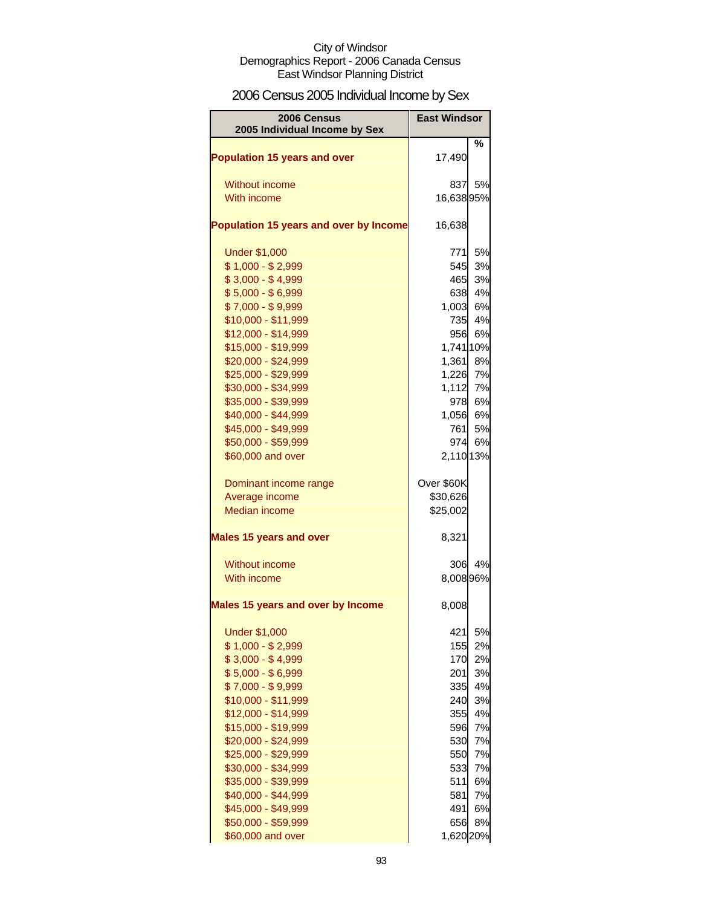City of Windsor
Demographics Report - 2006 Canada Census
East Windsor Planning District

# 2006 Census 2005 Individual Income by Sex

| 2006 Census 2005 Individual Income by Sex | East Windsor | % |
|---|---|---|
| **Population 15 years and over** | 17,490 | |
| Without income | 837 | 5% |
| With income | 16,638 | 95% |
| **Population 15 years and over by Income** | 16,638 | |
| Under $1,000 | 771 | 5% |
| $ 1,000 - $ 2,999 | 545 | 3% |
| $ 3,000 - $ 4,999 | 465 | 3% |
| $ 5,000 - $ 6,999 | 638 | 4% |
| $ 7,000 - $ 9,999 | 1,003 | 6% |
| $10,000 - $11,999 | 735 | 4% |
| $12,000 - $14,999 | 956 | 6% |
| $15,000 - $19,999 | 1,741 | 10% |
| $20,000 - $24,999 | 1,361 | 8% |
| $25,000 - $29,999 | 1,226 | 7% |
| $30,000 - $34,999 | 1,112 | 7% |
| $35,000 - $39,999 | 978 | 6% |
| $40,000 - $44,999 | 1,056 | 6% |
| $45,000 - $49,999 | 761 | 5% |
| $50,000 - $59,999 | 974 | 6% |
| $60,000 and over | 2,110 | 13% |
| Dominant income range | Over $60K | |
| Average income | $30,626 | |
| Median income | $25,002 | |
| **Males 15 years and over** | 8,321 | |
| Without income | 306 | 4% |
| With income | 8,008 | 96% |
| **Males 15 years and over by Income** | 8,008 | |
| Under $1,000 | 421 | 5% |
| $ 1,000 - $ 2,999 | 155 | 2% |
| $ 3,000 - $ 4,999 | 170 | 2% |
| $ 5,000 - $ 6,999 | 201 | 3% |
| $ 7,000 - $ 9,999 | 335 | 4% |
| $10,000 - $11,999 | 240 | 3% |
| $12,000 - $14,999 | 355 | 4% |
| $15,000 - $19,999 | 596 | 7% |
| $20,000 - $24,999 | 530 | 7% |
| $25,000 - $29,999 | 550 | 7% |
| $30,000 - $34,999 | 533 | 7% |
| $35,000 - $39,999 | 511 | 6% |
| $40,000 - $44,999 | 581 | 7% |
| $45,000 - $49,999 | 491 | 6% |
| $50,000 - $59,999 | 656 | 8% |
| $60,000 and over | 1,620 | 20% |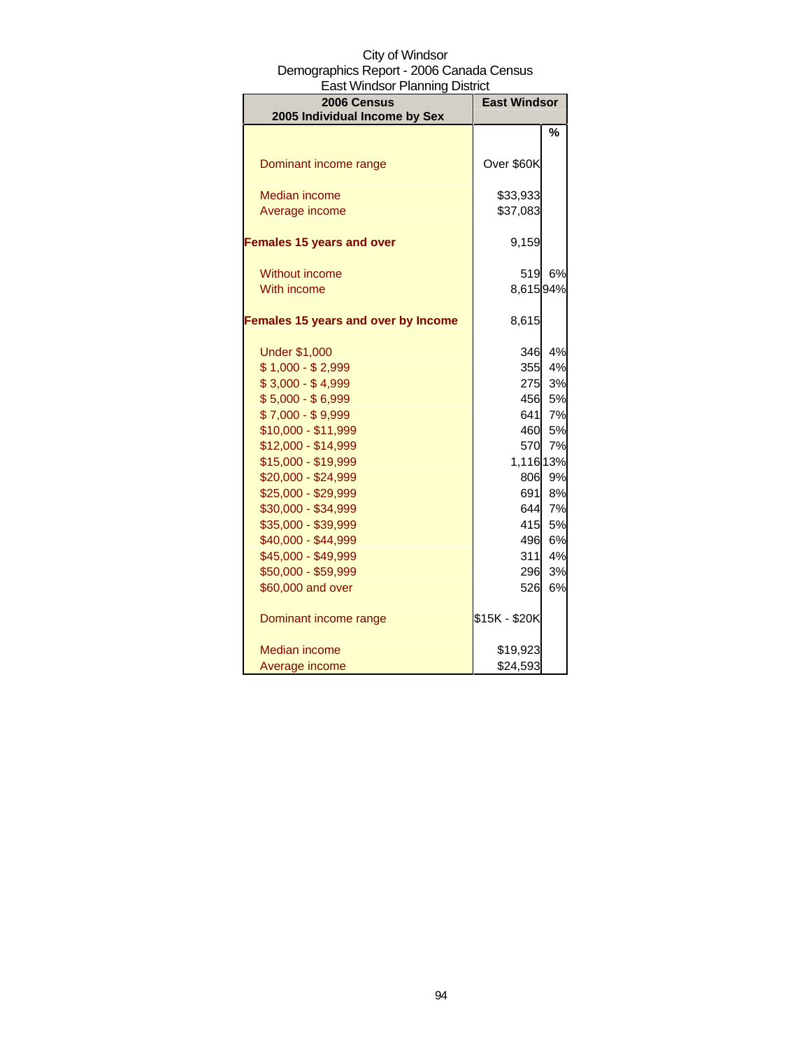City of Windsor
Demographics Report - 2006 Canada Census
East Windsor Planning District

| 2006 Census<br>2005 Individual Income by Sex | East Windsor | |
|---|---|---|
| | | % |
| Dominant income range | Over $60K | |
| Median income | $33,933 | |
| Average income | $37,083 | |
| **Females 15 years and over** | 9,159 | |
| Without income | 519 | 6% |
| With income | 8,615 | 94% |
| **Females 15 years and over by Income** | 8,615 | |
| Under $1,000 | 346 | 4% |
| $ 1,000 - $ 2,999 | 355 | 4% |
| $ 3,000 - $ 4,999 | 275 | 3% |
| $ 5,000 - $ 6,999 | 456 | 5% |
| $ 7,000 - $ 9,999 | 641 | 7% |
| $10,000 - $11,999 | 460 | 5% |
| $12,000 - $14,999 | 570 | 7% |
| $15,000 - $19,999 | 1,116 | 13% |
| $20,000 - $24,999 | 806 | 9% |
| $25,000 - $29,999 | 691 | 8% |
| $30,000 - $34,999 | 644 | 7% |
| $35,000 - $39,999 | 415 | 5% |
| $40,000 - $44,999 | 496 | 6% |
| $45,000 - $49,999 | 311 | 4% |
| $50,000 - $59,999 | 296 | 3% |
| $60,000 and over | 526 | 6% |
| Dominant income range | $15K - $20K | |
| Median income | $19,923 | |
| Average income | $24,593 | |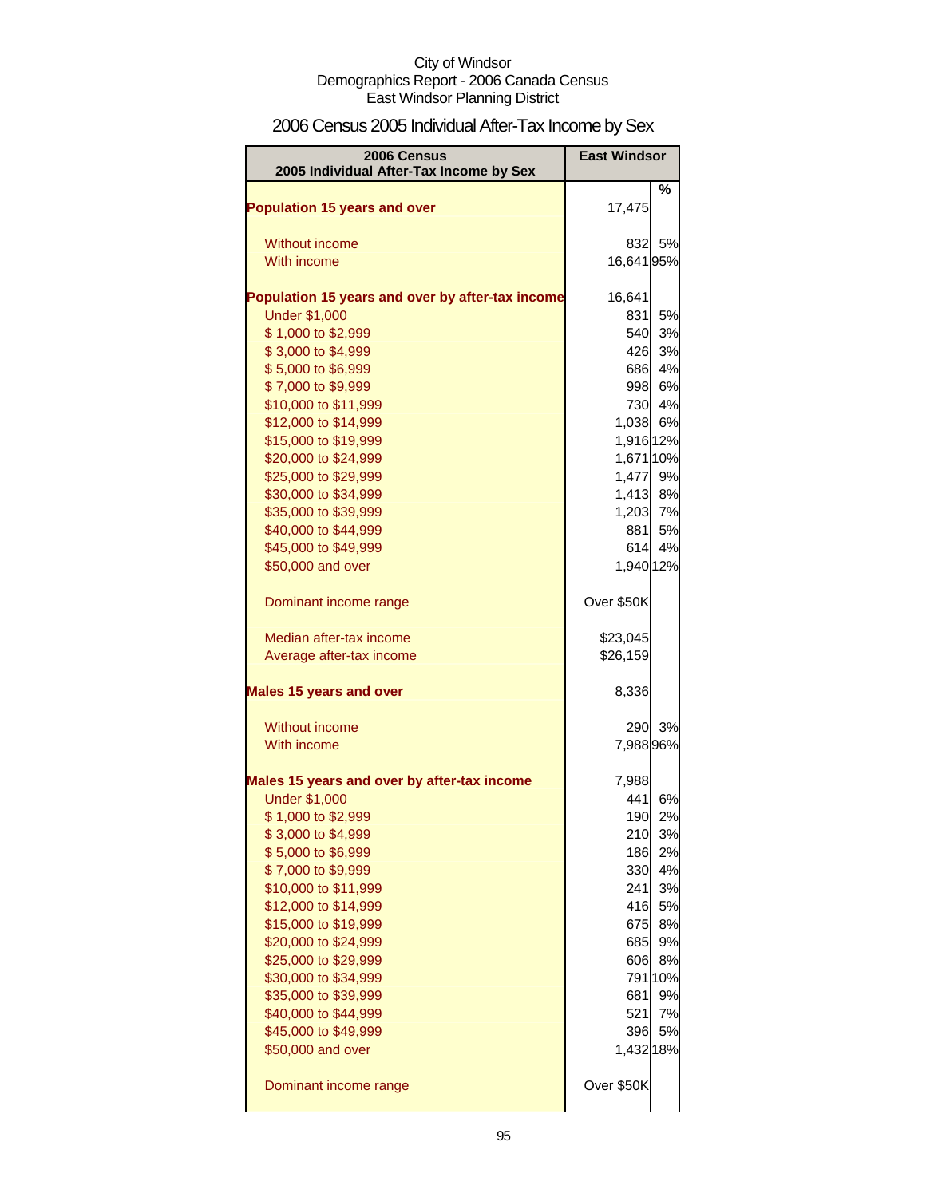City of Windsor
Demographics Report - 2006 Canada Census
East Windsor Planning District

# 2006 Census 2005 Individual After-Tax Income by Sex

| 2006 Census<br>2005 Individual After-Tax Income by Sex | East Windsor | |
|---|---|---|
| | | % |
| **Population 15 years and over** | 17,475 | |
| | | |
| Without income | 832 | 5% |
| With income | 16,641 | 95% |
| | | |
| **Population 15 years and over by after-tax income** | 16,641 | |
| Under $1,000 | 831 | 5% |
| $ 1,000 to $2,999 | 540 | 3% |
| $ 3,000 to $4,999 | 426 | 3% |
| $ 5,000 to $6,999 | 686 | 4% |
| $ 7,000 to $9,999 | 998 | 6% |
| $10,000 to $11,999 | 730 | 4% |
| $12,000 to $14,999 | 1,038 | 6% |
| $15,000 to $19,999 | 1,916 | 12% |
| $20,000 to $24,999 | 1,671 | 10% |
| $25,000 to $29,999 | 1,477 | 9% |
| $30,000 to $34,999 | 1,413 | 8% |
| $35,000 to $39,999 | 1,203 | 7% |
| $40,000 to $44,999 | 881 | 5% |
| $45,000 to $49,999 | 614 | 4% |
| $50,000 and over | 1,940 | 12% |
| | | |
| Dominant income range | Over $50K | |
| | | |
| Median after-tax income | $23,045 | |
| Average after-tax income | $26,159 | |
| | | |
| **Males 15 years and over** | 8,336 | |
| | | |
| Without income | 290 | 3% |
| With income | 7,988 | 96% |
| | | |
| **Males 15 years and over by after-tax income** | 7,988 | |
| Under $1,000 | 441 | 6% |
| $ 1,000 to $2,999 | 190 | 2% |
| $ 3,000 to $4,999 | 210 | 3% |
| $ 5,000 to $6,999 | 186 | 2% |
| $ 7,000 to $9,999 | 330 | 4% |
| $10,000 to $11,999 | 241 | 3% |
| $12,000 to $14,999 | 416 | 5% |
| $15,000 to $19,999 | 675 | 8% |
| $20,000 to $24,999 | 685 | 9% |
| $25,000 to $29,999 | 606 | 8% |
| $30,000 to $34,999 | 791 | 10% |
| $35,000 to $39,999 | 681 | 9% |
| $40,000 to $44,999 | 521 | 7% |
| $45,000 to $49,999 | 396 | 5% |
| $50,000 and over | 1,432 | 18% |
| | | |
| Dominant income range | Over $50K | |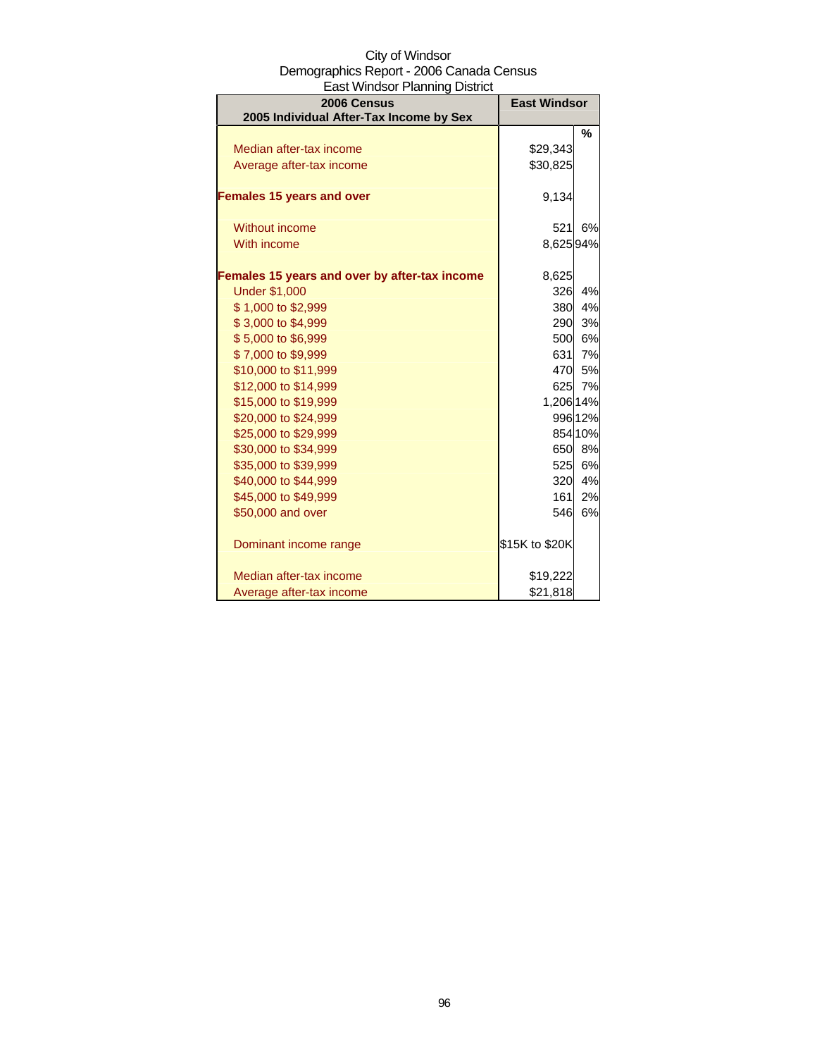City of Windsor
Demographics Report - 2006 Canada Census
East Windsor Planning District

| 2006 Census<br>2005 Individual After-Tax Income by Sex | East Windsor | |
|---|---|---|
| | | % |
| Median after-tax income | $29,343 | |
| Average after-tax income | $30,825 | |
| | | |
| **Females 15 years and over** | 9,134 | |
| | | |
| Without income | 521 | 6% |
| With income | 8,625 | 94% |
| | | |
| **Females 15 years and over by after-tax income** | 8,625 | |
| Under $1,000 | 326 | 4% |
| $ 1,000 to $2,999 | 380 | 4% |
| $ 3,000 to $4,999 | 290 | 3% |
| $ 5,000 to $6,999 | 500 | 6% |
| $ 7,000 to $9,999 | 631 | 7% |
| $10,000 to $11,999 | 470 | 5% |
| $12,000 to $14,999 | 625 | 7% |
| $15,000 to $19,999 | 1,206 | 14% |
| $20,000 to $24,999 | 996 | 12% |
| $25,000 to $29,999 | 854 | 10% |
| $30,000 to $34,999 | 650 | 8% |
| $35,000 to $39,999 | 525 | 6% |
| $40,000 to $44,999 | 320 | 4% |
| $45,000 to $49,999 | 161 | 2% |
| $50,000 and over | 546 | 6% |
| | | |
| Dominant income range | $15K to $20K | |
| | | |
| Median after-tax income | $19,222 | |
| Average after-tax income | $21,818 | |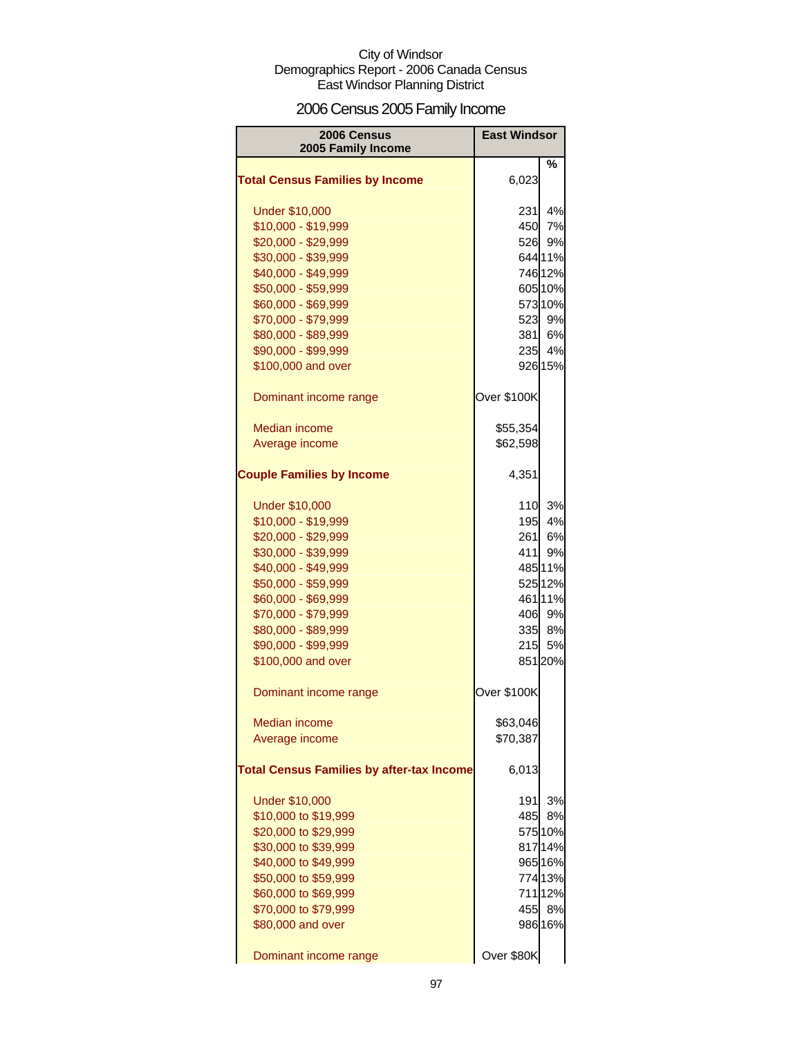City of Windsor
Demographics Report - 2006 Canada Census
East Windsor Planning District

# 2006 Census 2005 Family Income

| 2006 Census 2005 Family Income | East Windsor | |
|---|---|---|
| | | % |
| **Total Census Families by Income** | 6,023 | |
| Under $10,000 | 231 | 4% |
| $10,000 - $19,999 | 450 | 7% |
| $20,000 - $29,999 | 526 | 9% |
| $30,000 - $39,999 | 644 | 11% |
| $40,000 - $49,999 | 746 | 12% |
| $50,000 - $59,999 | 605 | 10% |
| $60,000 - $69,999 | 573 | 10% |
| $70,000 - $79,999 | 523 | 9% |
| $80,000 - $89,999 | 381 | 6% |
| $90,000 - $99,999 | 235 | 4% |
| $100,000 and over | 926 | 15% |
| Dominant income range | Over $100K | |
| Median income | $55,354 | |
| Average income | $62,598 | |
| **Couple Families by Income** | 4,351 | |
| Under $10,000 | 110 | 3% |
| $10,000 - $19,999 | 195 | 4% |
| $20,000 - $29,999 | 261 | 6% |
| $30,000 - $39,999 | 411 | 9% |
| $40,000 - $49,999 | 485 | 11% |
| $50,000 - $59,999 | 525 | 12% |
| $60,000 - $69,999 | 461 | 11% |
| $70,000 - $79,999 | 406 | 9% |
| $80,000 - $89,999 | 335 | 8% |
| $90,000 - $99,999 | 215 | 5% |
| $100,000 and over | 851 | 20% |
| Dominant income range | Over $100K | |
| Median income | $63,046 | |
| Average income | $70,387 | |
| **Total Census Families by after-tax Income** | 6,013 | |
| Under $10,000 | 191 | 3% |
| $10,000 to $19,999 | 485 | 8% |
| $20,000 to $29,999 | 575 | 10% |
| $30,000 to $39,999 | 817 | 14% |
| $40,000 to $49,999 | 965 | 16% |
| $50,000 to $59,999 | 774 | 13% |
| $60,000 to $69,999 | 711 | 12% |
| $70,000 to $79,999 | 455 | 8% |
| $80,000 and over | 986 | 16% |
| Dominant income range | Over $80K | |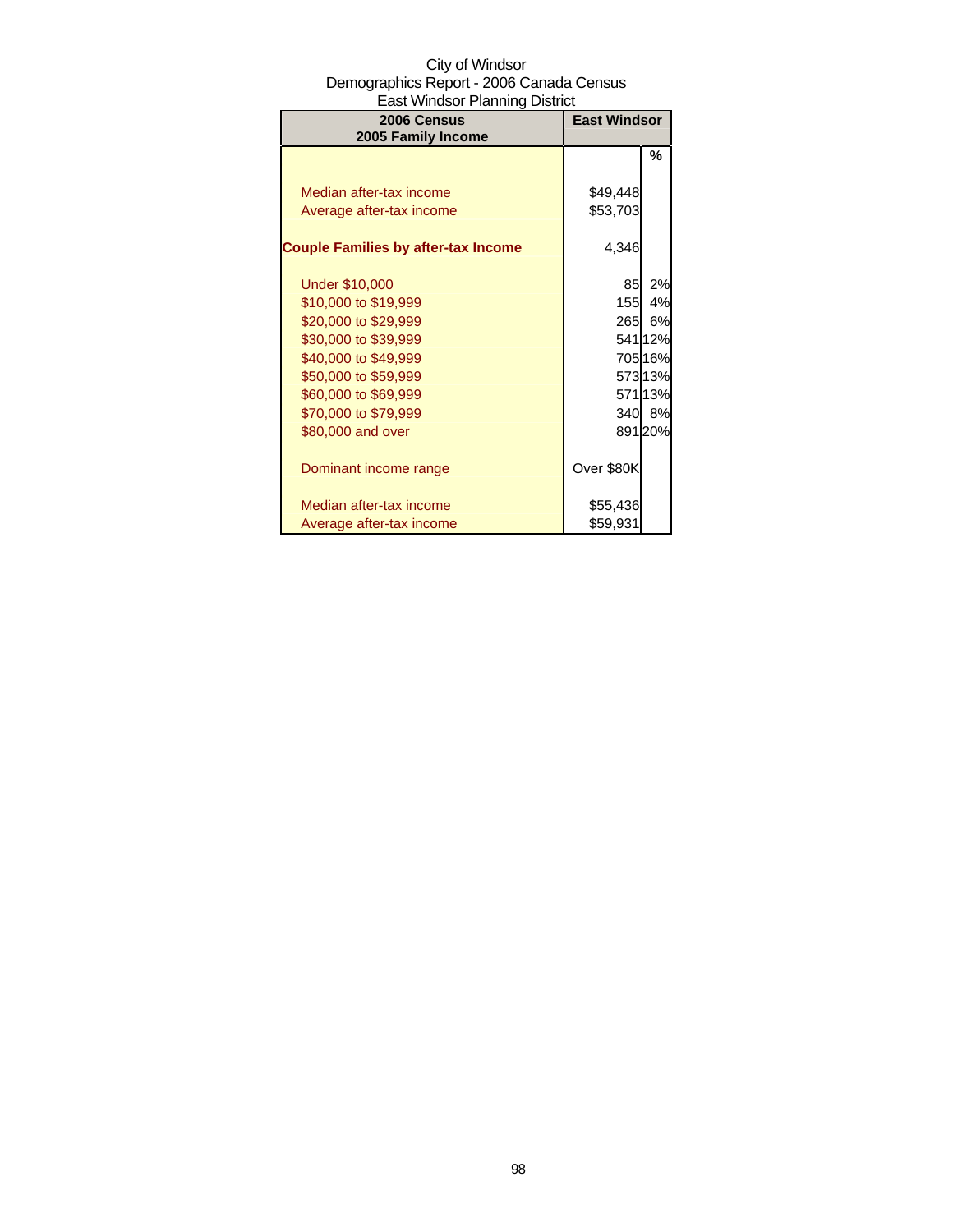City of Windsor
Demographics Report - 2006 Canada Census
East Windsor Planning District

| 2006 Census<br>2005 Family Income | East Windsor | |
|---|---|---|
| | | % |
| Median after-tax income | $49,448 | |
| Average after-tax income | $53,703 | |
| **Couple Families by after-tax Income** | 4,346 | |
| Under $10,000 | 85 | 2% |
| $10,000 to $19,999 | 155 | 4% |
| $20,000 to $29,999 | 265 | 6% |
| $30,000 to $39,999 | 541 | 12% |
| $40,000 to $49,999 | 705 | 16% |
| $50,000 to $59,999 | 573 | 13% |
| $60,000 to $69,999 | 571 | 13% |
| $70,000 to $79,999 | 340 | 8% |
| $80,000 and over | 891 | 20% |
| Dominant income range | Over $80K | |
| Median after-tax income | $55,436 | |
| Average after-tax income | $59,931 | |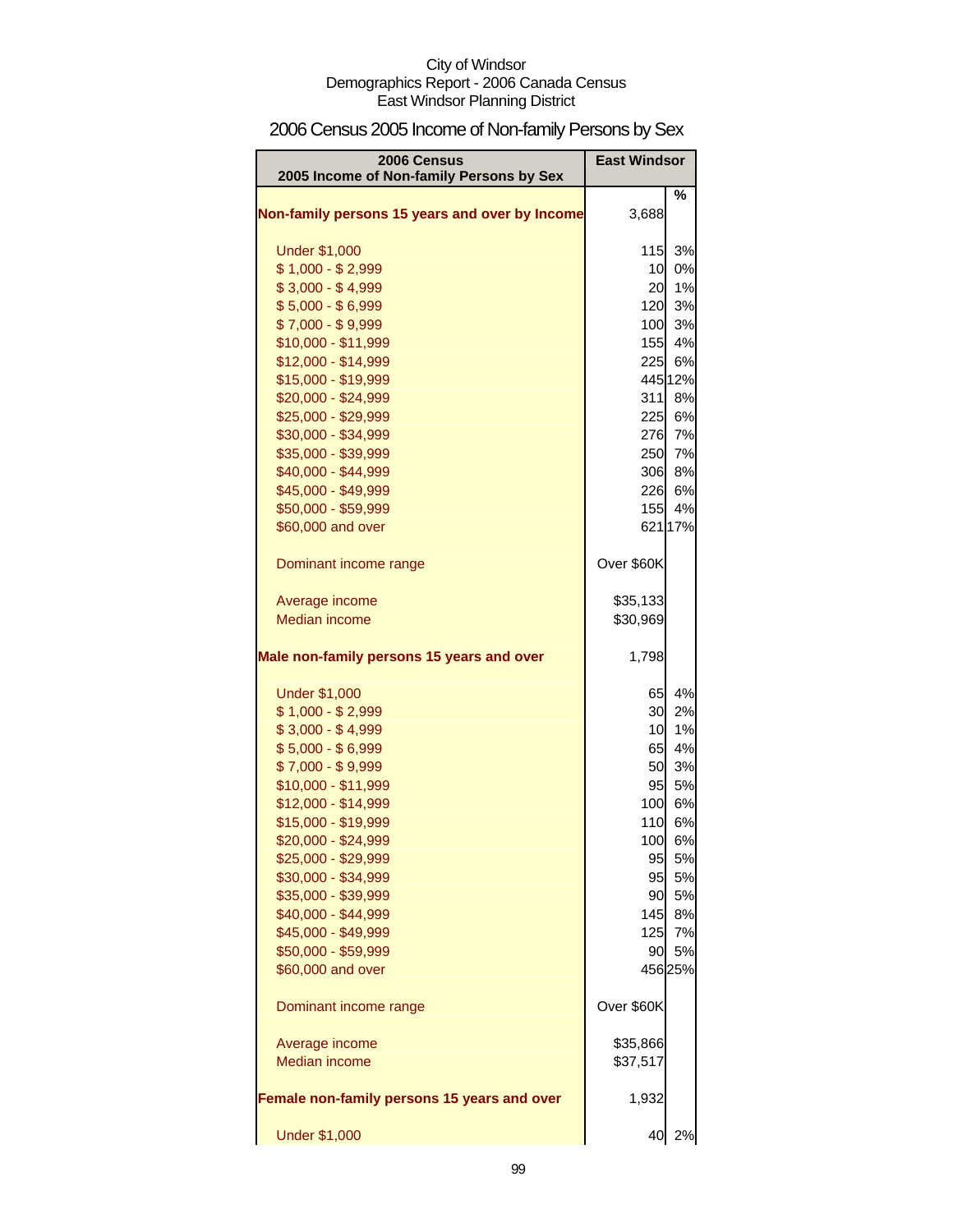City of Windsor
Demographics Report - 2006 Canada Census
East Windsor Planning District

# 2006 Census 2005 Income of Non-family Persons by Sex

| 2006 Census 2005 Income of Non-family Persons by Sex | East Windsor | |
|---|---|---|
| | | % |
| **Non-family persons 15 years and over by Income** | 3,688 | |
| Under $1,000 | 115 | 3% |
| $ 1,000 - $ 2,999 | 10 | 0% |
| $ 3,000 - $ 4,999 | 20 | 1% |
| $ 5,000 - $ 6,999 | 120 | 3% |
| $ 7,000 - $ 9,999 | 100 | 3% |
| $10,000 - $11,999 | 155 | 4% |
| $12,000 - $14,999 | 225 | 6% |
| $15,000 - $19,999 | 445 | 12% |
| $20,000 - $24,999 | 311 | 8% |
| $25,000 - $29,999 | 225 | 6% |
| $30,000 - $34,999 | 276 | 7% |
| $35,000 - $39,999 | 250 | 7% |
| $40,000 - $44,999 | 306 | 8% |
| $45,000 - $49,999 | 226 | 6% |
| $50,000 - $59,999 | 155 | 4% |
| $60,000 and over | 621 | 17% |
| Dominant income range | Over $60K | |
| Average income | $35,133 | |
| Median income | $30,969 | |
| **Male non-family persons 15 years and over** | 1,798 | |
| Under $1,000 | 65 | 4% |
| $ 1,000 - $ 2,999 | 30 | 2% |
| $ 3,000 - $ 4,999 | 10 | 1% |
| $ 5,000 - $ 6,999 | 65 | 4% |
| $ 7,000 - $ 9,999 | 50 | 3% |
| $10,000 - $11,999 | 95 | 5% |
| $12,000 - $14,999 | 100 | 6% |
| $15,000 - $19,999 | 110 | 6% |
| $20,000 - $24,999 | 100 | 6% |
| $25,000 - $29,999 | 95 | 5% |
| $30,000 - $34,999 | 95 | 5% |
| $35,000 - $39,999 | 90 | 5% |
| $40,000 - $44,999 | 145 | 8% |
| $45,000 - $49,999 | 125 | 7% |
| $50,000 - $59,999 | 90 | 5% |
| $60,000 and over | 456 | 25% |
| Dominant income range | Over $60K | |
| Average income | $35,866 | |
| Median income | $37,517 | |
| **Female non-family persons 15 years and over** | 1,932 | |
| Under $1,000 | 40 | 2% |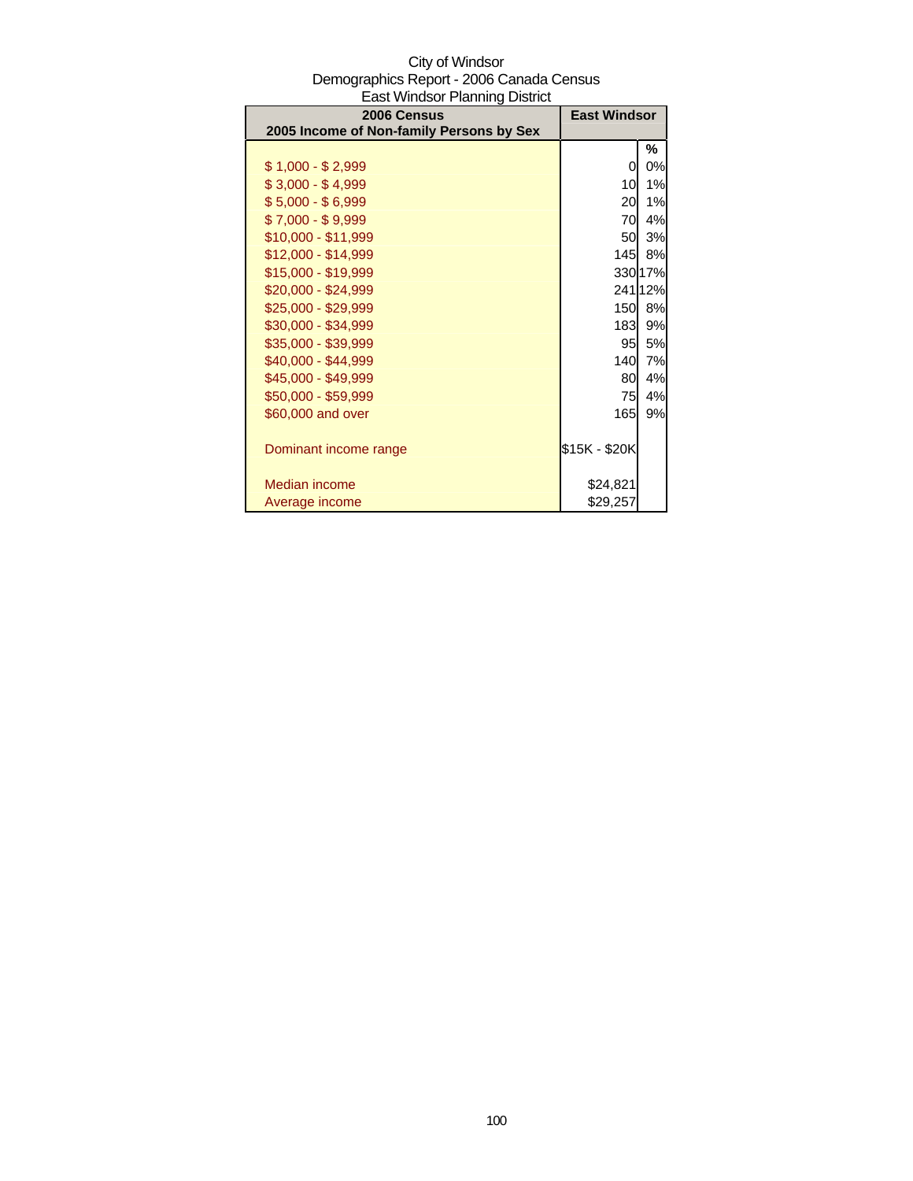City of Windsor
Demographics Report - 2006 Canada Census
East Windsor Planning District

| 2006 Census<br>2005 Income of Non-family Persons by Sex | East Windsor | |
|---|---|---|
| | | % |
| $ 1,000 - $ 2,999 | 0 | 0% |
| $ 3,000 - $ 4,999 | 10 | 1% |
| $ 5,000 - $ 6,999 | 20 | 1% |
| $ 7,000 - $ 9,999 | 70 | 4% |
| $10,000 - $11,999 | 50 | 3% |
| $12,000 - $14,999 | 145 | 8% |
| $15,000 - $19,999 | 330 | 17% |
| $20,000 - $24,999 | 241 | 12% |
| $25,000 - $29,999 | 150 | 8% |
| $30,000 - $34,999 | 183 | 9% |
| $35,000 - $39,999 | 95 | 5% |
| $40,000 - $44,999 | 140 | 7% |
| $45,000 - $49,999 | 80 | 4% |
| $50,000 - $59,999 | 75 | 4% |
| $60,000 and over | 165 | 9% |
| | | |
| Dominant income range | $15K - $20K | |
| | | |
| Median income | $24,821 | |
| Average income | $29,257 | |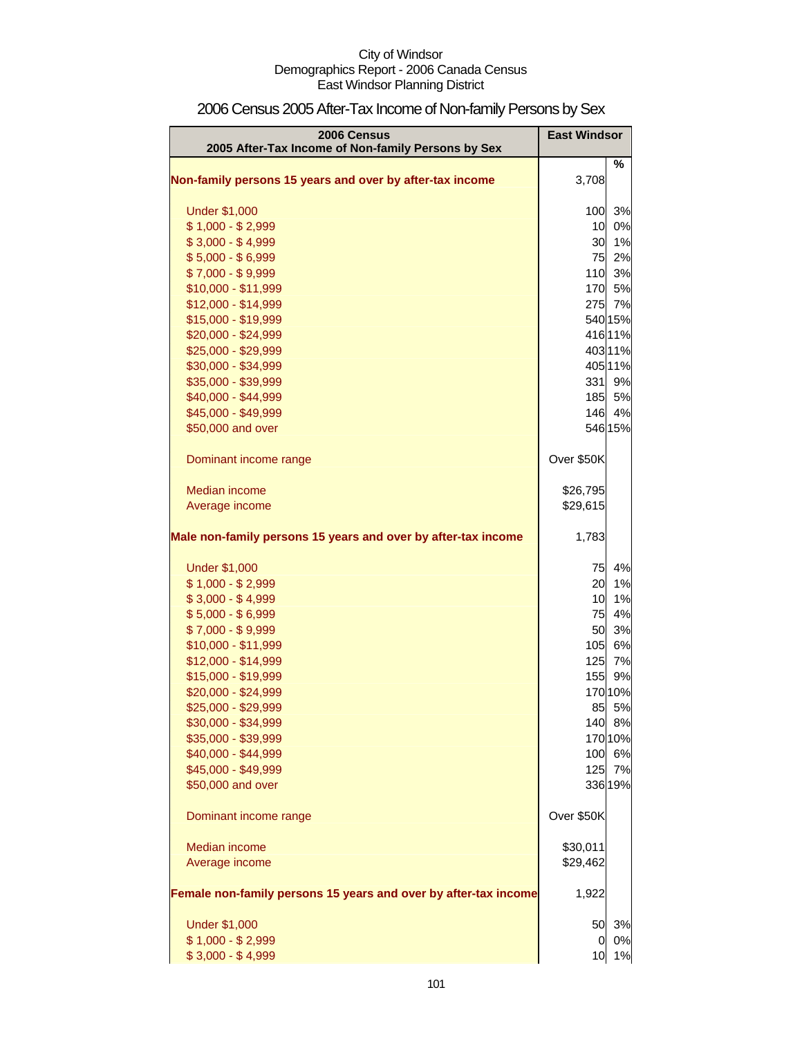City of Windsor
Demographics Report - 2006 Canada Census
East Windsor Planning District

# 2006 Census 2005 After-Tax Income of Non-family Persons by Sex

| 2006 Census<br>2005 After-Tax Income of Non-family Persons by Sex | East Windsor | |
|---|---|---|
| | | % |
| **Non-family persons 15 years and over by after-tax income** | 3,708 | |
| Under $1,000 | 100 | 3% |
| $ 1,000 - $ 2,999 | 10 | 0% |
| $ 3,000 - $ 4,999 | 30 | 1% |
| $ 5,000 - $ 6,999 | 75 | 2% |
| $ 7,000 - $ 9,999 | 110 | 3% |
| $10,000 - $11,999 | 170 | 5% |
| $12,000 - $14,999 | 275 | 7% |
| $15,000 - $19,999 | 540 | 15% |
| $20,000 - $24,999 | 416 | 11% |
| $25,000 - $29,999 | 403 | 11% |
| $30,000 - $34,999 | 405 | 11% |
| $35,000 - $39,999 | 331 | 9% |
| $40,000 - $44,999 | 185 | 5% |
| $45,000 - $49,999 | 146 | 4% |
| $50,000 and over | 546 | 15% |
| Dominant income range | Over $50K | |
| Median income | $26,795 | |
| Average income | $29,615 | |
| **Male non-family persons 15 years and over by after-tax income** | 1,783 | |
| Under $1,000 | 75 | 4% |
| $ 1,000 - $ 2,999 | 20 | 1% |
| $ 3,000 - $ 4,999 | 10 | 1% |
| $ 5,000 - $ 6,999 | 75 | 4% |
| $ 7,000 - $ 9,999 | 50 | 3% |
| $10,000 - $11,999 | 105 | 6% |
| $12,000 - $14,999 | 125 | 7% |
| $15,000 - $19,999 | 155 | 9% |
| $20,000 - $24,999 | 170 | 10% |
| $25,000 - $29,999 | 85 | 5% |
| $30,000 - $34,999 | 140 | 8% |
| $35,000 - $39,999 | 170 | 10% |
| $40,000 - $44,999 | 100 | 6% |
| $45,000 - $49,999 | 125 | 7% |
| $50,000 and over | 336 | 19% |
| Dominant income range | Over $50K | |
| Median income | $30,011 | |
| Average income | $29,462 | |
| **Female non-family persons 15 years and over by after-tax income** | 1,922 | |
| Under $1,000 | 50 | 3% |
| $ 1,000 - $ 2,999 | 0 | 0% |
| $ 3,000 - $ 4,999 | 10 | 1% |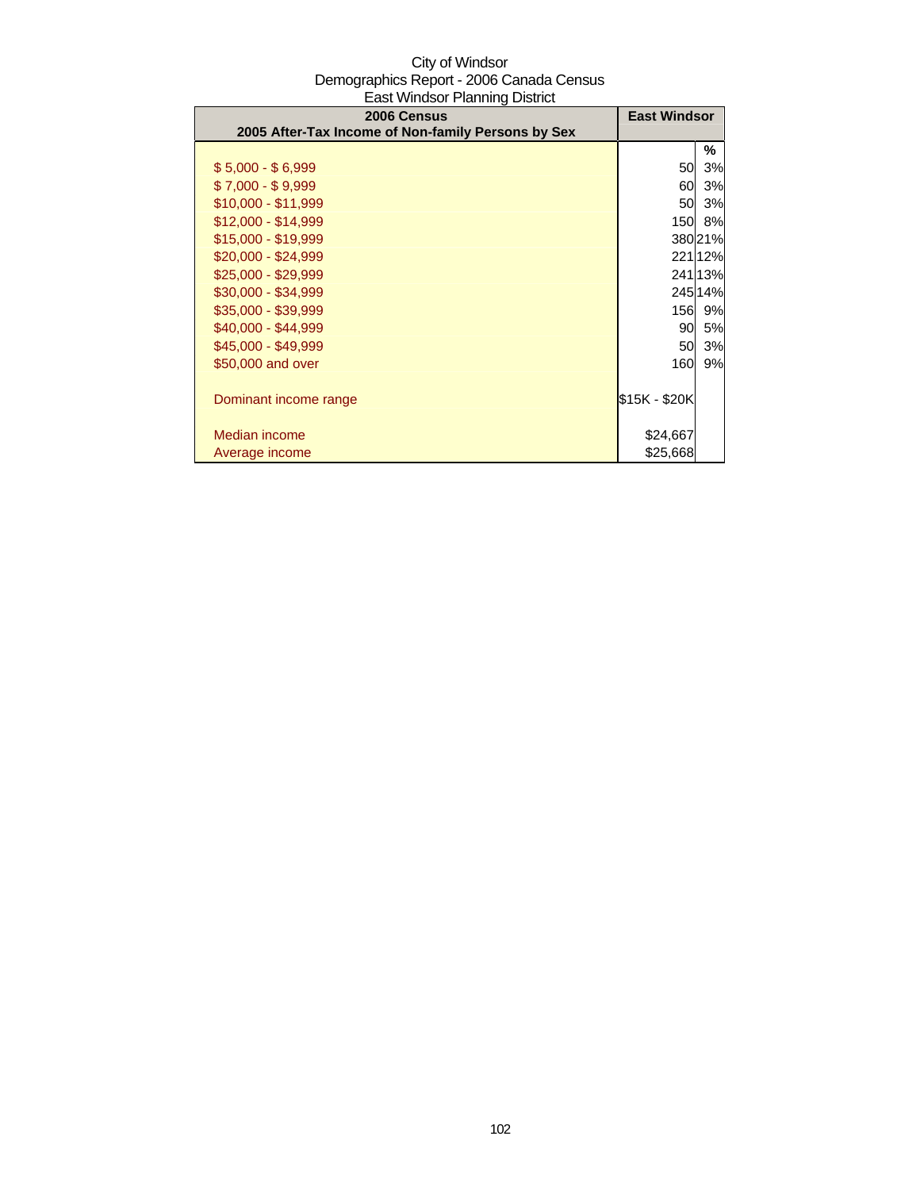City of Windsor
Demographics Report - 2006 Canada Census
East Windsor Planning District

| 2006 Census<br>2005 After-Tax Income of Non-family Persons by Sex | East Windsor | |
|---|---|---|
| | | % |
| $ 5,000 - $ 6,999 | 50 | 3% |
| $ 7,000 - $ 9,999 | 60 | 3% |
| $10,000 - $11,999 | 50 | 3% |
| $12,000 - $14,999 | 150 | 8% |
| $15,000 - $19,999 | 380 | 21% |
| $20,000 - $24,999 | 221 | 12% |
| $25,000 - $29,999 | 241 | 13% |
| $30,000 - $34,999 | 245 | 14% |
| $35,000 - $39,999 | 156 | 9% |
| $40,000 - $44,999 | 90 | 5% |
| $45,000 - $49,999 | 50 | 3% |
| $50,000 and over | 160 | 9% |
| Dominant income range | $15K - $20K | |
| Median income | $24,667 | |
| Average income | $25,668 | |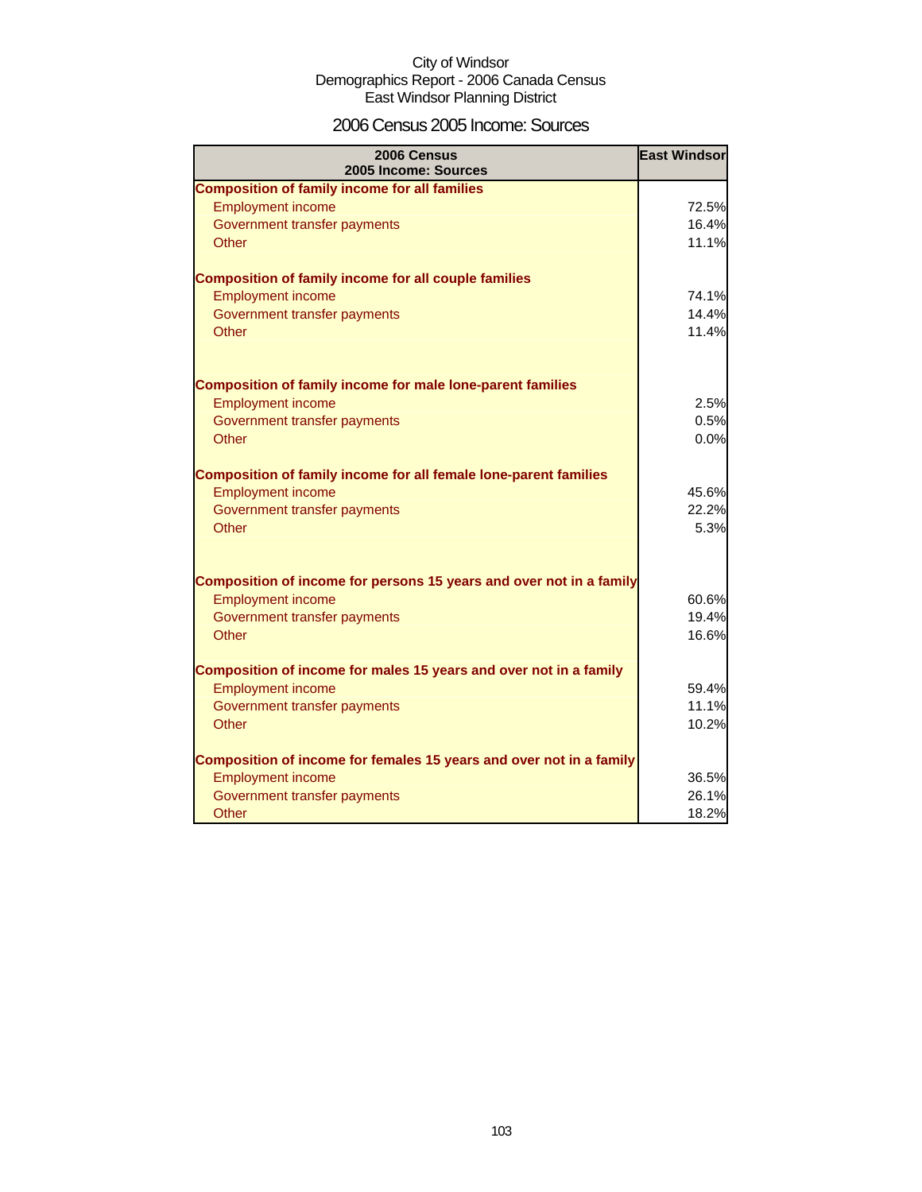City of Windsor
Demographics Report - 2006 Canada Census
East Windsor Planning District

# 2006 Census 2005 Income: Sources

| 2006 Census<br>2005 Income: Sources | East Windsor |
|---|---|
| **Composition of family income for all families** | |
| Employment income | 72.5% |
| Government transfer payments | 16.4% |
| Other | 11.1% |
| **Composition of family income for all couple families** | |
| Employment income | 74.1% |
| Government transfer payments | 14.4% |
| Other | 11.4% |
| **Composition of family income for male lone-parent families** | |
| Employment income | 2.5% |
| Government transfer payments | 0.5% |
| Other | 0.0% |
| **Composition of family income for all female lone-parent families** | |
| Employment income | 45.6% |
| Government transfer payments | 22.2% |
| Other | 5.3% |
| **Composition of income for persons 15 years and over not in a family** | |
| Employment income | 60.6% |
| Government transfer payments | 19.4% |
| Other | 16.6% |
| **Composition of income for males 15 years and over not in a family** | |
| Employment income | 59.4% |
| Government transfer payments | 11.1% |
| Other | 10.2% |
| **Composition of income for females 15 years and over not in a family** | |
| Employment income | 36.5% |
| Government transfer payments | 26.1% |
| Other | 18.2% |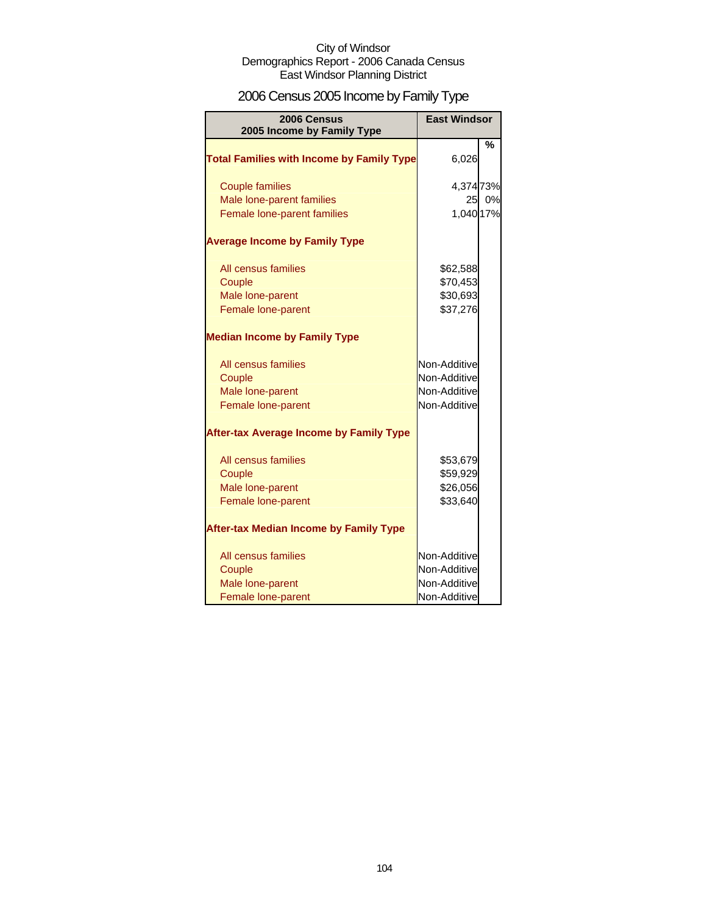City of Windsor
Demographics Report - 2006 Canada Census
East Windsor Planning District

# 2006 Census 2005 Income by Family Type

| 2006 Census 2005 Income by Family Type | East Windsor | |
|---|---|---|
| | | % |
| **Total Families with Income by Family Type** | 6,026 | |
| Couple families | 4,374 | 73% |
| Male lone-parent families | 25 | 0% |
| Female lone-parent families | 1,040 | 17% |
| **Average Income by Family Type** | | |
| All census families | $62,588 | |
| Couple | $70,453 | |
| Male lone-parent | $30,693 | |
| Female lone-parent | $37,276 | |
| **Median Income by Family Type** | | |
| All census families | Non-Additive | |
| Couple | Non-Additive | |
| Male lone-parent | Non-Additive | |
| Female lone-parent | Non-Additive | |
| **After-tax Average Income by Family Type** | | |
| All census families | $53,679 | |
| Couple | $59,929 | |
| Male lone-parent | $26,056 | |
| Female lone-parent | $33,640 | |
| **After-tax Median Income by Family Type** | | |
| All census families | Non-Additive | |
| Couple | Non-Additive | |
| Male lone-parent | Non-Additive | |
| Female lone-parent | Non-Additive | |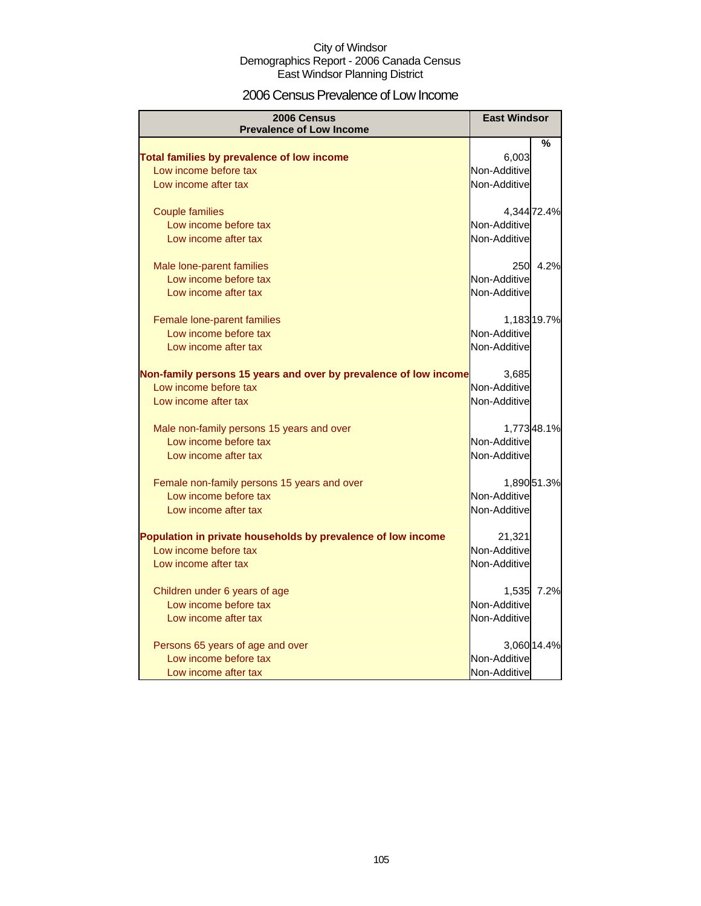City of Windsor
Demographics Report - 2006 Canada Census
East Windsor Planning District

## 2006 Census Prevalence of Low Income

| 2006 Census Prevalence of Low Income | East Windsor | % |
|---|---|---|
| **Total families by prevalence of low income** | 6,003 | |
| Low income before tax | Non-Additive | |
| Low income after tax | Non-Additive | |
| Couple families | 4,344 | 72.4% |
| Low income before tax | Non-Additive | |
| Low income after tax | Non-Additive | |
| Male lone-parent families | 250 | 4.2% |
| Low income before tax | Non-Additive | |
| Low income after tax | Non-Additive | |
| Female lone-parent families | 1,183 | 19.7% |
| Low income before tax | Non-Additive | |
| Low income after tax | Non-Additive | |
| **Non-family persons 15 years and over by prevalence of low income** | 3,685 | |
| Low income before tax | Non-Additive | |
| Low income after tax | Non-Additive | |
| Male non-family persons 15 years and over | 1,773 | 48.1% |
| Low income before tax | Non-Additive | |
| Low income after tax | Non-Additive | |
| Female non-family persons 15 years and over | 1,890 | 51.3% |
| Low income before tax | Non-Additive | |
| Low income after tax | Non-Additive | |
| **Population in private households by prevalence of low income** | 21,321 | |
| Low income before tax | Non-Additive | |
| Low income after tax | Non-Additive | |
| Children under 6 years of age | 1,535 | 7.2% |
| Low income before tax | Non-Additive | |
| Low income after tax | Non-Additive | |
| Persons 65 years of age and over | 3,060 | 14.4% |
| Low income before tax | Non-Additive | |
| Low income after tax | Non-Additive | |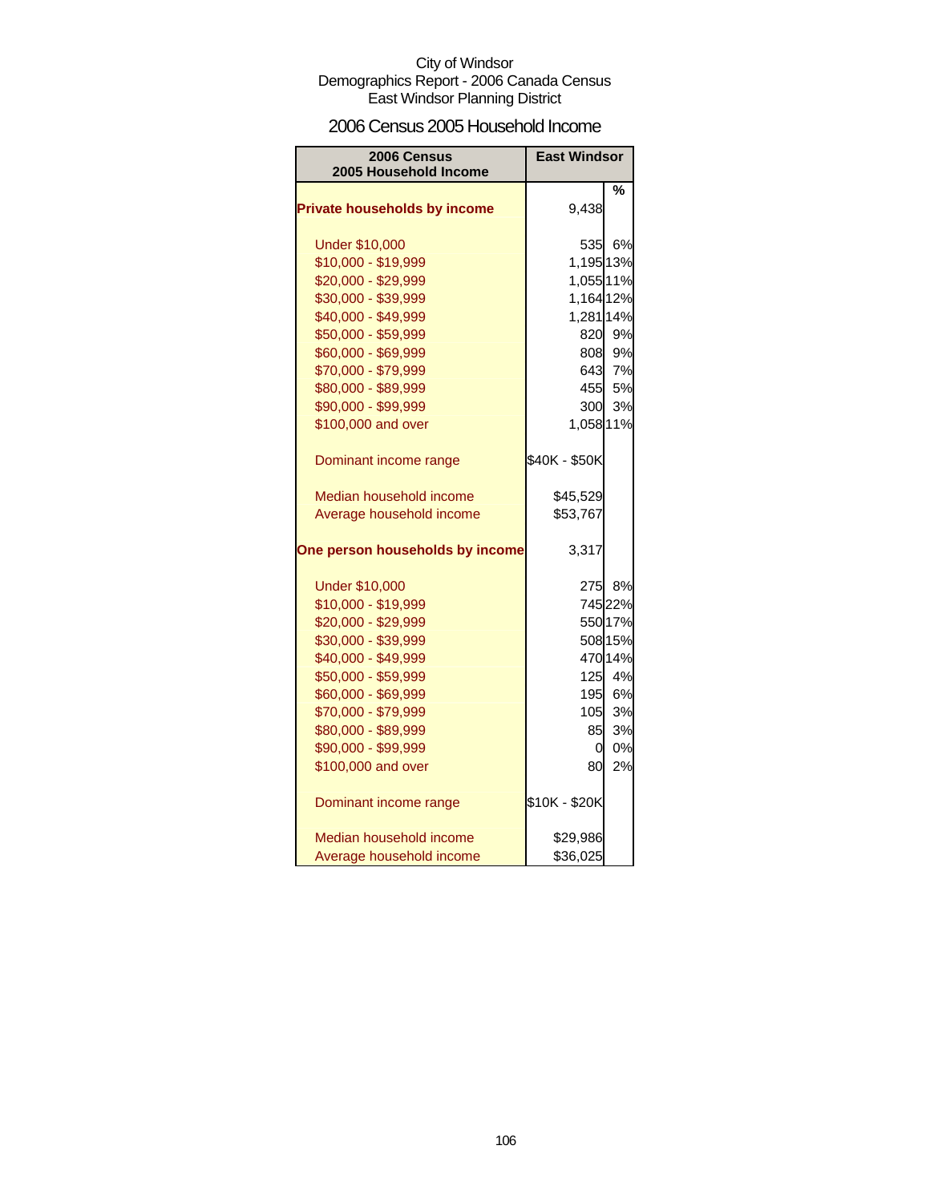City of Windsor
Demographics Report - 2006 Canada Census
East Windsor Planning District

## 2006 Census 2005 Household Income

| 2006 Census 2005 Household Income | East Windsor | |
|---|---|---|
| | | % |
| **Private households by income** | 9,438 | |
| Under $10,000 | 535 | 6% |
| $10,000 - $19,999 | 1,195 | 13% |
| $20,000 - $29,999 | 1,055 | 11% |
| $30,000 - $39,999 | 1,164 | 12% |
| $40,000 - $49,999 | 1,281 | 14% |
| $50,000 - $59,999 | 820 | 9% |
| $60,000 - $69,999 | 808 | 9% |
| $70,000 - $79,999 | 643 | 7% |
| $80,000 - $89,999 | 455 | 5% |
| $90,000 - $99,999 | 300 | 3% |
| $100,000 and over | 1,058 | 11% |
| Dominant income range | $40K - $50K | |
| Median household income | $45,529 | |
| Average household income | $53,767 | |
| **One person households by income** | 3,317 | |
| Under $10,000 | 275 | 8% |
| $10,000 - $19,999 | 745 | 22% |
| $20,000 - $29,999 | 550 | 17% |
| $30,000 - $39,999 | 508 | 15% |
| $40,000 - $49,999 | 470 | 14% |
| $50,000 - $59,999 | 125 | 4% |
| $60,000 - $69,999 | 195 | 6% |
| $70,000 - $79,999 | 105 | 3% |
| $80,000 - $89,999 | 85 | 3% |
| $90,000 - $99,999 | 0 | 0% |
| $100,000 and over | 80 | 2% |
| Dominant income range | $10K - $20K | |
| Median household income | $29,986 | |
| Average household income | $36,025 | |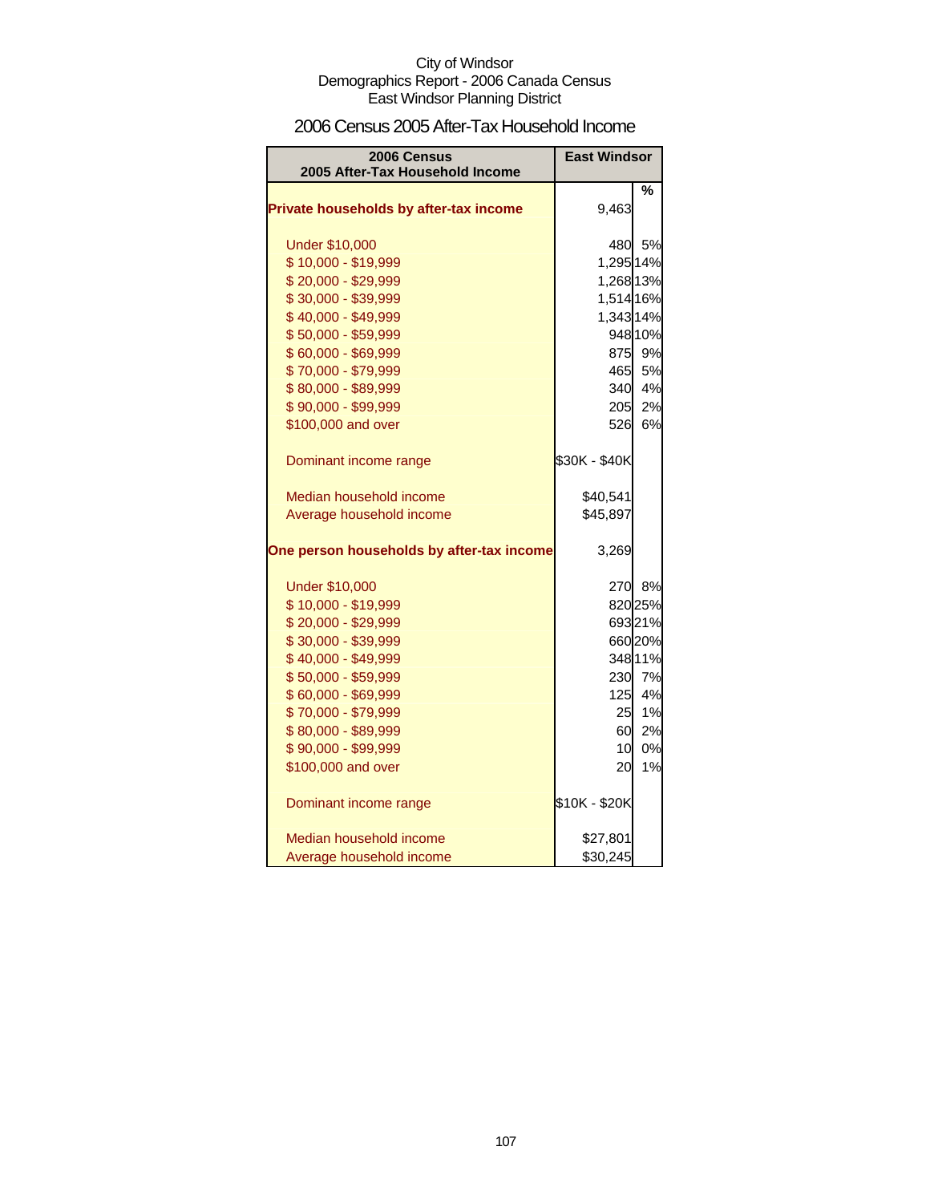City of Windsor
Demographics Report - 2006 Canada Census
East Windsor Planning District

# 2006 Census 2005 After-Tax Household Income

| 2006 Census 2005 After-Tax Household Income | East Windsor | |
|---|---|---|
| | | % |
| **Private households by after-tax income** | 9,463 | |
| Under $10,000 | 480 | 5% |
| $ 10,000 - $19,999 | 1,295 | 14% |
| $ 20,000 - $29,999 | 1,268 | 13% |
| $ 30,000 - $39,999 | 1,514 | 16% |
| $ 40,000 - $49,999 | 1,343 | 14% |
| $ 50,000 - $59,999 | 948 | 10% |
| $ 60,000 - $69,999 | 875 | 9% |
| $ 70,000 - $79,999 | 465 | 5% |
| $ 80,000 - $89,999 | 340 | 4% |
| $ 90,000 - $99,999 | 205 | 2% |
| $100,000 and over | 526 | 6% |
| Dominant income range | $30K - $40K | |
| Median household income | $40,541 | |
| Average household income | $45,897 | |
| **One person households by after-tax income** | 3,269 | |
| Under $10,000 | 270 | 8% |
| $ 10,000 - $19,999 | 820 | 25% |
| $ 20,000 - $29,999 | 693 | 21% |
| $ 30,000 - $39,999 | 660 | 20% |
| $ 40,000 - $49,999 | 348 | 11% |
| $ 50,000 - $59,999 | 230 | 7% |
| $ 60,000 - $69,999 | 125 | 4% |
| $ 70,000 - $79,999 | 25 | 1% |
| $ 80,000 - $89,999 | 60 | 2% |
| $ 90,000 - $99,999 | 10 | 0% |
| $100,000 and over | 20 | 1% |
| Dominant income range | $10K - $20K | |
| Median household income | $27,801 | |
| Average household income | $30,245 | |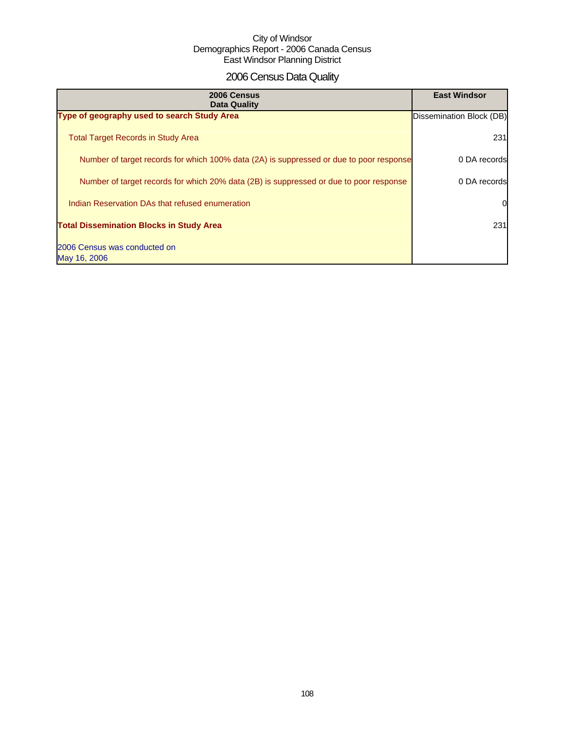City of Windsor
Demographics Report - 2006 Canada Census
East Windsor Planning District

# 2006 Census Data Quality

| 2006 Census Data Quality | East Windsor |
|---|---|
| **Type of geography used to search Study Area** | Dissemination Block (DB) |
| Total Target Records in Study Area | 231 |
| Number of target records for which 100% data (2A) is suppressed or due to poor response | 0 DA records |
| Number of target records for which 20% data (2B) is suppressed or due to poor response | 0 DA records |
| Indian Reservation DAs that refused enumeration | 0 |
| **Total Dissemination Blocks in Study Area** | 231 |
| 2006 Census was conducted on May 16, 2006 | |